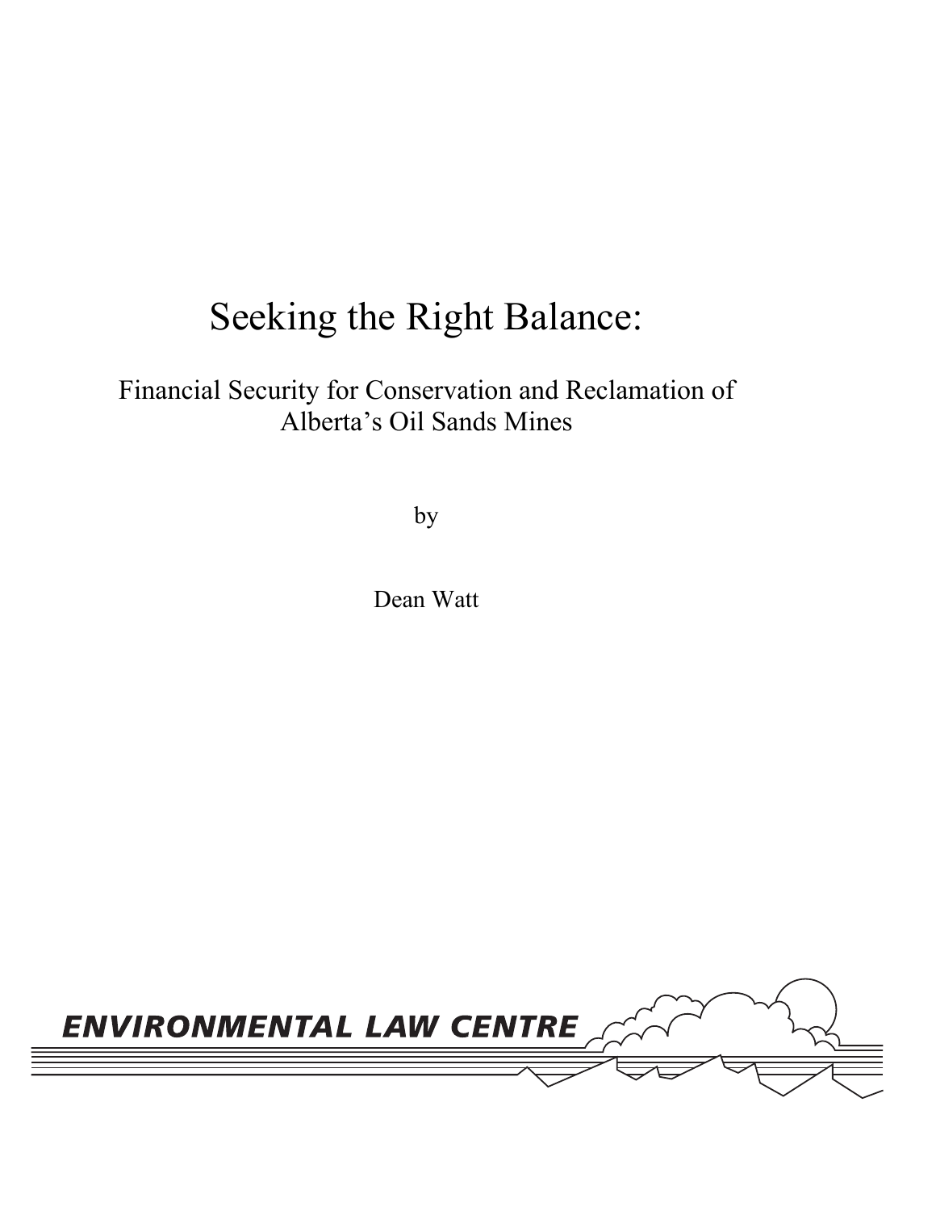# Seeking the Right Balance:

## Financial Security for Conservation and Reclamation of Alberta's Oil Sands Mines

by

Dean Watt

ENVIRONMENTAL LAW CENTRE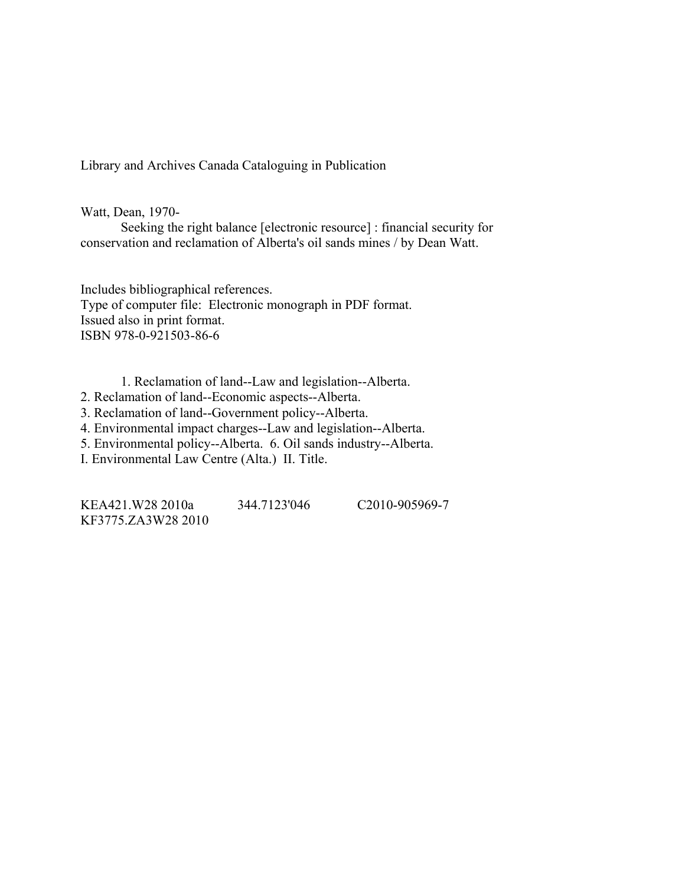Library and Archives Canada Cataloguing in Publication

Watt, Dean, 1970-

Seeking the right balance [electronic resource] : financial security for conservation and reclamation of Alberta's oil sands mines / by Dean Watt.

Includes bibliographical references.
Type of computer file: Electronic monograph in PDF format.
Issued also in print format.
ISBN 978-0-921503-86-6

1. Reclamation of land--Law and legislation--Alberta.
2. Reclamation of land--Economic aspects--Alberta.
3. Reclamation of land--Government policy--Alberta.
4. Environmental impact charges--Law and legislation--Alberta.
5. Environmental policy--Alberta. 6. Oil sands industry--Alberta.
I. Environmental Law Centre (Alta.) II. Title.

KEA421.W28 2010a    344.7123'046    C2010-905969-7
KF3775.ZA3W28 2010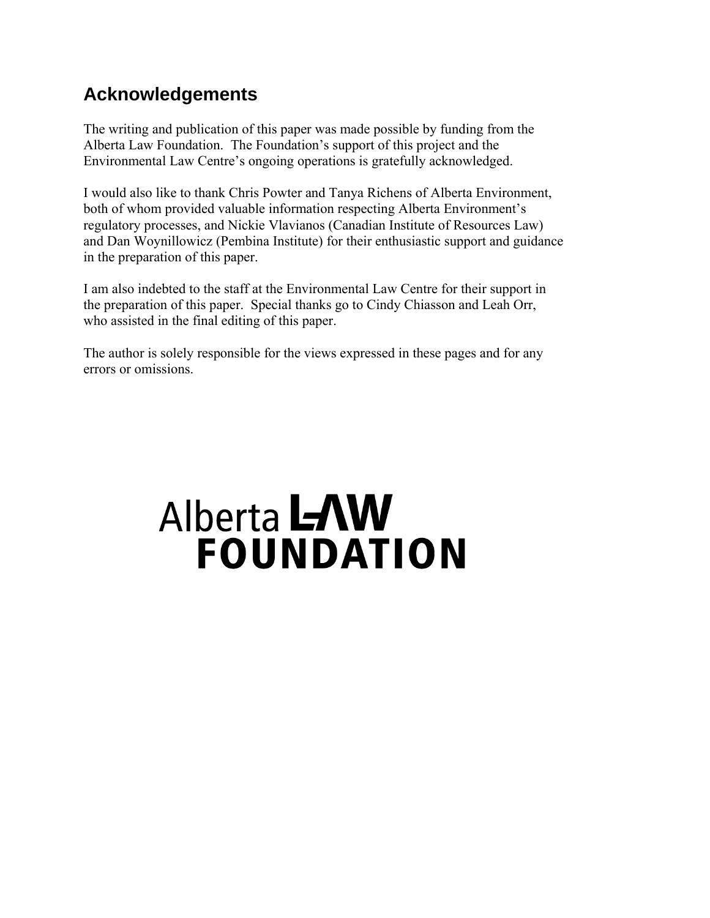## Acknowledgements

The writing and publication of this paper was made possible by funding from the Alberta Law Foundation. The Foundation's support of this project and the Environmental Law Centre's ongoing operations is gratefully acknowledged.

I would also like to thank Chris Powter and Tanya Richens of Alberta Environment, both of whom provided valuable information respecting Alberta Environment's regulatory processes, and Nickie Vlavianos (Canadian Institute of Resources Law) and Dan Woynillowicz (Pembina Institute) for their enthusiastic support and guidance in the preparation of this paper.

I am also indebted to the staff at the Environmental Law Centre for their support in the preparation of this paper. Special thanks go to Cindy Chiasson and Leah Orr, who assisted in the final editing of this paper.

The author is solely responsible for the views expressed in these pages and for any errors or omissions.

Alberta LAW FOUNDATION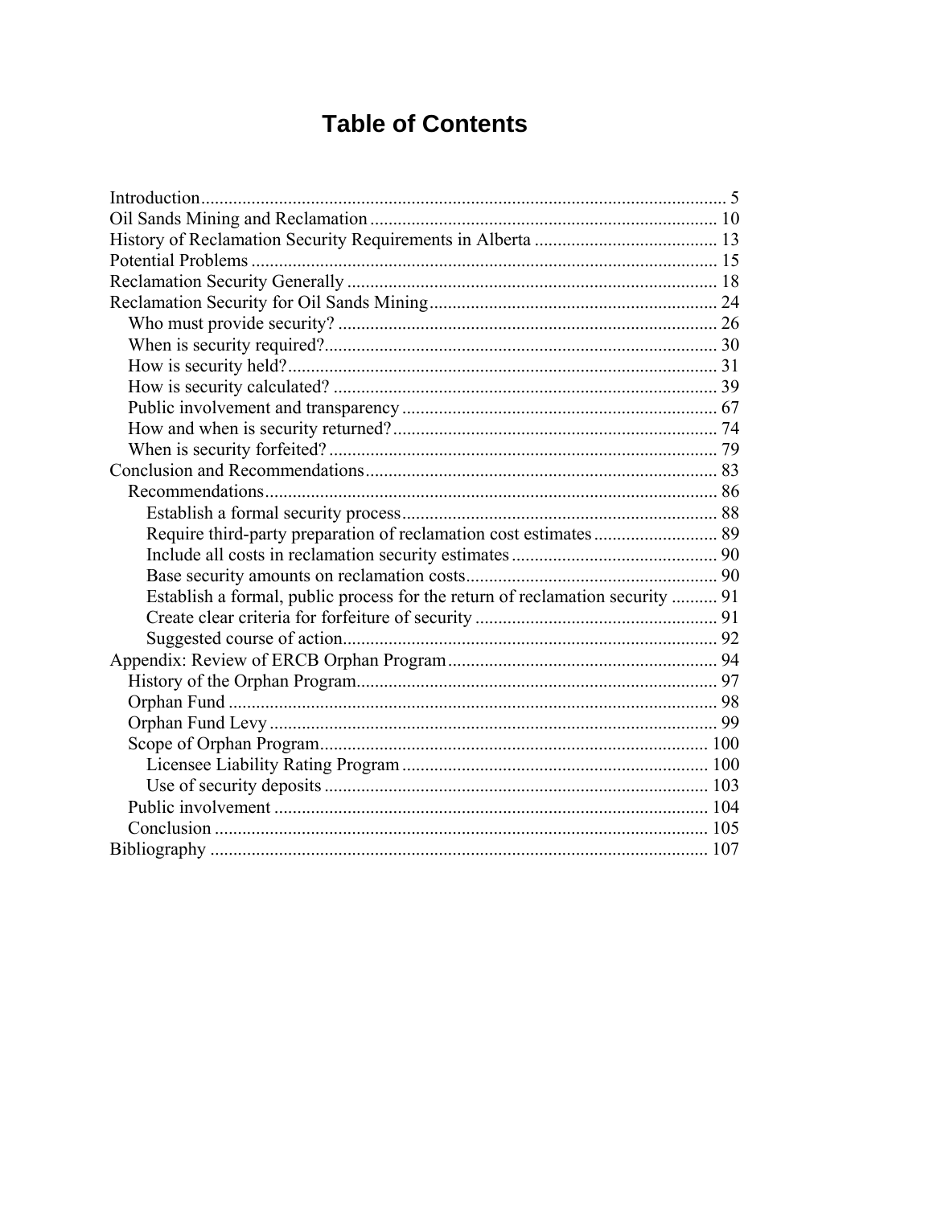# Table of Contents

- Introduction .......... 5
- Oil Sands Mining and Reclamation .......... 10
- History of Reclamation Security Requirements in Alberta .......... 13
- Potential Problems .......... 15
- Reclamation Security Generally .......... 18
- Reclamation Security for Oil Sands Mining .......... 24
  - Who must provide security? .......... 26
  - When is security required? .......... 30
  - How is security held? .......... 31
  - How is security calculated? .......... 39
  - Public involvement and transparency .......... 67
  - How and when is security returned? .......... 74
  - When is security forfeited? .......... 79
- Conclusion and Recommendations .......... 83
  - Recommendations .......... 86
    - Establish a formal security process .......... 88
    - Require third-party preparation of reclamation cost estimates .......... 89
    - Include all costs in reclamation security estimates .......... 90
    - Base security amounts on reclamation costs .......... 90
    - Establish a formal, public process for the return of reclamation security .......... 91
    - Create clear criteria for forfeiture of security .......... 91
    - Suggested course of action .......... 92
- Appendix: Review of ERCB Orphan Program .......... 94
  - History of the Orphan Program .......... 97
  - Orphan Fund .......... 98
  - Orphan Fund Levy .......... 99
  - Scope of Orphan Program .......... 100
    - Licensee Liability Rating Program .......... 100
    - Use of security deposits .......... 103
  - Public involvement .......... 104
  - Conclusion .......... 105
- Bibliography .......... 107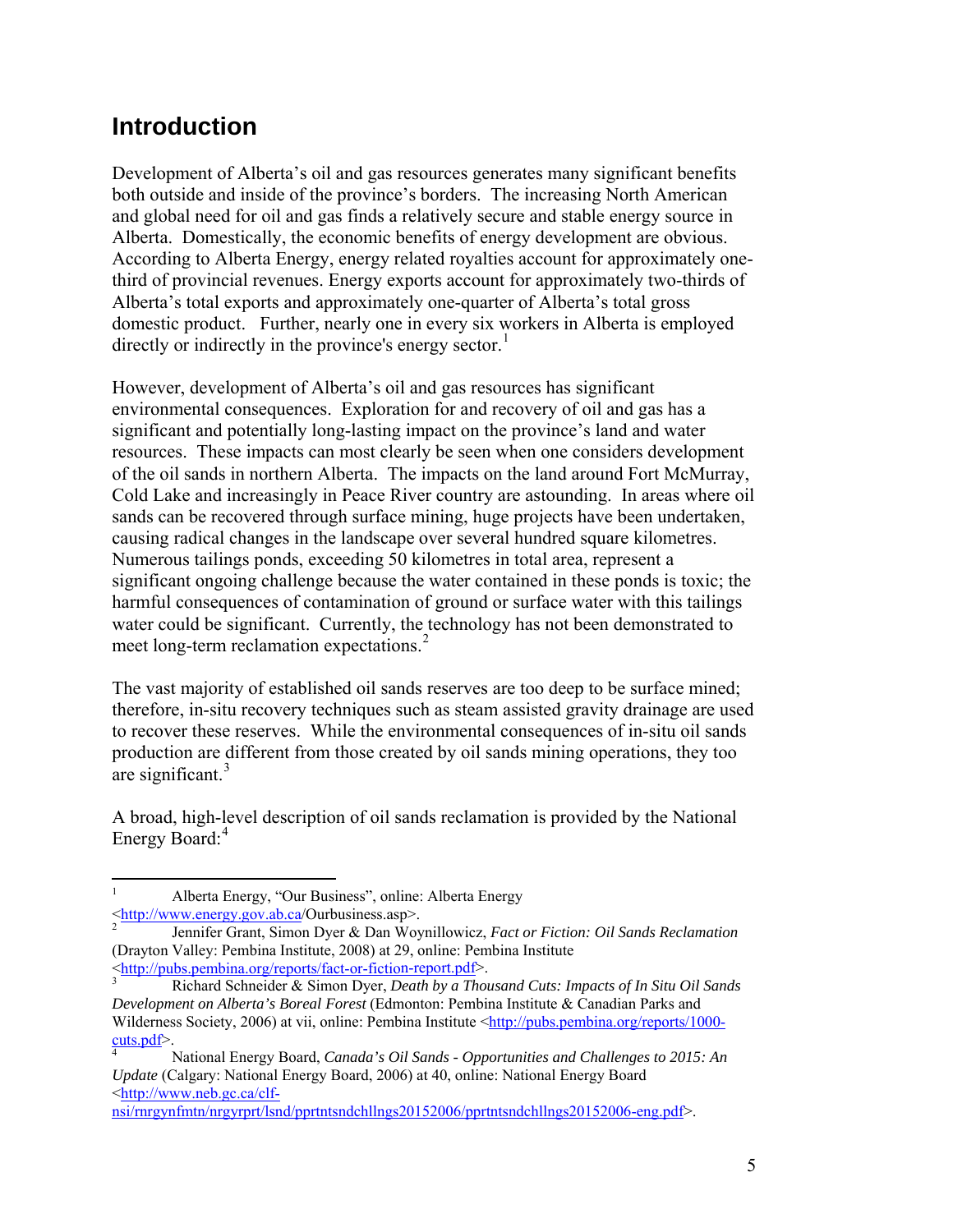# Introduction

Development of Alberta's oil and gas resources generates many significant benefits both outside and inside of the province's borders. The increasing North American and global need for oil and gas finds a relatively secure and stable energy source in Alberta. Domestically, the economic benefits of energy development are obvious. According to Alberta Energy, energy related royalties account for approximately one-third of provincial revenues. Energy exports account for approximately two-thirds of Alberta's total exports and approximately one-quarter of Alberta's total gross domestic product. Further, nearly one in every six workers in Alberta is employed directly or indirectly in the province's energy sector.[1]

However, development of Alberta's oil and gas resources has significant environmental consequences. Exploration for and recovery of oil and gas has a significant and potentially long-lasting impact on the province's land and water resources. These impacts can most clearly be seen when one considers development of the oil sands in northern Alberta. The impacts on the land around Fort McMurray, Cold Lake and increasingly in Peace River country are astounding. In areas where oil sands can be recovered through surface mining, huge projects have been undertaken, causing radical changes in the landscape over several hundred square kilometres. Numerous tailings ponds, exceeding 50 kilometres in total area, represent a significant ongoing challenge because the water contained in these ponds is toxic; the harmful consequences of contamination of ground or surface water with this tailings water could be significant. Currently, the technology has not been demonstrated to meet long-term reclamation expectations.[2]

The vast majority of established oil sands reserves are too deep to be surface mined; therefore, in-situ recovery techniques such as steam assisted gravity drainage are used to recover these reserves. While the environmental consequences of in-situ oil sands production are different from those created by oil sands mining operations, they too are significant.[3]

A broad, high-level description of oil sands reclamation is provided by the National Energy Board:[4]

---

[1] Alberta Energy, "Our Business", online: Alberta Energy <http://www.energy.gov.ab.ca/Ourbusiness.asp>.

[2] Jennifer Grant, Simon Dyer & Dan Woynillowicz, *Fact or Fiction: Oil Sands Reclamation* (Drayton Valley: Pembina Institute, 2008) at 29, online: Pembina Institute <http://pubs.pembina.org/reports/fact-or-fiction-report.pdf>.

[3] Richard Schneider & Simon Dyer, *Death by a Thousand Cuts: Impacts of In Situ Oil Sands Development on Alberta's Boreal Forest* (Edmonton: Pembina Institute & Canadian Parks and Wilderness Society, 2006) at vii, online: Pembina Institute <http://pubs.pembina.org/reports/1000-cuts.pdf>.

[4] National Energy Board, *Canada's Oil Sands - Opportunities and Challenges to 2015: An Update* (Calgary: National Energy Board, 2006) at 40, online: National Energy Board <http://www.neb.gc.ca/clf-nsi/rnrgynfmtn/nrgyrprt/lsnd/pprtntsndchllngs20152006/pprtntsndchllngs20152006-eng.pdf>.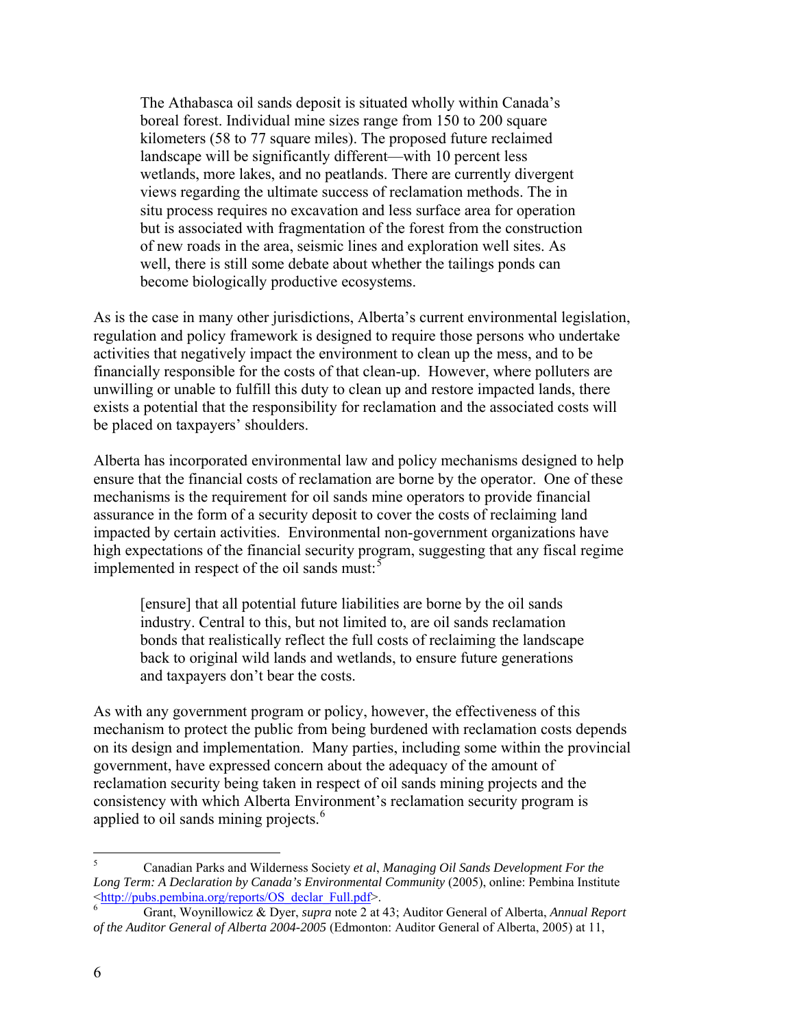> The Athabasca oil sands deposit is situated wholly within Canada's boreal forest. Individual mine sizes range from 150 to 200 square kilometers (58 to 77 square miles). The proposed future reclaimed landscape will be significantly different—with 10 percent less wetlands, more lakes, and no peatlands. There are currently divergent views regarding the ultimate success of reclamation methods. The in situ process requires no excavation and less surface area for operation but is associated with fragmentation of the forest from the construction of new roads in the area, seismic lines and exploration well sites. As well, there is still some debate about whether the tailings ponds can become biologically productive ecosystems.

As is the case in many other jurisdictions, Alberta's current environmental legislation, regulation and policy framework is designed to require those persons who undertake activities that negatively impact the environment to clean up the mess, and to be financially responsible for the costs of that clean-up. However, where polluters are unwilling or unable to fulfill this duty to clean up and restore impacted lands, there exists a potential that the responsibility for reclamation and the associated costs will be placed on taxpayers' shoulders.

Alberta has incorporated environmental law and policy mechanisms designed to help ensure that the financial costs of reclamation are borne by the operator. One of these mechanisms is the requirement for oil sands mine operators to provide financial assurance in the form of a security deposit to cover the costs of reclaiming land impacted by certain activities. Environmental non-government organizations have high expectations of the financial security program, suggesting that any fiscal regime implemented in respect of the oil sands must:[5]

> [ensure] that all potential future liabilities are borne by the oil sands industry. Central to this, but not limited to, are oil sands reclamation bonds that realistically reflect the full costs of reclaiming the landscape back to original wild lands and wetlands, to ensure future generations and taxpayers don't bear the costs.

As with any government program or policy, however, the effectiveness of this mechanism to protect the public from being burdened with reclamation costs depends on its design and implementation. Many parties, including some within the provincial government, have expressed concern about the adequacy of the amount of reclamation security being taken in respect of oil sands mining projects and the consistency with which Alberta Environment's reclamation security program is applied to oil sands mining projects.[6]

---

[5] Canadian Parks and Wilderness Society *et al*, *Managing Oil Sands Development For the Long Term: A Declaration by Canada's Environmental Community* (2005), online: Pembina Institute <http://pubs.pembina.org/reports/OS_declar_Full.pdf>.

[6] Grant, Woynillowicz & Dyer, *supra* note 2 at 43; Auditor General of Alberta, *Annual Report of the Auditor General of Alberta 2004-2005* (Edmonton: Auditor General of Alberta, 2005) at 11,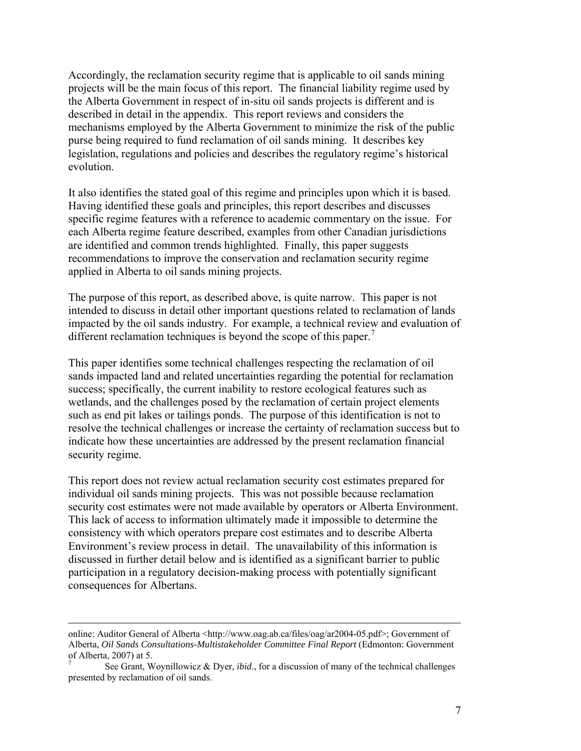Accordingly, the reclamation security regime that is applicable to oil sands mining projects will be the main focus of this report. The financial liability regime used by the Alberta Government in respect of in-situ oil sands projects is different and is described in detail in the appendix. This report reviews and considers the mechanisms employed by the Alberta Government to minimize the risk of the public purse being required to fund reclamation of oil sands mining. It describes key legislation, regulations and policies and describes the regulatory regime's historical evolution.

It also identifies the stated goal of this regime and principles upon which it is based. Having identified these goals and principles, this report describes and discusses specific regime features with a reference to academic commentary on the issue. For each Alberta regime feature described, examples from other Canadian jurisdictions are identified and common trends highlighted. Finally, this paper suggests recommendations to improve the conservation and reclamation security regime applied in Alberta to oil sands mining projects.

The purpose of this report, as described above, is quite narrow. This paper is not intended to discuss in detail other important questions related to reclamation of lands impacted by the oil sands industry. For example, a technical review and evaluation of different reclamation techniques is beyond the scope of this paper.[7]

This paper identifies some technical challenges respecting the reclamation of oil sands impacted land and related uncertainties regarding the potential for reclamation success; specifically, the current inability to restore ecological features such as wetlands, and the challenges posed by the reclamation of certain project elements such as end pit lakes or tailings ponds. The purpose of this identification is not to resolve the technical challenges or increase the certainty of reclamation success but to indicate how these uncertainties are addressed by the present reclamation financial security regime.

This report does not review actual reclamation security cost estimates prepared for individual oil sands mining projects. This was not possible because reclamation security cost estimates were not made available by operators or Alberta Environment. This lack of access to information ultimately made it impossible to determine the consistency with which operators prepare cost estimates and to describe Alberta Environment's review process in detail. The unavailability of this information is discussed in further detail below and is identified as a significant barrier to public participation in a regulatory decision-making process with potentially significant consequences for Albertans.

---

online: Auditor General of Alberta <http://www.oag.ab.ca/files/oag/ar2004-05.pdf>; Government of Alberta, *Oil Sands Consultations-Multistakeholder Committee Final Report* (Edmonton: Government of Alberta, 2007) at 5.

[7] See Grant, Woynillowicz & Dyer, *ibid*., for a discussion of many of the technical challenges presented by reclamation of oil sands.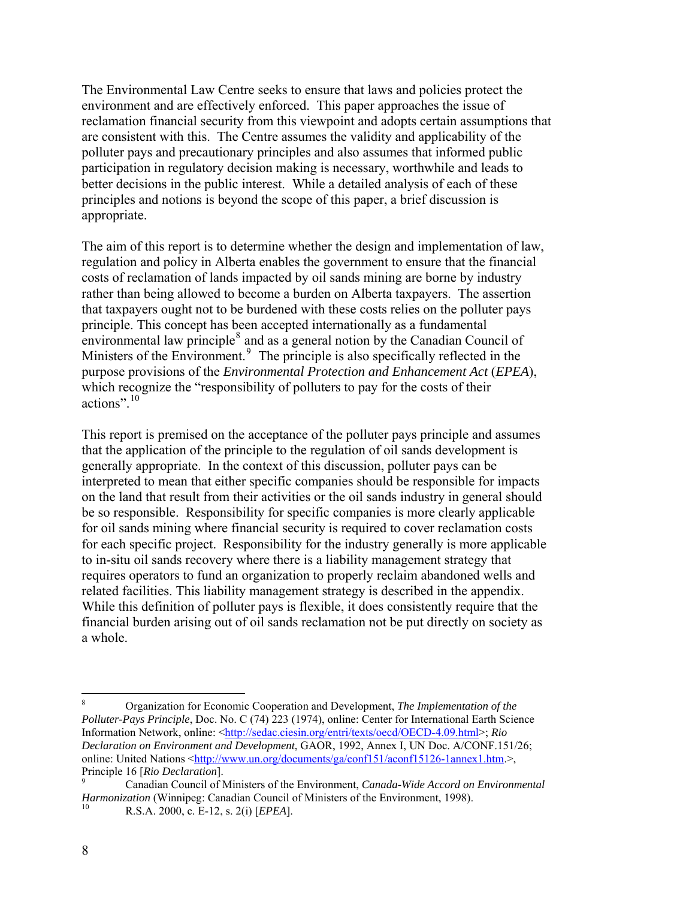The Environmental Law Centre seeks to ensure that laws and policies protect the environment and are effectively enforced. This paper approaches the issue of reclamation financial security from this viewpoint and adopts certain assumptions that are consistent with this. The Centre assumes the validity and applicability of the polluter pays and precautionary principles and also assumes that informed public participation in regulatory decision making is necessary, worthwhile and leads to better decisions in the public interest. While a detailed analysis of each of these principles and notions is beyond the scope of this paper, a brief discussion is appropriate.

The aim of this report is to determine whether the design and implementation of law, regulation and policy in Alberta enables the government to ensure that the financial costs of reclamation of lands impacted by oil sands mining are borne by industry rather than being allowed to become a burden on Alberta taxpayers. The assertion that taxpayers ought not to be burdened with these costs relies on the polluter pays principle. This concept has been accepted internationally as a fundamental environmental law principle[8] and as a general notion by the Canadian Council of Ministers of the Environment.[9] The principle is also specifically reflected in the purpose provisions of the *Environmental Protection and Enhancement Act* (*EPEA*), which recognize the "responsibility of polluters to pay for the costs of their actions".[10]

This report is premised on the acceptance of the polluter pays principle and assumes that the application of the principle to the regulation of oil sands development is generally appropriate. In the context of this discussion, polluter pays can be interpreted to mean that either specific companies should be responsible for impacts on the land that result from their activities or the oil sands industry in general should be so responsible. Responsibility for specific companies is more clearly applicable for oil sands mining where financial security is required to cover reclamation costs for each specific project. Responsibility for the industry generally is more applicable to in-situ oil sands recovery where there is a liability management strategy that requires operators to fund an organization to properly reclaim abandoned wells and related facilities. This liability management strategy is described in the appendix. While this definition of polluter pays is flexible, it does consistently require that the financial burden arising out of oil sands reclamation not be put directly on society as a whole.

---

[8] Organization for Economic Cooperation and Development, *The Implementation of the Polluter-Pays Principle*, Doc. No. C (74) 223 (1974), online: Center for International Earth Science Information Network, online: <http://sedac.ciesin.org/entri/texts/oecd/OECD-4.09.html>; *Rio Declaration on Environment and Development*, GAOR, 1992, Annex I, UN Doc. A/CONF.151/26; online: United Nations <http://www.un.org/documents/ga/conf151/aconf15126-1annex1.htm.>, Principle 16 [*Rio Declaration*].

[9] Canadian Council of Ministers of the Environment, *Canada-Wide Accord on Environmental Harmonization* (Winnipeg: Canadian Council of Ministers of the Environment, 1998).

[10] R.S.A. 2000, c. E-12, s. 2(i) [*EPEA*].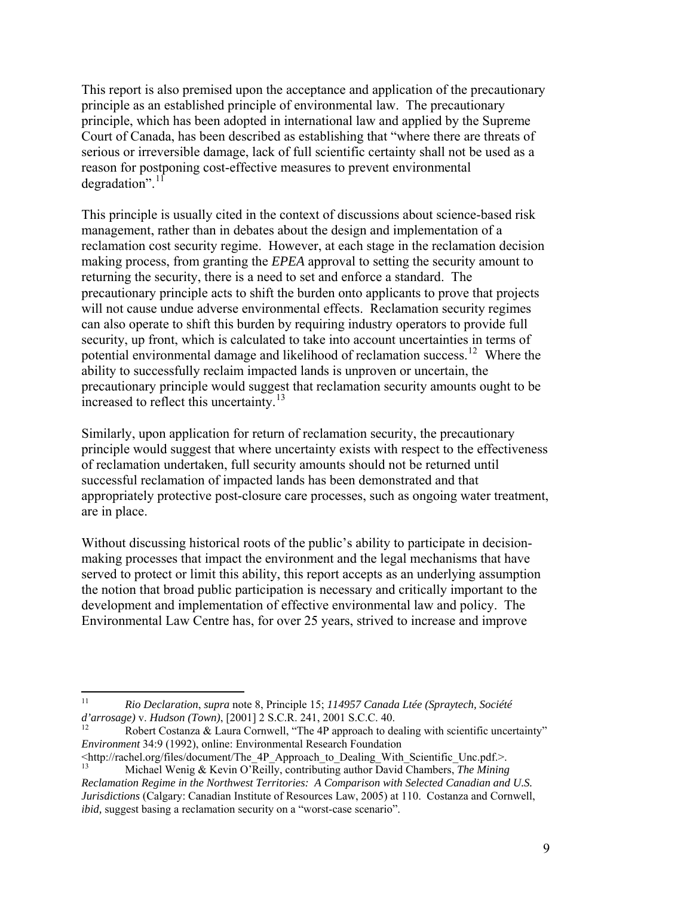This report is also premised upon the acceptance and application of the precautionary principle as an established principle of environmental law. The precautionary principle, which has been adopted in international law and applied by the Supreme Court of Canada, has been described as establishing that "where there are threats of serious or irreversible damage, lack of full scientific certainty shall not be used as a reason for postponing cost-effective measures to prevent environmental degradation".[11]

This principle is usually cited in the context of discussions about science-based risk management, rather than in debates about the design and implementation of a reclamation cost security regime. However, at each stage in the reclamation decision making process, from granting the *EPEA* approval to setting the security amount to returning the security, there is a need to set and enforce a standard. The precautionary principle acts to shift the burden onto applicants to prove that projects will not cause undue adverse environmental effects. Reclamation security regimes can also operate to shift this burden by requiring industry operators to provide full security, up front, which is calculated to take into account uncertainties in terms of potential environmental damage and likelihood of reclamation success.[12] Where the ability to successfully reclaim impacted lands is unproven or uncertain, the precautionary principle would suggest that reclamation security amounts ought to be increased to reflect this uncertainty.[13]

Similarly, upon application for return of reclamation security, the precautionary principle would suggest that where uncertainty exists with respect to the effectiveness of reclamation undertaken, full security amounts should not be returned until successful reclamation of impacted lands has been demonstrated and that appropriately protective post-closure care processes, such as ongoing water treatment, are in place.

Without discussing historical roots of the public's ability to participate in decision-making processes that impact the environment and the legal mechanisms that have served to protect or limit this ability, this report accepts as an underlying assumption the notion that broad public participation is necessary and critically important to the development and implementation of effective environmental law and policy. The Environmental Law Centre has, for over 25 years, strived to increase and improve

---

[11] *Rio Declaration*, *supra* note 8, Principle 15; *114957 Canada Ltée (Spraytech, Société d'arrosage)* v. *Hudson (Town)*, [2001] 2 S.C.R. 241, 2001 S.C.C. 40.

[12] Robert Costanza & Laura Cornwell, "The 4P approach to dealing with scientific uncertainty" *Environment* 34:9 (1992), online: Environmental Research Foundation <http://rachel.org/files/document/The_4P_Approach_to_Dealing_With_Scientific_Unc.pdf.>.

[13] Michael Wenig & Kevin O'Reilly, contributing author David Chambers, *The Mining Reclamation Regime in the Northwest Territories: A Comparison with Selected Canadian and U.S. Jurisdictions* (Calgary: Canadian Institute of Resources Law, 2005) at 110. Costanza and Cornwell, *ibid*, suggest basing a reclamation security on a "worst-case scenario".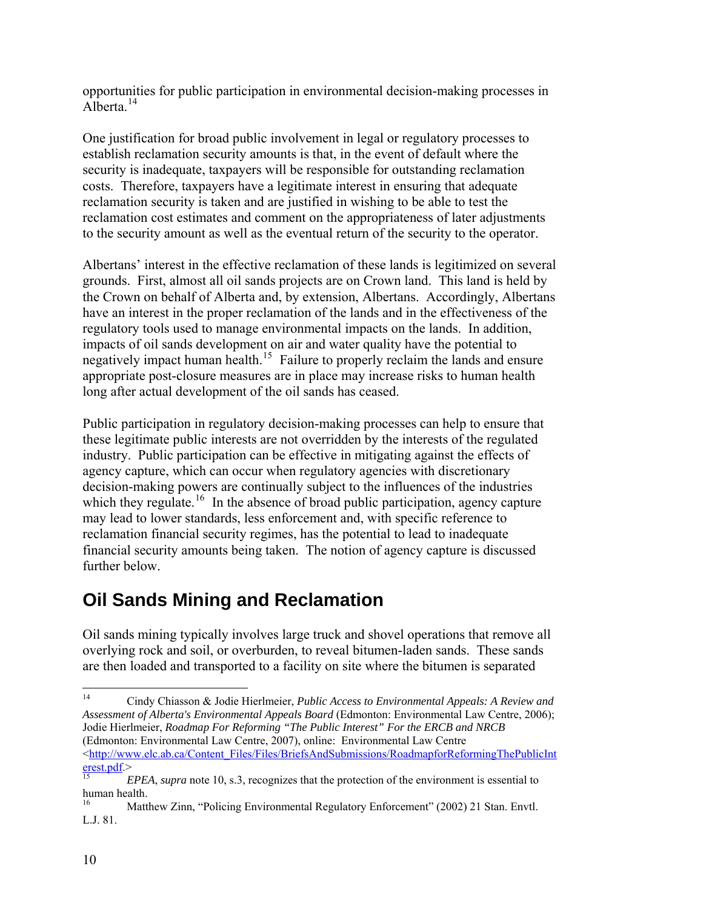opportunities for public participation in environmental decision-making processes in Alberta.[14]

One justification for broad public involvement in legal or regulatory processes to establish reclamation security amounts is that, in the event of default where the security is inadequate, taxpayers will be responsible for outstanding reclamation costs. Therefore, taxpayers have a legitimate interest in ensuring that adequate reclamation security is taken and are justified in wishing to be able to test the reclamation cost estimates and comment on the appropriateness of later adjustments to the security amount as well as the eventual return of the security to the operator.

Albertans' interest in the effective reclamation of these lands is legitimized on several grounds. First, almost all oil sands projects are on Crown land. This land is held by the Crown on behalf of Alberta and, by extension, Albertans. Accordingly, Albertans have an interest in the proper reclamation of the lands and in the effectiveness of the regulatory tools used to manage environmental impacts on the lands. In addition, impacts of oil sands development on air and water quality have the potential to negatively impact human health.[15] Failure to properly reclaim the lands and ensure appropriate post-closure measures are in place may increase risks to human health long after actual development of the oil sands has ceased.

Public participation in regulatory decision-making processes can help to ensure that these legitimate public interests are not overridden by the interests of the regulated industry. Public participation can be effective in mitigating against the effects of agency capture, which can occur when regulatory agencies with discretionary decision-making powers are continually subject to the influences of the industries which they regulate.[16] In the absence of broad public participation, agency capture may lead to lower standards, less enforcement and, with specific reference to reclamation financial security regimes, has the potential to lead to inadequate financial security amounts being taken. The notion of agency capture is discussed further below.

## Oil Sands Mining and Reclamation

Oil sands mining typically involves large truck and shovel operations that remove all overlying rock and soil, or overburden, to reveal bitumen-laden sands. These sands are then loaded and transported to a facility on site where the bitumen is separated

---

[14] Cindy Chiasson & Jodie Hierlmeier, *Public Access to Environmental Appeals: A Review and Assessment of Alberta's Environmental Appeals Board* (Edmonton: Environmental Law Centre, 2006); Jodie Hierlmeier, *Roadmap For Reforming "The Public Interest" For the ERCB and NRCB* (Edmonton: Environmental Law Centre, 2007), online: Environmental Law Centre <http://www.elc.ab.ca/Content_Files/Files/BriefsAndSubmissions/RoadmapforReformingThePublicInterest.pdf.>

[15] *EPEA*, *supra* note 10, s.3, recognizes that the protection of the environment is essential to human health.

[16] Matthew Zinn, "Policing Environmental Regulatory Enforcement" (2002) 21 Stan. Envtl. L.J. 81.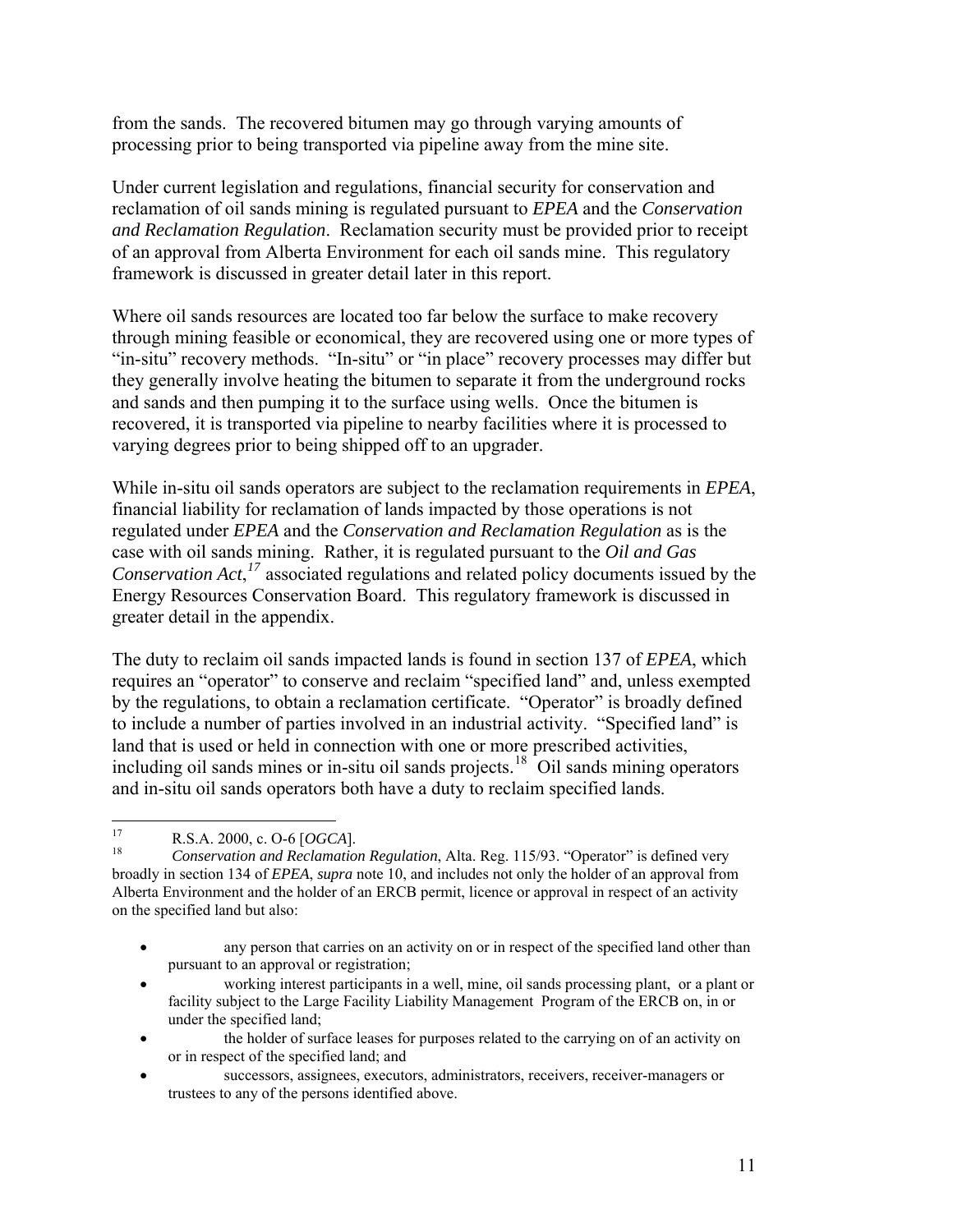from the sands. The recovered bitumen may go through varying amounts of processing prior to being transported via pipeline away from the mine site.

Under current legislation and regulations, financial security for conservation and reclamation of oil sands mining is regulated pursuant to *EPEA* and the *Conservation and Reclamation Regulation*. Reclamation security must be provided prior to receipt of an approval from Alberta Environment for each oil sands mine. This regulatory framework is discussed in greater detail later in this report.

Where oil sands resources are located too far below the surface to make recovery through mining feasible or economical, they are recovered using one or more types of "in-situ" recovery methods. "In-situ" or "in place" recovery processes may differ but they generally involve heating the bitumen to separate it from the underground rocks and sands and then pumping it to the surface using wells. Once the bitumen is recovered, it is transported via pipeline to nearby facilities where it is processed to varying degrees prior to being shipped off to an upgrader.

While in-situ oil sands operators are subject to the reclamation requirements in *EPEA*, financial liability for reclamation of lands impacted by those operations is not regulated under *EPEA* and the *Conservation and Reclamation Regulation* as is the case with oil sands mining. Rather, it is regulated pursuant to the *Oil and Gas Conservation Act*,[17] associated regulations and related policy documents issued by the Energy Resources Conservation Board. This regulatory framework is discussed in greater detail in the appendix.

The duty to reclaim oil sands impacted lands is found in section 137 of *EPEA*, which requires an "operator" to conserve and reclaim "specified land" and, unless exempted by the regulations, to obtain a reclamation certificate. "Operator" is broadly defined to include a number of parties involved in an industrial activity. "Specified land" is land that is used or held in connection with one or more prescribed activities, including oil sands mines or in-situ oil sands projects.[18] Oil sands mining operators and in-situ oil sands operators both have a duty to reclaim specified lands.

---

[17] R.S.A. 2000, c. O-6 [*OGCA*].

[18] *Conservation and Reclamation Regulation*, Alta. Reg. 115/93. "Operator" is defined very broadly in section 134 of *EPEA*, *supra* note 10, and includes not only the holder of an approval from Alberta Environment and the holder of an ERCB permit, licence or approval in respect of an activity on the specified land but also:

- any person that carries on an activity on or in respect of the specified land other than pursuant to an approval or registration;
- working interest participants in a well, mine, oil sands processing plant, or a plant or facility subject to the Large Facility Liability Management Program of the ERCB on, in or under the specified land;
- the holder of surface leases for purposes related to the carrying on of an activity on or in respect of the specified land; and
- successors, assignees, executors, administrators, receivers, receiver-managers or trustees to any of the persons identified above.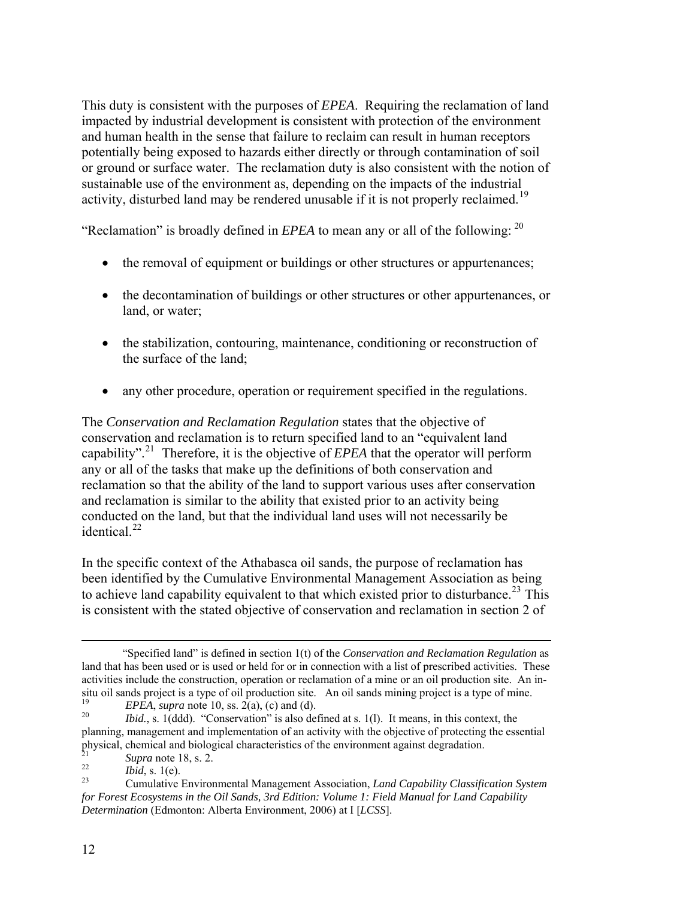This duty is consistent with the purposes of *EPEA*. Requiring the reclamation of land impacted by industrial development is consistent with protection of the environment and human health in the sense that failure to reclaim can result in human receptors potentially being exposed to hazards either directly or through contamination of soil or ground or surface water. The reclamation duty is also consistent with the notion of sustainable use of the environment as, depending on the impacts of the industrial activity, disturbed land may be rendered unusable if it is not properly reclaimed.[19]

"Reclamation" is broadly defined in *EPEA* to mean any or all of the following: [20]

- the removal of equipment or buildings or other structures or appurtenances;
- the decontamination of buildings or other structures or other appurtenances, or land, or water;
- the stabilization, contouring, maintenance, conditioning or reconstruction of the surface of the land;
- any other procedure, operation or requirement specified in the regulations.

The *Conservation and Reclamation Regulation* states that the objective of conservation and reclamation is to return specified land to an "equivalent land capability".[21] Therefore, it is the objective of *EPEA* that the operator will perform any or all of the tasks that make up the definitions of both conservation and reclamation so that the ability of the land to support various uses after conservation and reclamation is similar to the ability that existed prior to an activity being conducted on the land, but that the individual land uses will not necessarily be identical.[22]

In the specific context of the Athabasca oil sands, the purpose of reclamation has been identified by the Cumulative Environmental Management Association as being to achieve land capability equivalent to that which existed prior to disturbance.[23] This is consistent with the stated objective of conservation and reclamation in section 2 of

---

"Specified land" is defined in section 1(t) of the *Conservation and Reclamation Regulation* as land that has been used or is used or held for or in connection with a list of prescribed activities. These activities include the construction, operation or reclamation of a mine or an oil production site. An in-situ oil sands project is a type of oil production site. An oil sands mining project is a type of mine.

[19] *EPEA*, *supra* note 10, ss. 2(a), (c) and (d).

[20] *Ibid.*, s. 1(ddd). "Conservation" is also defined at s. 1(l). It means, in this context, the planning, management and implementation of an activity with the objective of protecting the essential physical, chemical and biological characteristics of the environment against degradation.

[21] *Supra* note 18, s. 2.

[22] *Ibid*, s. 1(e).

[23] Cumulative Environmental Management Association, *Land Capability Classification System for Forest Ecosystems in the Oil Sands, 3rd Edition: Volume 1: Field Manual for Land Capability Determination* (Edmonton: Alberta Environment, 2006) at I [*LCSS*].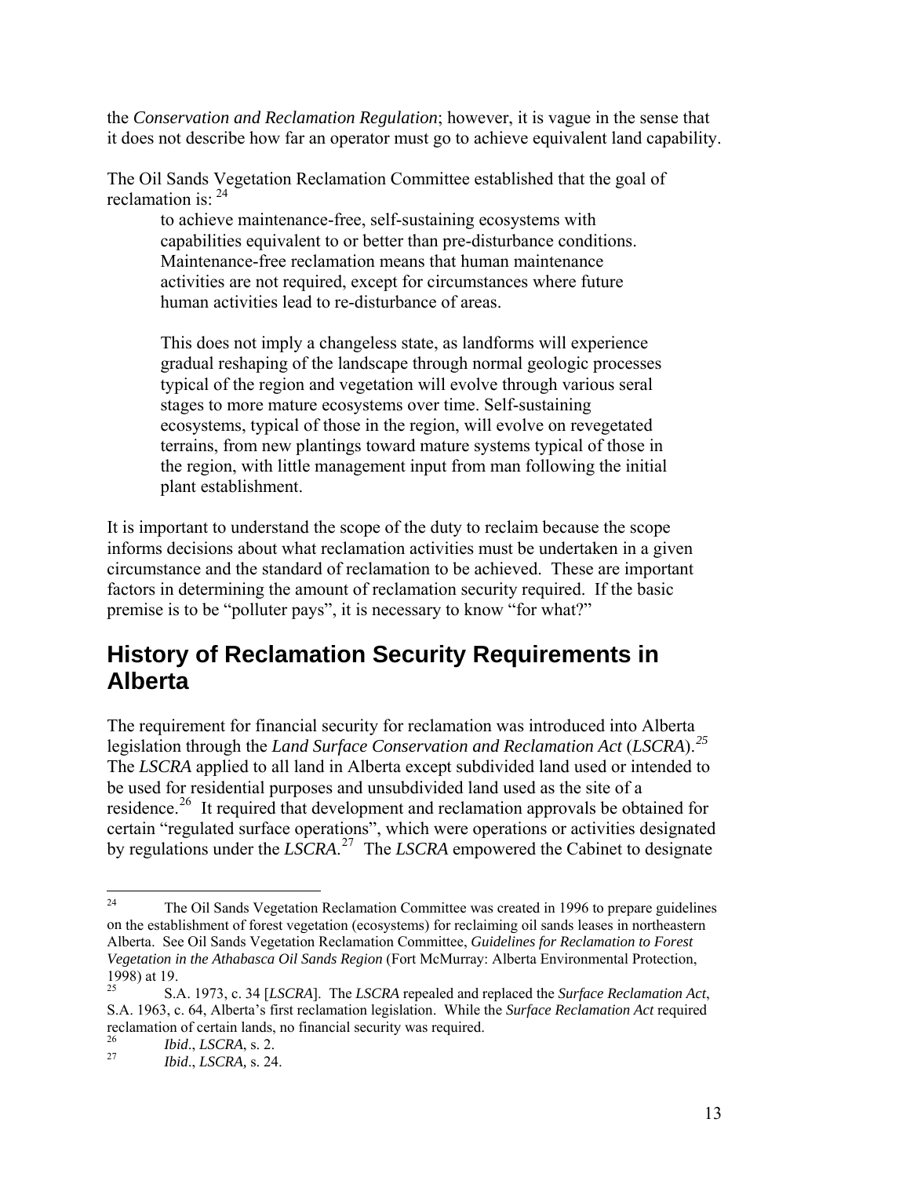the *Conservation and Reclamation Regulation*; however, it is vague in the sense that it does not describe how far an operator must go to achieve equivalent land capability.

The Oil Sands Vegetation Reclamation Committee established that the goal of reclamation is: [24]

> to achieve maintenance-free, self-sustaining ecosystems with capabilities equivalent to or better than pre-disturbance conditions. Maintenance-free reclamation means that human maintenance activities are not required, except for circumstances where future human activities lead to re-disturbance of areas.
>
> This does not imply a changeless state, as landforms will experience gradual reshaping of the landscape through normal geologic processes typical of the region and vegetation will evolve through various seral stages to more mature ecosystems over time. Self-sustaining ecosystems, typical of those in the region, will evolve on revegetated terrains, from new plantings toward mature systems typical of those in the region, with little management input from man following the initial plant establishment.

It is important to understand the scope of the duty to reclaim because the scope informs decisions about what reclamation activities must be undertaken in a given circumstance and the standard of reclamation to be achieved. These are important factors in determining the amount of reclamation security required. If the basic premise is to be "polluter pays", it is necessary to know "for what?"

## History of Reclamation Security Requirements in Alberta

The requirement for financial security for reclamation was introduced into Alberta legislation through the *Land Surface Conservation and Reclamation Act* (*LSCRA*).[25] The *LSCRA* applied to all land in Alberta except subdivided land used or intended to be used for residential purposes and unsubdivided land used as the site of a residence.[26] It required that development and reclamation approvals be obtained for certain "regulated surface operations", which were operations or activities designated by regulations under the *LSCRA*.[27] The *LSCRA* empowered the Cabinet to designate

---

[24] The Oil Sands Vegetation Reclamation Committee was created in 1996 to prepare guidelines on the establishment of forest vegetation (ecosystems) for reclaiming oil sands leases in northeastern Alberta. See Oil Sands Vegetation Reclamation Committee, *Guidelines for Reclamation to Forest Vegetation in the Athabasca Oil Sands Region* (Fort McMurray: Alberta Environmental Protection, 1998) at 19.

[25] S.A. 1973, c. 34 [*LSCRA*]. The *LSCRA* repealed and replaced the *Surface Reclamation Act*, S.A. 1963, c. 64, Alberta's first reclamation legislation. While the *Surface Reclamation Act* required reclamation of certain lands, no financial security was required.

[26] *Ibid*., *LSCRA*, s. 2.

[27] *Ibid*., *LSCRA*, s. 24.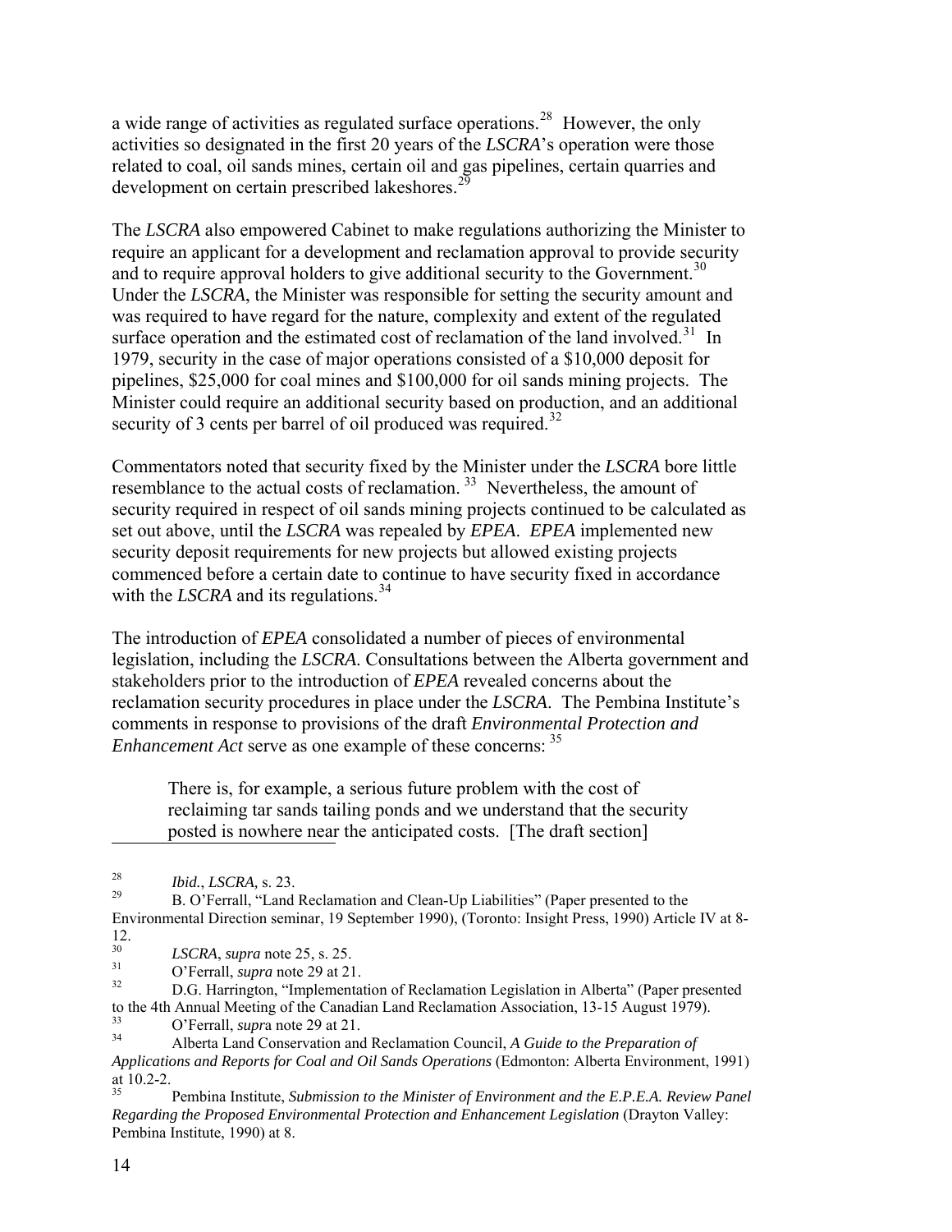a wide range of activities as regulated surface operations.[28] However, the only activities so designated in the first 20 years of the *LSCRA*'s operation were those related to coal, oil sands mines, certain oil and gas pipelines, certain quarries and development on certain prescribed lakeshores.[29]

The *LSCRA* also empowered Cabinet to make regulations authorizing the Minister to require an applicant for a development and reclamation approval to provide security and to require approval holders to give additional security to the Government.[30] Under the *LSCRA*, the Minister was responsible for setting the security amount and was required to have regard for the nature, complexity and extent of the regulated surface operation and the estimated cost of reclamation of the land involved.[31] In 1979, security in the case of major operations consisted of a $10,000 deposit for pipelines, $25,000 for coal mines and $100,000 for oil sands mining projects. The Minister could require an additional security based on production, and an additional security of 3 cents per barrel of oil produced was required.[32]

Commentators noted that security fixed by the Minister under the *LSCRA* bore little resemblance to the actual costs of reclamation.[33] Nevertheless, the amount of security required in respect of oil sands mining projects continued to be calculated as set out above, until the *LSCRA* was repealed by *EPEA*. *EPEA* implemented new security deposit requirements for new projects but allowed existing projects commenced before a certain date to continue to have security fixed in accordance with the *LSCRA* and its regulations.[34]

The introduction of *EPEA* consolidated a number of pieces of environmental legislation, including the *LSCRA*. Consultations between the Alberta government and stakeholders prior to the introduction of *EPEA* revealed concerns about the reclamation security procedures in place under the *LSCRA*. The Pembina Institute's comments in response to provisions of the draft *Environmental Protection and Enhancement Act* serve as one example of these concerns:[35]

> There is, for example, a serious future problem with the cost of reclaiming tar sands tailing ponds and we understand that the security posted is nowhere near the anticipated costs. [The draft section]

---

[28] *Ibid.*, *LSCRA*, s. 23.

[29] B. O'Ferrall, "Land Reclamation and Clean-Up Liabilities" (Paper presented to the Environmental Direction seminar, 19 September 1990), (Toronto: Insight Press, 1990) Article IV at 8-12.

[30] *LSCRA*, *supra* note 25, s. 25.

[31] O'Ferrall, *supra* note 29 at 21.

[32] D.G. Harrington, "Implementation of Reclamation Legislation in Alberta" (Paper presented to the 4th Annual Meeting of the Canadian Land Reclamation Association, 13-15 August 1979).

[33] O'Ferrall, *supra* note 29 at 21.

[34] Alberta Land Conservation and Reclamation Council, *A Guide to the Preparation of Applications and Reports for Coal and Oil Sands Operations* (Edmonton: Alberta Environment, 1991) at 10.2-2.

[35] Pembina Institute, *Submission to the Minister of Environment and the E.P.E.A. Review Panel Regarding the Proposed Environmental Protection and Enhancement Legislation* (Drayton Valley: Pembina Institute, 1990) at 8.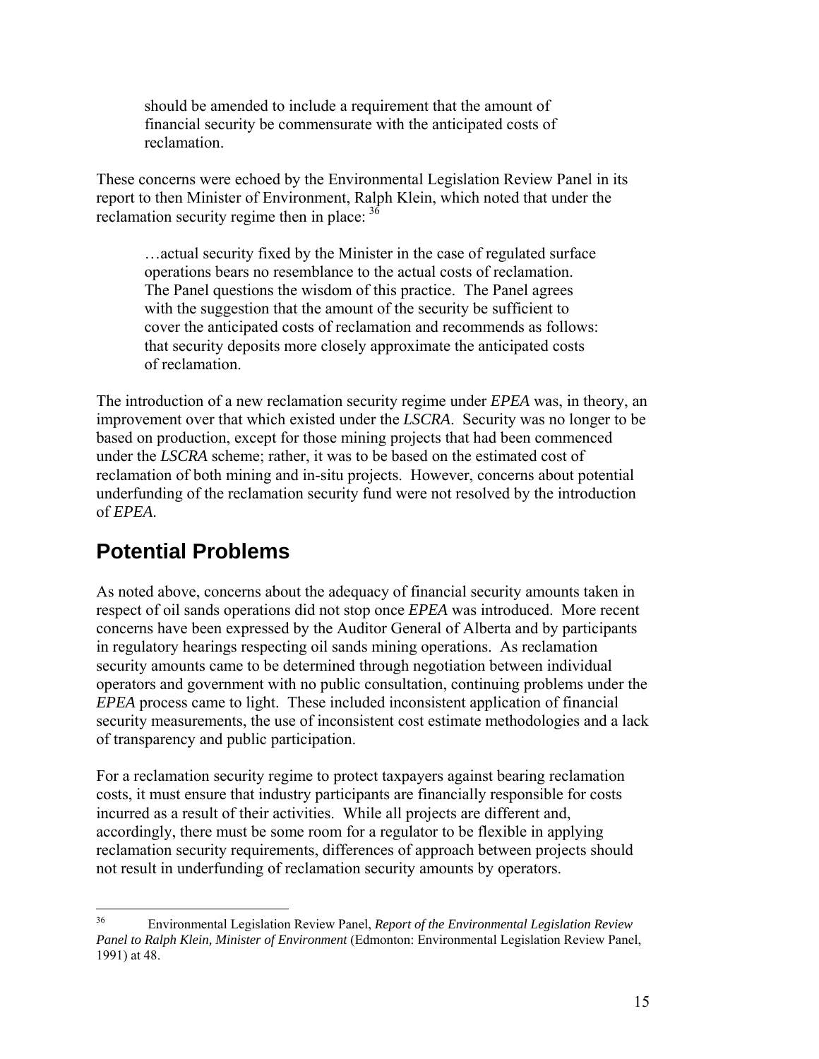> should be amended to include a requirement that the amount of financial security be commensurate with the anticipated costs of reclamation.

These concerns were echoed by the Environmental Legislation Review Panel in its report to then Minister of Environment, Ralph Klein, which noted that under the reclamation security regime then in place: [36]

> …actual security fixed by the Minister in the case of regulated surface operations bears no resemblance to the actual costs of reclamation. The Panel questions the wisdom of this practice. The Panel agrees with the suggestion that the amount of the security be sufficient to cover the anticipated costs of reclamation and recommends as follows: that security deposits more closely approximate the anticipated costs of reclamation.

The introduction of a new reclamation security regime under *EPEA* was, in theory, an improvement over that which existed under the *LSCRA*. Security was no longer to be based on production, except for those mining projects that had been commenced under the *LSCRA* scheme; rather, it was to be based on the estimated cost of reclamation of both mining and in-situ projects. However, concerns about potential underfunding of the reclamation security fund were not resolved by the introduction of *EPEA*.

## Potential Problems

As noted above, concerns about the adequacy of financial security amounts taken in respect of oil sands operations did not stop once *EPEA* was introduced. More recent concerns have been expressed by the Auditor General of Alberta and by participants in regulatory hearings respecting oil sands mining operations. As reclamation security amounts came to be determined through negotiation between individual operators and government with no public consultation, continuing problems under the *EPEA* process came to light. These included inconsistent application of financial security measurements, the use of inconsistent cost estimate methodologies and a lack of transparency and public participation.

For a reclamation security regime to protect taxpayers against bearing reclamation costs, it must ensure that industry participants are financially responsible for costs incurred as a result of their activities. While all projects are different and, accordingly, there must be some room for a regulator to be flexible in applying reclamation security requirements, differences of approach between projects should not result in underfunding of reclamation security amounts by operators.

---

[36] Environmental Legislation Review Panel, *Report of the Environmental Legislation Review Panel to Ralph Klein, Minister of Environment* (Edmonton: Environmental Legislation Review Panel, 1991) at 48.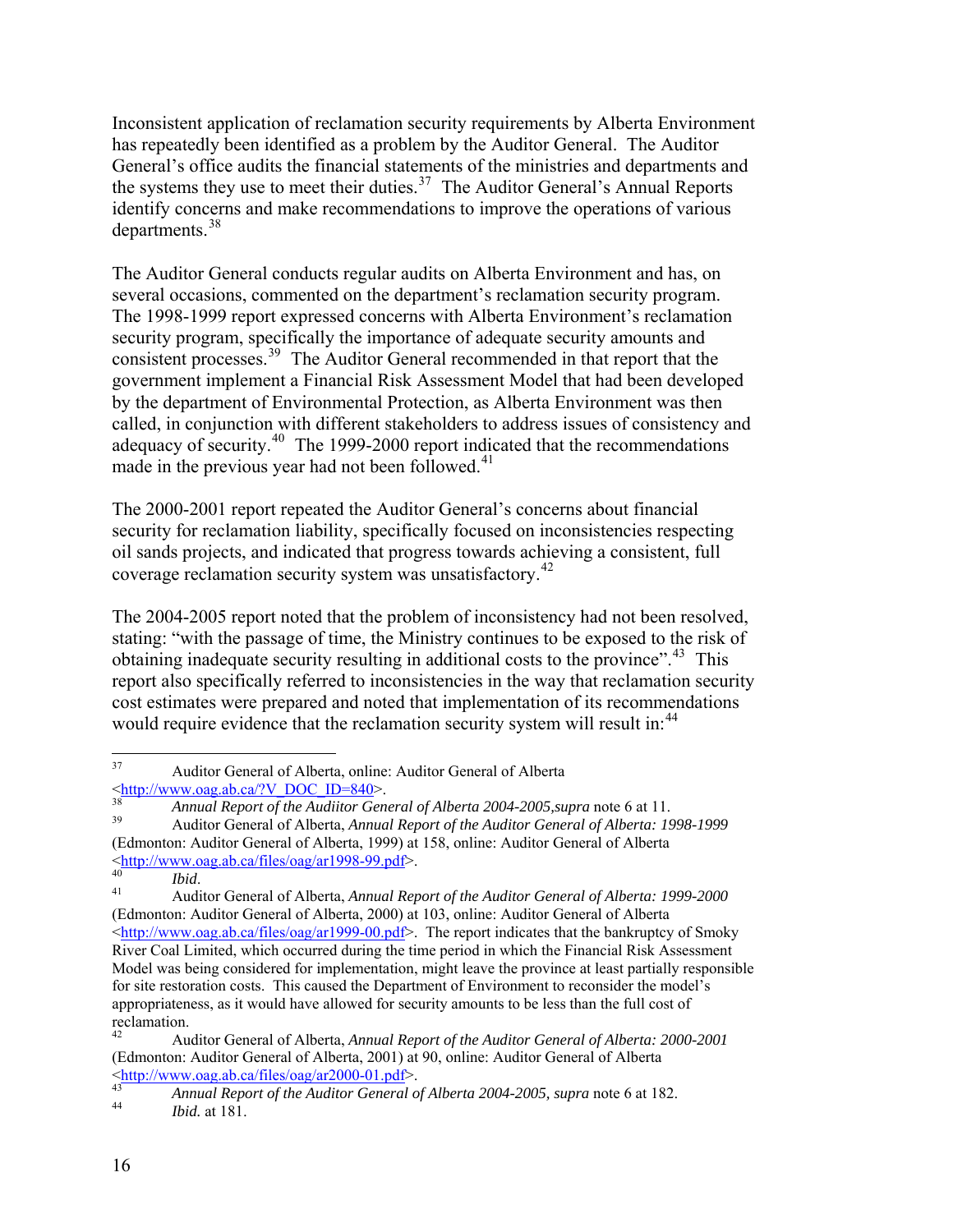Inconsistent application of reclamation security requirements by Alberta Environment has repeatedly been identified as a problem by the Auditor General. The Auditor General's office audits the financial statements of the ministries and departments and the systems they use to meet their duties.[37] The Auditor General's Annual Reports identify concerns and make recommendations to improve the operations of various departments.[38]

The Auditor General conducts regular audits on Alberta Environment and has, on several occasions, commented on the department's reclamation security program. The 1998-1999 report expressed concerns with Alberta Environment's reclamation security program, specifically the importance of adequate security amounts and consistent processes.[39] The Auditor General recommended in that report that the government implement a Financial Risk Assessment Model that had been developed by the department of Environmental Protection, as Alberta Environment was then called, in conjunction with different stakeholders to address issues of consistency and adequacy of security.[40] The 1999-2000 report indicated that the recommendations made in the previous year had not been followed.[41]

The 2000-2001 report repeated the Auditor General's concerns about financial security for reclamation liability, specifically focused on inconsistencies respecting oil sands projects, and indicated that progress towards achieving a consistent, full coverage reclamation security system was unsatisfactory.[42]

The 2004-2005 report noted that the problem of inconsistency had not been resolved, stating: "with the passage of time, the Ministry continues to be exposed to the risk of obtaining inadequate security resulting in additional costs to the province".[43] This report also specifically referred to inconsistencies in the way that reclamation security cost estimates were prepared and noted that implementation of its recommendations would require evidence that the reclamation security system will result in:[44]

---

[37] Auditor General of Alberta, online: Auditor General of Alberta <http://www.oag.ab.ca/?V_DOC_ID=840>.

[38] *Annual Report of the Audiitor General of Alberta 2004-2005,supra* note 6 at 11.

[39] Auditor General of Alberta, *Annual Report of the Auditor General of Alberta: 1998-1999* (Edmonton: Auditor General of Alberta, 1999) at 158, online: Auditor General of Alberta <http://www.oag.ab.ca/files/oag/ar1998-99.pdf>.

[40] *Ibid*.

[41] Auditor General of Alberta, *Annual Report of the Auditor General of Alberta: 1999-2000* (Edmonton: Auditor General of Alberta, 2000) at 103, online: Auditor General of Alberta <http://www.oag.ab.ca/files/oag/ar1999-00.pdf>. The report indicates that the bankruptcy of Smoky River Coal Limited, which occurred during the time period in which the Financial Risk Assessment Model was being considered for implementation, might leave the province at least partially responsible for site restoration costs. This caused the Department of Environment to reconsider the model's appropriateness, as it would have allowed for security amounts to be less than the full cost of reclamation.

[42] Auditor General of Alberta, *Annual Report of the Auditor General of Alberta: 2000-2001* (Edmonton: Auditor General of Alberta, 2001) at 90, online: Auditor General of Alberta <http://www.oag.ab.ca/files/oag/ar2000-01.pdf>.

[43] *Annual Report of the Auditor General of Alberta 2004-2005, supra* note 6 at 182.

[44] *Ibid.* at 181.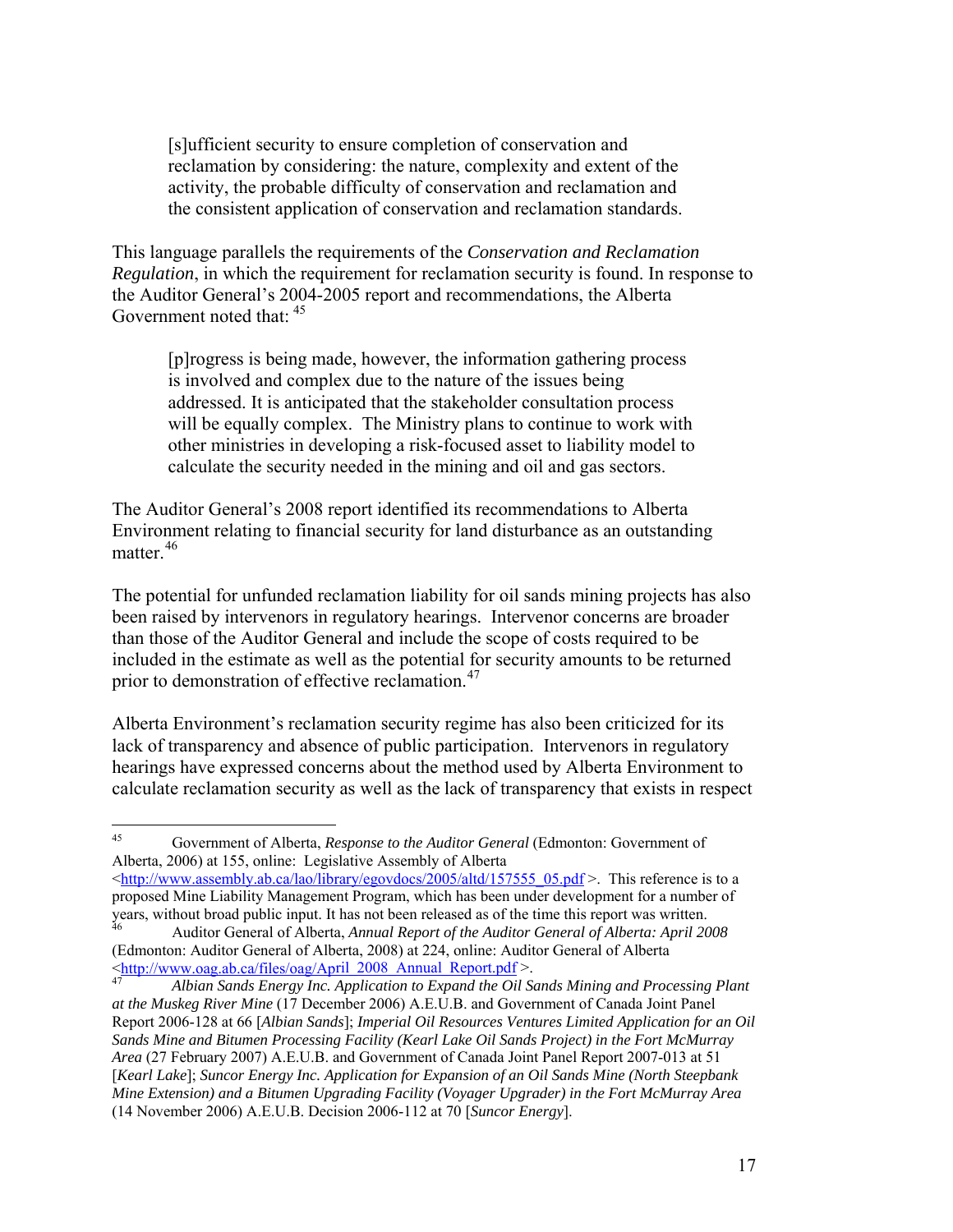> [s]ufficient security to ensure completion of conservation and reclamation by considering: the nature, complexity and extent of the activity, the probable difficulty of conservation and reclamation and the consistent application of conservation and reclamation standards.

This language parallels the requirements of the *Conservation and Reclamation Regulation*, in which the requirement for reclamation security is found. In response to the Auditor General's 2004-2005 report and recommendations, the Alberta Government noted that: [45]

> [p]rogress is being made, however, the information gathering process is involved and complex due to the nature of the issues being addressed. It is anticipated that the stakeholder consultation process will be equally complex. The Ministry plans to continue to work with other ministries in developing a risk-focused asset to liability model to calculate the security needed in the mining and oil and gas sectors.

The Auditor General's 2008 report identified its recommendations to Alberta Environment relating to financial security for land disturbance as an outstanding matter.[46]

The potential for unfunded reclamation liability for oil sands mining projects has also been raised by intervenors in regulatory hearings. Intervenor concerns are broader than those of the Auditor General and include the scope of costs required to be included in the estimate as well as the potential for security amounts to be returned prior to demonstration of effective reclamation.[47]

Alberta Environment's reclamation security regime has also been criticized for its lack of transparency and absence of public participation. Intervenors in regulatory hearings have expressed concerns about the method used by Alberta Environment to calculate reclamation security as well as the lack of transparency that exists in respect

---

[45] Government of Alberta, *Response to the Auditor General* (Edmonton: Government of Alberta, 2006) at 155, online: Legislative Assembly of Alberta <http://www.assembly.ab.ca/lao/library/egovdocs/2005/altd/157555_05.pdf>. This reference is to a proposed Mine Liability Management Program, which has been under development for a number of years, without broad public input. It has not been released as of the time this report was written.

[46] Auditor General of Alberta, *Annual Report of the Auditor General of Alberta: April 2008* (Edmonton: Auditor General of Alberta, 2008) at 224, online: Auditor General of Alberta <http://www.oag.ab.ca/files/oag/April_2008_Annual_Report.pdf>.

[47] *Albian Sands Energy Inc. Application to Expand the Oil Sands Mining and Processing Plant at the Muskeg River Mine* (17 December 2006) A.E.U.B. and Government of Canada Joint Panel Report 2006-128 at 66 [*Albian Sands*]; *Imperial Oil Resources Ventures Limited Application for an Oil Sands Mine and Bitumen Processing Facility (Kearl Lake Oil Sands Project) in the Fort McMurray Area* (27 February 2007) A.E.U.B. and Government of Canada Joint Panel Report 2007-013 at 51 [*Kearl Lake*]; *Suncor Energy Inc. Application for Expansion of an Oil Sands Mine (North Steepbank Mine Extension) and a Bitumen Upgrading Facility (Voyager Upgrader) in the Fort McMurray Area* (14 November 2006) A.E.U.B. Decision 2006-112 at 70 [*Suncor Energy*].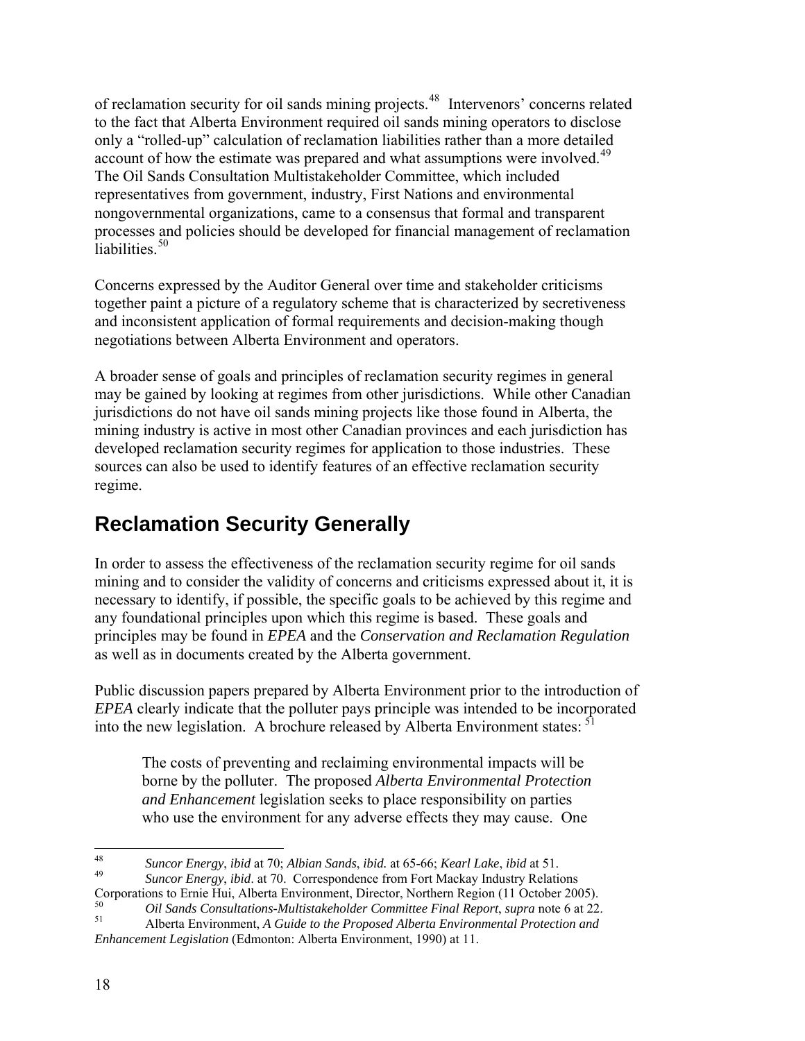of reclamation security for oil sands mining projects.[48] Intervenors' concerns related to the fact that Alberta Environment required oil sands mining operators to disclose only a "rolled-up" calculation of reclamation liabilities rather than a more detailed account of how the estimate was prepared and what assumptions were involved.[49] The Oil Sands Consultation Multistakeholder Committee, which included representatives from government, industry, First Nations and environmental nongovernmental organizations, came to a consensus that formal and transparent processes and policies should be developed for financial management of reclamation liabilities.[50]

Concerns expressed by the Auditor General over time and stakeholder criticisms together paint a picture of a regulatory scheme that is characterized by secretiveness and inconsistent application of formal requirements and decision-making though negotiations between Alberta Environment and operators.

A broader sense of goals and principles of reclamation security regimes in general may be gained by looking at regimes from other jurisdictions. While other Canadian jurisdictions do not have oil sands mining projects like those found in Alberta, the mining industry is active in most other Canadian provinces and each jurisdiction has developed reclamation security regimes for application to those industries. These sources can also be used to identify features of an effective reclamation security regime.

## Reclamation Security Generally

In order to assess the effectiveness of the reclamation security regime for oil sands mining and to consider the validity of concerns and criticisms expressed about it, it is necessary to identify, if possible, the specific goals to be achieved by this regime and any foundational principles upon which this regime is based. These goals and principles may be found in *EPEA* and the *Conservation and Reclamation Regulation* as well as in documents created by the Alberta government.

Public discussion papers prepared by Alberta Environment prior to the introduction of *EPEA* clearly indicate that the polluter pays principle was intended to be incorporated into the new legislation. A brochure released by Alberta Environment states: [51]

> The costs of preventing and reclaiming environmental impacts will be borne by the polluter. The proposed *Alberta Environmental Protection and Enhancement* legislation seeks to place responsibility on parties who use the environment for any adverse effects they may cause. One

---

[48] *Suncor Energy*, *ibid* at 70; *Albian Sands*, *ibid.* at 65-66; *Kearl Lake*, *ibid* at 51.

[49] *Suncor Energy*, *ibid*. at 70. Correspondence from Fort Mackay Industry Relations Corporations to Ernie Hui, Alberta Environment, Director, Northern Region (11 October 2005).

[50] *Oil Sands Consultations-Multistakeholder Committee Final Report*, *supra* note 6 at 22.

[51] Alberta Environment, *A Guide to the Proposed Alberta Environmental Protection and Enhancement Legislation* (Edmonton: Alberta Environment, 1990) at 11.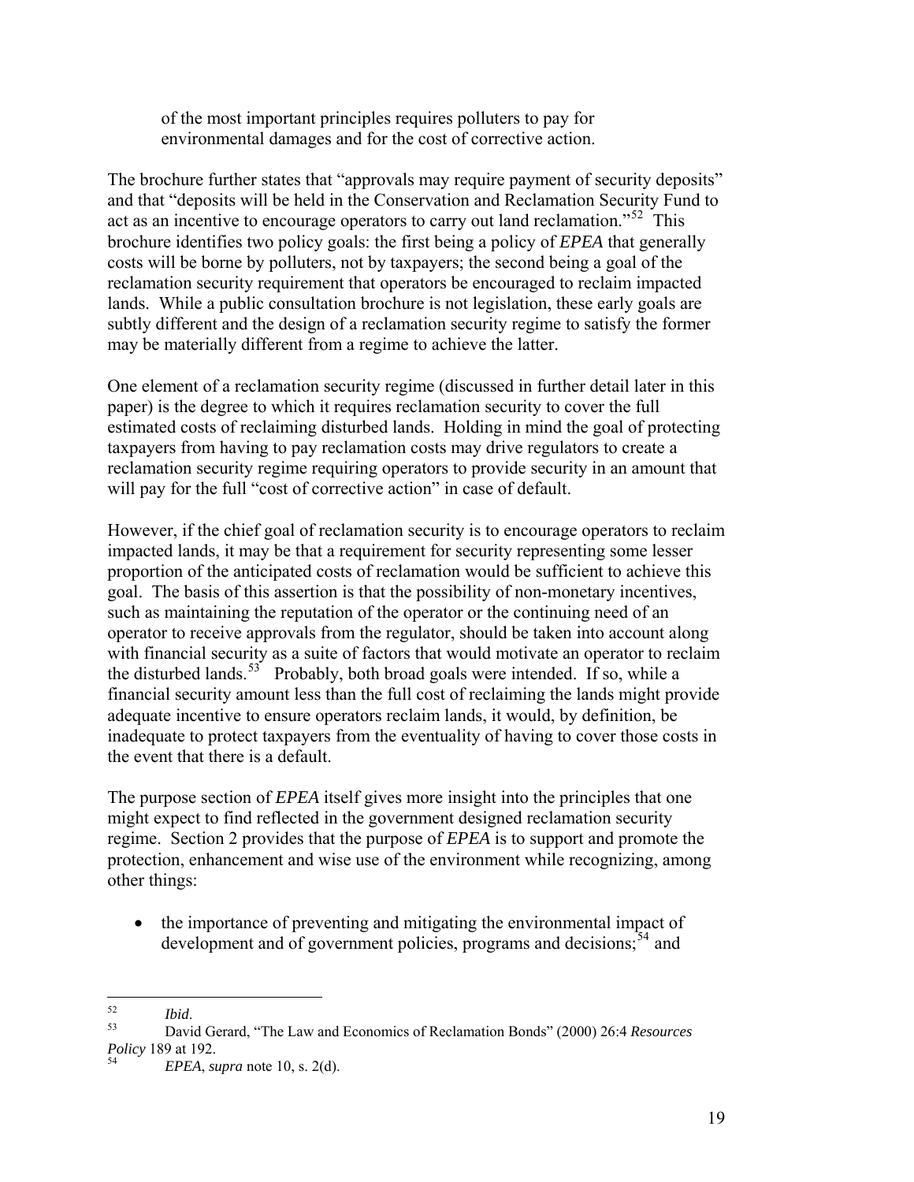> of the most important principles requires polluters to pay for environmental damages and for the cost of corrective action.

The brochure further states that "approvals may require payment of security deposits" and that "deposits will be held in the Conservation and Reclamation Security Fund to act as an incentive to encourage operators to carry out land reclamation."[52] This brochure identifies two policy goals: the first being a policy of *EPEA* that generally costs will be borne by polluters, not by taxpayers; the second being a goal of the reclamation security requirement that operators be encouraged to reclaim impacted lands. While a public consultation brochure is not legislation, these early goals are subtly different and the design of a reclamation security regime to satisfy the former may be materially different from a regime to achieve the latter.

One element of a reclamation security regime (discussed in further detail later in this paper) is the degree to which it requires reclamation security to cover the full estimated costs of reclaiming disturbed lands. Holding in mind the goal of protecting taxpayers from having to pay reclamation costs may drive regulators to create a reclamation security regime requiring operators to provide security in an amount that will pay for the full "cost of corrective action" in case of default.

However, if the chief goal of reclamation security is to encourage operators to reclaim impacted lands, it may be that a requirement for security representing some lesser proportion of the anticipated costs of reclamation would be sufficient to achieve this goal. The basis of this assertion is that the possibility of non-monetary incentives, such as maintaining the reputation of the operator or the continuing need of an operator to receive approvals from the regulator, should be taken into account along with financial security as a suite of factors that would motivate an operator to reclaim the disturbed lands.[53] Probably, both broad goals were intended. If so, while a financial security amount less than the full cost of reclaiming the lands might provide adequate incentive to ensure operators reclaim lands, it would, by definition, be inadequate to protect taxpayers from the eventuality of having to cover those costs in the event that there is a default.

The purpose section of *EPEA* itself gives more insight into the principles that one might expect to find reflected in the government designed reclamation security regime. Section 2 provides that the purpose of *EPEA* is to support and promote the protection, enhancement and wise use of the environment while recognizing, among other things:

- the importance of preventing and mitigating the environmental impact of development and of government policies, programs and decisions;[54] and

---

[52] *Ibid*.

[53] David Gerard, "The Law and Economics of Reclamation Bonds" (2000) 26:4 *Resources Policy* 189 at 192.

[54] *EPEA*, *supra* note 10, s. 2(d).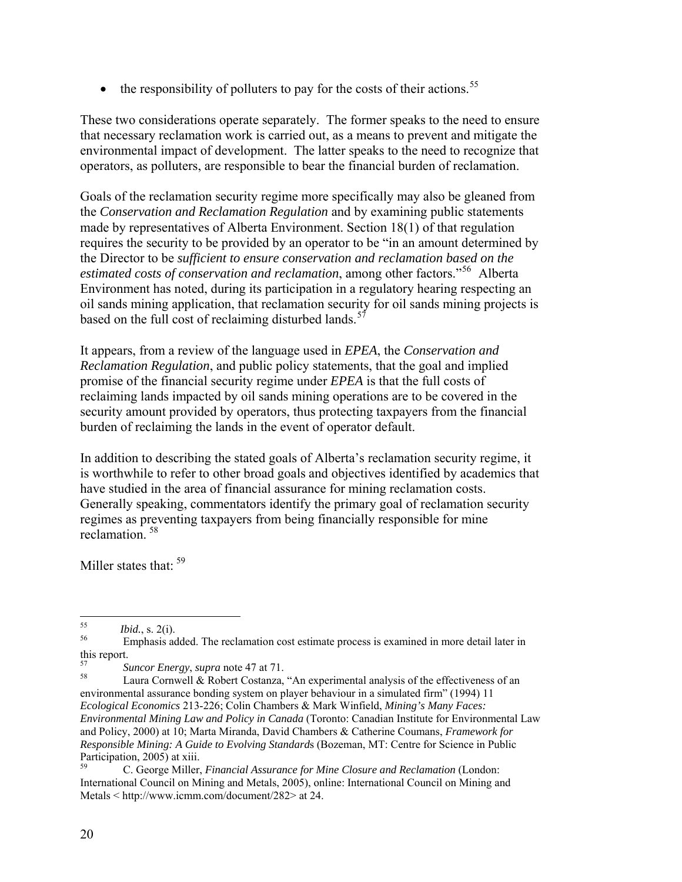- the responsibility of polluters to pay for the costs of their actions.[55]

These two considerations operate separately. The former speaks to the need to ensure that necessary reclamation work is carried out, as a means to prevent and mitigate the environmental impact of development. The latter speaks to the need to recognize that operators, as polluters, are responsible to bear the financial burden of reclamation.

Goals of the reclamation security regime more specifically may also be gleaned from the *Conservation and Reclamation Regulation* and by examining public statements made by representatives of Alberta Environment. Section 18(1) of that regulation requires the security to be provided by an operator to be "in an amount determined by the Director to be *sufficient to ensure conservation and reclamation based on the estimated costs of conservation and reclamation*, among other factors."[56] Alberta Environment has noted, during its participation in a regulatory hearing respecting an oil sands mining application, that reclamation security for oil sands mining projects is based on the full cost of reclaiming disturbed lands.[57]

It appears, from a review of the language used in *EPEA*, the *Conservation and Reclamation Regulation*, and public policy statements, that the goal and implied promise of the financial security regime under *EPEA* is that the full costs of reclaiming lands impacted by oil sands mining operations are to be covered in the security amount provided by operators, thus protecting taxpayers from the financial burden of reclaiming the lands in the event of operator default.

In addition to describing the stated goals of Alberta's reclamation security regime, it is worthwhile to refer to other broad goals and objectives identified by academics that have studied in the area of financial assurance for mining reclamation costs. Generally speaking, commentators identify the primary goal of reclamation security regimes as preventing taxpayers from being financially responsible for mine reclamation.[58]

Miller states that:[59]

---

[55] *Ibid.*, s. 2(i).

[56] Emphasis added. The reclamation cost estimate process is examined in more detail later in this report.

[57] *Suncor Energy*, *supra* note 47 at 71.

[58] Laura Cornwell & Robert Costanza, "An experimental analysis of the effectiveness of an environmental assurance bonding system on player behaviour in a simulated firm" (1994) 11 *Ecological Economics* 213-226; Colin Chambers & Mark Winfield, *Mining's Many Faces: Environmental Mining Law and Policy in Canada* (Toronto: Canadian Institute for Environmental Law and Policy, 2000) at 10; Marta Miranda, David Chambers & Catherine Coumans, *Framework for Responsible Mining: A Guide to Evolving Standards* (Bozeman, MT: Centre for Science in Public Participation, 2005) at xiii.

[59] C. George Miller, *Financial Assurance for Mine Closure and Reclamation* (London: International Council on Mining and Metals, 2005), online: International Council on Mining and Metals < http://www.icmm.com/document/282> at 24.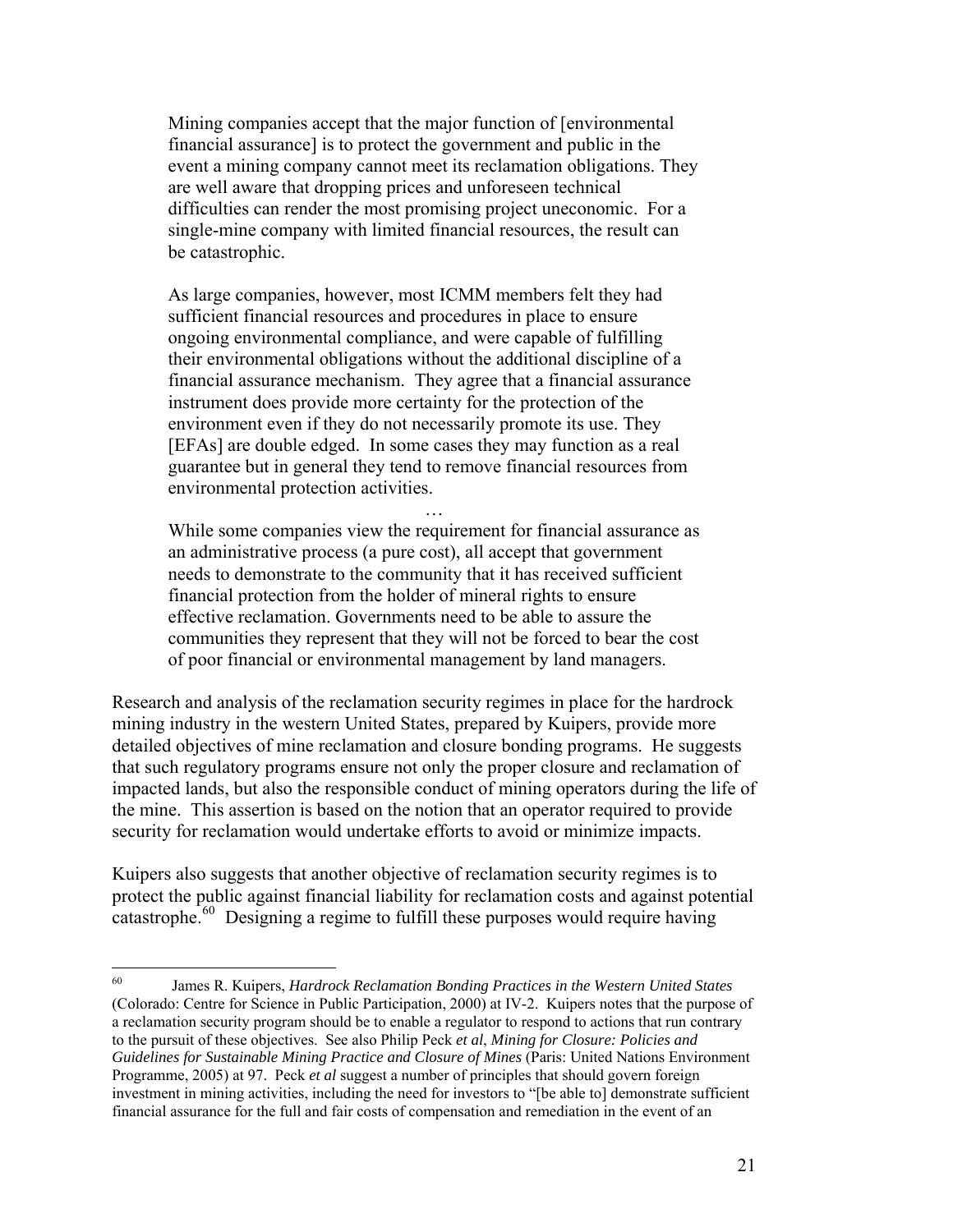> Mining companies accept that the major function of [environmental financial assurance] is to protect the government and public in the event a mining company cannot meet its reclamation obligations. They are well aware that dropping prices and unforeseen technical difficulties can render the most promising project uneconomic. For a single-mine company with limited financial resources, the result can be catastrophic.
>
> As large companies, however, most ICMM members felt they had sufficient financial resources and procedures in place to ensure ongoing environmental compliance, and were capable of fulfilling their environmental obligations without the additional discipline of a financial assurance mechanism. They agree that a financial assurance instrument does provide more certainty for the protection of the environment even if they do not necessarily promote its use. They [EFAs] are double edged. In some cases they may function as a real guarantee but in general they tend to remove financial resources from environmental protection activities.
>
> …
>
> While some companies view the requirement for financial assurance as an administrative process (a pure cost), all accept that government needs to demonstrate to the community that it has received sufficient financial protection from the holder of mineral rights to ensure effective reclamation. Governments need to be able to assure the communities they represent that they will not be forced to bear the cost of poor financial or environmental management by land managers.

Research and analysis of the reclamation security regimes in place for the hardrock mining industry in the western United States, prepared by Kuipers, provide more detailed objectives of mine reclamation and closure bonding programs. He suggests that such regulatory programs ensure not only the proper closure and reclamation of impacted lands, but also the responsible conduct of mining operators during the life of the mine. This assertion is based on the notion that an operator required to provide security for reclamation would undertake efforts to avoid or minimize impacts.

Kuipers also suggests that another objective of reclamation security regimes is to protect the public against financial liability for reclamation costs and against potential catastrophe.[60] Designing a regime to fulfill these purposes would require having

---

[60] James R. Kuipers, *Hardrock Reclamation Bonding Practices in the Western United States* (Colorado: Centre for Science in Public Participation, 2000) at IV-2. Kuipers notes that the purpose of a reclamation security program should be to enable a regulator to respond to actions that run contrary to the pursuit of these objectives. See also Philip Peck *et al*, *Mining for Closure: Policies and Guidelines for Sustainable Mining Practice and Closure of Mines* (Paris: United Nations Environment Programme, 2005) at 97. Peck *et al* suggest a number of principles that should govern foreign investment in mining activities, including the need for investors to "[be able to] demonstrate sufficient financial assurance for the full and fair costs of compensation and remediation in the event of an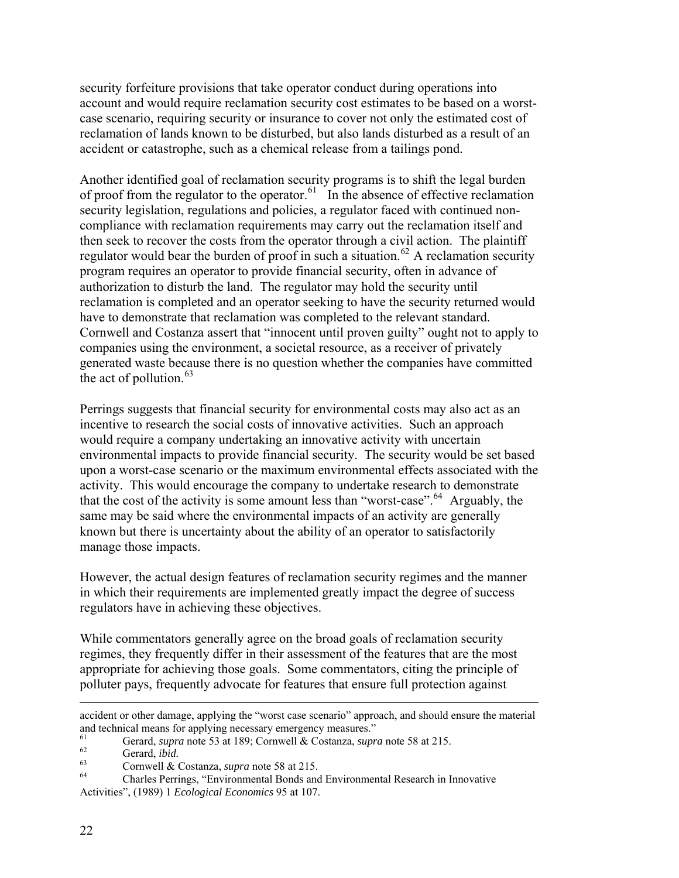security forfeiture provisions that take operator conduct during operations into account and would require reclamation security cost estimates to be based on a worst-case scenario, requiring security or insurance to cover not only the estimated cost of reclamation of lands known to be disturbed, but also lands disturbed as a result of an accident or catastrophe, such as a chemical release from a tailings pond.

Another identified goal of reclamation security programs is to shift the legal burden of proof from the regulator to the operator.[61] In the absence of effective reclamation security legislation, regulations and policies, a regulator faced with continued non-compliance with reclamation requirements may carry out the reclamation itself and then seek to recover the costs from the operator through a civil action. The plaintiff regulator would bear the burden of proof in such a situation.[62] A reclamation security program requires an operator to provide financial security, often in advance of authorization to disturb the land. The regulator may hold the security until reclamation is completed and an operator seeking to have the security returned would have to demonstrate that reclamation was completed to the relevant standard. Cornwell and Costanza assert that "innocent until proven guilty" ought not to apply to companies using the environment, a societal resource, as a receiver of privately generated waste because there is no question whether the companies have committed the act of pollution.[63]

Perrings suggests that financial security for environmental costs may also act as an incentive to research the social costs of innovative activities. Such an approach would require a company undertaking an innovative activity with uncertain environmental impacts to provide financial security. The security would be set based upon a worst-case scenario or the maximum environmental effects associated with the activity. This would encourage the company to undertake research to demonstrate that the cost of the activity is some amount less than "worst-case".[64] Arguably, the same may be said where the environmental impacts of an activity are generally known but there is uncertainty about the ability of an operator to satisfactorily manage those impacts.

However, the actual design features of reclamation security regimes and the manner in which their requirements are implemented greatly impact the degree of success regulators have in achieving these objectives.

While commentators generally agree on the broad goals of reclamation security regimes, they frequently differ in their assessment of the features that are the most appropriate for achieving those goals. Some commentators, citing the principle of polluter pays, frequently advocate for features that ensure full protection against

---

accident or other damage, applying the "worst case scenario" approach, and should ensure the material and technical means for applying necessary emergency measures."

[61] Gerard, *supra* note 53 at 189; Cornwell & Costanza, *supra* note 58 at 215.

[62] Gerard, *ibid.*

[63] Cornwell & Costanza, *supra* note 58 at 215.

[64] Charles Perrings, "Environmental Bonds and Environmental Research in Innovative Activities", (1989) 1 *Ecological Economics* 95 at 107.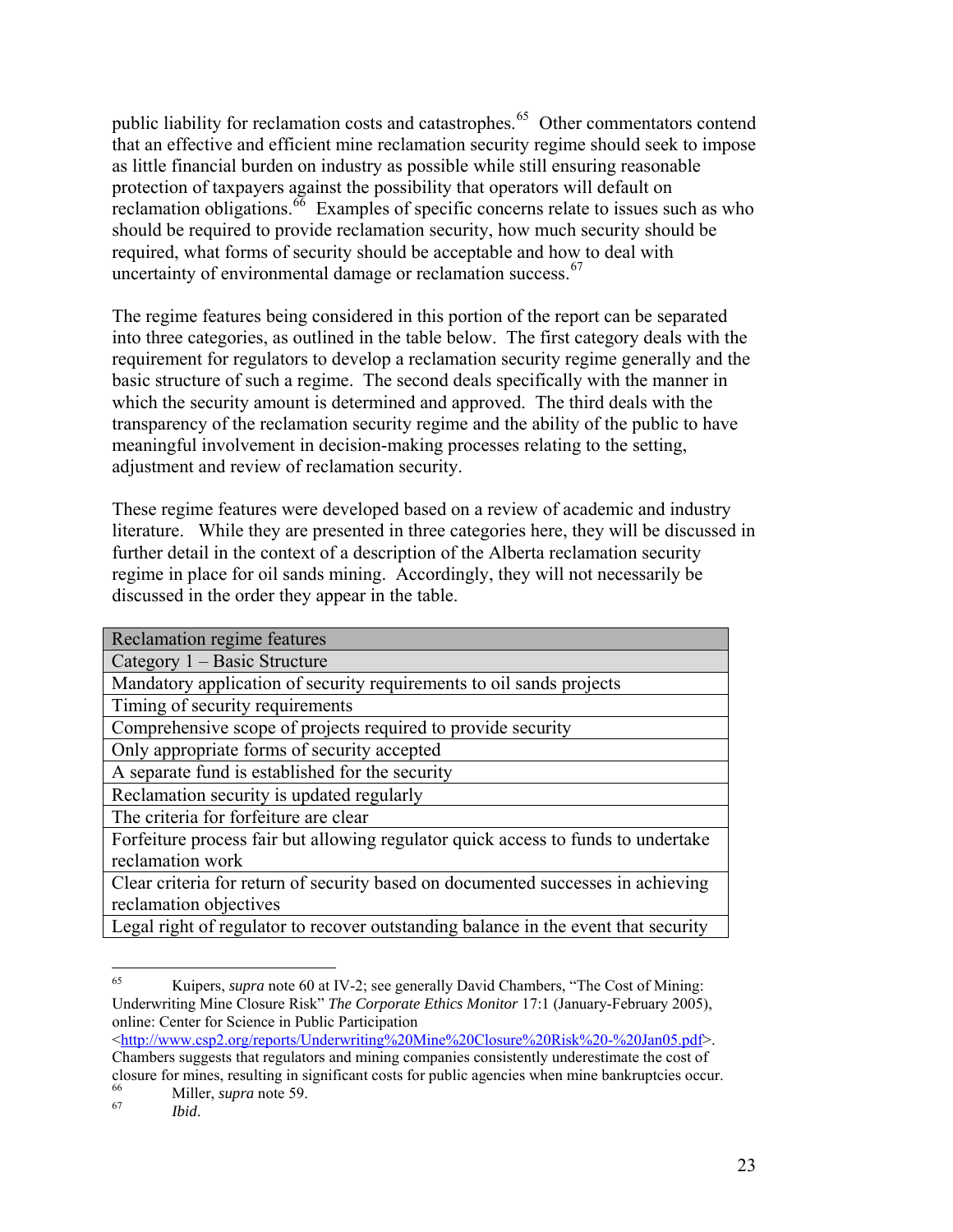public liability for reclamation costs and catastrophes.[65] Other commentators contend that an effective and efficient mine reclamation security regime should seek to impose as little financial burden on industry as possible while still ensuring reasonable protection of taxpayers against the possibility that operators will default on reclamation obligations.[66] Examples of specific concerns relate to issues such as who should be required to provide reclamation security, how much security should be required, what forms of security should be acceptable and how to deal with uncertainty of environmental damage or reclamation success.[67]

The regime features being considered in this portion of the report can be separated into three categories, as outlined in the table below. The first category deals with the requirement for regulators to develop a reclamation security regime generally and the basic structure of such a regime. The second deals specifically with the manner in which the security amount is determined and approved. The third deals with the transparency of the reclamation security regime and the ability of the public to have meaningful involvement in decision-making processes relating to the setting, adjustment and review of reclamation security.

These regime features were developed based on a review of academic and industry literature. While they are presented in three categories here, they will be discussed in further detail in the context of a description of the Alberta reclamation security regime in place for oil sands mining. Accordingly, they will not necessarily be discussed in the order they appear in the table.

| Reclamation regime features |
|---|
| Category 1 – Basic Structure |
| Mandatory application of security requirements to oil sands projects |
| Timing of security requirements |
| Comprehensive scope of projects required to provide security |
| Only appropriate forms of security accepted |
| A separate fund is established for the security |
| Reclamation security is updated regularly |
| The criteria for forfeiture are clear |
| Forfeiture process fair but allowing regulator quick access to funds to undertake reclamation work |
| Clear criteria for return of security based on documented successes in achieving reclamation objectives |
| Legal right of regulator to recover outstanding balance in the event that security |

[65] Kuipers, *supra* note 60 at IV-2; see generally David Chambers, "The Cost of Mining: Underwriting Mine Closure Risk" *The Corporate Ethics Monitor* 17:1 (January-February 2005), online: Center for Science in Public Participation <http://www.csp2.org/reports/Underwriting%20Mine%20Closure%20Risk%20-%20Jan05.pdf>. Chambers suggests that regulators and mining companies consistently underestimate the cost of closure for mines, resulting in significant costs for public agencies when mine bankruptcies occur.

[66] Miller, *supra* note 59.

[67] *Ibid*.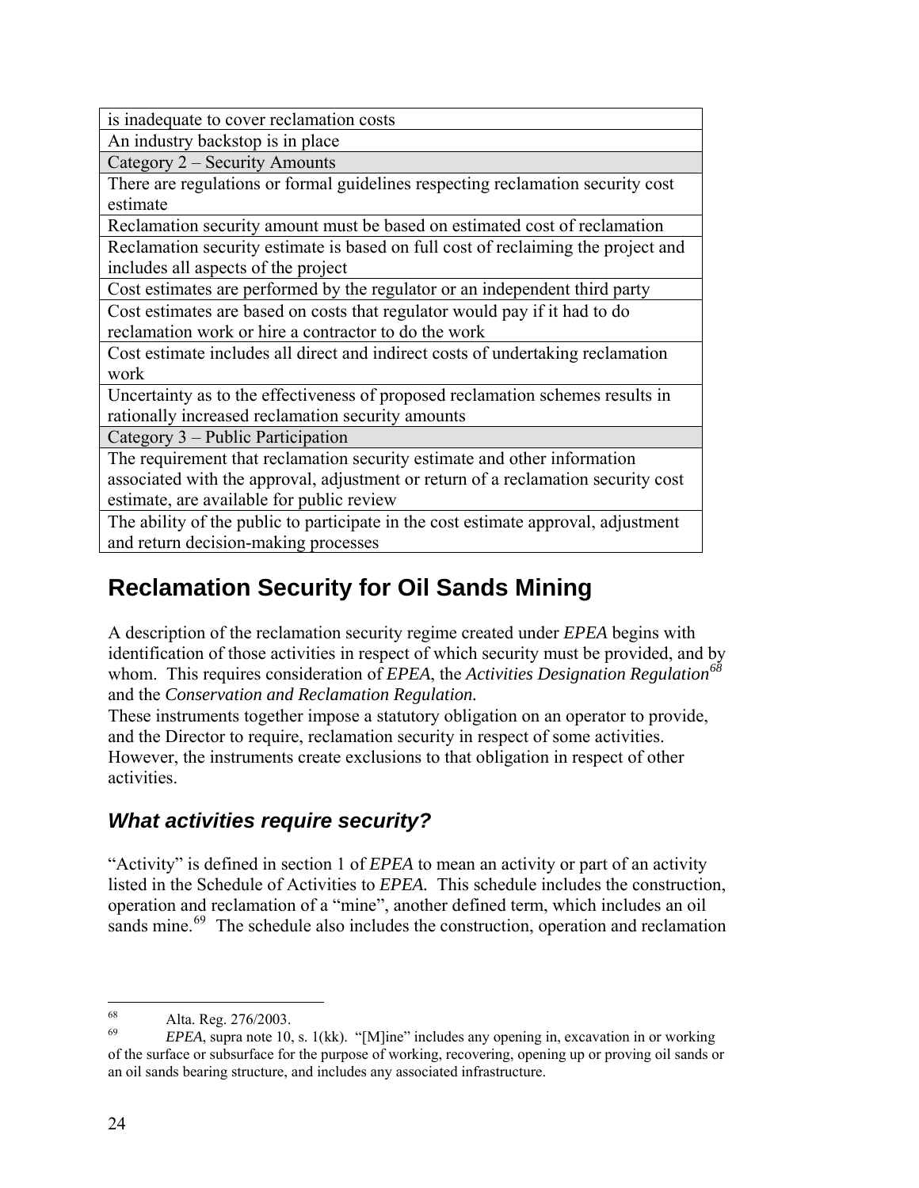| |
|---|
| is inadequate to cover reclamation costs |
| An industry backstop is in place |
| Category 2 – Security Amounts |
| There are regulations or formal guidelines respecting reclamation security cost estimate |
| Reclamation security amount must be based on estimated cost of reclamation |
| Reclamation security estimate is based on full cost of reclaiming the project and includes all aspects of the project |
| Cost estimates are performed by the regulator or an independent third party |
| Cost estimates are based on costs that regulator would pay if it had to do reclamation work or hire a contractor to do the work |
| Cost estimate includes all direct and indirect costs of undertaking reclamation work |
| Uncertainty as to the effectiveness of proposed reclamation schemes results in rationally increased reclamation security amounts |
| Category 3 – Public Participation |
| The requirement that reclamation security estimate and other information associated with the approval, adjustment or return of a reclamation security cost estimate, are available for public review |
| The ability of the public to participate in the cost estimate approval, adjustment and return decision-making processes |

## Reclamation Security for Oil Sands Mining

A description of the reclamation security regime created under *EPEA* begins with identification of those activities in respect of which security must be provided, and by whom. This requires consideration of *EPEA*, the *Activities Designation Regulation*[68] and the *Conservation and Reclamation Regulation.*

These instruments together impose a statutory obligation on an operator to provide, and the Director to require, reclamation security in respect of some activities. However, the instruments create exclusions to that obligation in respect of other activities.

### *What activities require security?*

"Activity" is defined in section 1 of *EPEA* to mean an activity or part of an activity listed in the Schedule of Activities to *EPEA.* This schedule includes the construction, operation and reclamation of a "mine", another defined term, which includes an oil sands mine.[69] The schedule also includes the construction, operation and reclamation

---

[68] Alta. Reg. 276/2003.

[69] *EPEA*, supra note 10, s. 1(kk). "[M]ine" includes any opening in, excavation in or working of the surface or subsurface for the purpose of working, recovering, opening up or proving oil sands or an oil sands bearing structure, and includes any associated infrastructure.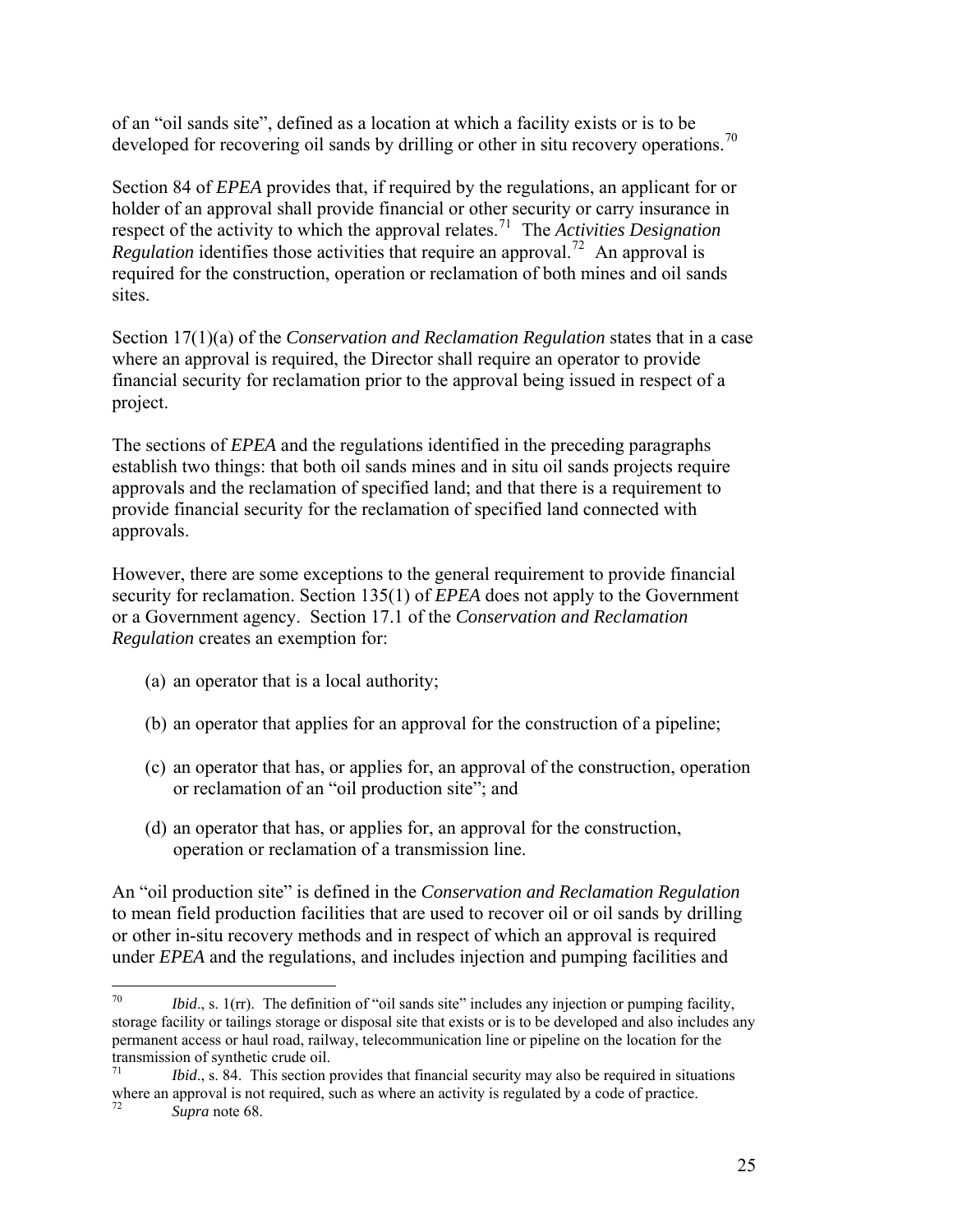of an "oil sands site", defined as a location at which a facility exists or is to be developed for recovering oil sands by drilling or other in situ recovery operations.[70]

Section 84 of *EPEA* provides that, if required by the regulations, an applicant for or holder of an approval shall provide financial or other security or carry insurance in respect of the activity to which the approval relates.[71] The *Activities Designation Regulation* identifies those activities that require an approval.[72] An approval is required for the construction, operation or reclamation of both mines and oil sands sites.

Section 17(1)(a) of the *Conservation and Reclamation Regulation* states that in a case where an approval is required, the Director shall require an operator to provide financial security for reclamation prior to the approval being issued in respect of a project.

The sections of *EPEA* and the regulations identified in the preceding paragraphs establish two things: that both oil sands mines and in situ oil sands projects require approvals and the reclamation of specified land; and that there is a requirement to provide financial security for the reclamation of specified land connected with approvals.

However, there are some exceptions to the general requirement to provide financial security for reclamation. Section 135(1) of *EPEA* does not apply to the Government or a Government agency. Section 17.1 of the *Conservation and Reclamation Regulation* creates an exemption for:

(a) an operator that is a local authority;

(b) an operator that applies for an approval for the construction of a pipeline;

(c) an operator that has, or applies for, an approval of the construction, operation or reclamation of an "oil production site"; and

(d) an operator that has, or applies for, an approval for the construction, operation or reclamation of a transmission line.

An "oil production site" is defined in the *Conservation and Reclamation Regulation* to mean field production facilities that are used to recover oil or oil sands by drilling or other in-situ recovery methods and in respect of which an approval is required under *EPEA* and the regulations, and includes injection and pumping facilities and

---

[70] *Ibid*., s. 1(rr). The definition of "oil sands site" includes any injection or pumping facility, storage facility or tailings storage or disposal site that exists or is to be developed and also includes any permanent access or haul road, railway, telecommunication line or pipeline on the location for the transmission of synthetic crude oil.

[71] *Ibid*., s. 84. This section provides that financial security may also be required in situations where an approval is not required, such as where an activity is regulated by a code of practice.

[72] *Supra* note 68.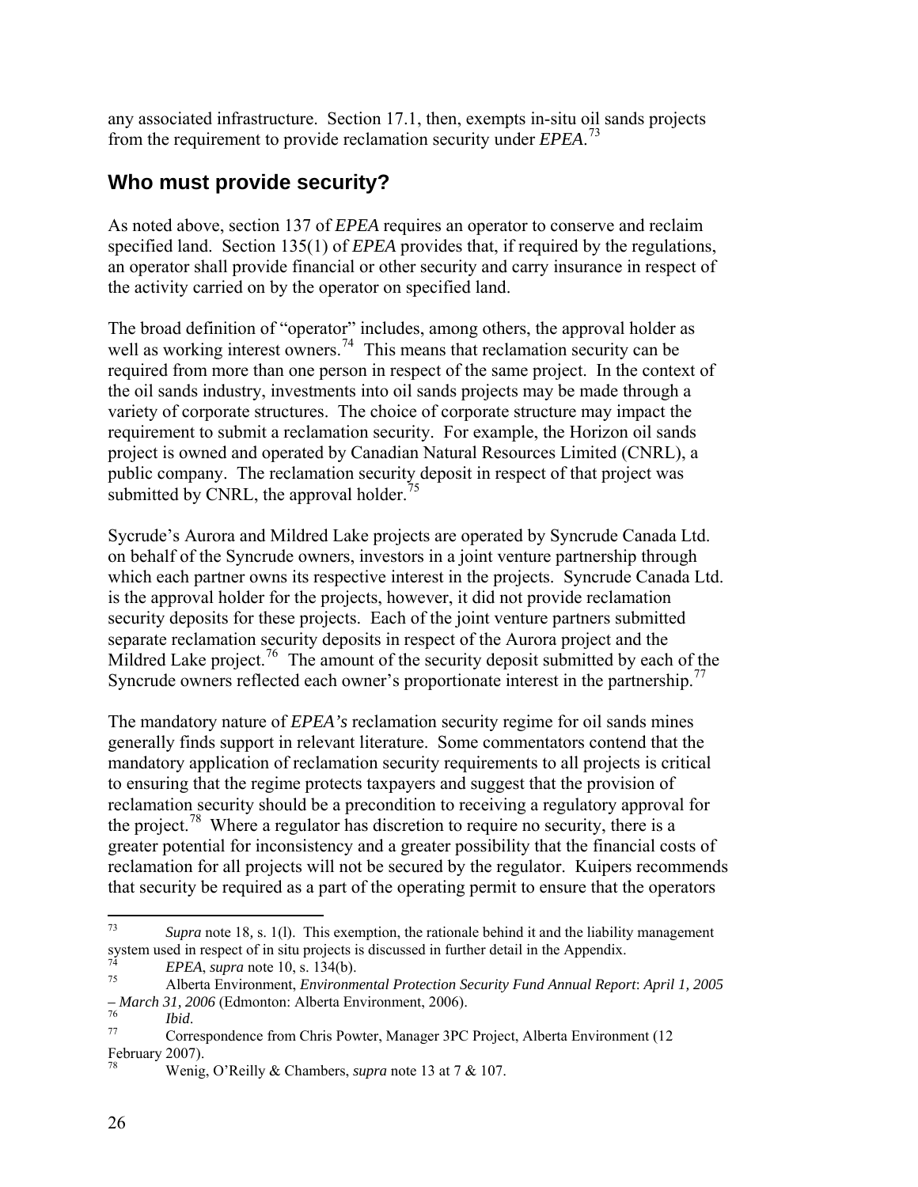any associated infrastructure. Section 17.1, then, exempts in-situ oil sands projects from the requirement to provide reclamation security under *EPEA*.[73]

## Who must provide security?

As noted above, section 137 of *EPEA* requires an operator to conserve and reclaim specified land. Section 135(1) of *EPEA* provides that, if required by the regulations, an operator shall provide financial or other security and carry insurance in respect of the activity carried on by the operator on specified land.

The broad definition of "operator" includes, among others, the approval holder as well as working interest owners.[74] This means that reclamation security can be required from more than one person in respect of the same project. In the context of the oil sands industry, investments into oil sands projects may be made through a variety of corporate structures. The choice of corporate structure may impact the requirement to submit a reclamation security. For example, the Horizon oil sands project is owned and operated by Canadian Natural Resources Limited (CNRL), a public company. The reclamation security deposit in respect of that project was submitted by CNRL, the approval holder.[75]

Sycrude's Aurora and Mildred Lake projects are operated by Syncrude Canada Ltd. on behalf of the Syncrude owners, investors in a joint venture partnership through which each partner owns its respective interest in the projects. Syncrude Canada Ltd. is the approval holder for the projects, however, it did not provide reclamation security deposits for these projects. Each of the joint venture partners submitted separate reclamation security deposits in respect of the Aurora project and the Mildred Lake project.[76] The amount of the security deposit submitted by each of the Syncrude owners reflected each owner's proportionate interest in the partnership.[77]

The mandatory nature of *EPEA's* reclamation security regime for oil sands mines generally finds support in relevant literature. Some commentators contend that the mandatory application of reclamation security requirements to all projects is critical to ensuring that the regime protects taxpayers and suggest that the provision of reclamation security should be a precondition to receiving a regulatory approval for the project.[78] Where a regulator has discretion to require no security, there is a greater potential for inconsistency and a greater possibility that the financial costs of reclamation for all projects will not be secured by the regulator. Kuipers recommends that security be required as a part of the operating permit to ensure that the operators

---

[73] *Supra* note 18, s. 1(l). This exemption, the rationale behind it and the liability management system used in respect of in situ projects is discussed in further detail in the Appendix.

[74] *EPEA*, *supra* note 10, s. 134(b).

[75] Alberta Environment, *Environmental Protection Security Fund Annual Report*: *April 1, 2005 – March 31, 2006* (Edmonton: Alberta Environment, 2006).

[76] *Ibid*.

[77] Correspondence from Chris Powter, Manager 3PC Project, Alberta Environment (12 February 2007).

[78] Wenig, O'Reilly & Chambers, *supra* note 13 at 7 & 107.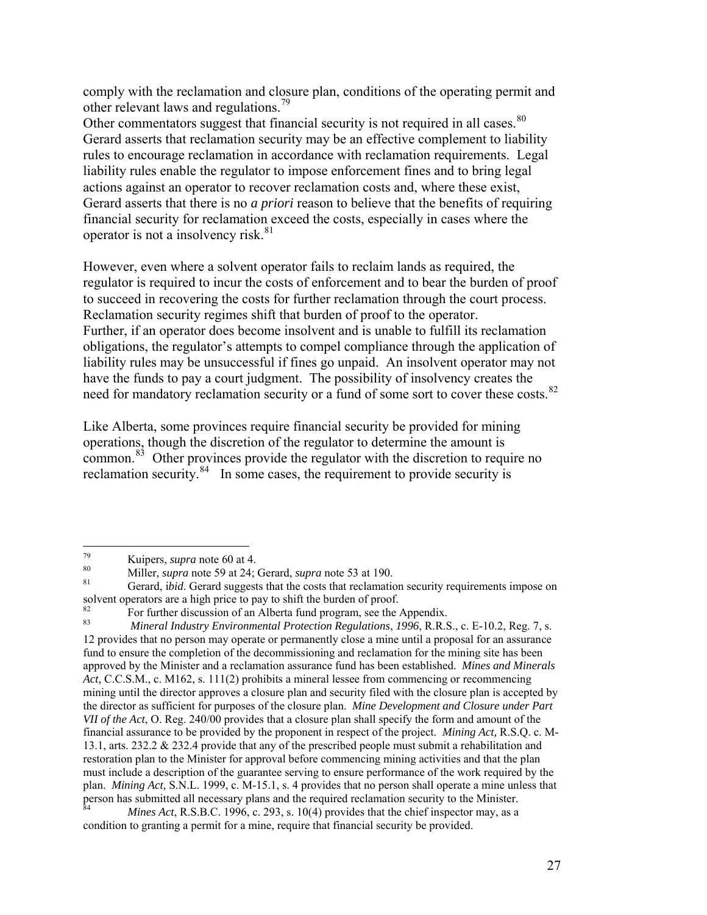comply with the reclamation and closure plan, conditions of the operating permit and other relevant laws and regulations.[79]

Other commentators suggest that financial security is not required in all cases.[80] Gerard asserts that reclamation security may be an effective complement to liability rules to encourage reclamation in accordance with reclamation requirements. Legal liability rules enable the regulator to impose enforcement fines and to bring legal actions against an operator to recover reclamation costs and, where these exist, Gerard asserts that there is no *a priori* reason to believe that the benefits of requiring financial security for reclamation exceed the costs, especially in cases where the operator is not a insolvency risk.[81]

However, even where a solvent operator fails to reclaim lands as required, the regulator is required to incur the costs of enforcement and to bear the burden of proof to succeed in recovering the costs for further reclamation through the court process. Reclamation security regimes shift that burden of proof to the operator. Further, if an operator does become insolvent and is unable to fulfill its reclamation obligations, the regulator's attempts to compel compliance through the application of liability rules may be unsuccessful if fines go unpaid. An insolvent operator may not have the funds to pay a court judgment. The possibility of insolvency creates the need for mandatory reclamation security or a fund of some sort to cover these costs.[82]

Like Alberta, some provinces require financial security be provided for mining operations, though the discretion of the regulator to determine the amount is common.[83] Other provinces provide the regulator with the discretion to require no reclamation security.[84] In some cases, the requirement to provide security is

---

[79] Kuipers, *supra* note 60 at 4.

[80] Miller, *supra* note 59 at 24; Gerard, *supra* note 53 at 190.

[81] Gerard, i*bid*. Gerard suggests that the costs that reclamation security requirements impose on solvent operators are a high price to pay to shift the burden of proof.

[82] For further discussion of an Alberta fund program, see the Appendix.

[83] *Mineral Industry Environmental Protection Regulations*, *1996*, R.R.S., c. E-10.2, Reg. 7, s. 12 provides that no person may operate or permanently close a mine until a proposal for an assurance fund to ensure the completion of the decommissioning and reclamation for the mining site has been approved by the Minister and a reclamation assurance fund has been established. *Mines and Minerals Act,* C.C.S.M., c. M162, s. 111(2) prohibits a mineral lessee from commencing or recommencing mining until the director approves a closure plan and security filed with the closure plan is accepted by the director as sufficient for purposes of the closure plan. *Mine Development and Closure under Part VII of the Act*, O. Reg. 240/00 provides that a closure plan shall specify the form and amount of the financial assurance to be provided by the proponent in respect of the project. *Mining Act,* R.S.Q. c. M-13.1, arts. 232.2 & 232.4 provide that any of the prescribed people must submit a rehabilitation and restoration plan to the Minister for approval before commencing mining activities and that the plan must include a description of the guarantee serving to ensure performance of the work required by the plan. *Mining Act,* S.N.L. 1999, c. M-15.1, s. 4 provides that no person shall operate a mine unless that person has submitted all necessary plans and the required reclamation security to the Minister.

[84] *Mines Act*, R.S.B.C. 1996, c. 293, s. 10(4) provides that the chief inspector may, as a condition to granting a permit for a mine, require that financial security be provided.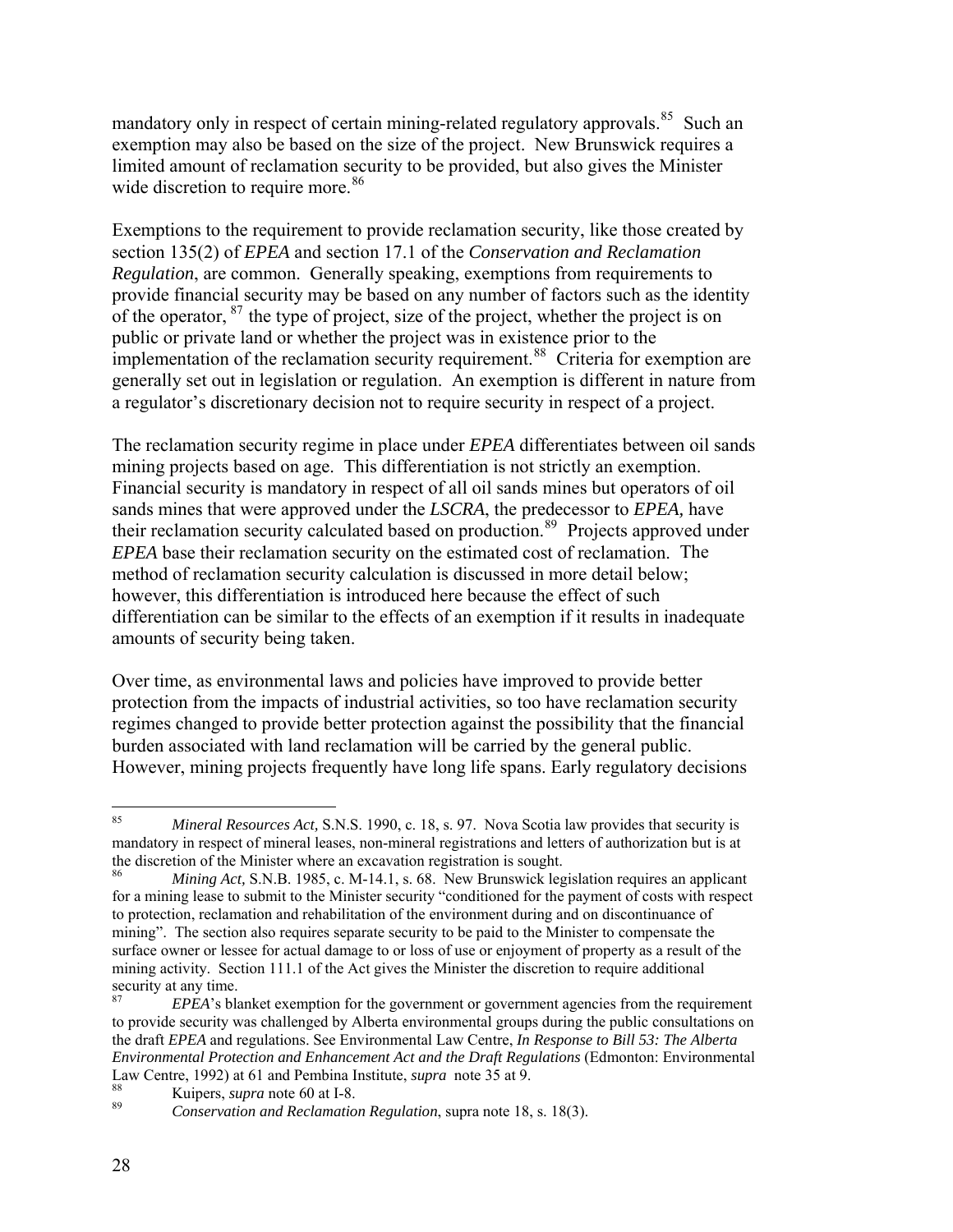mandatory only in respect of certain mining-related regulatory approvals.[85] Such an exemption may also be based on the size of the project. New Brunswick requires a limited amount of reclamation security to be provided, but also gives the Minister wide discretion to require more.[86]

Exemptions to the requirement to provide reclamation security, like those created by section 135(2) of *EPEA* and section 17.1 of the *Conservation and Reclamation Regulation*, are common. Generally speaking, exemptions from requirements to provide financial security may be based on any number of factors such as the identity of the operator, [87] the type of project, size of the project, whether the project is on public or private land or whether the project was in existence prior to the implementation of the reclamation security requirement.[88] Criteria for exemption are generally set out in legislation or regulation. An exemption is different in nature from a regulator's discretionary decision not to require security in respect of a project.

The reclamation security regime in place under *EPEA* differentiates between oil sands mining projects based on age. This differentiation is not strictly an exemption. Financial security is mandatory in respect of all oil sands mines but operators of oil sands mines that were approved under the *LSCRA*, the predecessor to *EPEA,* have their reclamation security calculated based on production.[89] Projects approved under *EPEA* base their reclamation security on the estimated cost of reclamation. The method of reclamation security calculation is discussed in more detail below; however, this differentiation is introduced here because the effect of such differentiation can be similar to the effects of an exemption if it results in inadequate amounts of security being taken.

Over time, as environmental laws and policies have improved to provide better protection from the impacts of industrial activities, so too have reclamation security regimes changed to provide better protection against the possibility that the financial burden associated with land reclamation will be carried by the general public. However, mining projects frequently have long life spans. Early regulatory decisions

---

[85] *Mineral Resources Act,* S.N.S. 1990, c. 18, s. 97. Nova Scotia law provides that security is mandatory in respect of mineral leases, non-mineral registrations and letters of authorization but is at the discretion of the Minister where an excavation registration is sought.

[86] *Mining Act,* S.N.B. 1985, c. M-14.1, s. 68. New Brunswick legislation requires an applicant for a mining lease to submit to the Minister security "conditioned for the payment of costs with respect to protection, reclamation and rehabilitation of the environment during and on discontinuance of mining". The section also requires separate security to be paid to the Minister to compensate the surface owner or lessee for actual damage to or loss of use or enjoyment of property as a result of the mining activity. Section 111.1 of the Act gives the Minister the discretion to require additional security at any time.

[87] *EPEA*'s blanket exemption for the government or government agencies from the requirement to provide security was challenged by Alberta environmental groups during the public consultations on the draft *EPEA* and regulations. See Environmental Law Centre, ***In Response to Bill 53: The Alberta Environmental Protection and Enhancement Act and the Draft Regulations*** (Edmonton: Environmental Law Centre, 1992) at 61 and Pembina Institute, *supra* note 35 at 9.

[88] Kuipers, *supra* note 60 at I-8.

[89] *Conservation and Reclamation Regulation*, supra note 18, s. 18(3).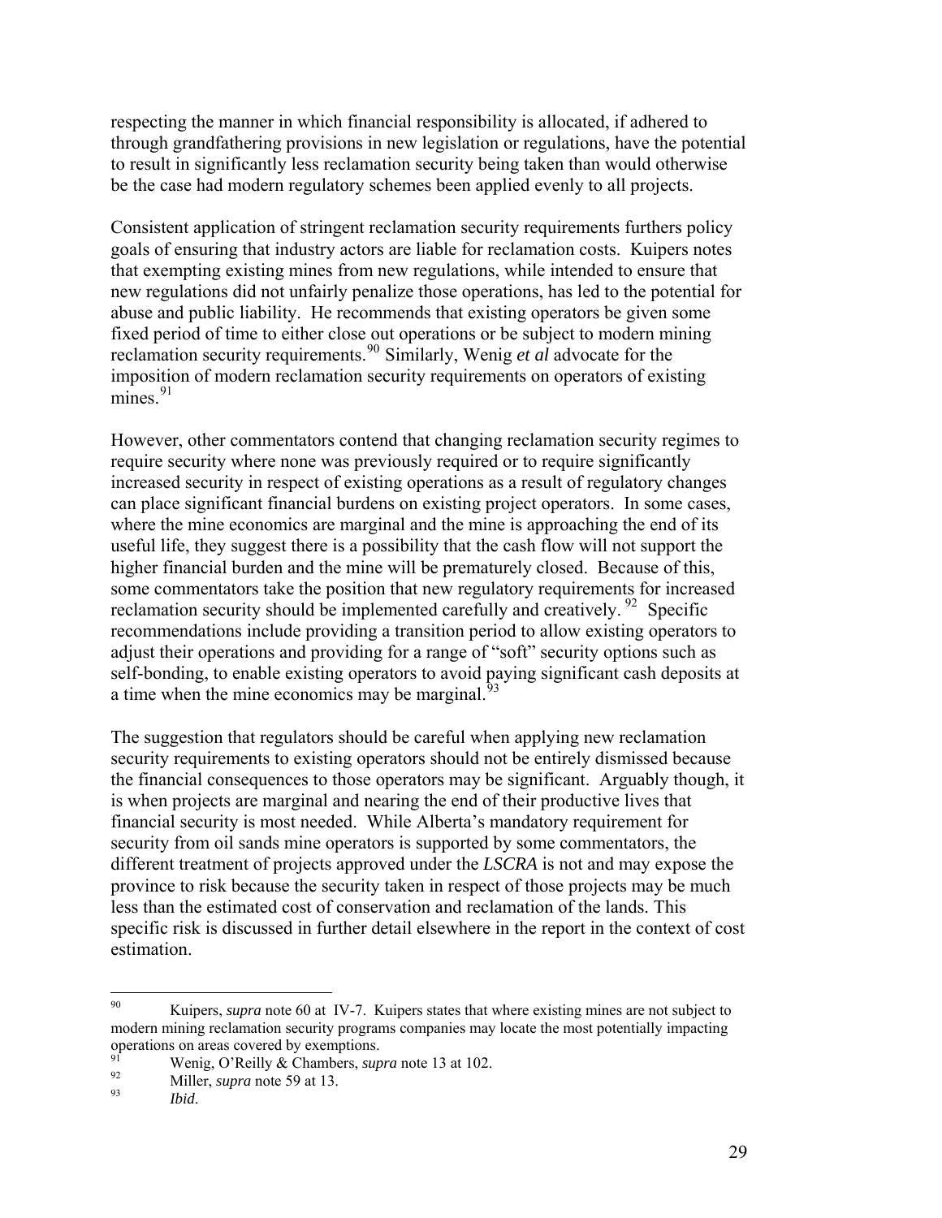respecting the manner in which financial responsibility is allocated, if adhered to through grandfathering provisions in new legislation or regulations, have the potential to result in significantly less reclamation security being taken than would otherwise be the case had modern regulatory schemes been applied evenly to all projects.

Consistent application of stringent reclamation security requirements furthers policy goals of ensuring that industry actors are liable for reclamation costs. Kuipers notes that exempting existing mines from new regulations, while intended to ensure that new regulations did not unfairly penalize those operations, has led to the potential for abuse and public liability. He recommends that existing operators be given some fixed period of time to either close out operations or be subject to modern mining reclamation security requirements.[90] Similarly, Wenig *et al* advocate for the imposition of modern reclamation security requirements on operators of existing mines.[91]

However, other commentators contend that changing reclamation security regimes to require security where none was previously required or to require significantly increased security in respect of existing operations as a result of regulatory changes can place significant financial burdens on existing project operators. In some cases, where the mine economics are marginal and the mine is approaching the end of its useful life, they suggest there is a possibility that the cash flow will not support the higher financial burden and the mine will be prematurely closed. Because of this, some commentators take the position that new regulatory requirements for increased reclamation security should be implemented carefully and creatively.[92] Specific recommendations include providing a transition period to allow existing operators to adjust their operations and providing for a range of "soft" security options such as self-bonding, to enable existing operators to avoid paying significant cash deposits at a time when the mine economics may be marginal.[93]

The suggestion that regulators should be careful when applying new reclamation security requirements to existing operators should not be entirely dismissed because the financial consequences to those operators may be significant. Arguably though, it is when projects are marginal and nearing the end of their productive lives that financial security is most needed. While Alberta's mandatory requirement for security from oil sands mine operators is supported by some commentators, the different treatment of projects approved under the *LSCRA* is not and may expose the province to risk because the security taken in respect of those projects may be much less than the estimated cost of conservation and reclamation of the lands. This specific risk is discussed in further detail elsewhere in the report in the context of cost estimation.

---

[90] Kuipers, *supra* note 60 at IV-7. Kuipers states that where existing mines are not subject to modern mining reclamation security programs companies may locate the most potentially impacting operations on areas covered by exemptions.

[91] Wenig, O'Reilly & Chambers, *supra* note 13 at 102.

[92] Miller, *supra* note 59 at 13.

[93] *Ibid*.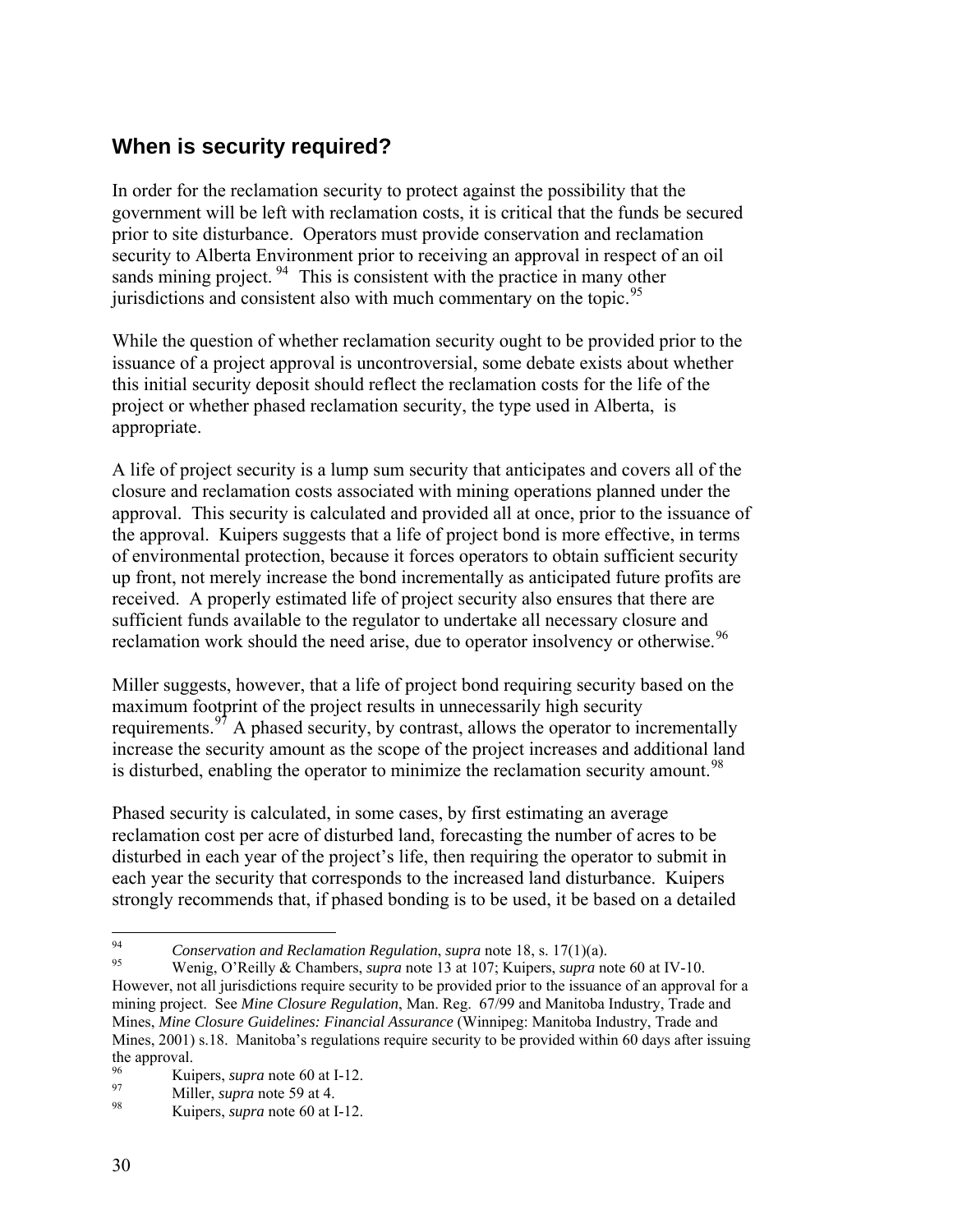## When is security required?

In order for the reclamation security to protect against the possibility that the government will be left with reclamation costs, it is critical that the funds be secured prior to site disturbance. Operators must provide conservation and reclamation security to Alberta Environment prior to receiving an approval in respect of an oil sands mining project. [94] This is consistent with the practice in many other jurisdictions and consistent also with much commentary on the topic.[95]

While the question of whether reclamation security ought to be provided prior to the issuance of a project approval is uncontroversial, some debate exists about whether this initial security deposit should reflect the reclamation costs for the life of the project or whether phased reclamation security, the type used in Alberta, is appropriate.

A life of project security is a lump sum security that anticipates and covers all of the closure and reclamation costs associated with mining operations planned under the approval. This security is calculated and provided all at once, prior to the issuance of the approval. Kuipers suggests that a life of project bond is more effective, in terms of environmental protection, because it forces operators to obtain sufficient security up front, not merely increase the bond incrementally as anticipated future profits are received. A properly estimated life of project security also ensures that there are sufficient funds available to the regulator to undertake all necessary closure and reclamation work should the need arise, due to operator insolvency or otherwise.[96]

Miller suggests, however, that a life of project bond requiring security based on the maximum footprint of the project results in unnecessarily high security requirements.[97] A phased security, by contrast, allows the operator to incrementally increase the security amount as the scope of the project increases and additional land is disturbed, enabling the operator to minimize the reclamation security amount.[98]

Phased security is calculated, in some cases, by first estimating an average reclamation cost per acre of disturbed land, forecasting the number of acres to be disturbed in each year of the project's life, then requiring the operator to submit in each year the security that corresponds to the increased land disturbance. Kuipers strongly recommends that, if phased bonding is to be used, it be based on a detailed

---

[94] *Conservation and Reclamation Regulation*, *supra* note 18, s. 17(1)(a).

[95] Wenig, O'Reilly & Chambers, *supra* note 13 at 107; Kuipers, *supra* note 60 at IV-10. However, not all jurisdictions require security to be provided prior to the issuance of an approval for a mining project. See *Mine Closure Regulation*, Man. Reg. 67/99 and Manitoba Industry, Trade and Mines, *Mine Closure Guidelines: Financial Assurance* (Winnipeg: Manitoba Industry, Trade and Mines, 2001) s.18. Manitoba's regulations require security to be provided within 60 days after issuing the approval.

[96] Kuipers, *supra* note 60 at I-12.

[97] Miller, *supra* note 59 at 4.

[98] Kuipers, *supra* note 60 at I-12.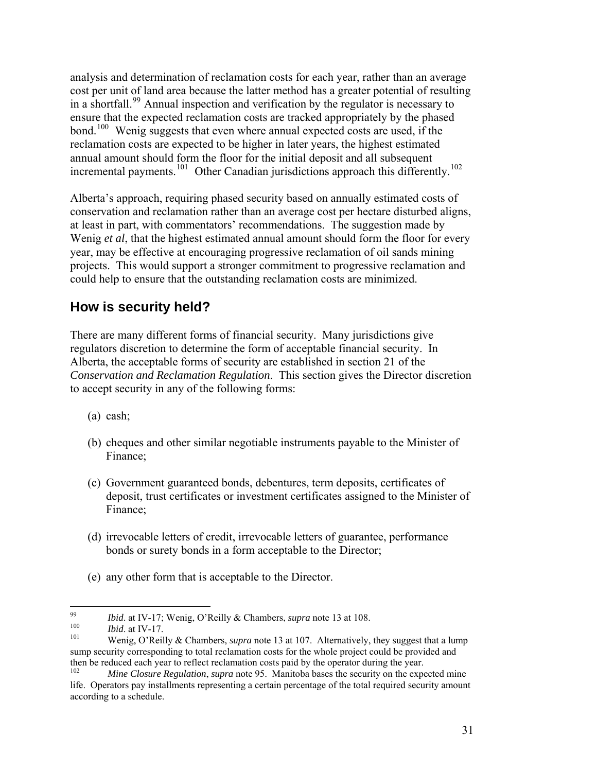analysis and determination of reclamation costs for each year, rather than an average cost per unit of land area because the latter method has a greater potential of resulting in a shortfall.[99] Annual inspection and verification by the regulator is necessary to ensure that the expected reclamation costs are tracked appropriately by the phased bond.[100] Wenig suggests that even where annual expected costs are used, if the reclamation costs are expected to be higher in later years, the highest estimated annual amount should form the floor for the initial deposit and all subsequent incremental payments.[101] Other Canadian jurisdictions approach this differently.[102]

Alberta's approach, requiring phased security based on annually estimated costs of conservation and reclamation rather than an average cost per hectare disturbed aligns, at least in part, with commentators' recommendations. The suggestion made by Wenig *et al*, that the highest estimated annual amount should form the floor for every year, may be effective at encouraging progressive reclamation of oil sands mining projects. This would support a stronger commitment to progressive reclamation and could help to ensure that the outstanding reclamation costs are minimized.

## How is security held?

There are many different forms of financial security. Many jurisdictions give regulators discretion to determine the form of acceptable financial security. In Alberta, the acceptable forms of security are established in section 21 of the *Conservation and Reclamation Regulation*. This section gives the Director discretion to accept security in any of the following forms:

(a) cash;

(b) cheques and other similar negotiable instruments payable to the Minister of Finance;

(c) Government guaranteed bonds, debentures, term deposits, certificates of deposit, trust certificates or investment certificates assigned to the Minister of Finance;

(d) irrevocable letters of credit, irrevocable letters of guarantee, performance bonds or surety bonds in a form acceptable to the Director;

(e) any other form that is acceptable to the Director.

---

[99] *Ibid*. at IV-17; Wenig, O'Reilly & Chambers, *supra* note 13 at 108.

[100] *Ibid*. at IV-17.

[101] Wenig, O'Reilly & Chambers, *supra* note 13 at 107. Alternatively, they suggest that a lump sump security corresponding to total reclamation costs for the whole project could be provided and then be reduced each year to reflect reclamation costs paid by the operator during the year.

[102] *Mine Closure Regulation*, *supra* note 95. Manitoba bases the security on the expected mine life. Operators pay installments representing a certain percentage of the total required security amount according to a schedule.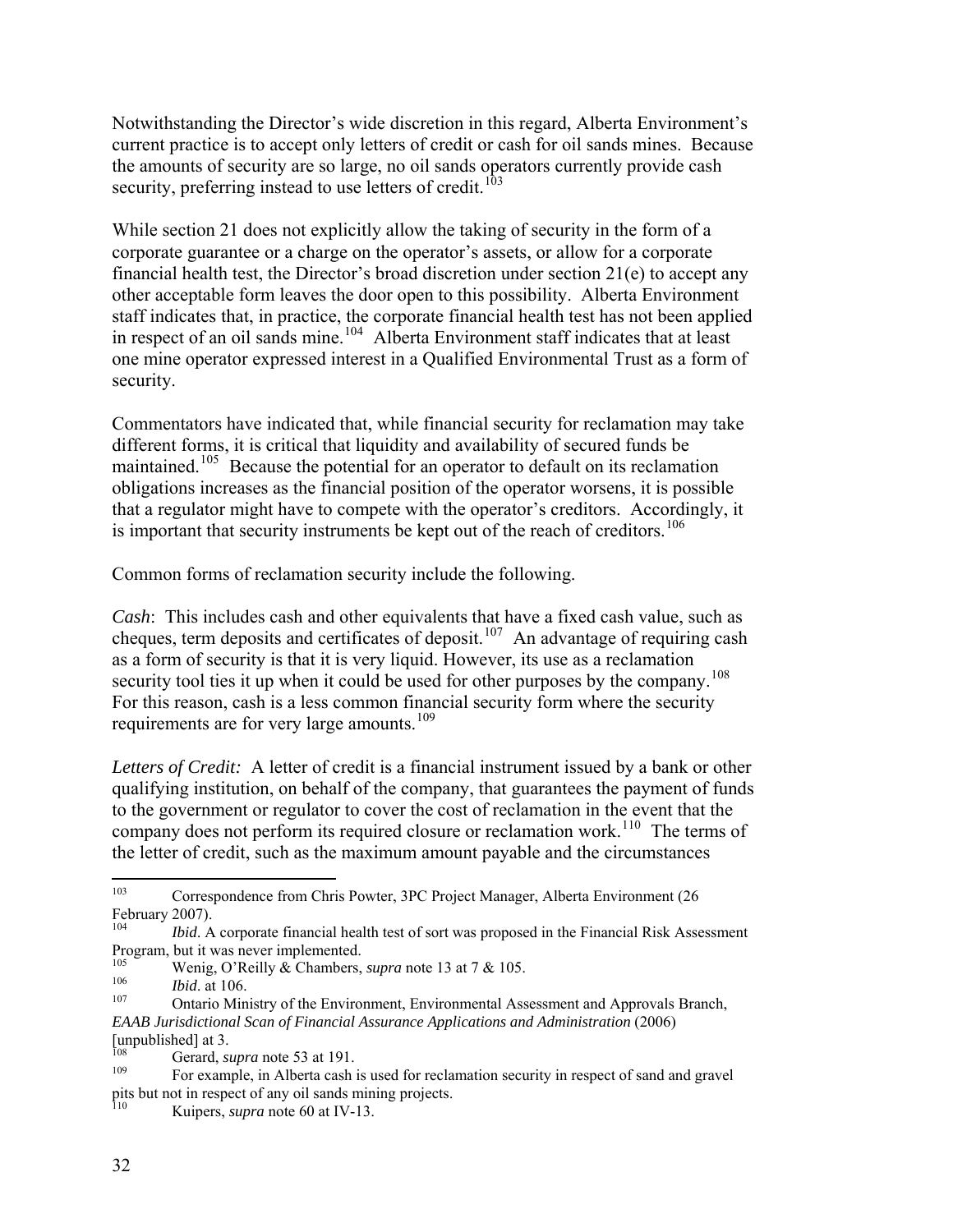Notwithstanding the Director's wide discretion in this regard, Alberta Environment's current practice is to accept only letters of credit or cash for oil sands mines. Because the amounts of security are so large, no oil sands operators currently provide cash security, preferring instead to use letters of credit.[103]

While section 21 does not explicitly allow the taking of security in the form of a corporate guarantee or a charge on the operator's assets, or allow for a corporate financial health test, the Director's broad discretion under section 21(e) to accept any other acceptable form leaves the door open to this possibility. Alberta Environment staff indicates that, in practice, the corporate financial health test has not been applied in respect of an oil sands mine.[104] Alberta Environment staff indicates that at least one mine operator expressed interest in a Qualified Environmental Trust as a form of security.

Commentators have indicated that, while financial security for reclamation may take different forms, it is critical that liquidity and availability of secured funds be maintained.[105] Because the potential for an operator to default on its reclamation obligations increases as the financial position of the operator worsens, it is possible that a regulator might have to compete with the operator's creditors. Accordingly, it is important that security instruments be kept out of the reach of creditors.[106]

Common forms of reclamation security include the following.

*Cash*: This includes cash and other equivalents that have a fixed cash value, such as cheques, term deposits and certificates of deposit.[107] An advantage of requiring cash as a form of security is that it is very liquid. However, its use as a reclamation security tool ties it up when it could be used for other purposes by the company.[108] For this reason, cash is a less common financial security form where the security requirements are for very large amounts.[109]

*Letters of Credit:* A letter of credit is a financial instrument issued by a bank or other qualifying institution, on behalf of the company, that guarantees the payment of funds to the government or regulator to cover the cost of reclamation in the event that the company does not perform its required closure or reclamation work.[110] The terms of the letter of credit, such as the maximum amount payable and the circumstances

---

[103] Correspondence from Chris Powter, 3PC Project Manager, Alberta Environment (26 February 2007).

[104] *Ibid*. A corporate financial health test of sort was proposed in the Financial Risk Assessment Program, but it was never implemented.

[105] Wenig, O'Reilly & Chambers, *supra* note 13 at 7 & 105.

[106] *Ibid*. at 106.

[107] Ontario Ministry of the Environment, Environmental Assessment and Approvals Branch, *EAAB Jurisdictional Scan of Financial Assurance Applications and Administration* (2006) [unpublished] at 3.

[108] Gerard, *supra* note 53 at 191.

[109] For example, in Alberta cash is used for reclamation security in respect of sand and gravel pits but not in respect of any oil sands mining projects.

[110] Kuipers, *supra* note 60 at IV-13.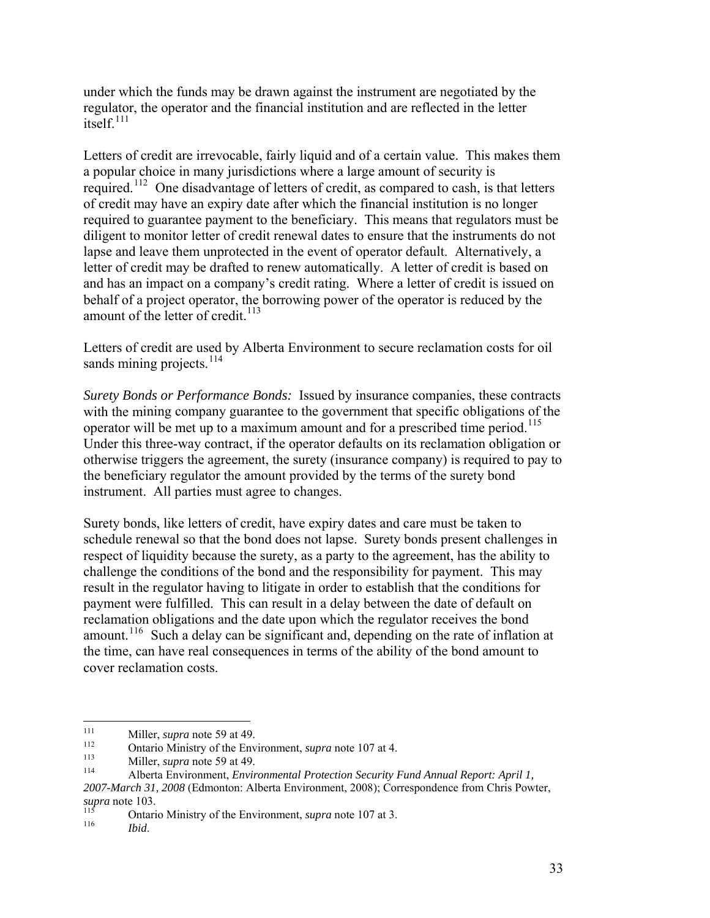under which the funds may be drawn against the instrument are negotiated by the regulator, the operator and the financial institution and are reflected in the letter itself.[111]

Letters of credit are irrevocable, fairly liquid and of a certain value. This makes them a popular choice in many jurisdictions where a large amount of security is required.[112] One disadvantage of letters of credit, as compared to cash, is that letters of credit may have an expiry date after which the financial institution is no longer required to guarantee payment to the beneficiary. This means that regulators must be diligent to monitor letter of credit renewal dates to ensure that the instruments do not lapse and leave them unprotected in the event of operator default. Alternatively, a letter of credit may be drafted to renew automatically. A letter of credit is based on and has an impact on a company's credit rating. Where a letter of credit is issued on behalf of a project operator, the borrowing power of the operator is reduced by the amount of the letter of credit.[113]

Letters of credit are used by Alberta Environment to secure reclamation costs for oil sands mining projects.[114]

*Surety Bonds or Performance Bonds:* Issued by insurance companies, these contracts with the mining company guarantee to the government that specific obligations of the operator will be met up to a maximum amount and for a prescribed time period.[115] Under this three-way contract, if the operator defaults on its reclamation obligation or otherwise triggers the agreement, the surety (insurance company) is required to pay to the beneficiary regulator the amount provided by the terms of the surety bond instrument. All parties must agree to changes.

Surety bonds, like letters of credit, have expiry dates and care must be taken to schedule renewal so that the bond does not lapse. Surety bonds present challenges in respect of liquidity because the surety, as a party to the agreement, has the ability to challenge the conditions of the bond and the responsibility for payment. This may result in the regulator having to litigate in order to establish that the conditions for payment were fulfilled. This can result in a delay between the date of default on reclamation obligations and the date upon which the regulator receives the bond amount.[116] Such a delay can be significant and, depending on the rate of inflation at the time, can have real consequences in terms of the ability of the bond amount to cover reclamation costs.

---

[111] Miller, *supra* note 59 at 49.

[112] Ontario Ministry of the Environment, *supra* note 107 at 4.

[113] Miller, *supra* note 59 at 49.

[114] Alberta Environment, *Environmental Protection Security Fund Annual Report: April 1, 2007-March 31, 2008* (Edmonton: Alberta Environment, 2008); Correspondence from Chris Powter, *supra* note 103.

[115] Ontario Ministry of the Environment, *supra* note 107 at 3.

[116] *Ibid*.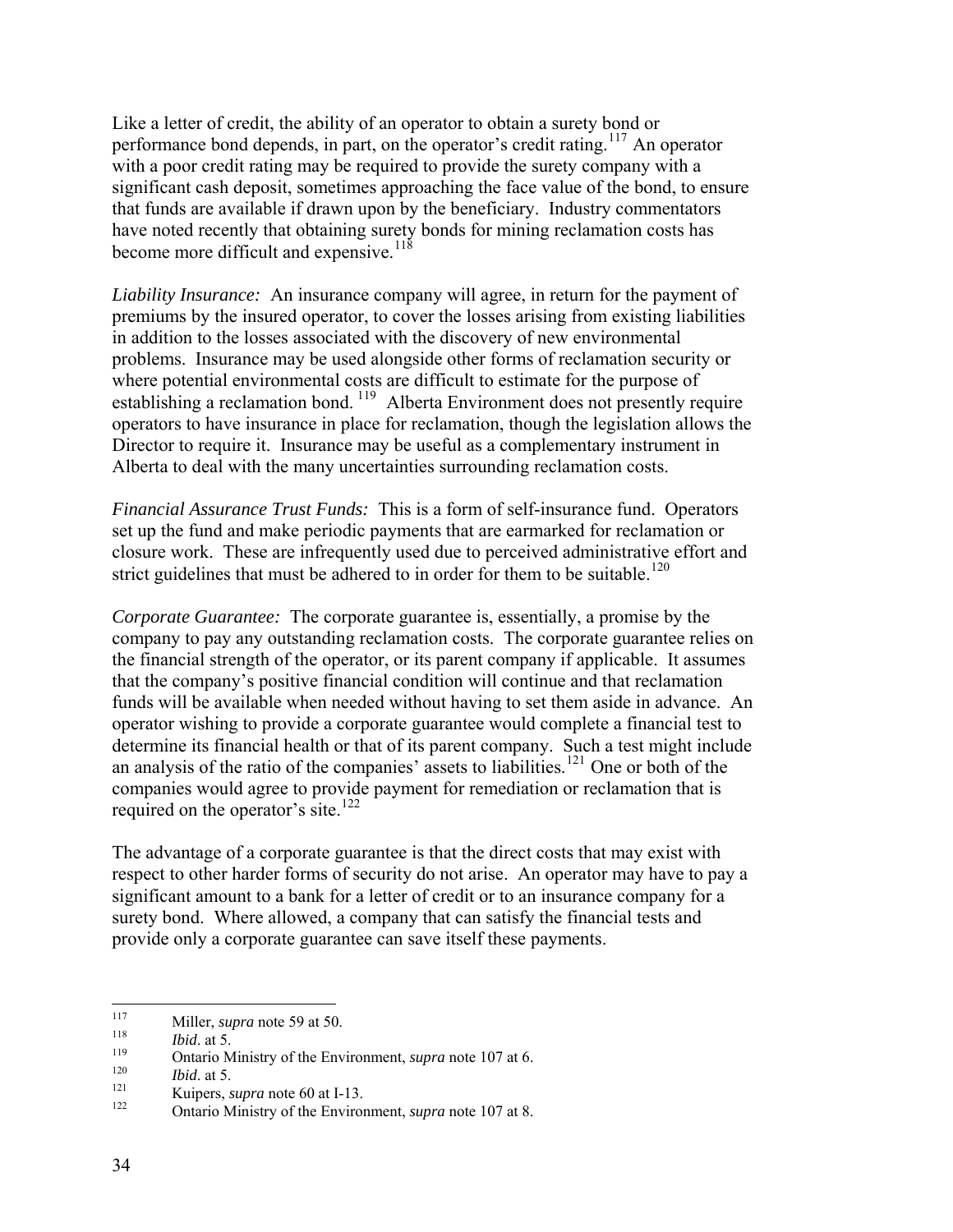Like a letter of credit, the ability of an operator to obtain a surety bond or performance bond depends, in part, on the operator's credit rating.[117] An operator with a poor credit rating may be required to provide the surety company with a significant cash deposit, sometimes approaching the face value of the bond, to ensure that funds are available if drawn upon by the beneficiary. Industry commentators have noted recently that obtaining surety bonds for mining reclamation costs has become more difficult and expensive.[118]

*Liability Insurance:* An insurance company will agree, in return for the payment of premiums by the insured operator, to cover the losses arising from existing liabilities in addition to the losses associated with the discovery of new environmental problems. Insurance may be used alongside other forms of reclamation security or where potential environmental costs are difficult to estimate for the purpose of establishing a reclamation bond.[119] Alberta Environment does not presently require operators to have insurance in place for reclamation, though the legislation allows the Director to require it. Insurance may be useful as a complementary instrument in Alberta to deal with the many uncertainties surrounding reclamation costs.

*Financial Assurance Trust Funds:* This is a form of self-insurance fund. Operators set up the fund and make periodic payments that are earmarked for reclamation or closure work. These are infrequently used due to perceived administrative effort and strict guidelines that must be adhered to in order for them to be suitable.[120]

*Corporate Guarantee:* The corporate guarantee is, essentially, a promise by the company to pay any outstanding reclamation costs. The corporate guarantee relies on the financial strength of the operator, or its parent company if applicable. It assumes that the company's positive financial condition will continue and that reclamation funds will be available when needed without having to set them aside in advance. An operator wishing to provide a corporate guarantee would complete a financial test to determine its financial health or that of its parent company. Such a test might include an analysis of the ratio of the companies' assets to liabilities.[121] One or both of the companies would agree to provide payment for remediation or reclamation that is required on the operator's site.[122]

The advantage of a corporate guarantee is that the direct costs that may exist with respect to other harder forms of security do not arise. An operator may have to pay a significant amount to a bank for a letter of credit or to an insurance company for a surety bond. Where allowed, a company that can satisfy the financial tests and provide only a corporate guarantee can save itself these payments.

---

[117] Miller, *supra* note 59 at 50.

[118] *Ibid*. at 5.

[119] Ontario Ministry of the Environment, *supra* note 107 at 6.

[120] *Ibid*. at 5.

[121] Kuipers, *supra* note 60 at I-13.

[122] Ontario Ministry of the Environment, *supra* note 107 at 8.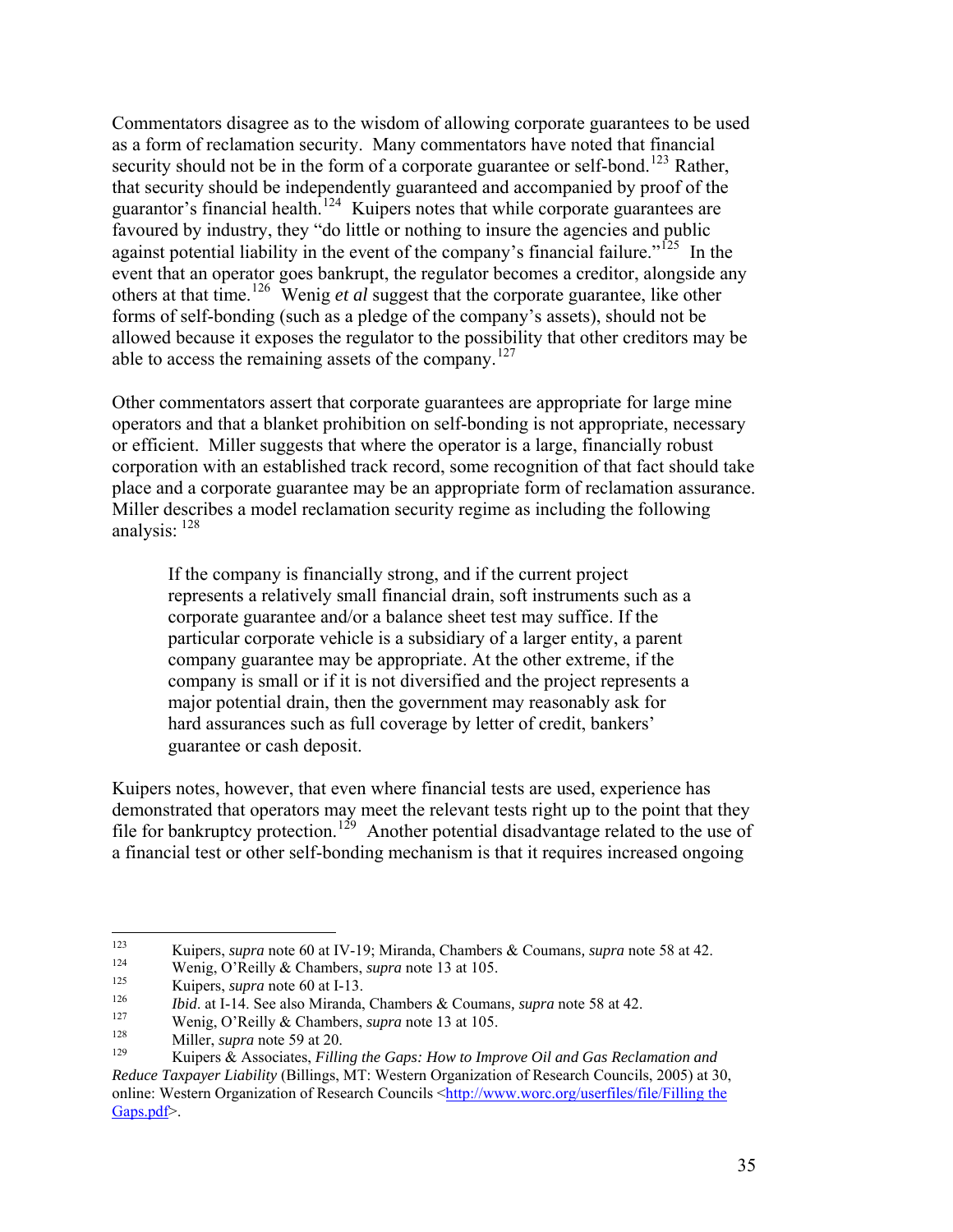Commentators disagree as to the wisdom of allowing corporate guarantees to be used as a form of reclamation security. Many commentators have noted that financial security should not be in the form of a corporate guarantee or self-bond.[123] Rather, that security should be independently guaranteed and accompanied by proof of the guarantor's financial health.[124] Kuipers notes that while corporate guarantees are favoured by industry, they "do little or nothing to insure the agencies and public against potential liability in the event of the company's financial failure."[125] In the event that an operator goes bankrupt, the regulator becomes a creditor, alongside any others at that time.[126] Wenig *et al* suggest that the corporate guarantee, like other forms of self-bonding (such as a pledge of the company's assets), should not be allowed because it exposes the regulator to the possibility that other creditors may be able to access the remaining assets of the company.[127]

Other commentators assert that corporate guarantees are appropriate for large mine operators and that a blanket prohibition on self-bonding is not appropriate, necessary or efficient. Miller suggests that where the operator is a large, financially robust corporation with an established track record, some recognition of that fact should take place and a corporate guarantee may be an appropriate form of reclamation assurance. Miller describes a model reclamation security regime as including the following analysis: [128]

> If the company is financially strong, and if the current project represents a relatively small financial drain, soft instruments such as a corporate guarantee and/or a balance sheet test may suffice. If the particular corporate vehicle is a subsidiary of a larger entity, a parent company guarantee may be appropriate. At the other extreme, if the company is small or if it is not diversified and the project represents a major potential drain, then the government may reasonably ask for hard assurances such as full coverage by letter of credit, bankers' guarantee or cash deposit.

Kuipers notes, however, that even where financial tests are used, experience has demonstrated that operators may meet the relevant tests right up to the point that they file for bankruptcy protection.[129] Another potential disadvantage related to the use of a financial test or other self-bonding mechanism is that it requires increased ongoing

---

[123] Kuipers, *supra* note 60 at IV-19; Miranda, Chambers & Coumans, *supra* note 58 at 42.

[124] Wenig, O'Reilly & Chambers, *supra* note 13 at 105.

[125] Kuipers, *supra* note 60 at I-13.

[126] *Ibid*. at I-14. See also Miranda, Chambers & Coumans, *supra* note 58 at 42.

[127] Wenig, O'Reilly & Chambers, *supra* note 13 at 105.

[128] Miller, *supra* note 59 at 20.

[129] Kuipers & Associates, *Filling the Gaps: How to Improve Oil and Gas Reclamation and Reduce Taxpayer Liability* (Billings, MT: Western Organization of Research Councils, 2005) at 30, online: Western Organization of Research Councils <http://www.worc.org/userfiles/file/Filling the Gaps.pdf>.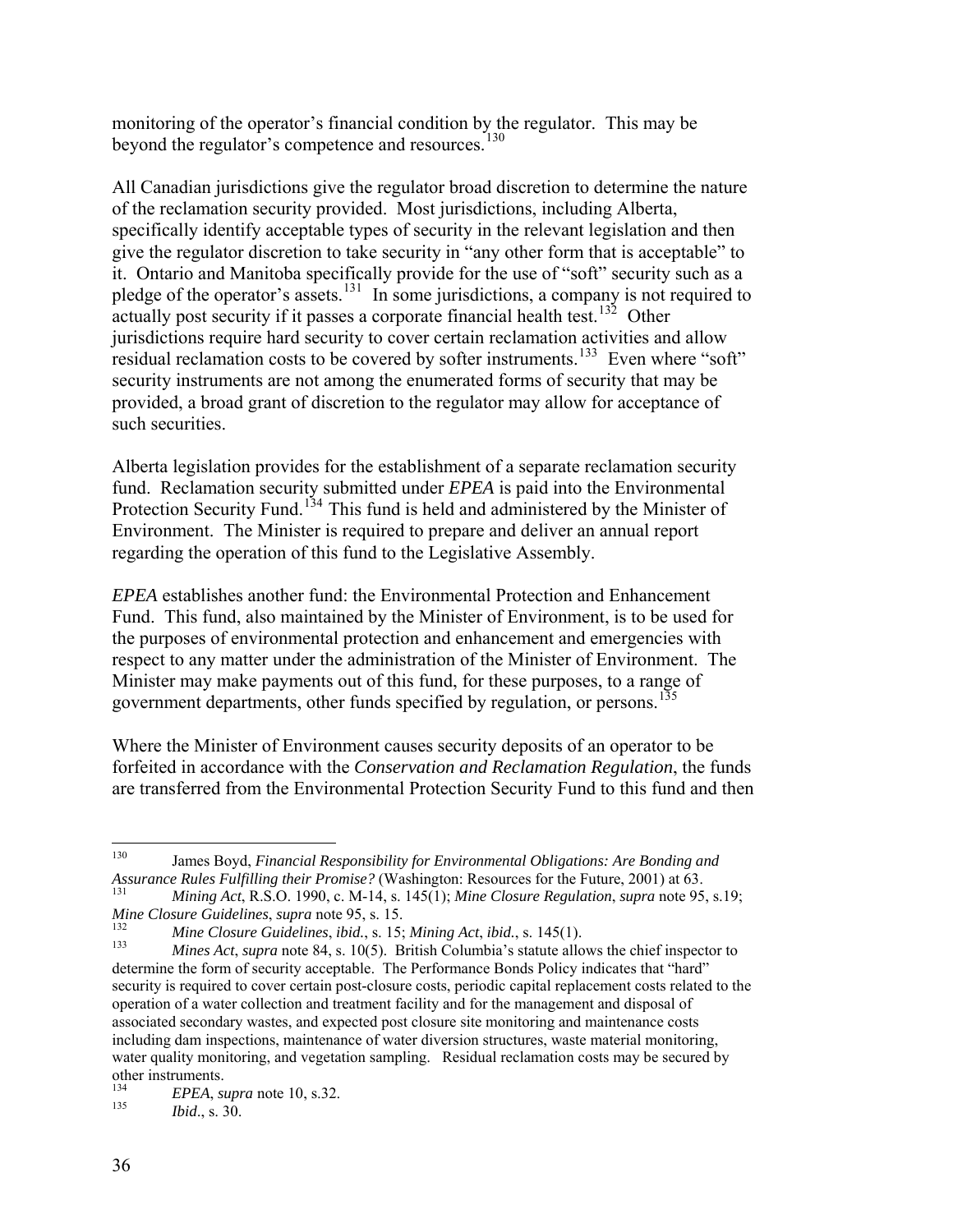monitoring of the operator's financial condition by the regulator. This may be beyond the regulator's competence and resources.[130]

All Canadian jurisdictions give the regulator broad discretion to determine the nature of the reclamation security provided. Most jurisdictions, including Alberta, specifically identify acceptable types of security in the relevant legislation and then give the regulator discretion to take security in "any other form that is acceptable" to it. Ontario and Manitoba specifically provide for the use of "soft" security such as a pledge of the operator's assets.[131] In some jurisdictions, a company is not required to actually post security if it passes a corporate financial health test.[132] Other jurisdictions require hard security to cover certain reclamation activities and allow residual reclamation costs to be covered by softer instruments.[133] Even where "soft" security instruments are not among the enumerated forms of security that may be provided, a broad grant of discretion to the regulator may allow for acceptance of such securities.

Alberta legislation provides for the establishment of a separate reclamation security fund. Reclamation security submitted under *EPEA* is paid into the Environmental Protection Security Fund.[134] This fund is held and administered by the Minister of Environment. The Minister is required to prepare and deliver an annual report regarding the operation of this fund to the Legislative Assembly.

*EPEA* establishes another fund: the Environmental Protection and Enhancement Fund. This fund, also maintained by the Minister of Environment, is to be used for the purposes of environmental protection and enhancement and emergencies with respect to any matter under the administration of the Minister of Environment. The Minister may make payments out of this fund, for these purposes, to a range of government departments, other funds specified by regulation, or persons.[135]

Where the Minister of Environment causes security deposits of an operator to be forfeited in accordance with the *Conservation and Reclamation Regulation*, the funds are transferred from the Environmental Protection Security Fund to this fund and then

---

[130] James Boyd, *Financial Responsibility for Environmental Obligations: Are Bonding and Assurance Rules Fulfilling their Promise?* (Washington: Resources for the Future, 2001) at 63.

[131] *Mining Act*, R.S.O. 1990, c. M-14, s. 145(1); *Mine Closure Regulation*, *supra* note 95, s.19; *Mine Closure Guidelines*, *supra* note 95, s. 15.

[132] *Mine Closure Guidelines*, *ibid.*, s. 15; *Mining Act*, *ibid.*, s. 145(1).

[133] *Mines Act*, *supra* note 84, s. 10(5). British Columbia's statute allows the chief inspector to determine the form of security acceptable. The Performance Bonds Policy indicates that "hard" security is required to cover certain post-closure costs, periodic capital replacement costs related to the operation of a water collection and treatment facility and for the management and disposal of associated secondary wastes, and expected post closure site monitoring and maintenance costs including dam inspections, maintenance of water diversion structures, waste material monitoring, water quality monitoring, and vegetation sampling. Residual reclamation costs may be secured by other instruments.

[134] *EPEA*, *supra* note 10, s.32.

[135] *Ibid*., s. 30.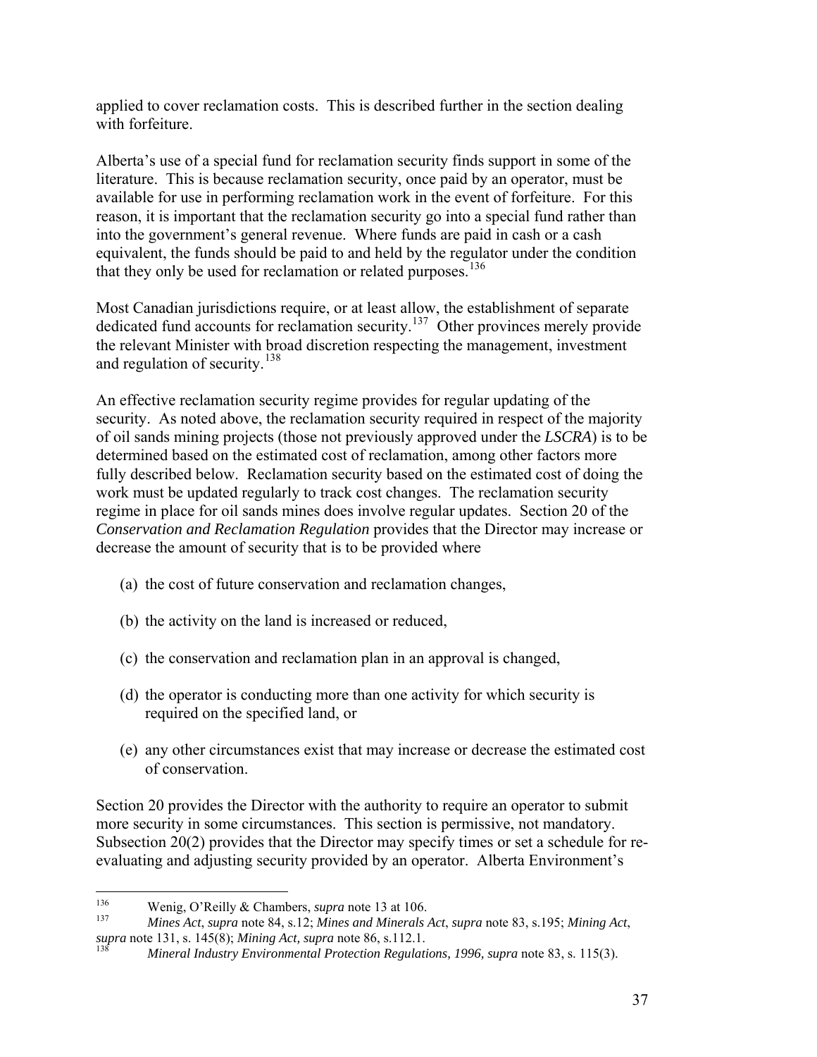applied to cover reclamation costs. This is described further in the section dealing with forfeiture.

Alberta's use of a special fund for reclamation security finds support in some of the literature. This is because reclamation security, once paid by an operator, must be available for use in performing reclamation work in the event of forfeiture. For this reason, it is important that the reclamation security go into a special fund rather than into the government's general revenue. Where funds are paid in cash or a cash equivalent, the funds should be paid to and held by the regulator under the condition that they only be used for reclamation or related purposes.[136]

Most Canadian jurisdictions require, or at least allow, the establishment of separate dedicated fund accounts for reclamation security.[137] Other provinces merely provide the relevant Minister with broad discretion respecting the management, investment and regulation of security.[138]

An effective reclamation security regime provides for regular updating of the security. As noted above, the reclamation security required in respect of the majority of oil sands mining projects (those not previously approved under the *LSCRA*) is to be determined based on the estimated cost of reclamation, among other factors more fully described below. Reclamation security based on the estimated cost of doing the work must be updated regularly to track cost changes. The reclamation security regime in place for oil sands mines does involve regular updates. Section 20 of the *Conservation and Reclamation Regulation* provides that the Director may increase or decrease the amount of security that is to be provided where

(a) the cost of future conservation and reclamation changes,

(b) the activity on the land is increased or reduced,

(c) the conservation and reclamation plan in an approval is changed,

(d) the operator is conducting more than one activity for which security is required on the specified land, or

(e) any other circumstances exist that may increase or decrease the estimated cost of conservation.

Section 20 provides the Director with the authority to require an operator to submit more security in some circumstances. This section is permissive, not mandatory. Subsection 20(2) provides that the Director may specify times or set a schedule for re-evaluating and adjusting security provided by an operator. Alberta Environment's

---

[136] Wenig, O'Reilly & Chambers, *supra* note 13 at 106.

[137] *Mines Act*, *supra* note 84, s.12; *Mines and Minerals Act*, *supra* note 83, s.195; *Mining Act*, *supra* note 131, s. 145(8); *Mining Act, supra* note 86, s.112.1.

[138] *Mineral Industry Environmental Protection Regulations, 1996, supra* note 83, s. 115(3).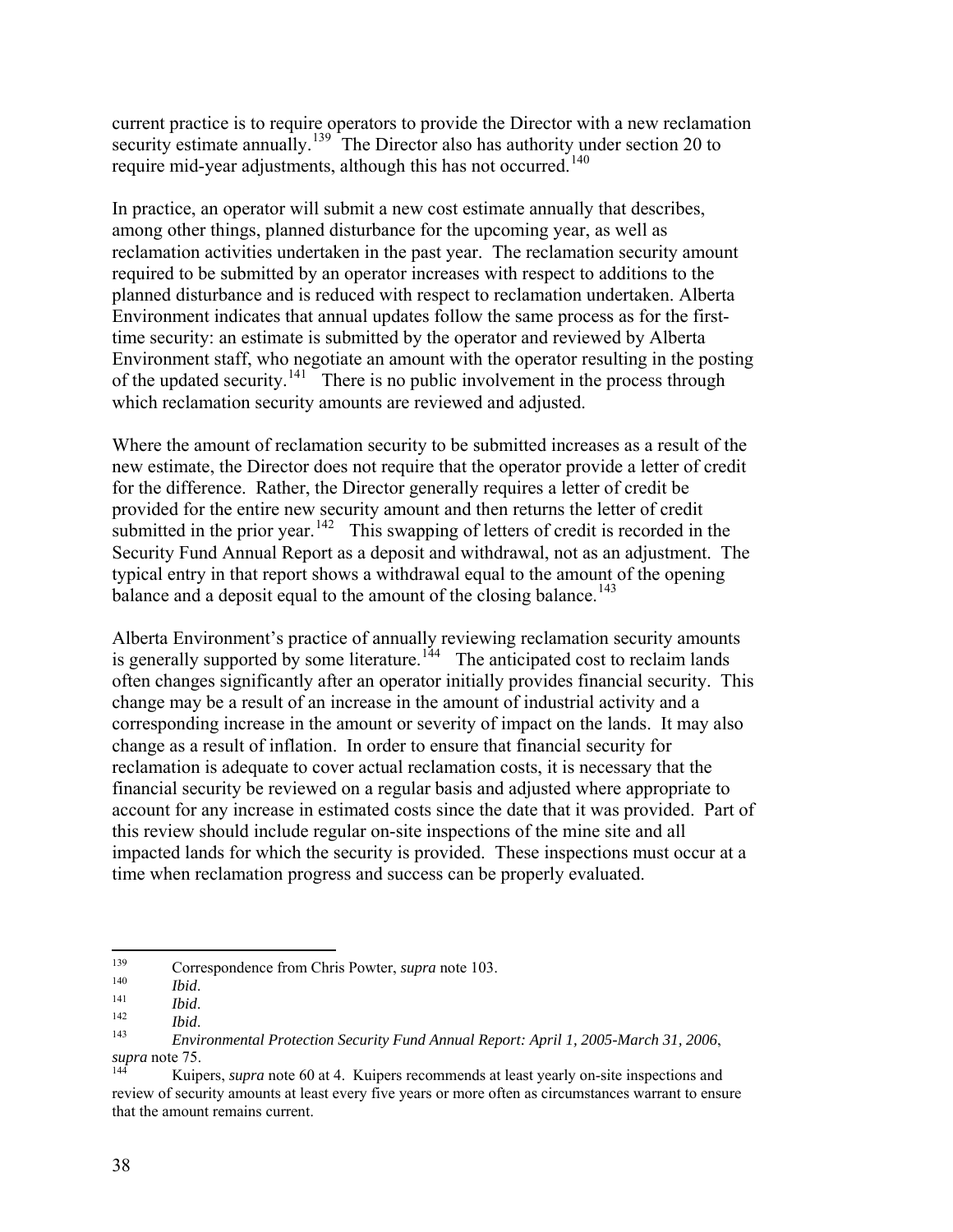current practice is to require operators to provide the Director with a new reclamation security estimate annually.[139] The Director also has authority under section 20 to require mid-year adjustments, although this has not occurred.[140]

In practice, an operator will submit a new cost estimate annually that describes, among other things, planned disturbance for the upcoming year, as well as reclamation activities undertaken in the past year. The reclamation security amount required to be submitted by an operator increases with respect to additions to the planned disturbance and is reduced with respect to reclamation undertaken. Alberta Environment indicates that annual updates follow the same process as for the first-time security: an estimate is submitted by the operator and reviewed by Alberta Environment staff, who negotiate an amount with the operator resulting in the posting of the updated security.[141] There is no public involvement in the process through which reclamation security amounts are reviewed and adjusted.

Where the amount of reclamation security to be submitted increases as a result of the new estimate, the Director does not require that the operator provide a letter of credit for the difference. Rather, the Director generally requires a letter of credit be provided for the entire new security amount and then returns the letter of credit submitted in the prior year.[142] This swapping of letters of credit is recorded in the Security Fund Annual Report as a deposit and withdrawal, not as an adjustment. The typical entry in that report shows a withdrawal equal to the amount of the opening balance and a deposit equal to the amount of the closing balance.[143]

Alberta Environment's practice of annually reviewing reclamation security amounts is generally supported by some literature.[144] The anticipated cost to reclaim lands often changes significantly after an operator initially provides financial security. This change may be a result of an increase in the amount of industrial activity and a corresponding increase in the amount or severity of impact on the lands. It may also change as a result of inflation. In order to ensure that financial security for reclamation is adequate to cover actual reclamation costs, it is necessary that the financial security be reviewed on a regular basis and adjusted where appropriate to account for any increase in estimated costs since the date that it was provided. Part of this review should include regular on-site inspections of the mine site and all impacted lands for which the security is provided. These inspections must occur at a time when reclamation progress and success can be properly evaluated.

---

[139] Correspondence from Chris Powter, *supra* note 103.

[140] *Ibid*.

[141] *Ibid*.

[142] *Ibid*.

[143] *Environmental Protection Security Fund Annual Report: April 1, 2005-March 31, 2006*, *supra* note 75.

[144] Kuipers, *supra* note 60 at 4. Kuipers recommends at least yearly on-site inspections and review of security amounts at least every five years or more often as circumstances warrant to ensure that the amount remains current.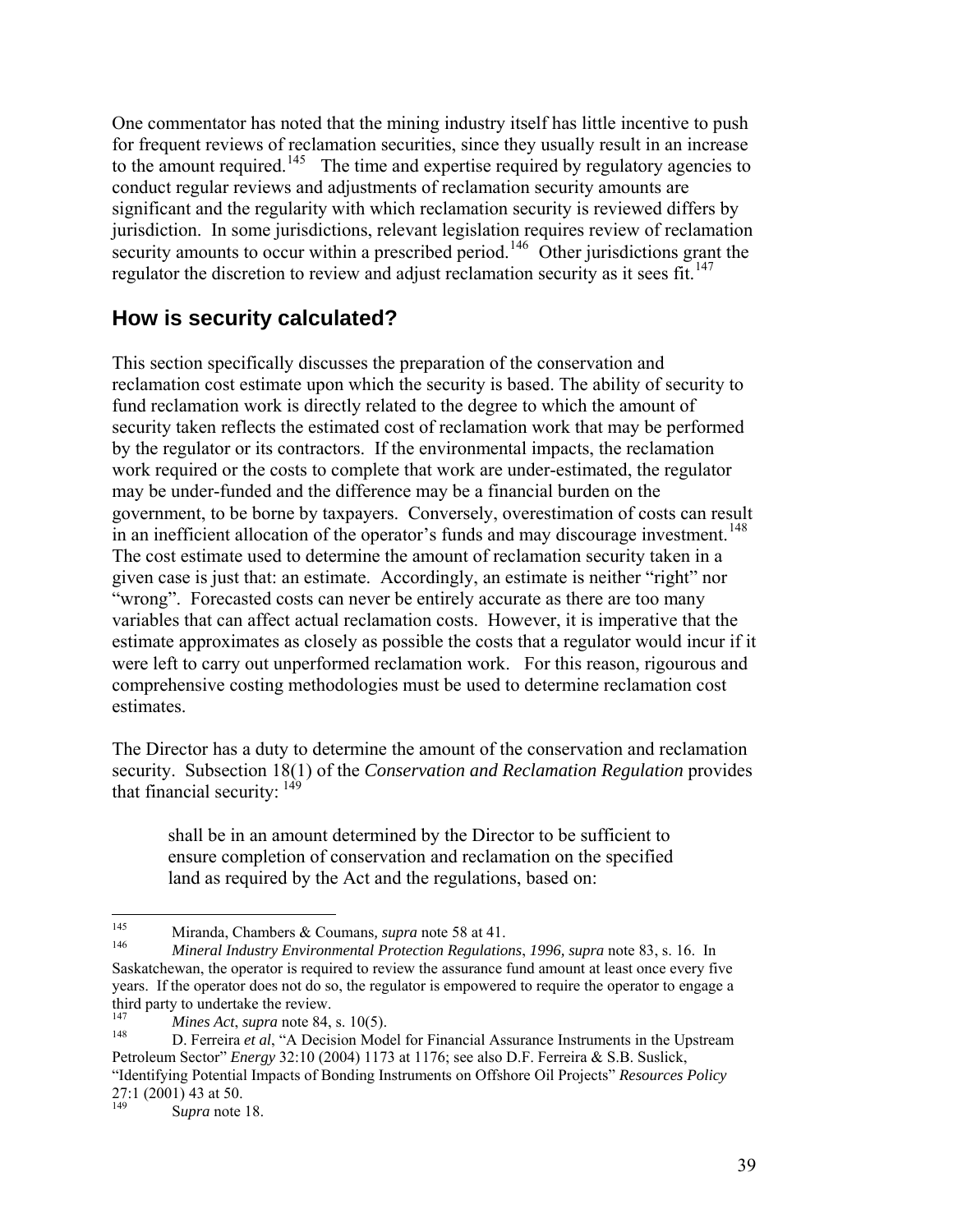One commentator has noted that the mining industry itself has little incentive to push for frequent reviews of reclamation securities, since they usually result in an increase to the amount required.[145] The time and expertise required by regulatory agencies to conduct regular reviews and adjustments of reclamation security amounts are significant and the regularity with which reclamation security is reviewed differs by jurisdiction. In some jurisdictions, relevant legislation requires review of reclamation security amounts to occur within a prescribed period.[146] Other jurisdictions grant the regulator the discretion to review and adjust reclamation security as it sees fit.[147]

## How is security calculated?

This section specifically discusses the preparation of the conservation and reclamation cost estimate upon which the security is based. The ability of security to fund reclamation work is directly related to the degree to which the amount of security taken reflects the estimated cost of reclamation work that may be performed by the regulator or its contractors. If the environmental impacts, the reclamation work required or the costs to complete that work are under-estimated, the regulator may be under-funded and the difference may be a financial burden on the government, to be borne by taxpayers. Conversely, overestimation of costs can result in an inefficient allocation of the operator's funds and may discourage investment.[148] The cost estimate used to determine the amount of reclamation security taken in a given case is just that: an estimate. Accordingly, an estimate is neither "right" nor "wrong". Forecasted costs can never be entirely accurate as there are too many variables that can affect actual reclamation costs. However, it is imperative that the estimate approximates as closely as possible the costs that a regulator would incur if it were left to carry out unperformed reclamation work. For this reason, rigourous and comprehensive costing methodologies must be used to determine reclamation cost estimates.

The Director has a duty to determine the amount of the conservation and reclamation security. Subsection 18(1) of the *Conservation and Reclamation Regulation* provides that financial security: [149]

> shall be in an amount determined by the Director to be sufficient to ensure completion of conservation and reclamation on the specified land as required by the Act and the regulations, based on:

---

[145] Miranda, Chambers & Coumans, *supra* note 58 at 41.

[146] *Mineral Industry Environmental Protection Regulations*, *1996, supra* note 83, s. 16. In Saskatchewan, the operator is required to review the assurance fund amount at least once every five years. If the operator does not do so, the regulator is empowered to require the operator to engage a third party to undertake the review.

[147] *Mines Act*, *supra* note 84, s. 10(5).

[148] D. Ferreira *et al*, "A Decision Model for Financial Assurance Instruments in the Upstream Petroleum Sector" *Energy* 32:10 (2004) 1173 at 1176; see also D.F. Ferreira & S.B. Suslick, "Identifying Potential Impacts of Bonding Instruments on Offshore Oil Projects" *Resources Policy* 27:1 (2001) 43 at 50.

[149] S*upra* note 18.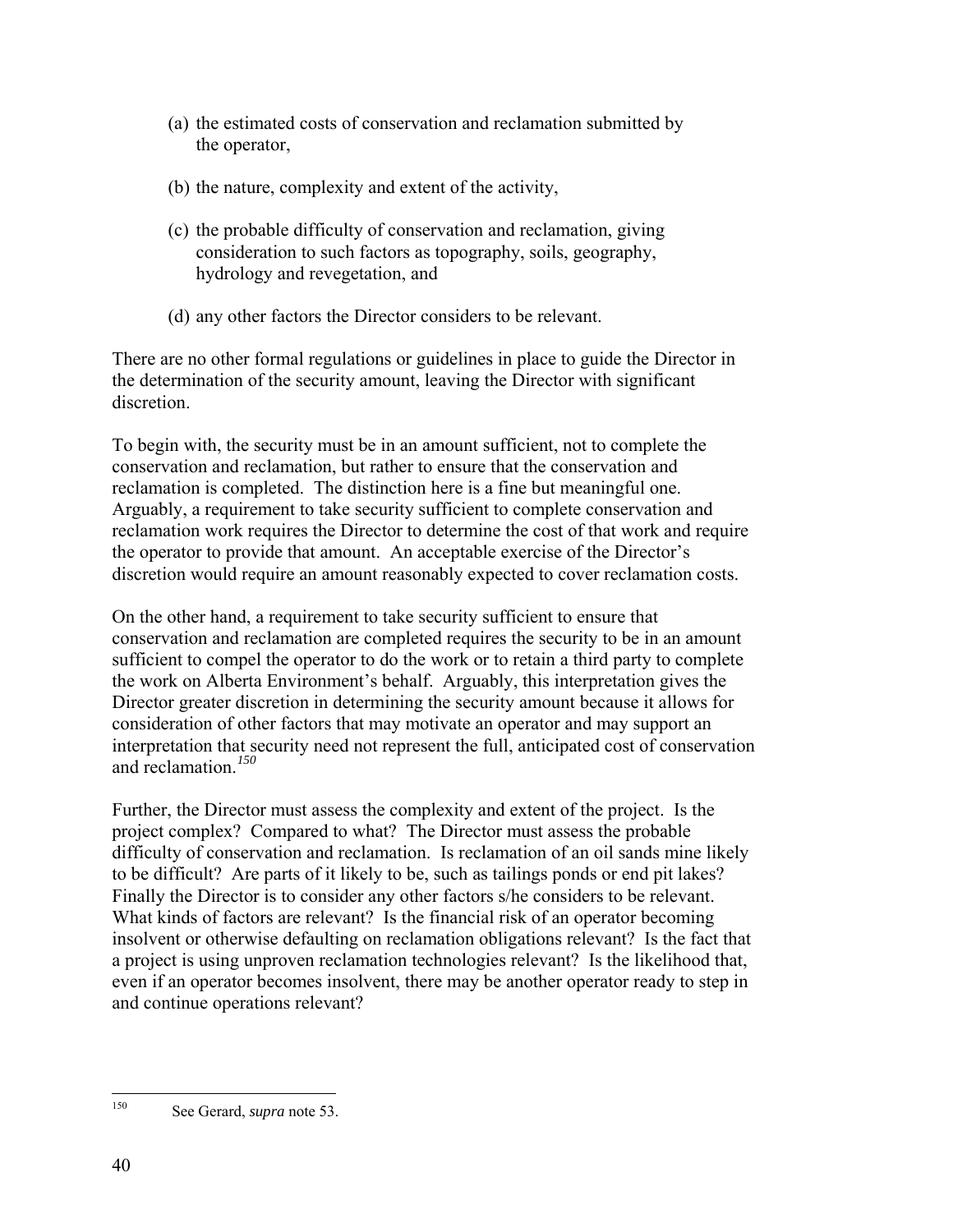(a) the estimated costs of conservation and reclamation submitted by the operator,

(b) the nature, complexity and extent of the activity,

(c) the probable difficulty of conservation and reclamation, giving consideration to such factors as topography, soils, geography, hydrology and revegetation, and

(d) any other factors the Director considers to be relevant.

There are no other formal regulations or guidelines in place to guide the Director in the determination of the security amount, leaving the Director with significant discretion.

To begin with, the security must be in an amount sufficient, not to complete the conservation and reclamation, but rather to ensure that the conservation and reclamation is completed. The distinction here is a fine but meaningful one. Arguably, a requirement to take security sufficient to complete conservation and reclamation work requires the Director to determine the cost of that work and require the operator to provide that amount. An acceptable exercise of the Director's discretion would require an amount reasonably expected to cover reclamation costs.

On the other hand, a requirement to take security sufficient to ensure that conservation and reclamation are completed requires the security to be in an amount sufficient to compel the operator to do the work or to retain a third party to complete the work on Alberta Environment's behalf. Arguably, this interpretation gives the Director greater discretion in determining the security amount because it allows for consideration of other factors that may motivate an operator and may support an interpretation that security need not represent the full, anticipated cost of conservation and reclamation.[150]

Further, the Director must assess the complexity and extent of the project. Is the project complex? Compared to what? The Director must assess the probable difficulty of conservation and reclamation. Is reclamation of an oil sands mine likely to be difficult? Are parts of it likely to be, such as tailings ponds or end pit lakes? Finally the Director is to consider any other factors s/he considers to be relevant. What kinds of factors are relevant? Is the financial risk of an operator becoming insolvent or otherwise defaulting on reclamation obligations relevant? Is the fact that a project is using unproven reclamation technologies relevant? Is the likelihood that, even if an operator becomes insolvent, there may be another operator ready to step in and continue operations relevant?

---

[150] See Gerard, *supra* note 53.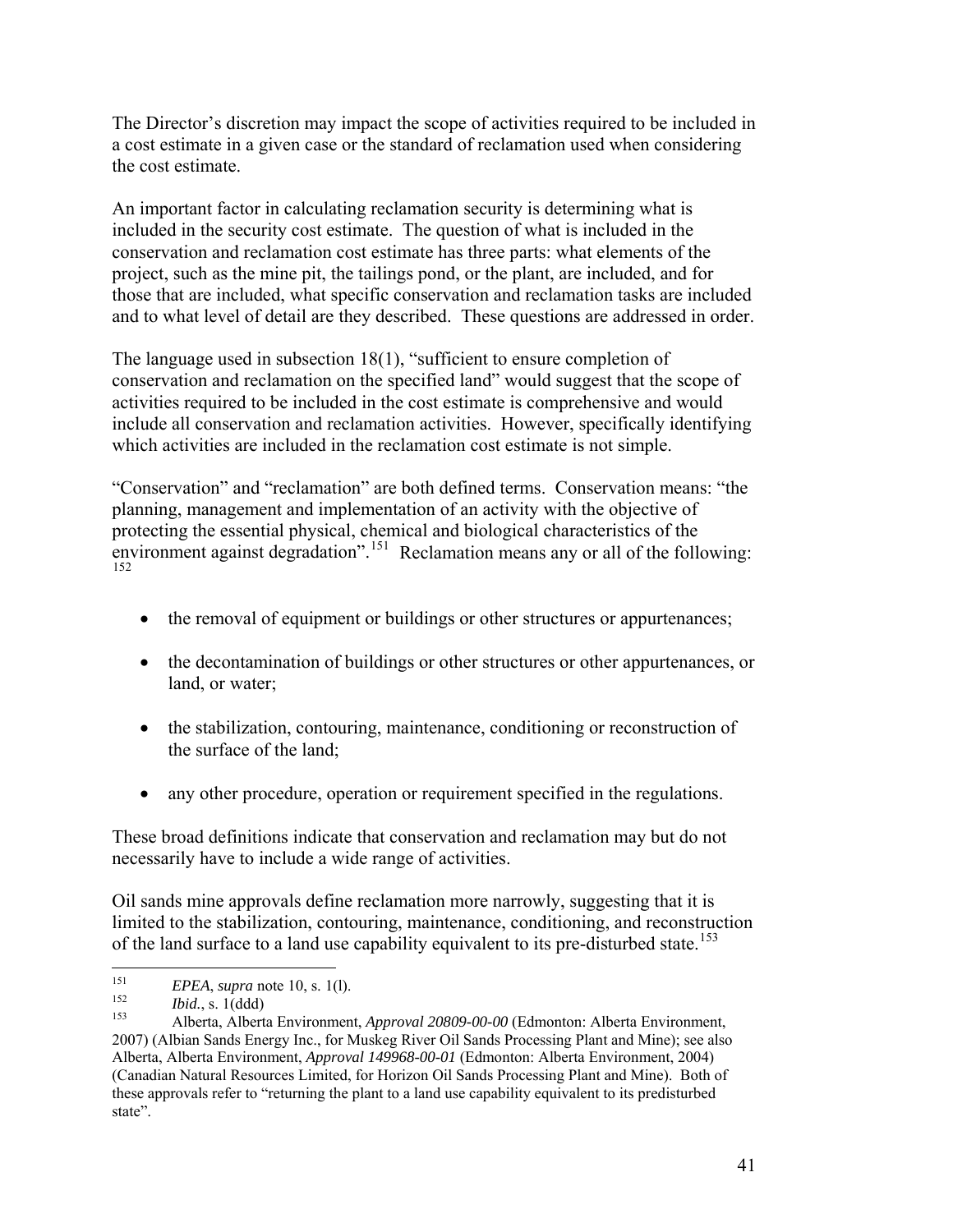The Director's discretion may impact the scope of activities required to be included in a cost estimate in a given case or the standard of reclamation used when considering the cost estimate.

An important factor in calculating reclamation security is determining what is included in the security cost estimate. The question of what is included in the conservation and reclamation cost estimate has three parts: what elements of the project, such as the mine pit, the tailings pond, or the plant, are included, and for those that are included, what specific conservation and reclamation tasks are included and to what level of detail are they described. These questions are addressed in order.

The language used in subsection 18(1), "sufficient to ensure completion of conservation and reclamation on the specified land" would suggest that the scope of activities required to be included in the cost estimate is comprehensive and would include all conservation and reclamation activities. However, specifically identifying which activities are included in the reclamation cost estimate is not simple.

"Conservation" and "reclamation" are both defined terms. Conservation means: "the planning, management and implementation of an activity with the objective of protecting the essential physical, chemical and biological characteristics of the environment against degradation".[151] Reclamation means any or all of the following: [152]

- the removal of equipment or buildings or other structures or appurtenances;
- the decontamination of buildings or other structures or other appurtenances, or land, or water;
- the stabilization, contouring, maintenance, conditioning or reconstruction of the surface of the land;
- any other procedure, operation or requirement specified in the regulations.

These broad definitions indicate that conservation and reclamation may but do not necessarily have to include a wide range of activities.

Oil sands mine approvals define reclamation more narrowly, suggesting that it is limited to the stabilization, contouring, maintenance, conditioning, and reconstruction of the land surface to a land use capability equivalent to its pre-disturbed state.[153]

---

[151] *EPEA*, *supra* note 10, s. 1(l).

[152] *Ibid.*, s. 1(ddd)

[153] Alberta, Alberta Environment, *Approval 20809-00-00* (Edmonton: Alberta Environment, 2007) (Albian Sands Energy Inc., for Muskeg River Oil Sands Processing Plant and Mine); see also Alberta, Alberta Environment, *Approval 149968-00-01* (Edmonton: Alberta Environment, 2004) (Canadian Natural Resources Limited, for Horizon Oil Sands Processing Plant and Mine). Both of these approvals refer to "returning the plant to a land use capability equivalent to its predisturbed state".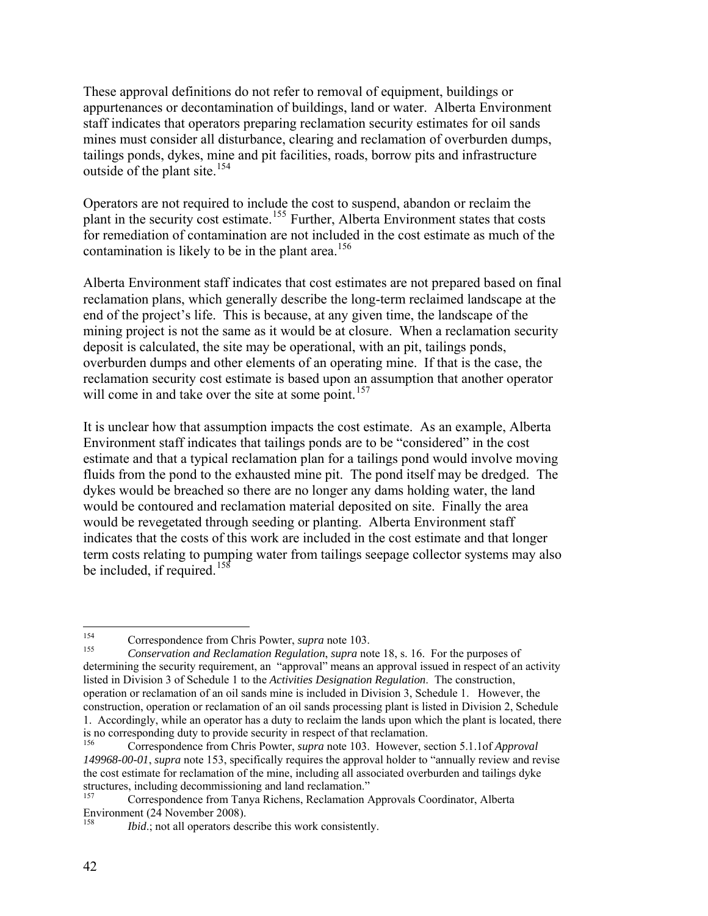These approval definitions do not refer to removal of equipment, buildings or appurtenances or decontamination of buildings, land or water. Alberta Environment staff indicates that operators preparing reclamation security estimates for oil sands mines must consider all disturbance, clearing and reclamation of overburden dumps, tailings ponds, dykes, mine and pit facilities, roads, borrow pits and infrastructure outside of the plant site.[154]

Operators are not required to include the cost to suspend, abandon or reclaim the plant in the security cost estimate.[155] Further, Alberta Environment states that costs for remediation of contamination are not included in the cost estimate as much of the contamination is likely to be in the plant area.[156]

Alberta Environment staff indicates that cost estimates are not prepared based on final reclamation plans, which generally describe the long-term reclaimed landscape at the end of the project's life. This is because, at any given time, the landscape of the mining project is not the same as it would be at closure. When a reclamation security deposit is calculated, the site may be operational, with an pit, tailings ponds, overburden dumps and other elements of an operating mine. If that is the case, the reclamation security cost estimate is based upon an assumption that another operator will come in and take over the site at some point.[157]

It is unclear how that assumption impacts the cost estimate. As an example, Alberta Environment staff indicates that tailings ponds are to be "considered" in the cost estimate and that a typical reclamation plan for a tailings pond would involve moving fluids from the pond to the exhausted mine pit. The pond itself may be dredged. The dykes would be breached so there are no longer any dams holding water, the land would be contoured and reclamation material deposited on site. Finally the area would be revegetated through seeding or planting. Alberta Environment staff indicates that the costs of this work are included in the cost estimate and that longer term costs relating to pumping water from tailings seepage collector systems may also be included, if required.[158]

---

[154] Correspondence from Chris Powter, *supra* note 103.

[155] *Conservation and Reclamation Regulation*, *supra* note 18, s. 16. For the purposes of determining the security requirement, an "approval" means an approval issued in respect of an activity listed in Division 3 of Schedule 1 to the *Activities Designation Regulation*. The construction, operation or reclamation of an oil sands mine is included in Division 3, Schedule 1. However, the construction, operation or reclamation of an oil sands processing plant is listed in Division 2, Schedule 1. Accordingly, while an operator has a duty to reclaim the lands upon which the plant is located, there is no corresponding duty to provide security in respect of that reclamation.

[156] Correspondence from Chris Powter, *supra* note 103. However, section 5.1.1of *Approval 149968-00-01*, *supra* note 153, specifically requires the approval holder to "annually review and revise the cost estimate for reclamation of the mine, including all associated overburden and tailings dyke structures, including decommissioning and land reclamation."

[157] Correspondence from Tanya Richens, Reclamation Approvals Coordinator, Alberta Environment (24 November 2008).

[158] *Ibid*.; not all operators describe this work consistently.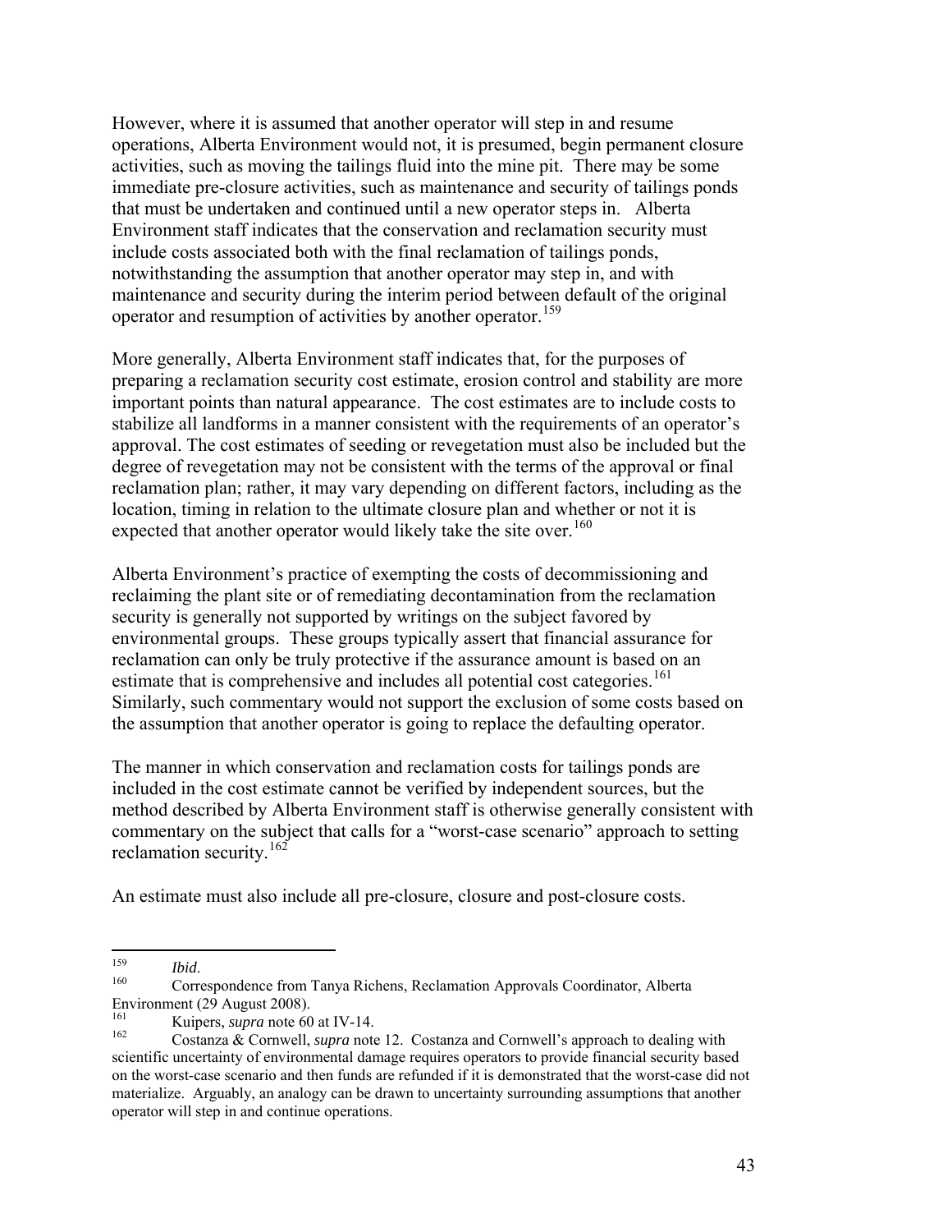However, where it is assumed that another operator will step in and resume operations, Alberta Environment would not, it is presumed, begin permanent closure activities, such as moving the tailings fluid into the mine pit. There may be some immediate pre-closure activities, such as maintenance and security of tailings ponds that must be undertaken and continued until a new operator steps in. Alberta Environment staff indicates that the conservation and reclamation security must include costs associated both with the final reclamation of tailings ponds, notwithstanding the assumption that another operator may step in, and with maintenance and security during the interim period between default of the original operator and resumption of activities by another operator.[159]

More generally, Alberta Environment staff indicates that, for the purposes of preparing a reclamation security cost estimate, erosion control and stability are more important points than natural appearance. The cost estimates are to include costs to stabilize all landforms in a manner consistent with the requirements of an operator's approval. The cost estimates of seeding or revegetation must also be included but the degree of revegetation may not be consistent with the terms of the approval or final reclamation plan; rather, it may vary depending on different factors, including as the location, timing in relation to the ultimate closure plan and whether or not it is expected that another operator would likely take the site over.[160]

Alberta Environment's practice of exempting the costs of decommissioning and reclaiming the plant site or of remediating decontamination from the reclamation security is generally not supported by writings on the subject favored by environmental groups. These groups typically assert that financial assurance for reclamation can only be truly protective if the assurance amount is based on an estimate that is comprehensive and includes all potential cost categories.[161] Similarly, such commentary would not support the exclusion of some costs based on the assumption that another operator is going to replace the defaulting operator.

The manner in which conservation and reclamation costs for tailings ponds are included in the cost estimate cannot be verified by independent sources, but the method described by Alberta Environment staff is otherwise generally consistent with commentary on the subject that calls for a "worst-case scenario" approach to setting reclamation security.[162]

An estimate must also include all pre-closure, closure and post-closure costs.

---

[159] *Ibid*.

[160] Correspondence from Tanya Richens, Reclamation Approvals Coordinator, Alberta Environment (29 August 2008).

[161] Kuipers, *supra* note 60 at IV-14.

[162] Costanza & Cornwell, *supra* note 12. Costanza and Cornwell's approach to dealing with scientific uncertainty of environmental damage requires operators to provide financial security based on the worst-case scenario and then funds are refunded if it is demonstrated that the worst-case did not materialize. Arguably, an analogy can be drawn to uncertainty surrounding assumptions that another operator will step in and continue operations.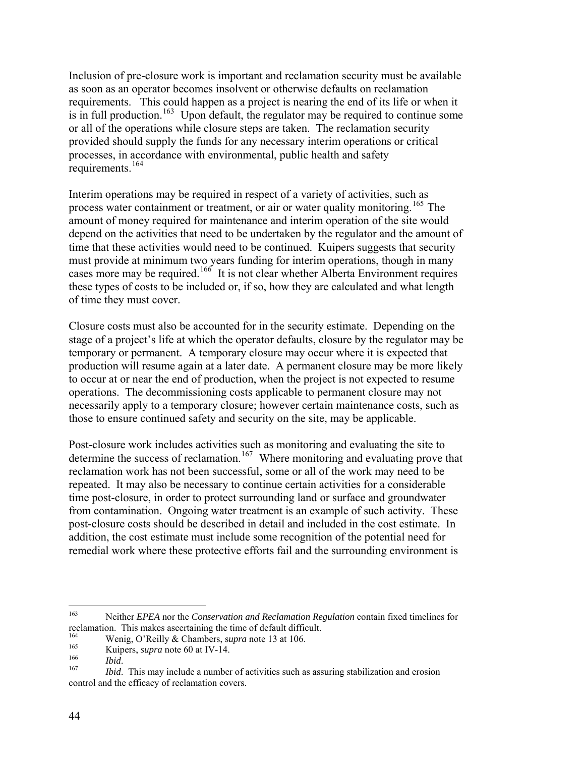Inclusion of pre-closure work is important and reclamation security must be available as soon as an operator becomes insolvent or otherwise defaults on reclamation requirements. This could happen as a project is nearing the end of its life or when it is in full production.[163] Upon default, the regulator may be required to continue some or all of the operations while closure steps are taken. The reclamation security provided should supply the funds for any necessary interim operations or critical processes, in accordance with environmental, public health and safety requirements.[164]

Interim operations may be required in respect of a variety of activities, such as process water containment or treatment, or air or water quality monitoring.[165] The amount of money required for maintenance and interim operation of the site would depend on the activities that need to be undertaken by the regulator and the amount of time that these activities would need to be continued. Kuipers suggests that security must provide at minimum two years funding for interim operations, though in many cases more may be required.[166] It is not clear whether Alberta Environment requires these types of costs to be included or, if so, how they are calculated and what length of time they must cover.

Closure costs must also be accounted for in the security estimate. Depending on the stage of a project's life at which the operator defaults, closure by the regulator may be temporary or permanent. A temporary closure may occur where it is expected that production will resume again at a later date. A permanent closure may be more likely to occur at or near the end of production, when the project is not expected to resume operations. The decommissioning costs applicable to permanent closure may not necessarily apply to a temporary closure; however certain maintenance costs, such as those to ensure continued safety and security on the site, may be applicable.

Post-closure work includes activities such as monitoring and evaluating the site to determine the success of reclamation.[167] Where monitoring and evaluating prove that reclamation work has not been successful, some or all of the work may need to be repeated. It may also be necessary to continue certain activities for a considerable time post-closure, in order to protect surrounding land or surface and groundwater from contamination. Ongoing water treatment is an example of such activity. These post-closure costs should be described in detail and included in the cost estimate. In addition, the cost estimate must include some recognition of the potential need for remedial work where these protective efforts fail and the surrounding environment is

---

[163] Neither *EPEA* nor the *Conservation and Reclamation Regulation* contain fixed timelines for reclamation. This makes ascertaining the time of default difficult.

[164] Wenig, O'Reilly & Chambers, s*upra* note 13 at 106.

[165] Kuipers, *supra* note 60 at IV-14.

[166] *Ibid*.

[167] *Ibid*. This may include a number of activities such as assuring stabilization and erosion control and the efficacy of reclamation covers.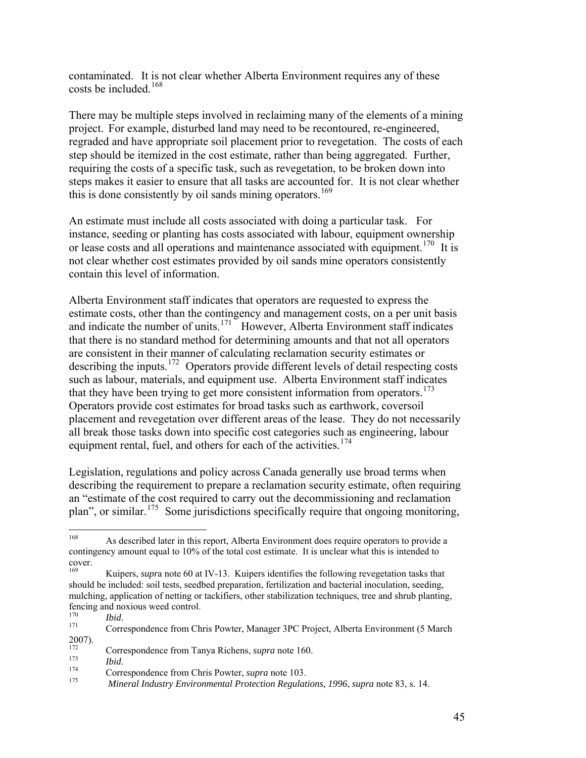contaminated. It is not clear whether Alberta Environment requires any of these costs be included.[168]

There may be multiple steps involved in reclaiming many of the elements of a mining project. For example, disturbed land may need to be recontoured, re-engineered, regraded and have appropriate soil placement prior to revegetation. The costs of each step should be itemized in the cost estimate, rather than being aggregated. Further, requiring the costs of a specific task, such as revegetation, to be broken down into steps makes it easier to ensure that all tasks are accounted for. It is not clear whether this is done consistently by oil sands mining operators.[169]

An estimate must include all costs associated with doing a particular task. For instance, seeding or planting has costs associated with labour, equipment ownership or lease costs and all operations and maintenance associated with equipment.[170] It is not clear whether cost estimates provided by oil sands mine operators consistently contain this level of information.

Alberta Environment staff indicates that operators are requested to express the estimate costs, other than the contingency and management costs, on a per unit basis and indicate the number of units.[171] However, Alberta Environment staff indicates that there is no standard method for determining amounts and that not all operators are consistent in their manner of calculating reclamation security estimates or describing the inputs.[172] Operators provide different levels of detail respecting costs such as labour, materials, and equipment use. Alberta Environment staff indicates that they have been trying to get more consistent information from operators.[173] Operators provide cost estimates for broad tasks such as earthwork, coversoil placement and revegetation over different areas of the lease. They do not necessarily all break those tasks down into specific cost categories such as engineering, labour equipment rental, fuel, and others for each of the activities.[174]

Legislation, regulations and policy across Canada generally use broad terms when describing the requirement to prepare a reclamation security estimate, often requiring an "estimate of the cost required to carry out the decommissioning and reclamation plan", or similar.[175] Some jurisdictions specifically require that ongoing monitoring,

---

[168] As described later in this report, Alberta Environment does require operators to provide a contingency amount equal to 10% of the total cost estimate. It is unclear what this is intended to cover.

[169] Kuipers, *supra* note 60 at IV-13. Kuipers identifies the following revegetation tasks that should be included: soil tests, seedbed preparation, fertilization and bacterial inoculation, seeding, mulching, application of netting or tackifiers, other stabilization techniques, tree and shrub planting, fencing and noxious weed control.

[170] *Ibid*.

[171] Correspondence from Chris Powter, Manager 3PC Project, Alberta Environment (5 March 2007).

[172] Correspondence from Tanya Richens, *supra* note 160.

[173] *Ibid*.

[174] Correspondence from Chris Powter, *supra* note 103.

[175] *Mineral Industry Environmental Protection Regulations, 1996*, *supra* note 83, s. 14.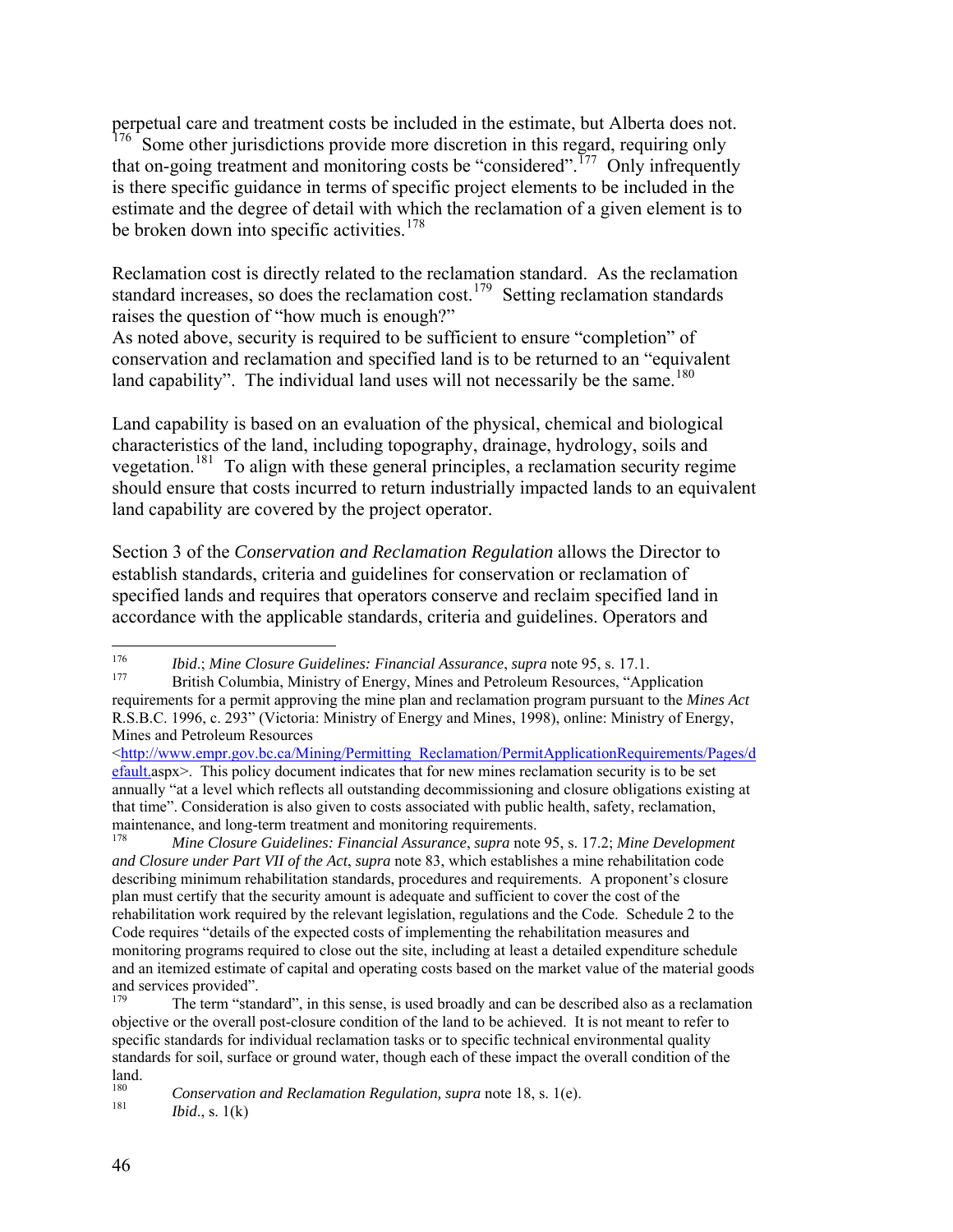perpetual care and treatment costs be included in the estimate, but Alberta does not.[176] Some other jurisdictions provide more discretion in this regard, requiring only that on-going treatment and monitoring costs be "considered".[177] Only infrequently is there specific guidance in terms of specific project elements to be included in the estimate and the degree of detail with which the reclamation of a given element is to be broken down into specific activities.[178]

Reclamation cost is directly related to the reclamation standard. As the reclamation standard increases, so does the reclamation cost.[179] Setting reclamation standards raises the question of "how much is enough?"
As noted above, security is required to be sufficient to ensure "completion" of conservation and reclamation and specified land is to be returned to an "equivalent land capability". The individual land uses will not necessarily be the same.[180]

Land capability is based on an evaluation of the physical, chemical and biological characteristics of the land, including topography, drainage, hydrology, soils and vegetation.[181] To align with these general principles, a reclamation security regime should ensure that costs incurred to return industrially impacted lands to an equivalent land capability are covered by the project operator.

Section 3 of the *Conservation and Reclamation Regulation* allows the Director to establish standards, criteria and guidelines for conservation or reclamation of specified lands and requires that operators conserve and reclaim specified land in accordance with the applicable standards, criteria and guidelines. Operators and

---

[176] *Ibid*.; *Mine Closure Guidelines: Financial Assurance*, *supra* note 95, s. 17.1.

[177] British Columbia, Ministry of Energy, Mines and Petroleum Resources, "Application requirements for a permit approving the mine plan and reclamation program pursuant to the *Mines Act* R.S.B.C. 1996, c. 293" (Victoria: Ministry of Energy and Mines, 1998), online: Ministry of Energy, Mines and Petroleum Resources <http://www.empr.gov.bc.ca/Mining/Permitting_Reclamation/PermitApplicationRequirements/Pages/default.aspx>. This policy document indicates that for new mines reclamation security is to be set annually "at a level which reflects all outstanding decommissioning and closure obligations existing at that time". Consideration is also given to costs associated with public health, safety, reclamation, maintenance, and long-term treatment and monitoring requirements.

[178] *Mine Closure Guidelines: Financial Assurance*, *supra* note 95, s. 17.2; *Mine Development and Closure under Part VII of the Act*, *supra* note 83, which establishes a mine rehabilitation code describing minimum rehabilitation standards, procedures and requirements. A proponent's closure plan must certify that the security amount is adequate and sufficient to cover the cost of the rehabilitation work required by the relevant legislation, regulations and the Code. Schedule 2 to the Code requires "details of the expected costs of implementing the rehabilitation measures and monitoring programs required to close out the site, including at least a detailed expenditure schedule and an itemized estimate of capital and operating costs based on the market value of the material goods and services provided".

[179] The term "standard", in this sense, is used broadly and can be described also as a reclamation objective or the overall post-closure condition of the land to be achieved. It is not meant to refer to specific standards for individual reclamation tasks or to specific technical environmental quality standards for soil, surface or ground water, though each of these impact the overall condition of the land.

[180] *Conservation and Reclamation Regulation, supra* note 18, s. 1(e).

[181] *Ibid*., s. 1(k)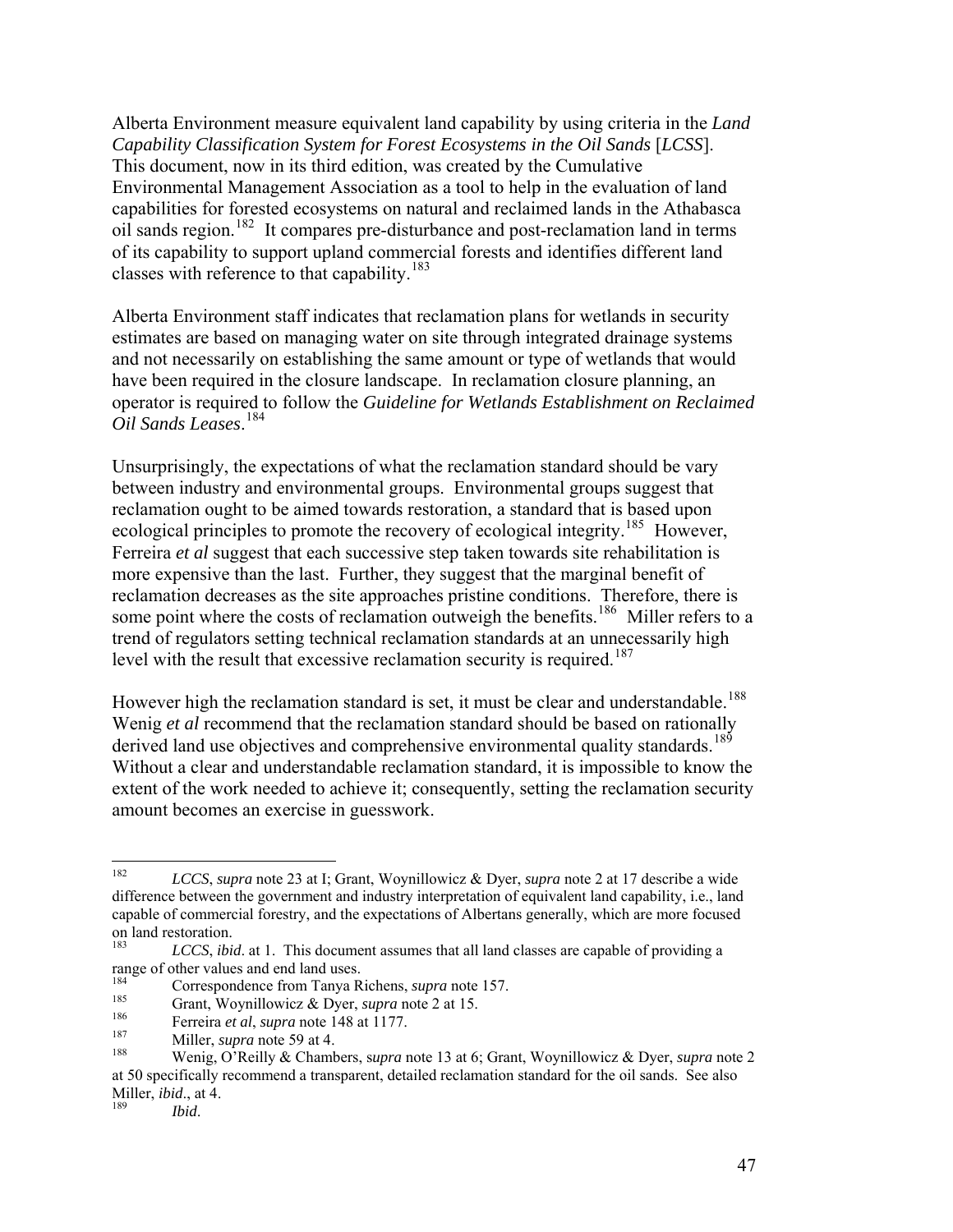Alberta Environment measure equivalent land capability by using criteria in the *Land Capability Classification System for Forest Ecosystems in the Oil Sands* [*LCSS*]. This document, now in its third edition, was created by the Cumulative Environmental Management Association as a tool to help in the evaluation of land capabilities for forested ecosystems on natural and reclaimed lands in the Athabasca oil sands region.[182] It compares pre-disturbance and post-reclamation land in terms of its capability to support upland commercial forests and identifies different land classes with reference to that capability.[183]

Alberta Environment staff indicates that reclamation plans for wetlands in security estimates are based on managing water on site through integrated drainage systems and not necessarily on establishing the same amount or type of wetlands that would have been required in the closure landscape. In reclamation closure planning, an operator is required to follow the *Guideline for Wetlands Establishment on Reclaimed Oil Sands Leases*.[184]

Unsurprisingly, the expectations of what the reclamation standard should be vary between industry and environmental groups. Environmental groups suggest that reclamation ought to be aimed towards restoration, a standard that is based upon ecological principles to promote the recovery of ecological integrity.[185] However, Ferreira *et al* suggest that each successive step taken towards site rehabilitation is more expensive than the last. Further, they suggest that the marginal benefit of reclamation decreases as the site approaches pristine conditions. Therefore, there is some point where the costs of reclamation outweigh the benefits.[186] Miller refers to a trend of regulators setting technical reclamation standards at an unnecessarily high level with the result that excessive reclamation security is required.[187]

However high the reclamation standard is set, it must be clear and understandable.[188] Wenig *et al* recommend that the reclamation standard should be based on rationally derived land use objectives and comprehensive environmental quality standards.[189] Without a clear and understandable reclamation standard, it is impossible to know the extent of the work needed to achieve it; consequently, setting the reclamation security amount becomes an exercise in guesswork.

---

[182] *LCCS*, *supra* note 23 at I; Grant, Woynillowicz & Dyer, *supra* note 2 at 17 describe a wide difference between the government and industry interpretation of equivalent land capability, i.e., land capable of commercial forestry, and the expectations of Albertans generally, which are more focused on land restoration.

[183] *LCCS*, *ibid*. at 1. This document assumes that all land classes are capable of providing a range of other values and end land uses.

[184] Correspondence from Tanya Richens, *supra* note 157.

[185] Grant, Woynillowicz & Dyer, *supra* note 2 at 15.

[186] Ferreira *et al*, *supra* note 148 at 1177.

[187] Miller, *supra* note 59 at 4.

[188] Wenig, O'Reilly & Chambers, s*upra* note 13 at 6; Grant, Woynillowicz & Dyer, *supra* note 2 at 50 specifically recommend a transparent, detailed reclamation standard for the oil sands. See also Miller, *ibid*., at 4.

[189] *Ibid*.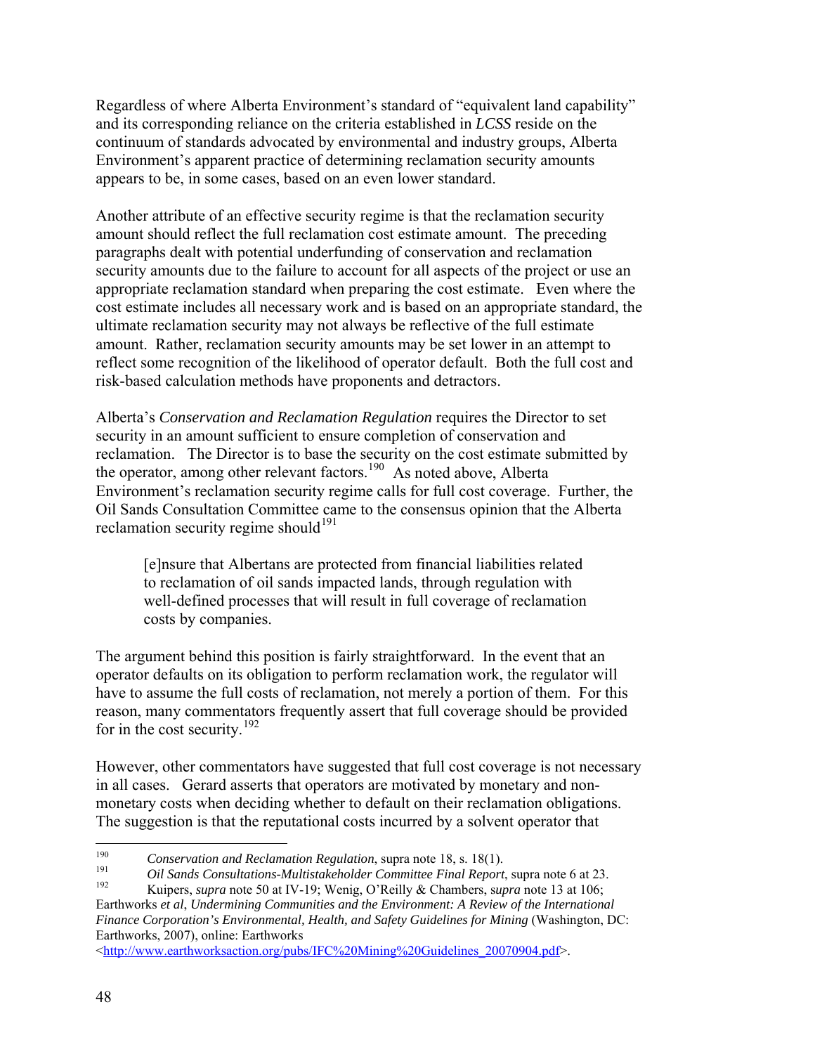Regardless of where Alberta Environment's standard of "equivalent land capability" and its corresponding reliance on the criteria established in *LCSS* reside on the continuum of standards advocated by environmental and industry groups, Alberta Environment's apparent practice of determining reclamation security amounts appears to be, in some cases, based on an even lower standard.

Another attribute of an effective security regime is that the reclamation security amount should reflect the full reclamation cost estimate amount. The preceding paragraphs dealt with potential underfunding of conservation and reclamation security amounts due to the failure to account for all aspects of the project or use an appropriate reclamation standard when preparing the cost estimate. Even where the cost estimate includes all necessary work and is based on an appropriate standard, the ultimate reclamation security may not always be reflective of the full estimate amount. Rather, reclamation security amounts may be set lower in an attempt to reflect some recognition of the likelihood of operator default. Both the full cost and risk-based calculation methods have proponents and detractors.

Alberta's *Conservation and Reclamation Regulation* requires the Director to set security in an amount sufficient to ensure completion of conservation and reclamation. The Director is to base the security on the cost estimate submitted by the operator, among other relevant factors.[190] As noted above, Alberta Environment's reclamation security regime calls for full cost coverage. Further, the Oil Sands Consultation Committee came to the consensus opinion that the Alberta reclamation security regime should[191]

> [e]nsure that Albertans are protected from financial liabilities related to reclamation of oil sands impacted lands, through regulation with well-defined processes that will result in full coverage of reclamation costs by companies.

The argument behind this position is fairly straightforward. In the event that an operator defaults on its obligation to perform reclamation work, the regulator will have to assume the full costs of reclamation, not merely a portion of them. For this reason, many commentators frequently assert that full coverage should be provided for in the cost security.[192]

However, other commentators have suggested that full cost coverage is not necessary in all cases. Gerard asserts that operators are motivated by monetary and non-monetary costs when deciding whether to default on their reclamation obligations. The suggestion is that the reputational costs incurred by a solvent operator that

---

[190] *Conservation and Reclamation Regulation*, supra note 18, s. 18(1).

[191] *Oil Sands Consultations-Multistakeholder Committee Final Report*, supra note 6 at 23.

[192] Kuipers, *supra* note 50 at IV-19; Wenig, O'Reilly & Chambers, *supra* note 13 at 106; Earthworks *et al*, *Undermining Communities and the Environment: A Review of the International Finance Corporation's Environmental, Health, and Safety Guidelines for Mining* (Washington, DC: Earthworks, 2007), online: Earthworks <http://www.earthworksaction.org/pubs/IFC%20Mining%20Guidelines_20070904.pdf>.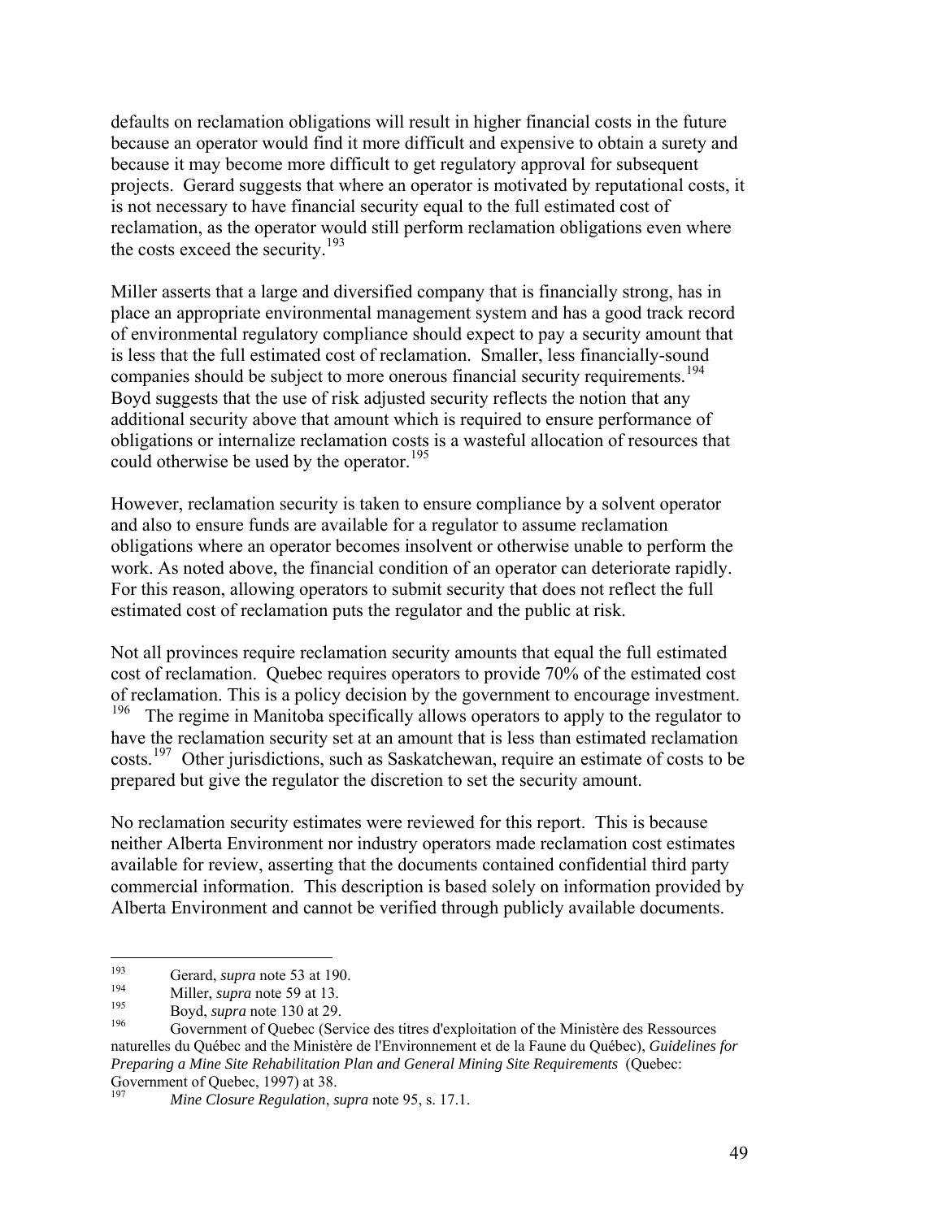defaults on reclamation obligations will result in higher financial costs in the future because an operator would find it more difficult and expensive to obtain a surety and because it may become more difficult to get regulatory approval for subsequent projects. Gerard suggests that where an operator is motivated by reputational costs, it is not necessary to have financial security equal to the full estimated cost of reclamation, as the operator would still perform reclamation obligations even where the costs exceed the security.[193]

Miller asserts that a large and diversified company that is financially strong, has in place an appropriate environmental management system and has a good track record of environmental regulatory compliance should expect to pay a security amount that is less that the full estimated cost of reclamation. Smaller, less financially-sound companies should be subject to more onerous financial security requirements.[194] Boyd suggests that the use of risk adjusted security reflects the notion that any additional security above that amount which is required to ensure performance of obligations or internalize reclamation costs is a wasteful allocation of resources that could otherwise be used by the operator.[195]

However, reclamation security is taken to ensure compliance by a solvent operator and also to ensure funds are available for a regulator to assume reclamation obligations where an operator becomes insolvent or otherwise unable to perform the work. As noted above, the financial condition of an operator can deteriorate rapidly. For this reason, allowing operators to submit security that does not reflect the full estimated cost of reclamation puts the regulator and the public at risk.

Not all provinces require reclamation security amounts that equal the full estimated cost of reclamation. Quebec requires operators to provide 70% of the estimated cost of reclamation. This is a policy decision by the government to encourage investment. [196] The regime in Manitoba specifically allows operators to apply to the regulator to have the reclamation security set at an amount that is less than estimated reclamation costs.[197] Other jurisdictions, such as Saskatchewan, require an estimate of costs to be prepared but give the regulator the discretion to set the security amount.

No reclamation security estimates were reviewed for this report. This is because neither Alberta Environment nor industry operators made reclamation cost estimates available for review, asserting that the documents contained confidential third party commercial information. This description is based solely on information provided by Alberta Environment and cannot be verified through publicly available documents.

---

[193] Gerard, *supra* note 53 at 190.

[194] Miller, *supra* note 59 at 13.

[195] Boyd, *supra* note 130 at 29.

[196] Government of Quebec (Service des titres d'exploitation of the Ministère des Ressources naturelles du Québec and the Ministère de l'Environnement et de la Faune du Québec), *Guidelines for Preparing a Mine Site Rehabilitation Plan and General Mining Site Requirements* (Quebec: Government of Quebec, 1997) at 38.

[197] *Mine Closure Regulation*, *supra* note 95, s. 17.1.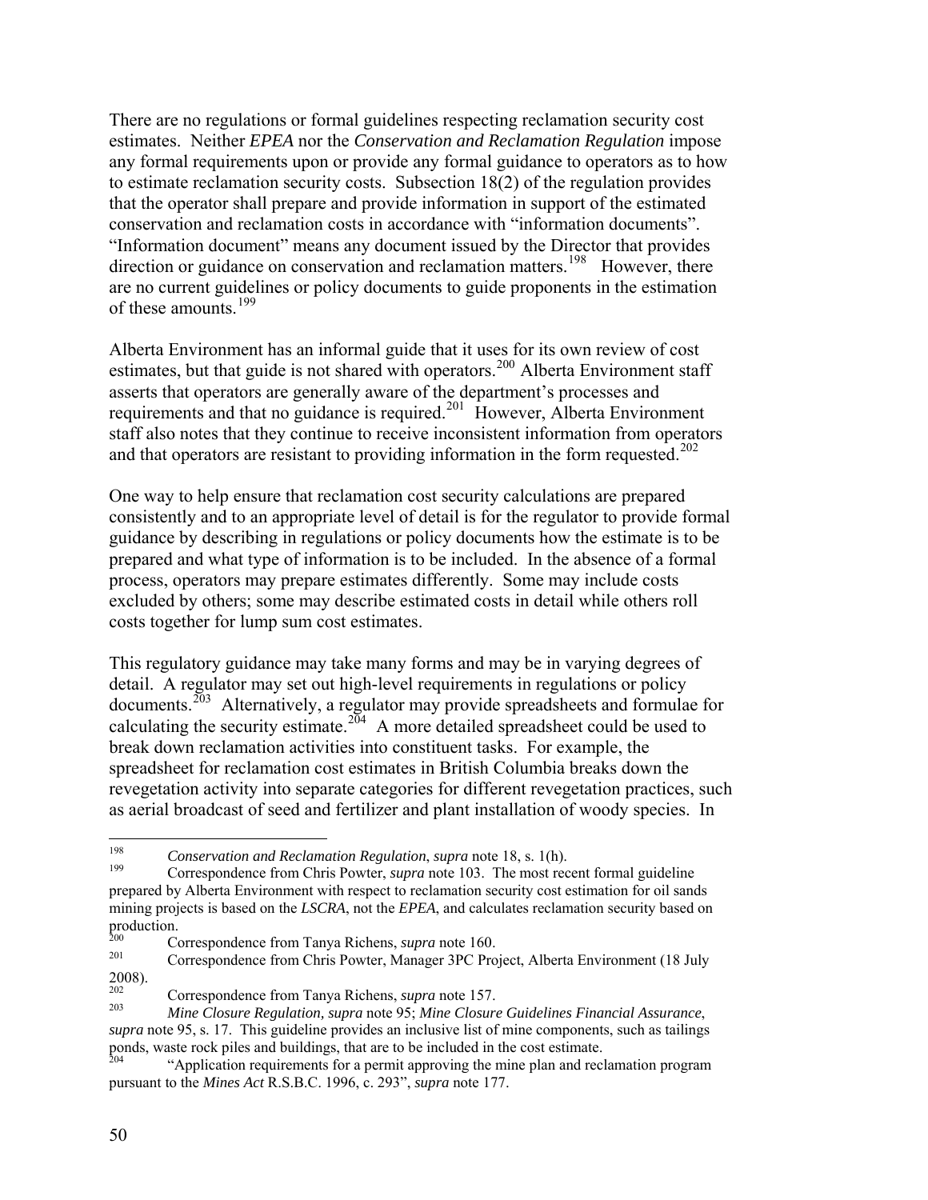There are no regulations or formal guidelines respecting reclamation security cost estimates. Neither *EPEA* nor the *Conservation and Reclamation Regulation* impose any formal requirements upon or provide any formal guidance to operators as to how to estimate reclamation security costs. Subsection 18(2) of the regulation provides that the operator shall prepare and provide information in support of the estimated conservation and reclamation costs in accordance with "information documents". "Information document" means any document issued by the Director that provides direction or guidance on conservation and reclamation matters.[198] However, there are no current guidelines or policy documents to guide proponents in the estimation of these amounts.[199]

Alberta Environment has an informal guide that it uses for its own review of cost estimates, but that guide is not shared with operators.[200] Alberta Environment staff asserts that operators are generally aware of the department's processes and requirements and that no guidance is required.[201] However, Alberta Environment staff also notes that they continue to receive inconsistent information from operators and that operators are resistant to providing information in the form requested.[202]

One way to help ensure that reclamation cost security calculations are prepared consistently and to an appropriate level of detail is for the regulator to provide formal guidance by describing in regulations or policy documents how the estimate is to be prepared and what type of information is to be included. In the absence of a formal process, operators may prepare estimates differently. Some may include costs excluded by others; some may describe estimated costs in detail while others roll costs together for lump sum cost estimates.

This regulatory guidance may take many forms and may be in varying degrees of detail. A regulator may set out high-level requirements in regulations or policy documents.[203] Alternatively, a regulator may provide spreadsheets and formulae for calculating the security estimate.[204] A more detailed spreadsheet could be used to break down reclamation activities into constituent tasks. For example, the spreadsheet for reclamation cost estimates in British Columbia breaks down the revegetation activity into separate categories for different revegetation practices, such as aerial broadcast of seed and fertilizer and plant installation of woody species. In

---

[198] *Conservation and Reclamation Regulation*, *supra* note 18, s. 1(h).

[199] Correspondence from Chris Powter, *supra* note 103. The most recent formal guideline prepared by Alberta Environment with respect to reclamation security cost estimation for oil sands mining projects is based on the *LSCRA*, not the *EPEA*, and calculates reclamation security based on production.

[200] Correspondence from Tanya Richens, *supra* note 160.

[201] Correspondence from Chris Powter, Manager 3PC Project, Alberta Environment (18 July 2008).

[202] Correspondence from Tanya Richens, *supra* note 157.

[203] *Mine Closure Regulation, supra* note 95; *Mine Closure Guidelines Financial Assurance*, *supra* note 95, s. 17. This guideline provides an inclusive list of mine components, such as tailings ponds, waste rock piles and buildings, that are to be included in the cost estimate.

[204] "Application requirements for a permit approving the mine plan and reclamation program pursuant to the *Mines Act* R.S.B.C. 1996, c. 293", *supra* note 177.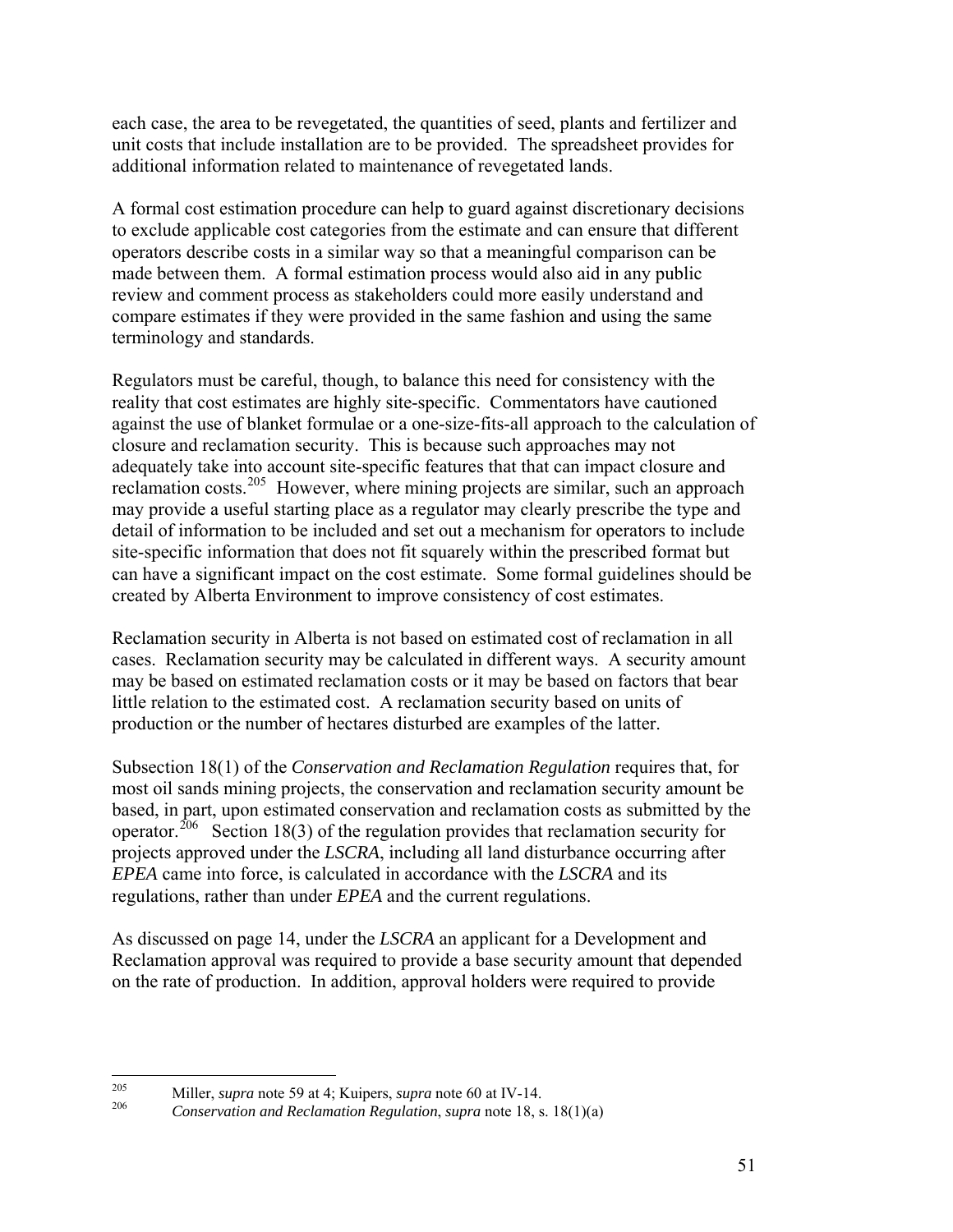each case, the area to be revegetated, the quantities of seed, plants and fertilizer and unit costs that include installation are to be provided. The spreadsheet provides for additional information related to maintenance of revegetated lands.

A formal cost estimation procedure can help to guard against discretionary decisions to exclude applicable cost categories from the estimate and can ensure that different operators describe costs in a similar way so that a meaningful comparison can be made between them. A formal estimation process would also aid in any public review and comment process as stakeholders could more easily understand and compare estimates if they were provided in the same fashion and using the same terminology and standards.

Regulators must be careful, though, to balance this need for consistency with the reality that cost estimates are highly site-specific. Commentators have cautioned against the use of blanket formulae or a one-size-fits-all approach to the calculation of closure and reclamation security. This is because such approaches may not adequately take into account site-specific features that that can impact closure and reclamation costs.[205] However, where mining projects are similar, such an approach may provide a useful starting place as a regulator may clearly prescribe the type and detail of information to be included and set out a mechanism for operators to include site-specific information that does not fit squarely within the prescribed format but can have a significant impact on the cost estimate. Some formal guidelines should be created by Alberta Environment to improve consistency of cost estimates.

Reclamation security in Alberta is not based on estimated cost of reclamation in all cases. Reclamation security may be calculated in different ways. A security amount may be based on estimated reclamation costs or it may be based on factors that bear little relation to the estimated cost. A reclamation security based on units of production or the number of hectares disturbed are examples of the latter.

Subsection 18(1) of the *Conservation and Reclamation Regulation* requires that, for most oil sands mining projects, the conservation and reclamation security amount be based, in part, upon estimated conservation and reclamation costs as submitted by the operator.[206] Section 18(3) of the regulation provides that reclamation security for projects approved under the *LSCRA*, including all land disturbance occurring after *EPEA* came into force, is calculated in accordance with the *LSCRA* and its regulations, rather than under *EPEA* and the current regulations.

As discussed on page 14, under the *LSCRA* an applicant for a Development and Reclamation approval was required to provide a base security amount that depended on the rate of production. In addition, approval holders were required to provide

---

[205] Miller, *supra* note 59 at 4; Kuipers, *supra* note 60 at IV-14.

[206] *Conservation and Reclamation Regulation*, *supra* note 18, s. 18(1)(a)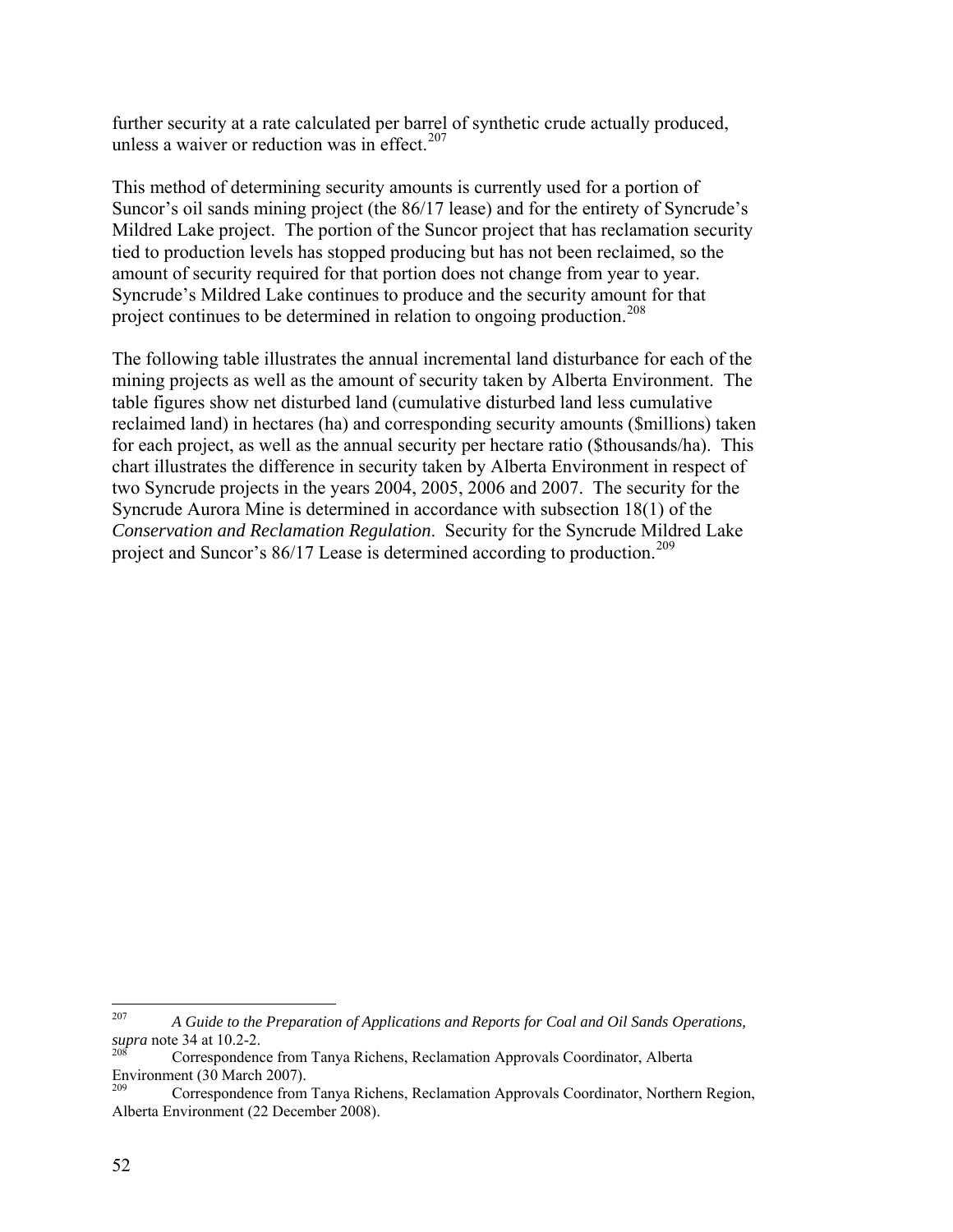further security at a rate calculated per barrel of synthetic crude actually produced, unless a waiver or reduction was in effect.[207]

This method of determining security amounts is currently used for a portion of Suncor's oil sands mining project (the 86/17 lease) and for the entirety of Syncrude's Mildred Lake project. The portion of the Suncor project that has reclamation security tied to production levels has stopped producing but has not been reclaimed, so the amount of security required for that portion does not change from year to year. Syncrude's Mildred Lake continues to produce and the security amount for that project continues to be determined in relation to ongoing production.[208]

The following table illustrates the annual incremental land disturbance for each of the mining projects as well as the amount of security taken by Alberta Environment. The table figures show net disturbed land (cumulative disturbed land less cumulative reclaimed land) in hectares (ha) and corresponding security amounts ($millions) taken for each project, as well as the annual security per hectare ratio ($thousands/ha). This chart illustrates the difference in security taken by Alberta Environment in respect of two Syncrude projects in the years 2004, 2005, 2006 and 2007. The security for the Syncrude Aurora Mine is determined in accordance with subsection 18(1) of the *Conservation and Reclamation Regulation*. Security for the Syncrude Mildred Lake project and Suncor's 86/17 Lease is determined according to production.[209]

---

[207] *A Guide to the Preparation of Applications and Reports for Coal and Oil Sands Operations, supra* note 34 at 10.2-2.

[208] Correspondence from Tanya Richens, Reclamation Approvals Coordinator, Alberta Environment (30 March 2007).

[209] Correspondence from Tanya Richens, Reclamation Approvals Coordinator, Northern Region, Alberta Environment (22 December 2008).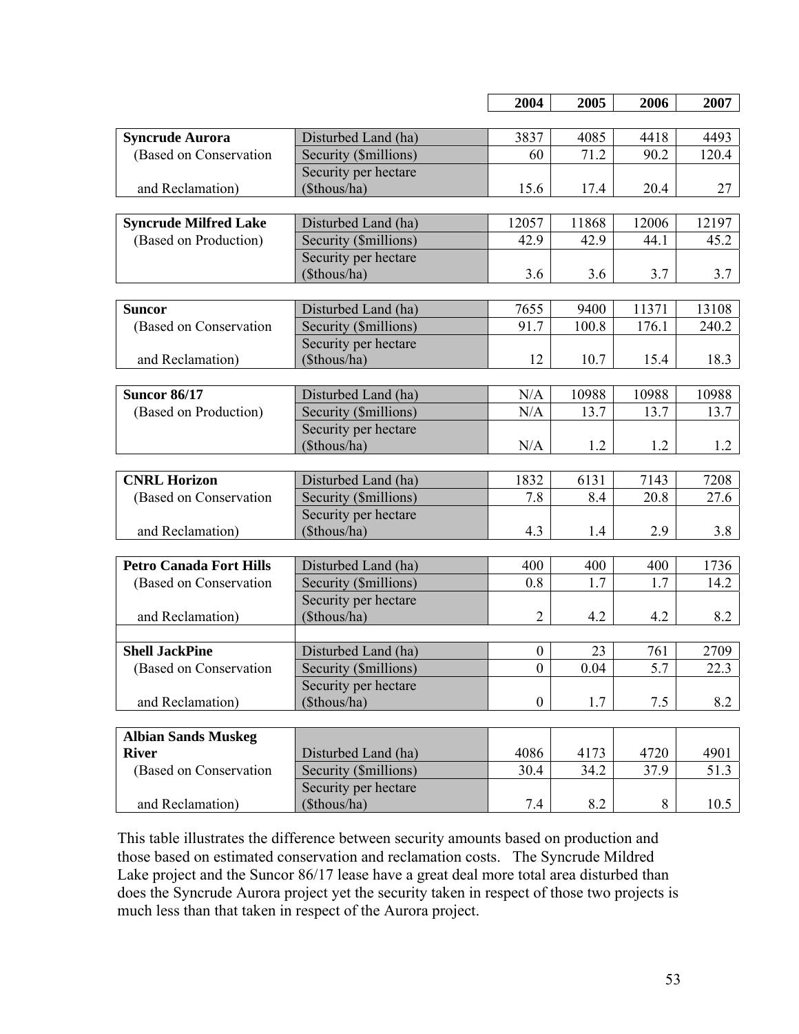| | | 2004 | 2005 | 2006 | 2007 |
|---|---|---|---|---|---|
| **Syncrude Aurora** (Based on Conservation and Reclamation) | Disturbed Land (ha) | 3837 | 4085 | 4418 | 4493 |
| | Security ($millions) | 60 | 71.2 | 90.2 | 120.4 |
| | Security per hectare ($thous/ha) | 15.6 | 17.4 | 20.4 | 27 |
| **Syncrude Milfred Lake** (Based on Production) | Disturbed Land (ha) | 12057 | 11868 | 12006 | 12197 |
| | Security ($millions) | 42.9 | 42.9 | 44.1 | 45.2 |
| | Security per hectare ($thous/ha) | 3.6 | 3.6 | 3.7 | 3.7 |
| **Suncor** (Based on Conservation and Reclamation) | Disturbed Land (ha) | 7655 | 9400 | 11371 | 13108 |
| | Security ($millions) | 91.7 | 100.8 | 176.1 | 240.2 |
| | Security per hectare ($thous/ha) | 12 | 10.7 | 15.4 | 18.3 |
| **Suncor 86/17** (Based on Production) | Disturbed Land (ha) | N/A | 10988 | 10988 | 10988 |
| | Security ($millions) | N/A | 13.7 | 13.7 | 13.7 |
| | Security per hectare ($thous/ha) | N/A | 1.2 | 1.2 | 1.2 |
| **CNRL Horizon** (Based on Conservation and Reclamation) | Disturbed Land (ha) | 1832 | 6131 | 7143 | 7208 |
| | Security ($millions) | 7.8 | 8.4 | 20.8 | 27.6 |
| | Security per hectare ($thous/ha) | 4.3 | 1.4 | 2.9 | 3.8 |
| **Petro Canada Fort Hills** (Based on Conservation and Reclamation) | Disturbed Land (ha) | 400 | 400 | 400 | 1736 |
| | Security ($millions) | 0.8 | 1.7 | 1.7 | 14.2 |
| | Security per hectare ($thous/ha) | 2 | 4.2 | 4.2 | 8.2 |
| **Shell JackPine** (Based on Conservation and Reclamation) | Disturbed Land (ha) | 0 | 23 | 761 | 2709 |
| | Security ($millions) | 0 | 0.04 | 5.7 | 22.3 |
| | Security per hectare ($thous/ha) | 0 | 1.7 | 7.5 | 8.2 |
| **Albian Sands Muskeg River** (Based on Conservation and Reclamation) | Disturbed Land (ha) | 4086 | 4173 | 4720 | 4901 |
| | Security ($millions) | 30.4 | 34.2 | 37.9 | 51.3 |
| | Security per hectare ($thous/ha) | 7.4 | 8.2 | 8 | 10.5 |

This table illustrates the difference between security amounts based on production and those based on estimated conservation and reclamation costs. The Syncrude Mildred Lake project and the Suncor 86/17 lease have a great deal more total area disturbed than does the Syncrude Aurora project yet the security taken in respect of those two projects is much less than that taken in respect of the Aurora project.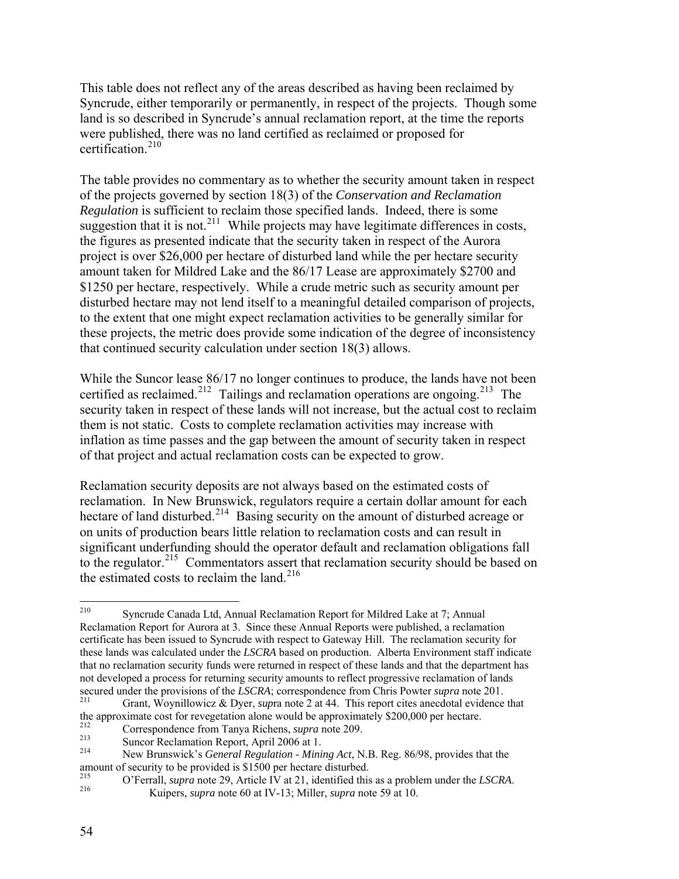This table does not reflect any of the areas described as having been reclaimed by Syncrude, either temporarily or permanently, in respect of the projects. Though some land is so described in Syncrude's annual reclamation report, at the time the reports were published, there was no land certified as reclaimed or proposed for certification.[210]

The table provides no commentary as to whether the security amount taken in respect of the projects governed by section 18(3) of the *Conservation and Reclamation Regulation* is sufficient to reclaim those specified lands. Indeed, there is some suggestion that it is not.[211] While projects may have legitimate differences in costs, the figures as presented indicate that the security taken in respect of the Aurora project is over $26,000 per hectare of disturbed land while the per hectare security amount taken for Mildred Lake and the 86/17 Lease are approximately $2700 and $1250 per hectare, respectively. While a crude metric such as security amount per disturbed hectare may not lend itself to a meaningful detailed comparison of projects, to the extent that one might expect reclamation activities to be generally similar for these projects, the metric does provide some indication of the degree of inconsistency that continued security calculation under section 18(3) allows.

While the Suncor lease 86/17 no longer continues to produce, the lands have not been certified as reclaimed.[212] Tailings and reclamation operations are ongoing.[213] The security taken in respect of these lands will not increase, but the actual cost to reclaim them is not static. Costs to complete reclamation activities may increase with inflation as time passes and the gap between the amount of security taken in respect of that project and actual reclamation costs can be expected to grow.

Reclamation security deposits are not always based on the estimated costs of reclamation. In New Brunswick, regulators require a certain dollar amount for each hectare of land disturbed.[214] Basing security on the amount of disturbed acreage or on units of production bears little relation to reclamation costs and can result in significant underfunding should the operator default and reclamation obligations fall to the regulator.[215] Commentators assert that reclamation security should be based on the estimated costs to reclaim the land.[216]

---

[210] Syncrude Canada Ltd, Annual Reclamation Report for Mildred Lake at 7; Annual Reclamation Report for Aurora at 3. Since these Annual Reports were published, a reclamation certificate has been issued to Syncrude with respect to Gateway Hill. The reclamation security for these lands was calculated under the *LSCRA* based on production. Alberta Environment staff indicate that no reclamation security funds were returned in respect of these lands and that the department has not developed a process for returning security amounts to reflect progressive reclamation of lands secured under the provisions of the *LSCRA*; correspondence from Chris Powter *supra* note 201.

[211] Grant, Woynillowicz & Dyer, *sup*ra note 2 at 44. This report cites anecdotal evidence that the approximate cost for revegetation alone would be approximately $200,000 per hectare.

[212] Correspondence from Tanya Richens, *supra* note 209.

[213] Suncor Reclamation Report, April 2006 at 1.

[214] New Brunswick's *General Regulation - Mining Act*, N.B. Reg. 86/98, provides that the amount of security to be provided is $1500 per hectare disturbed.

[215] O'Ferrall, *supra* note 29, Article IV at 21, identified this as a problem under the *LSCRA*.

[216] Kuipers, *supra* note 60 at IV-13; Miller, *supra* note 59 at 10.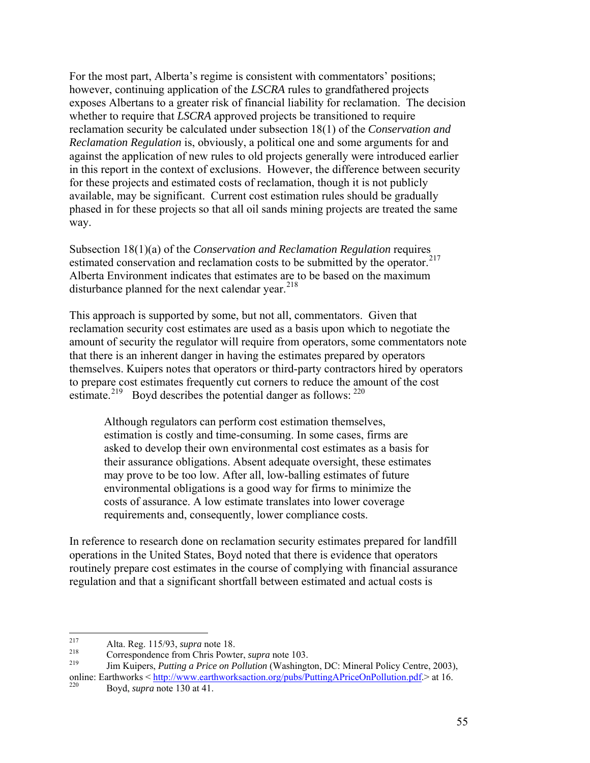For the most part, Alberta's regime is consistent with commentators' positions; however, continuing application of the *LSCRA* rules to grandfathered projects exposes Albertans to a greater risk of financial liability for reclamation. The decision whether to require that *LSCRA* approved projects be transitioned to require reclamation security be calculated under subsection 18(1) of the *Conservation and Reclamation Regulation* is, obviously, a political one and some arguments for and against the application of new rules to old projects generally were introduced earlier in this report in the context of exclusions. However, the difference between security for these projects and estimated costs of reclamation, though it is not publicly available, may be significant. Current cost estimation rules should be gradually phased in for these projects so that all oil sands mining projects are treated the same way.

Subsection 18(1)(a) of the *Conservation and Reclamation Regulation* requires estimated conservation and reclamation costs to be submitted by the operator.[217] Alberta Environment indicates that estimates are to be based on the maximum disturbance planned for the next calendar year.[218]

This approach is supported by some, but not all, commentators. Given that reclamation security cost estimates are used as a basis upon which to negotiate the amount of security the regulator will require from operators, some commentators note that there is an inherent danger in having the estimates prepared by operators themselves. Kuipers notes that operators or third-party contractors hired by operators to prepare cost estimates frequently cut corners to reduce the amount of the cost estimate.[219] Boyd describes the potential danger as follows: [220]

> Although regulators can perform cost estimation themselves, estimation is costly and time-consuming. In some cases, firms are asked to develop their own environmental cost estimates as a basis for their assurance obligations. Absent adequate oversight, these estimates may prove to be too low. After all, low-balling estimates of future environmental obligations is a good way for firms to minimize the costs of assurance. A low estimate translates into lower coverage requirements and, consequently, lower compliance costs.

In reference to research done on reclamation security estimates prepared for landfill operations in the United States, Boyd noted that there is evidence that operators routinely prepare cost estimates in the course of complying with financial assurance regulation and that a significant shortfall between estimated and actual costs is

---

[217] Alta. Reg. 115/93, *supra* note 18.

[218] Correspondence from Chris Powter, *supra* note 103.

[219] Jim Kuipers, *Putting a Price on Pollution* (Washington, DC: Mineral Policy Centre, 2003), online: Earthworks < http://www.earthworksaction.org/pubs/PuttingAPriceOnPollution.pdf.> at 16.

[220] Boyd, *supra* note 130 at 41.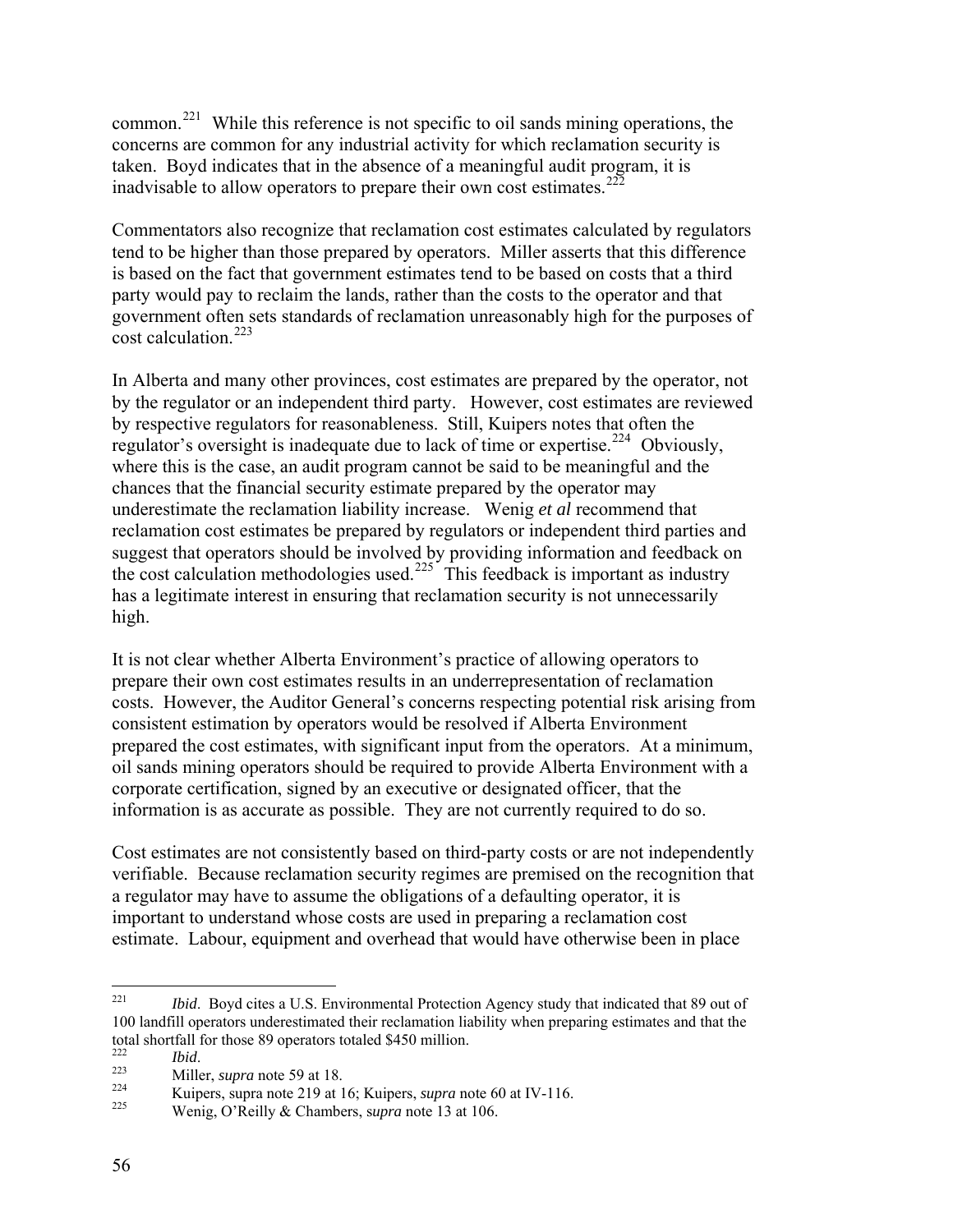common.[221] While this reference is not specific to oil sands mining operations, the concerns are common for any industrial activity for which reclamation security is taken. Boyd indicates that in the absence of a meaningful audit program, it is inadvisable to allow operators to prepare their own cost estimates.[222]

Commentators also recognize that reclamation cost estimates calculated by regulators tend to be higher than those prepared by operators. Miller asserts that this difference is based on the fact that government estimates tend to be based on costs that a third party would pay to reclaim the lands, rather than the costs to the operator and that government often sets standards of reclamation unreasonably high for the purposes of cost calculation.[223]

In Alberta and many other provinces, cost estimates are prepared by the operator, not by the regulator or an independent third party. However, cost estimates are reviewed by respective regulators for reasonableness. Still, Kuipers notes that often the regulator's oversight is inadequate due to lack of time or expertise.[224] Obviously, where this is the case, an audit program cannot be said to be meaningful and the chances that the financial security estimate prepared by the operator may underestimate the reclamation liability increase. Wenig *et al* recommend that reclamation cost estimates be prepared by regulators or independent third parties and suggest that operators should be involved by providing information and feedback on the cost calculation methodologies used.[225] This feedback is important as industry has a legitimate interest in ensuring that reclamation security is not unnecessarily high.

It is not clear whether Alberta Environment's practice of allowing operators to prepare their own cost estimates results in an underrepresentation of reclamation costs. However, the Auditor General's concerns respecting potential risk arising from consistent estimation by operators would be resolved if Alberta Environment prepared the cost estimates, with significant input from the operators. At a minimum, oil sands mining operators should be required to provide Alberta Environment with a corporate certification, signed by an executive or designated officer, that the information is as accurate as possible. They are not currently required to do so.

Cost estimates are not consistently based on third-party costs or are not independently verifiable. Because reclamation security regimes are premised on the recognition that a regulator may have to assume the obligations of a defaulting operator, it is important to understand whose costs are used in preparing a reclamation cost estimate. Labour, equipment and overhead that would have otherwise been in place

---

[221] *Ibid*. Boyd cites a U.S. Environmental Protection Agency study that indicated that 89 out of 100 landfill operators underestimated their reclamation liability when preparing estimates and that the total shortfall for those 89 operators totaled $450 million.

[222] *Ibid*.

[223] Miller, *supra* note 59 at 18.

[224] Kuipers, supra note 219 at 16; Kuipers, *supra* note 60 at IV-116.

[225] Wenig, O'Reilly & Chambers, s*upra* note 13 at 106.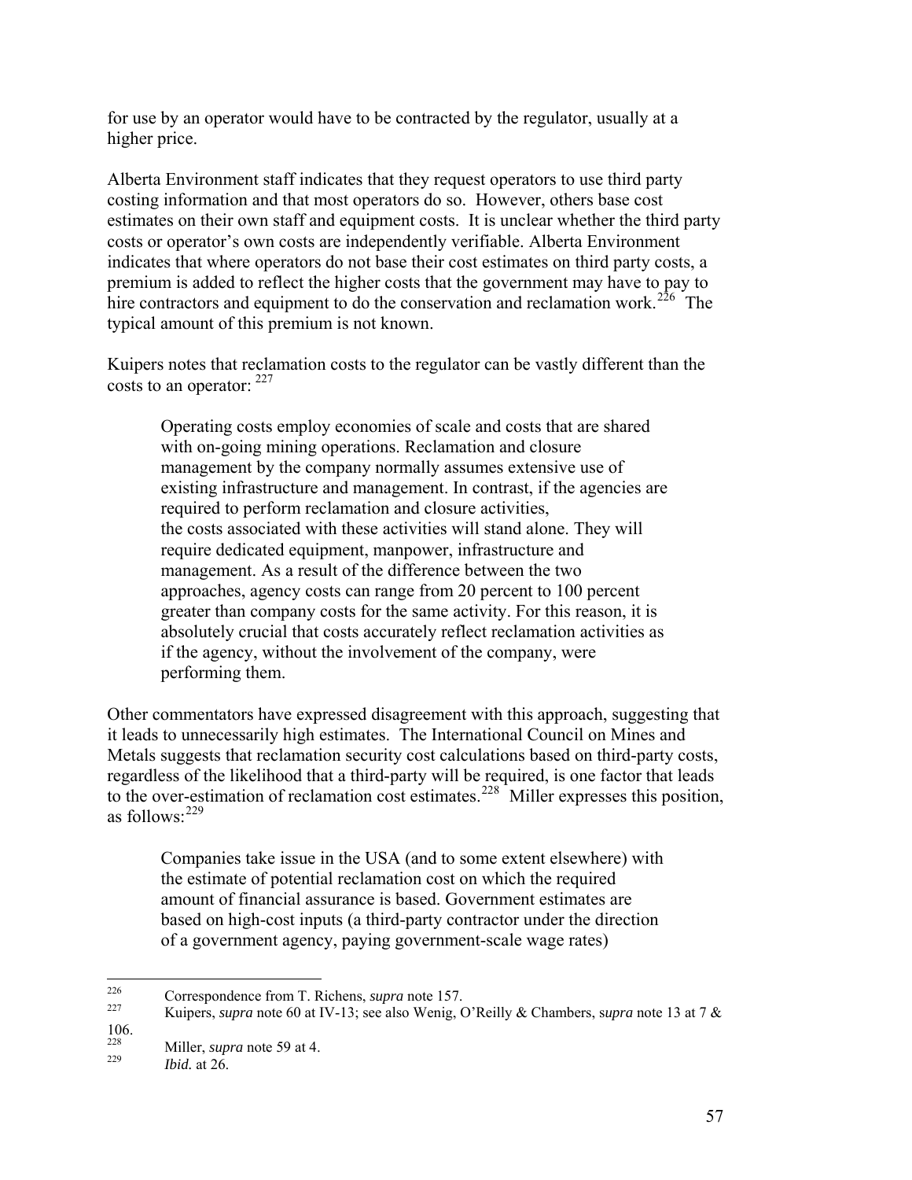for use by an operator would have to be contracted by the regulator, usually at a higher price.

Alberta Environment staff indicates that they request operators to use third party costing information and that most operators do so. However, others base cost estimates on their own staff and equipment costs. It is unclear whether the third party costs or operator's own costs are independently verifiable. Alberta Environment indicates that where operators do not base their cost estimates on third party costs, a premium is added to reflect the higher costs that the government may have to pay to hire contractors and equipment to do the conservation and reclamation work.[226] The typical amount of this premium is not known.

Kuipers notes that reclamation costs to the regulator can be vastly different than the costs to an operator: [227]

> Operating costs employ economies of scale and costs that are shared with on-going mining operations. Reclamation and closure management by the company normally assumes extensive use of existing infrastructure and management. In contrast, if the agencies are required to perform reclamation and closure activities, the costs associated with these activities will stand alone. They will require dedicated equipment, manpower, infrastructure and management. As a result of the difference between the two approaches, agency costs can range from 20 percent to 100 percent greater than company costs for the same activity. For this reason, it is absolutely crucial that costs accurately reflect reclamation activities as if the agency, without the involvement of the company, were performing them.

Other commentators have expressed disagreement with this approach, suggesting that it leads to unnecessarily high estimates. The International Council on Mines and Metals suggests that reclamation security cost calculations based on third-party costs, regardless of the likelihood that a third-party will be required, is one factor that leads to the over-estimation of reclamation cost estimates.[228] Miller expresses this position, as follows:[229]

> Companies take issue in the USA (and to some extent elsewhere) with the estimate of potential reclamation cost on which the required amount of financial assurance is based. Government estimates are based on high-cost inputs (a third-party contractor under the direction of a government agency, paying government-scale wage rates)

---

[226] Correspondence from T. Richens, *supra* note 157.

[227] Kuipers, *supra* note 60 at IV-13; see also Wenig, O'Reilly & Chambers, s*upra* note 13 at 7 & 106.

[228] Miller, *supra* note 59 at 4.

[229] *Ibid.* at 26.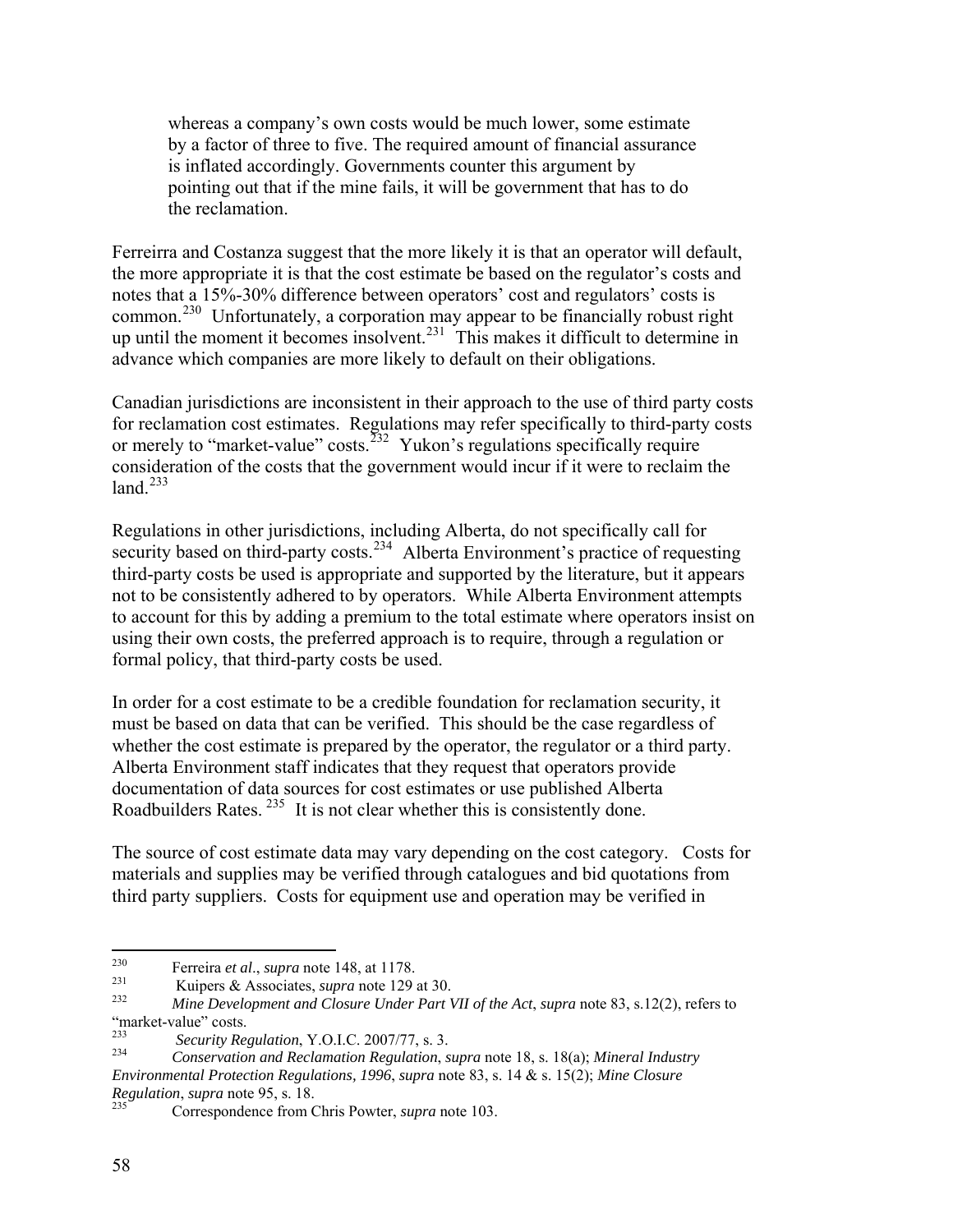> whereas a company's own costs would be much lower, some estimate by a factor of three to five. The required amount of financial assurance is inflated accordingly. Governments counter this argument by pointing out that if the mine fails, it will be government that has to do the reclamation.

Ferreirra and Costanza suggest that the more likely it is that an operator will default, the more appropriate it is that the cost estimate be based on the regulator's costs and notes that a 15%-30% difference between operators' cost and regulators' costs is common.[230] Unfortunately, a corporation may appear to be financially robust right up until the moment it becomes insolvent.[231] This makes it difficult to determine in advance which companies are more likely to default on their obligations.

Canadian jurisdictions are inconsistent in their approach to the use of third party costs for reclamation cost estimates. Regulations may refer specifically to third-party costs or merely to "market-value" costs.[232] Yukon's regulations specifically require consideration of the costs that the government would incur if it were to reclaim the land.[233]

Regulations in other jurisdictions, including Alberta, do not specifically call for security based on third-party costs.[234] Alberta Environment's practice of requesting third-party costs be used is appropriate and supported by the literature, but it appears not to be consistently adhered to by operators. While Alberta Environment attempts to account for this by adding a premium to the total estimate where operators insist on using their own costs, the preferred approach is to require, through a regulation or formal policy, that third-party costs be used.

In order for a cost estimate to be a credible foundation for reclamation security, it must be based on data that can be verified. This should be the case regardless of whether the cost estimate is prepared by the operator, the regulator or a third party. Alberta Environment staff indicates that they request that operators provide documentation of data sources for cost estimates or use published Alberta Roadbuilders Rates.[235] It is not clear whether this is consistently done.

The source of cost estimate data may vary depending on the cost category. Costs for materials and supplies may be verified through catalogues and bid quotations from third party suppliers. Costs for equipment use and operation may be verified in

---

[230] Ferreira *et al*., *supra* note 148, at 1178.

[231] Kuipers & Associates, *supra* note 129 at 30.

[232] *Mine Development and Closure Under Part VII of the Act*, *supra* note 83, s.12(2), refers to "market-value" costs.

[233] *Security Regulation*, Y.O.I.C. 2007/77, s. 3.

[234] *Conservation and Reclamation Regulation*, *supra* note 18, s. 18(a); *Mineral Industry Environmental Protection Regulations, 1996*, *supra* note 83, s. 14 & s. 15(2); *Mine Closure Regulation*, *supra* note 95, s. 18.

[235] Correspondence from Chris Powter, *supra* note 103.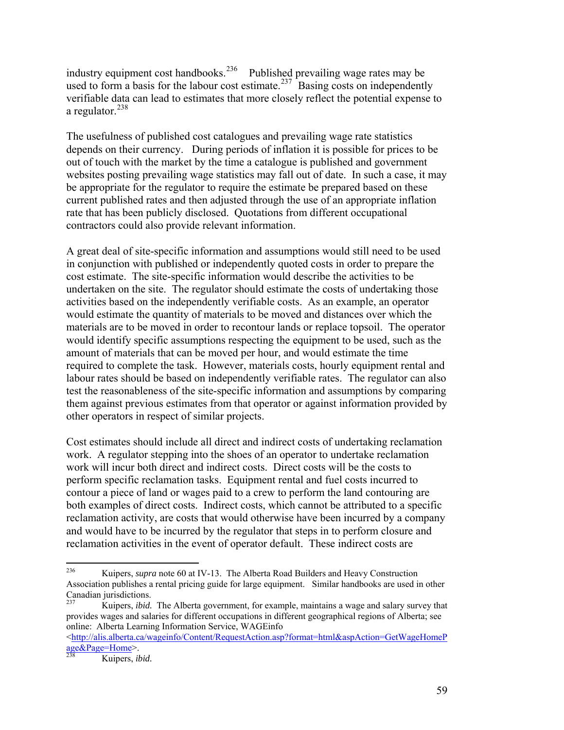industry equipment cost handbooks.[236] Published prevailing wage rates may be used to form a basis for the labour cost estimate.[237] Basing costs on independently verifiable data can lead to estimates that more closely reflect the potential expense to a regulator.[238]

The usefulness of published cost catalogues and prevailing wage rate statistics depends on their currency. During periods of inflation it is possible for prices to be out of touch with the market by the time a catalogue is published and government websites posting prevailing wage statistics may fall out of date. In such a case, it may be appropriate for the regulator to require the estimate be prepared based on these current published rates and then adjusted through the use of an appropriate inflation rate that has been publicly disclosed. Quotations from different occupational contractors could also provide relevant information.

A great deal of site-specific information and assumptions would still need to be used in conjunction with published or independently quoted costs in order to prepare the cost estimate. The site-specific information would describe the activities to be undertaken on the site. The regulator should estimate the costs of undertaking those activities based on the independently verifiable costs. As an example, an operator would estimate the quantity of materials to be moved and distances over which the materials are to be moved in order to recontour lands or replace topsoil. The operator would identify specific assumptions respecting the equipment to be used, such as the amount of materials that can be moved per hour, and would estimate the time required to complete the task. However, materials costs, hourly equipment rental and labour rates should be based on independently verifiable rates. The regulator can also test the reasonableness of the site-specific information and assumptions by comparing them against previous estimates from that operator or against information provided by other operators in respect of similar projects.

Cost estimates should include all direct and indirect costs of undertaking reclamation work. A regulator stepping into the shoes of an operator to undertake reclamation work will incur both direct and indirect costs. Direct costs will be the costs to perform specific reclamation tasks. Equipment rental and fuel costs incurred to contour a piece of land or wages paid to a crew to perform the land contouring are both examples of direct costs. Indirect costs, which cannot be attributed to a specific reclamation activity, are costs that would otherwise have been incurred by a company and would have to be incurred by the regulator that steps in to perform closure and reclamation activities in the event of operator default. These indirect costs are

---

[236] Kuipers, *supra* note 60 at IV-13. The Alberta Road Builders and Heavy Construction Association publishes a rental pricing guide for large equipment. Similar handbooks are used in other Canadian jurisdictions.

[237] Kuipers, *ibid.* The Alberta government, for example, maintains a wage and salary survey that provides wages and salaries for different occupations in different geographical regions of Alberta; see online: Alberta Learning Information Service, WAGEinfo <http://alis.alberta.ca/wageinfo/Content/RequestAction.asp?format=html&aspAction=GetWageHomePage&Page=Home>.

[238] Kuipers, *ibid.*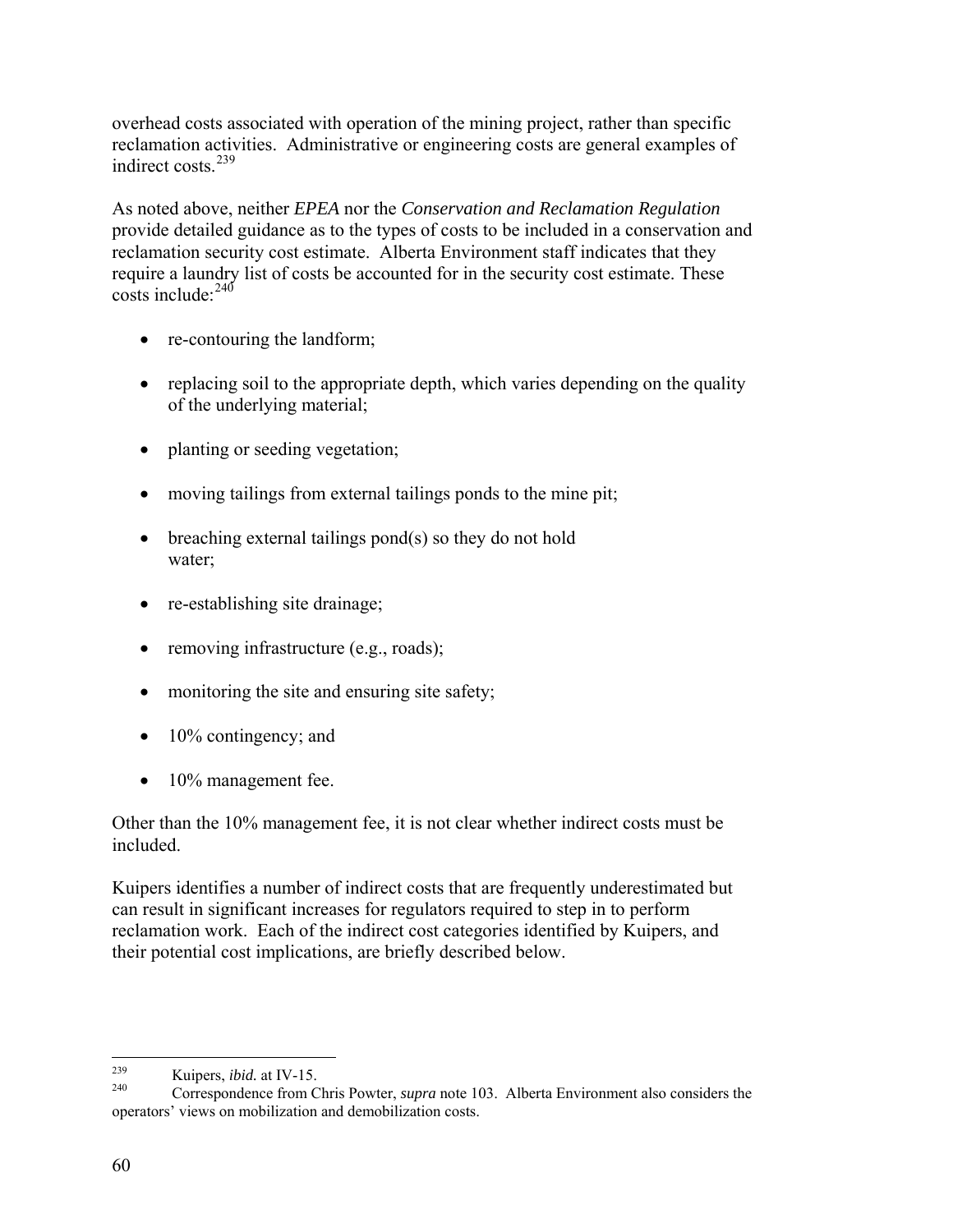overhead costs associated with operation of the mining project, rather than specific reclamation activities. Administrative or engineering costs are general examples of indirect costs.[239]

As noted above, neither *EPEA* nor the *Conservation and Reclamation Regulation* provide detailed guidance as to the types of costs to be included in a conservation and reclamation security cost estimate. Alberta Environment staff indicates that they require a laundry list of costs be accounted for in the security cost estimate. These costs include:[240]

- re-contouring the landform;
- replacing soil to the appropriate depth, which varies depending on the quality of the underlying material;
- planting or seeding vegetation;
- moving tailings from external tailings ponds to the mine pit;
- breaching external tailings pond(s) so they do not hold water;
- re-establishing site drainage;
- removing infrastructure (e.g., roads);
- monitoring the site and ensuring site safety;
- 10% contingency; and
- 10% management fee.

Other than the 10% management fee, it is not clear whether indirect costs must be included.

Kuipers identifies a number of indirect costs that are frequently underestimated but can result in significant increases for regulators required to step in to perform reclamation work. Each of the indirect cost categories identified by Kuipers, and their potential cost implications, are briefly described below.

---

[239] Kuipers, *ibid.* at IV-15.

[240] Correspondence from Chris Powter, *supra* note 103. Alberta Environment also considers the operators' views on mobilization and demobilization costs.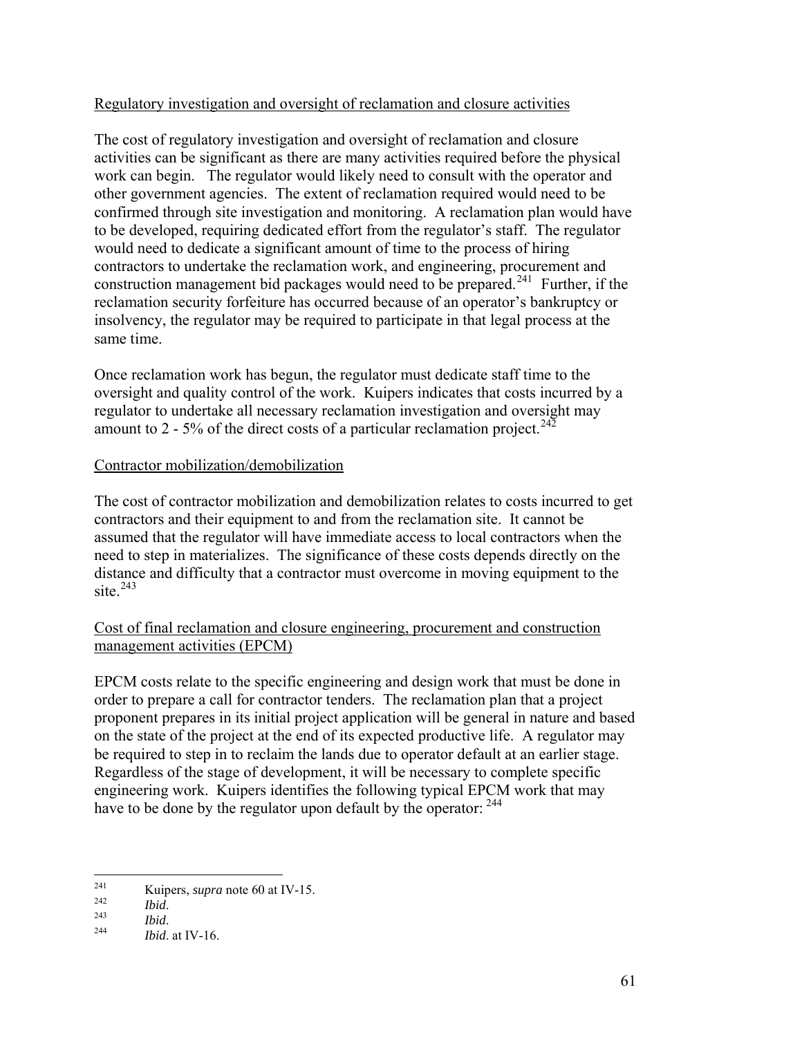Regulatory investigation and oversight of reclamation and closure activities

The cost of regulatory investigation and oversight of reclamation and closure activities can be significant as there are many activities required before the physical work can begin. The regulator would likely need to consult with the operator and other government agencies. The extent of reclamation required would need to be confirmed through site investigation and monitoring. A reclamation plan would have to be developed, requiring dedicated effort from the regulator's staff. The regulator would need to dedicate a significant amount of time to the process of hiring contractors to undertake the reclamation work, and engineering, procurement and construction management bid packages would need to be prepared.[241] Further, if the reclamation security forfeiture has occurred because of an operator's bankruptcy or insolvency, the regulator may be required to participate in that legal process at the same time.

Once reclamation work has begun, the regulator must dedicate staff time to the oversight and quality control of the work. Kuipers indicates that costs incurred by a regulator to undertake all necessary reclamation investigation and oversight may amount to 2 - 5% of the direct costs of a particular reclamation project.[242]

Contractor mobilization/demobilization

The cost of contractor mobilization and demobilization relates to costs incurred to get contractors and their equipment to and from the reclamation site. It cannot be assumed that the regulator will have immediate access to local contractors when the need to step in materializes. The significance of these costs depends directly on the distance and difficulty that a contractor must overcome in moving equipment to the site.[243]

Cost of final reclamation and closure engineering, procurement and construction management activities (EPCM)

EPCM costs relate to the specific engineering and design work that must be done in order to prepare a call for contractor tenders. The reclamation plan that a project proponent prepares in its initial project application will be general in nature and based on the state of the project at the end of its expected productive life. A regulator may be required to step in to reclaim the lands due to operator default at an earlier stage. Regardless of the stage of development, it will be necessary to complete specific engineering work. Kuipers identifies the following typical EPCM work that may have to be done by the regulator upon default by the operator:[244]

---

[241] Kuipers, *supra* note 60 at IV-15.

[242] *Ibid*.

[243] *Ibid*.

[244] *Ibid*. at IV-16.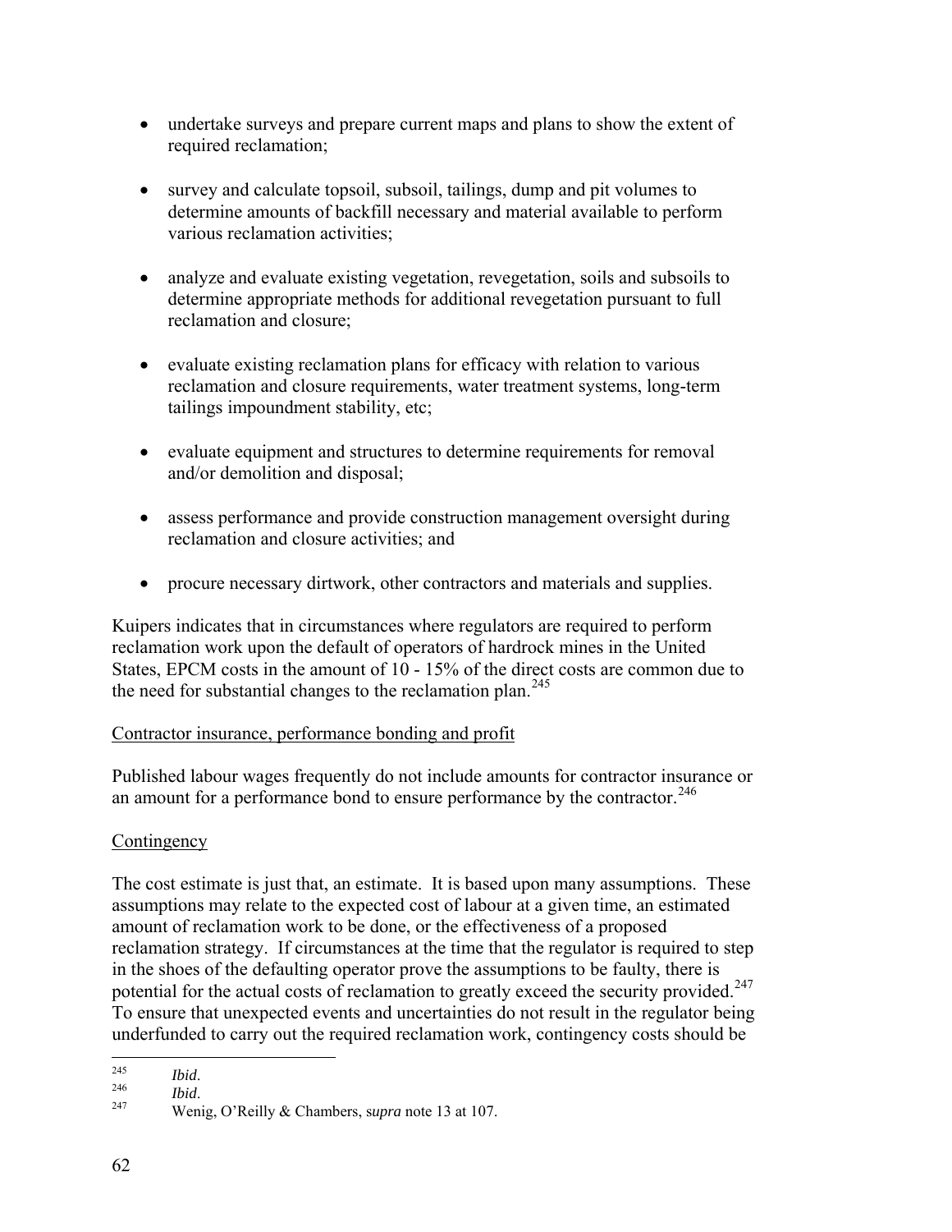- undertake surveys and prepare current maps and plans to show the extent of required reclamation;

- survey and calculate topsoil, subsoil, tailings, dump and pit volumes to determine amounts of backfill necessary and material available to perform various reclamation activities;

- analyze and evaluate existing vegetation, revegetation, soils and subsoils to determine appropriate methods for additional revegetation pursuant to full reclamation and closure;

- evaluate existing reclamation plans for efficacy with relation to various reclamation and closure requirements, water treatment systems, long-term tailings impoundment stability, etc;

- evaluate equipment and structures to determine requirements for removal and/or demolition and disposal;

- assess performance and provide construction management oversight during reclamation and closure activities; and

- procure necessary dirtwork, other contractors and materials and supplies.

Kuipers indicates that in circumstances where regulators are required to perform reclamation work upon the default of operators of hardrock mines in the United States, EPCM costs in the amount of 10 - 15% of the direct costs are common due to the need for substantial changes to the reclamation plan.[245]

<u>Contractor insurance, performance bonding and profit</u>

Published labour wages frequently do not include amounts for contractor insurance or an amount for a performance bond to ensure performance by the contractor.[246]

<u>Contingency</u>

The cost estimate is just that, an estimate. It is based upon many assumptions. These assumptions may relate to the expected cost of labour at a given time, an estimated amount of reclamation work to be done, or the effectiveness of a proposed reclamation strategy. If circumstances at the time that the regulator is required to step in the shoes of the defaulting operator prove the assumptions to be faulty, there is potential for the actual costs of reclamation to greatly exceed the security provided.[247] To ensure that unexpected events and uncertainties do not result in the regulator being underfunded to carry out the required reclamation work, contingency costs should be

---

[245] *Ibid*.

[246] *Ibid*.

[247] Wenig, O'Reilly & Chambers, *supra* note 13 at 107.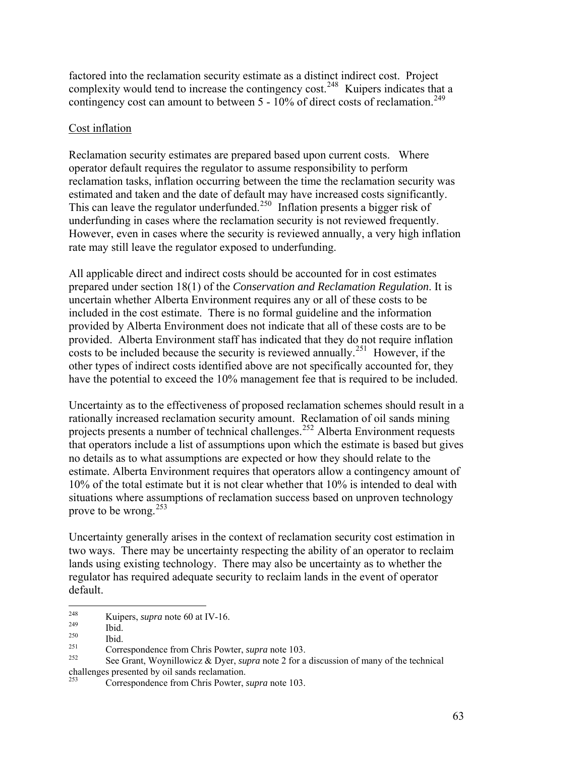factored into the reclamation security estimate as a distinct indirect cost. Project complexity would tend to increase the contingency cost.[248] Kuipers indicates that a contingency cost can amount to between 5 - 10% of direct costs of reclamation.[249]

Cost inflation

Reclamation security estimates are prepared based upon current costs. Where operator default requires the regulator to assume responsibility to perform reclamation tasks, inflation occurring between the time the reclamation security was estimated and taken and the date of default may have increased costs significantly. This can leave the regulator underfunded.[250] Inflation presents a bigger risk of underfunding in cases where the reclamation security is not reviewed frequently. However, even in cases where the security is reviewed annually, a very high inflation rate may still leave the regulator exposed to underfunding.

All applicable direct and indirect costs should be accounted for in cost estimates prepared under section 18(1) of the *Conservation and Reclamation Regulation*. It is uncertain whether Alberta Environment requires any or all of these costs to be included in the cost estimate. There is no formal guideline and the information provided by Alberta Environment does not indicate that all of these costs are to be provided. Alberta Environment staff has indicated that they do not require inflation costs to be included because the security is reviewed annually.[251] However, if the other types of indirect costs identified above are not specifically accounted for, they have the potential to exceed the 10% management fee that is required to be included.

Uncertainty as to the effectiveness of proposed reclamation schemes should result in a rationally increased reclamation security amount. Reclamation of oil sands mining projects presents a number of technical challenges.[252] Alberta Environment requests that operators include a list of assumptions upon which the estimate is based but gives no details as to what assumptions are expected or how they should relate to the estimate. Alberta Environment requires that operators allow a contingency amount of 10% of the total estimate but it is not clear whether that 10% is intended to deal with situations where assumptions of reclamation success based on unproven technology prove to be wrong.[253]

Uncertainty generally arises in the context of reclamation security cost estimation in two ways. There may be uncertainty respecting the ability of an operator to reclaim lands using existing technology. There may also be uncertainty as to whether the regulator has required adequate security to reclaim lands in the event of operator default.

---

[248] Kuipers, *supra* note 60 at IV-16.

[249] Ibid.

[250] Ibid.

[251] Correspondence from Chris Powter, *supra* note 103.

[252] See Grant, Woynillowicz & Dyer, *supra* note 2 for a discussion of many of the technical challenges presented by oil sands reclamation.

[253] Correspondence from Chris Powter, *supra* note 103.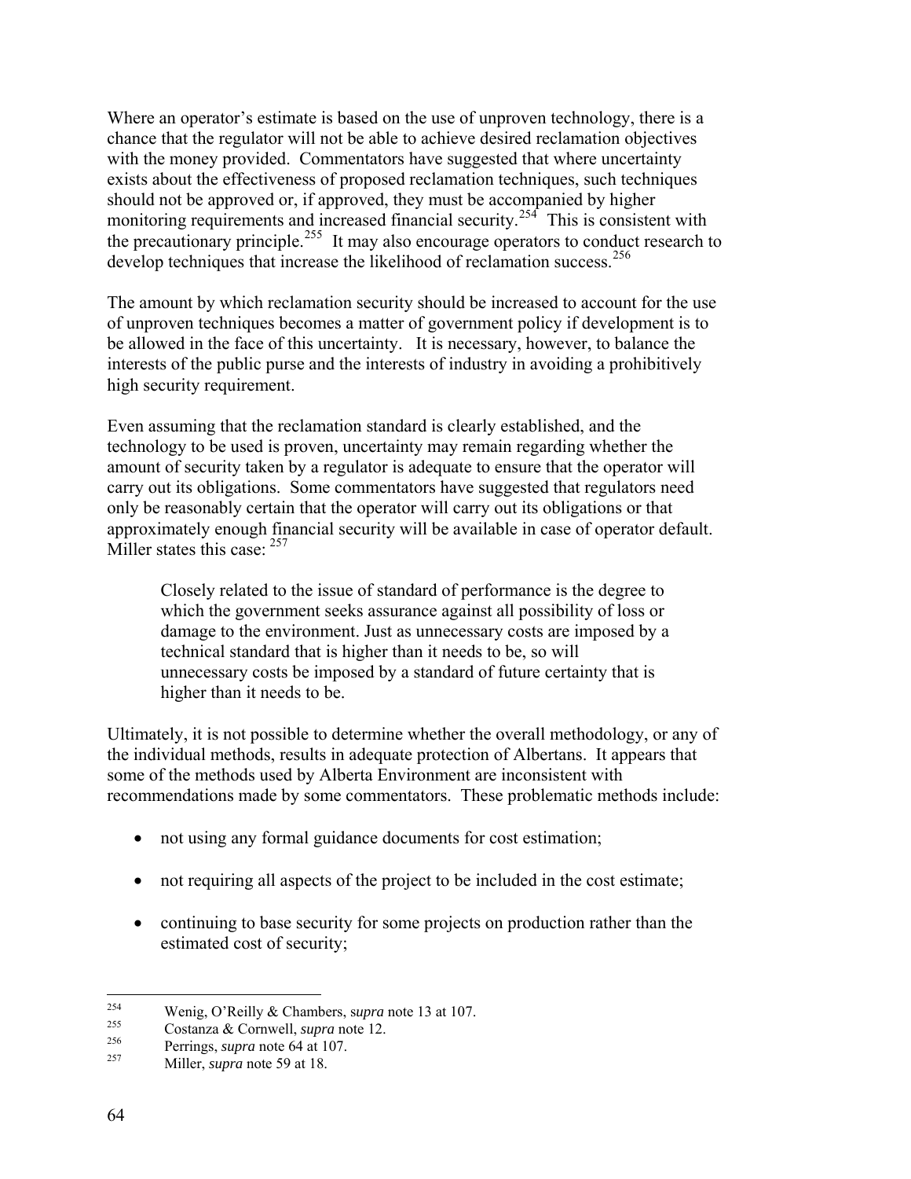Where an operator's estimate is based on the use of unproven technology, there is a chance that the regulator will not be able to achieve desired reclamation objectives with the money provided. Commentators have suggested that where uncertainty exists about the effectiveness of proposed reclamation techniques, such techniques should not be approved or, if approved, they must be accompanied by higher monitoring requirements and increased financial security.[254] This is consistent with the precautionary principle.[255] It may also encourage operators to conduct research to develop techniques that increase the likelihood of reclamation success.[256]

The amount by which reclamation security should be increased to account for the use of unproven techniques becomes a matter of government policy if development is to be allowed in the face of this uncertainty. It is necessary, however, to balance the interests of the public purse and the interests of industry in avoiding a prohibitively high security requirement.

Even assuming that the reclamation standard is clearly established, and the technology to be used is proven, uncertainty may remain regarding whether the amount of security taken by a regulator is adequate to ensure that the operator will carry out its obligations. Some commentators have suggested that regulators need only be reasonably certain that the operator will carry out its obligations or that approximately enough financial security will be available in case of operator default. Miller states this case:[257]

> Closely related to the issue of standard of performance is the degree to which the government seeks assurance against all possibility of loss or damage to the environment. Just as unnecessary costs are imposed by a technical standard that is higher than it needs to be, so will unnecessary costs be imposed by a standard of future certainty that is higher than it needs to be.

Ultimately, it is not possible to determine whether the overall methodology, or any of the individual methods, results in adequate protection of Albertans. It appears that some of the methods used by Alberta Environment are inconsistent with recommendations made by some commentators. These problematic methods include:

- not using any formal guidance documents for cost estimation;
- not requiring all aspects of the project to be included in the cost estimate;
- continuing to base security for some projects on production rather than the estimated cost of security;

---

[254] Wenig, O'Reilly & Chambers, s*upra* note 13 at 107.

[255] Costanza & Cornwell, *supra* note 12.

[256] Perrings, *supra* note 64 at 107.

[257] Miller, *supra* note 59 at 18.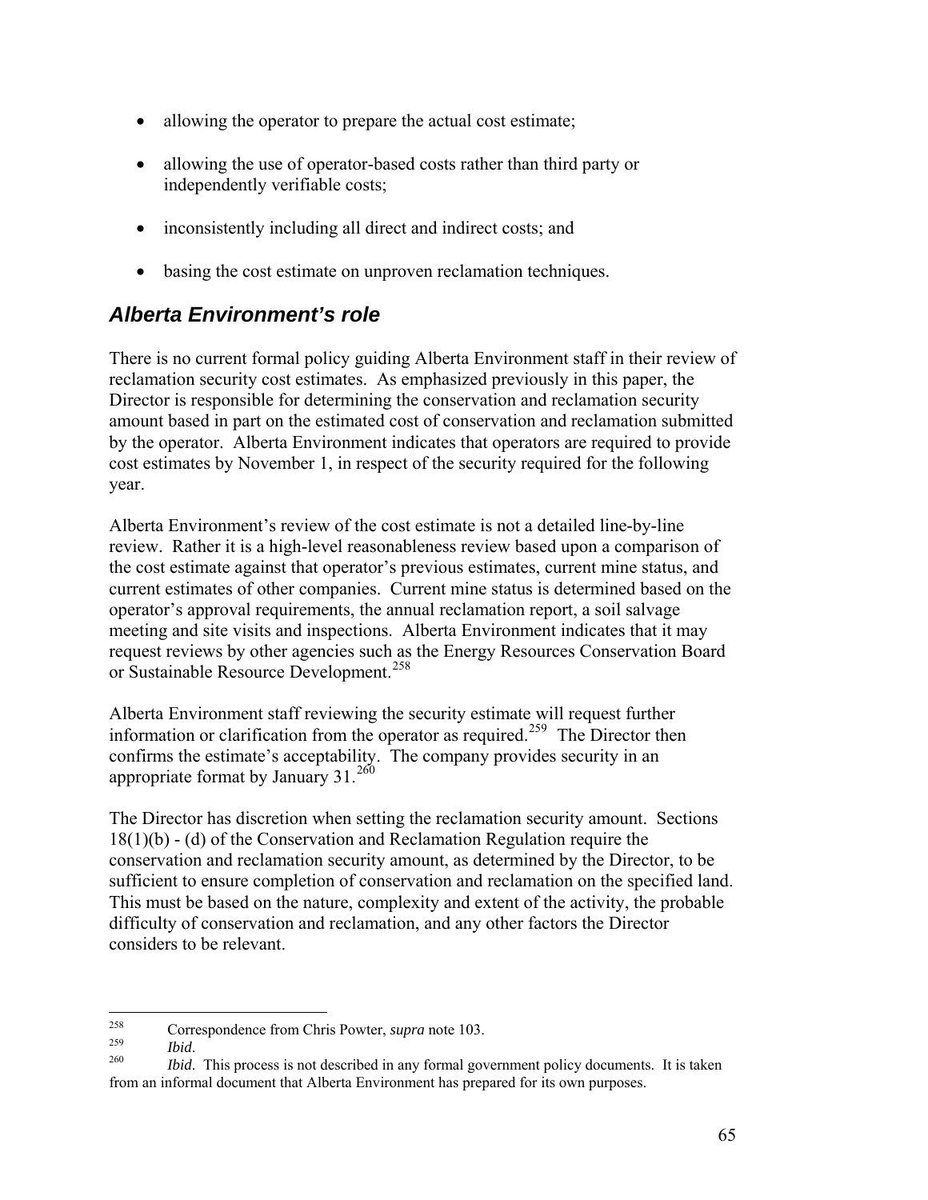- allowing the operator to prepare the actual cost estimate;
- allowing the use of operator-based costs rather than third party or independently verifiable costs;
- inconsistently including all direct and indirect costs; and
- basing the cost estimate on unproven reclamation techniques.

## *Alberta Environment's role*

There is no current formal policy guiding Alberta Environment staff in their review of reclamation security cost estimates. As emphasized previously in this paper, the Director is responsible for determining the conservation and reclamation security amount based in part on the estimated cost of conservation and reclamation submitted by the operator. Alberta Environment indicates that operators are required to provide cost estimates by November 1, in respect of the security required for the following year.

Alberta Environment's review of the cost estimate is not a detailed line-by-line review. Rather it is a high-level reasonableness review based upon a comparison of the cost estimate against that operator's previous estimates, current mine status, and current estimates of other companies. Current mine status is determined based on the operator's approval requirements, the annual reclamation report, a soil salvage meeting and site visits and inspections. Alberta Environment indicates that it may request reviews by other agencies such as the Energy Resources Conservation Board or Sustainable Resource Development.[258]

Alberta Environment staff reviewing the security estimate will request further information or clarification from the operator as required.[259] The Director then confirms the estimate's acceptability. The company provides security in an appropriate format by January 31.[260]

The Director has discretion when setting the reclamation security amount. Sections 18(1)(b) - (d) of the Conservation and Reclamation Regulation require the conservation and reclamation security amount, as determined by the Director, to be sufficient to ensure completion of conservation and reclamation on the specified land. This must be based on the nature, complexity and extent of the activity, the probable difficulty of conservation and reclamation, and any other factors the Director considers to be relevant.

---

[258] Correspondence from Chris Powter, *supra* note 103.

[259] *Ibid*.

[260] *Ibid*. This process is not described in any formal government policy documents. It is taken from an informal document that Alberta Environment has prepared for its own purposes.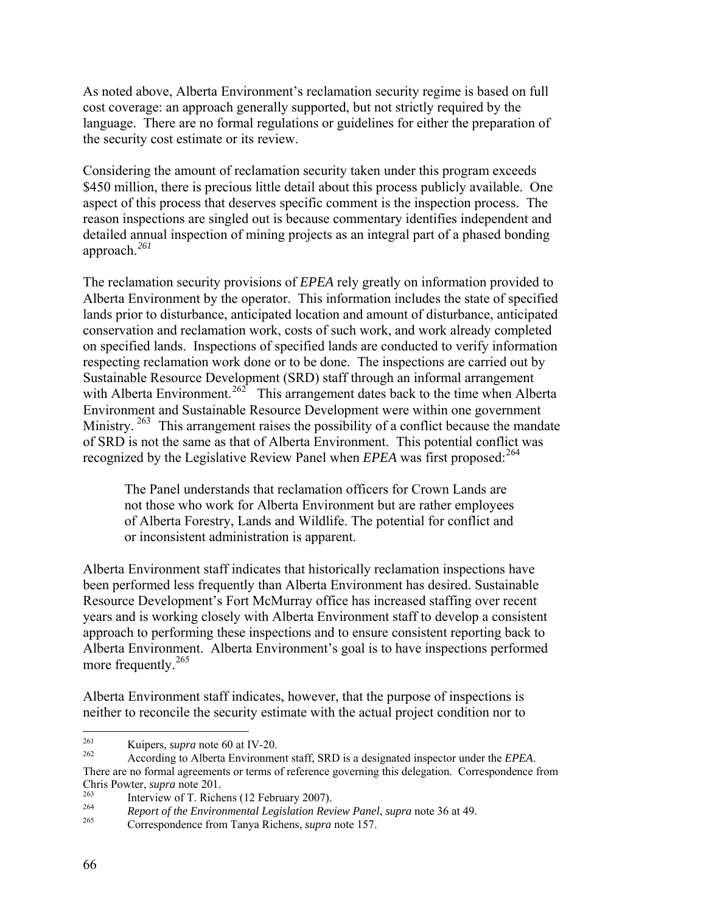As noted above, Alberta Environment's reclamation security regime is based on full cost coverage: an approach generally supported, but not strictly required by the language. There are no formal regulations or guidelines for either the preparation of the security cost estimate or its review.

Considering the amount of reclamation security taken under this program exceeds $450 million, there is precious little detail about this process publicly available. One aspect of this process that deserves specific comment is the inspection process. The reason inspections are singled out is because commentary identifies independent and detailed annual inspection of mining projects as an integral part of a phased bonding approach.[261]

The reclamation security provisions of *EPEA* rely greatly on information provided to Alberta Environment by the operator. This information includes the state of specified lands prior to disturbance, anticipated location and amount of disturbance, anticipated conservation and reclamation work, costs of such work, and work already completed on specified lands. Inspections of specified lands are conducted to verify information respecting reclamation work done or to be done. The inspections are carried out by Sustainable Resource Development (SRD) staff through an informal arrangement with Alberta Environment.[262] This arrangement dates back to the time when Alberta Environment and Sustainable Resource Development were within one government Ministry.[263] This arrangement raises the possibility of a conflict because the mandate of SRD is not the same as that of Alberta Environment. This potential conflict was recognized by the Legislative Review Panel when *EPEA* was first proposed:[264]

> The Panel understands that reclamation officers for Crown Lands are not those who work for Alberta Environment but are rather employees of Alberta Forestry, Lands and Wildlife. The potential for conflict and or inconsistent administration is apparent.

Alberta Environment staff indicates that historically reclamation inspections have been performed less frequently than Alberta Environment has desired. Sustainable Resource Development's Fort McMurray office has increased staffing over recent years and is working closely with Alberta Environment staff to develop a consistent approach to performing these inspections and to ensure consistent reporting back to Alberta Environment. Alberta Environment's goal is to have inspections performed more frequently.[265]

Alberta Environment staff indicates, however, that the purpose of inspections is neither to reconcile the security estimate with the actual project condition nor to

---

[261] Kuipers, *supra* note 60 at IV-20.

[262] According to Alberta Environment staff, SRD is a designated inspector under the *EPEA*. There are no formal agreements or terms of reference governing this delegation. Correspondence from Chris Powter, *supra* note 201.

[263] Interview of T. Richens (12 February 2007).

[264] *Report of the Environmental Legislation Review Panel*, *supra* note 36 at 49.

[265] Correspondence from Tanya Richens, *supra* note 157.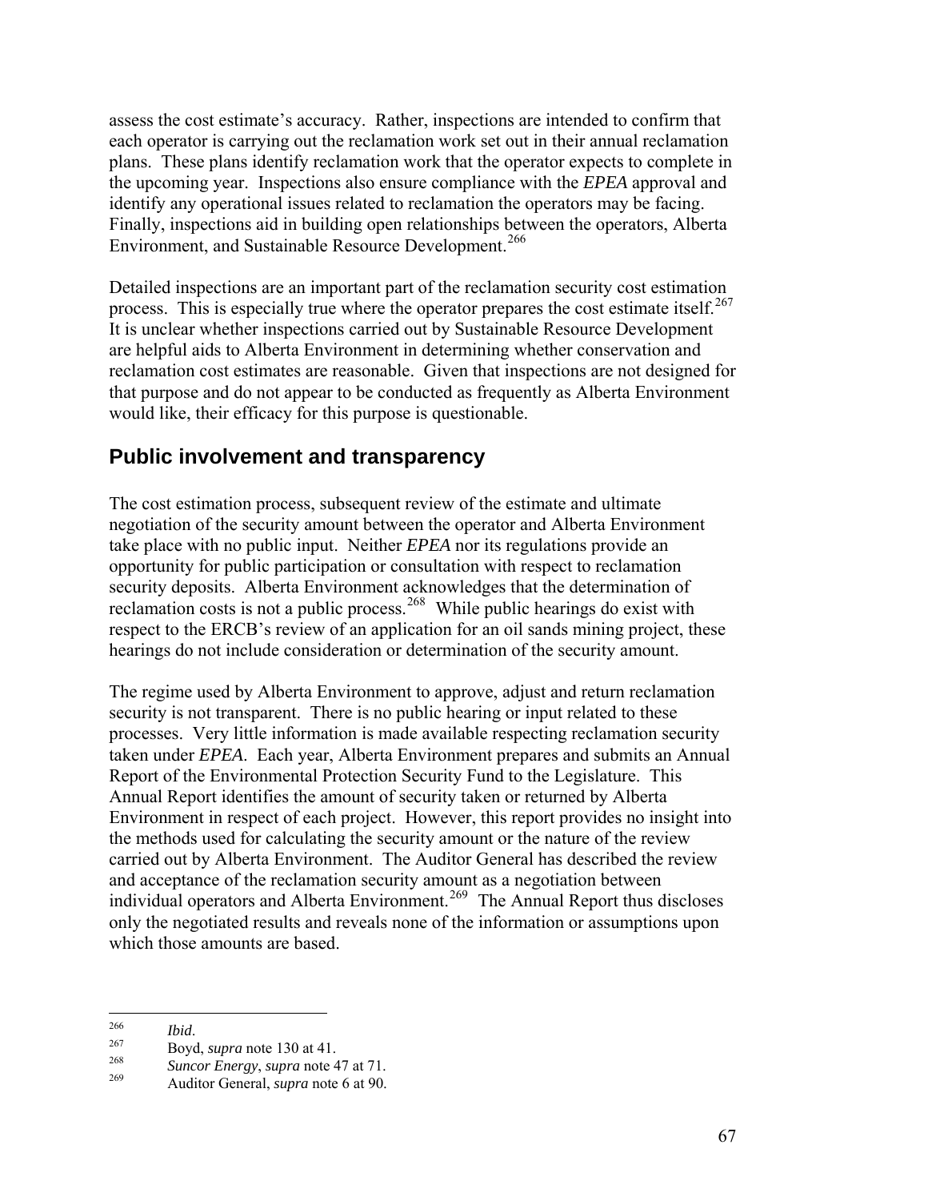assess the cost estimate's accuracy. Rather, inspections are intended to confirm that each operator is carrying out the reclamation work set out in their annual reclamation plans. These plans identify reclamation work that the operator expects to complete in the upcoming year. Inspections also ensure compliance with the *EPEA* approval and identify any operational issues related to reclamation the operators may be facing. Finally, inspections aid in building open relationships between the operators, Alberta Environment, and Sustainable Resource Development.[266]

Detailed inspections are an important part of the reclamation security cost estimation process. This is especially true where the operator prepares the cost estimate itself.[267] It is unclear whether inspections carried out by Sustainable Resource Development are helpful aids to Alberta Environment in determining whether conservation and reclamation cost estimates are reasonable. Given that inspections are not designed for that purpose and do not appear to be conducted as frequently as Alberta Environment would like, their efficacy for this purpose is questionable.

## Public involvement and transparency

The cost estimation process, subsequent review of the estimate and ultimate negotiation of the security amount between the operator and Alberta Environment take place with no public input. Neither *EPEA* nor its regulations provide an opportunity for public participation or consultation with respect to reclamation security deposits. Alberta Environment acknowledges that the determination of reclamation costs is not a public process.[268] While public hearings do exist with respect to the ERCB's review of an application for an oil sands mining project, these hearings do not include consideration or determination of the security amount.

The regime used by Alberta Environment to approve, adjust and return reclamation security is not transparent. There is no public hearing or input related to these processes. Very little information is made available respecting reclamation security taken under *EPEA*. Each year, Alberta Environment prepares and submits an Annual Report of the Environmental Protection Security Fund to the Legislature. This Annual Report identifies the amount of security taken or returned by Alberta Environment in respect of each project. However, this report provides no insight into the methods used for calculating the security amount or the nature of the review carried out by Alberta Environment. The Auditor General has described the review and acceptance of the reclamation security amount as a negotiation between individual operators and Alberta Environment.[269] The Annual Report thus discloses only the negotiated results and reveals none of the information or assumptions upon which those amounts are based.

---

[266] *Ibid*.

[267] Boyd, *supra* note 130 at 41.

[268] *Suncor Energy*, *supra* note 47 at 71.

[269] Auditor General, *supra* note 6 at 90.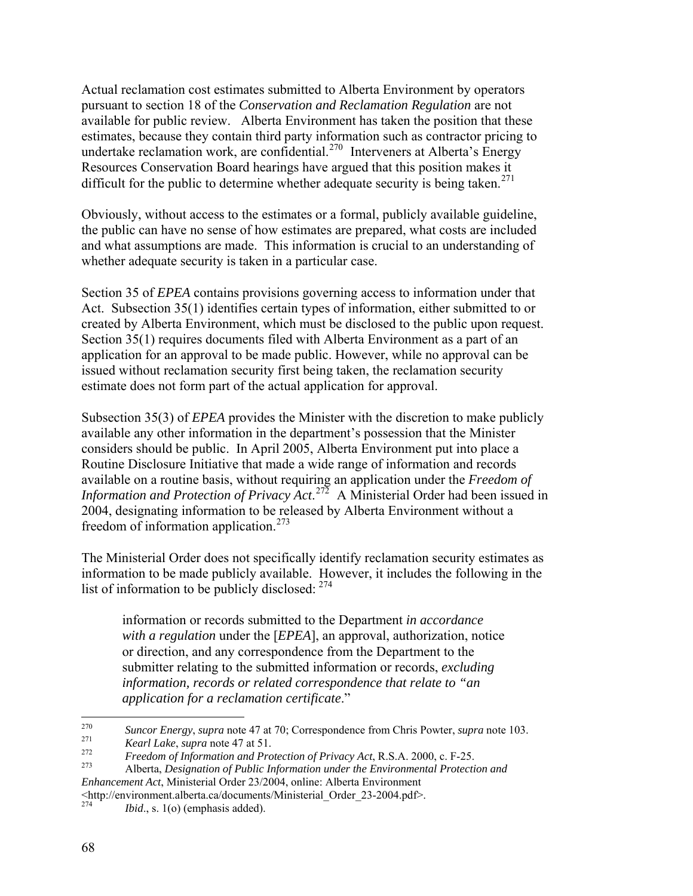Actual reclamation cost estimates submitted to Alberta Environment by operators pursuant to section 18 of the *Conservation and Reclamation Regulation* are not available for public review. Alberta Environment has taken the position that these estimates, because they contain third party information such as contractor pricing to undertake reclamation work, are confidential.[270] Interveners at Alberta's Energy Resources Conservation Board hearings have argued that this position makes it difficult for the public to determine whether adequate security is being taken.[271]

Obviously, without access to the estimates or a formal, publicly available guideline, the public can have no sense of how estimates are prepared, what costs are included and what assumptions are made. This information is crucial to an understanding of whether adequate security is taken in a particular case.

Section 35 of *EPEA* contains provisions governing access to information under that Act. Subsection 35(1) identifies certain types of information, either submitted to or created by Alberta Environment, which must be disclosed to the public upon request. Section 35(1) requires documents filed with Alberta Environment as a part of an application for an approval to be made public. However, while no approval can be issued without reclamation security first being taken, the reclamation security estimate does not form part of the actual application for approval.

Subsection 35(3) of *EPEA* provides the Minister with the discretion to make publicly available any other information in the department's possession that the Minister considers should be public. In April 2005, Alberta Environment put into place a Routine Disclosure Initiative that made a wide range of information and records available on a routine basis, without requiring an application under the *Freedom of Information and Protection of Privacy Act*.[272] A Ministerial Order had been issued in 2004, designating information to be released by Alberta Environment without a freedom of information application.[273]

The Ministerial Order does not specifically identify reclamation security estimates as information to be made publicly available. However, it includes the following in the list of information to be publicly disclosed: [274]

> information or records submitted to the Department *in accordance with a regulation* under the [*EPEA*], an approval, authorization, notice or direction, and any correspondence from the Department to the submitter relating to the submitted information or records, *excluding information, records or related correspondence that relate to "an application for a reclamation certificate*."

---

[270] *Suncor Energy*, *supra* note 47 at 70; Correspondence from Chris Powter, *supra* note 103.

[271] *Kearl Lake*, *supra* note 47 at 51.

[272] *Freedom of Information and Protection of Privacy Act*, R.S.A. 2000, c. F-25.

[273] Alberta, *Designation of Public Information under the Environmental Protection and Enhancement Act*, Ministerial Order 23/2004, online: Alberta Environment <http://environment.alberta.ca/documents/Ministerial_Order_23-2004.pdf>.

[274] *Ibid*., s. 1(o) (emphasis added).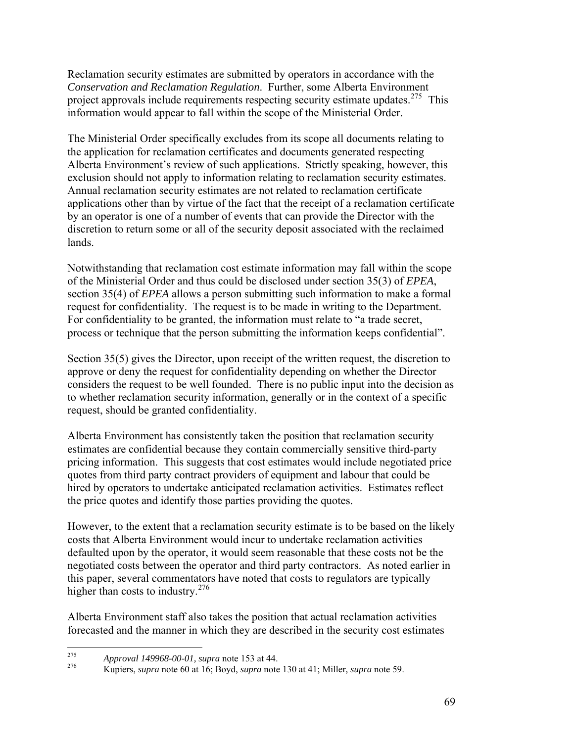Reclamation security estimates are submitted by operators in accordance with the *Conservation and Reclamation Regulation*. Further, some Alberta Environment project approvals include requirements respecting security estimate updates.[275] This information would appear to fall within the scope of the Ministerial Order.

The Ministerial Order specifically excludes from its scope all documents relating to the application for reclamation certificates and documents generated respecting Alberta Environment's review of such applications. Strictly speaking, however, this exclusion should not apply to information relating to reclamation security estimates. Annual reclamation security estimates are not related to reclamation certificate applications other than by virtue of the fact that the receipt of a reclamation certificate by an operator is one of a number of events that can provide the Director with the discretion to return some or all of the security deposit associated with the reclaimed lands.

Notwithstanding that reclamation cost estimate information may fall within the scope of the Ministerial Order and thus could be disclosed under section 35(3) of *EPEA*, section 35(4) of *EPEA* allows a person submitting such information to make a formal request for confidentiality. The request is to be made in writing to the Department. For confidentiality to be granted, the information must relate to "a trade secret, process or technique that the person submitting the information keeps confidential".

Section 35(5) gives the Director, upon receipt of the written request, the discretion to approve or deny the request for confidentiality depending on whether the Director considers the request to be well founded. There is no public input into the decision as to whether reclamation security information, generally or in the context of a specific request, should be granted confidentiality.

Alberta Environment has consistently taken the position that reclamation security estimates are confidential because they contain commercially sensitive third-party pricing information. This suggests that cost estimates would include negotiated price quotes from third party contract providers of equipment and labour that could be hired by operators to undertake anticipated reclamation activities. Estimates reflect the price quotes and identify those parties providing the quotes.

However, to the extent that a reclamation security estimate is to be based on the likely costs that Alberta Environment would incur to undertake reclamation activities defaulted upon by the operator, it would seem reasonable that these costs not be the negotiated costs between the operator and third party contractors. As noted earlier in this paper, several commentators have noted that costs to regulators are typically higher than costs to industry.[276]

Alberta Environment staff also takes the position that actual reclamation activities forecasted and the manner in which they are described in the security cost estimates

---

[275] *Approval 149968-00-01, supra* note 153 at 44.

[276] Kupiers, *supra* note 60 at 16; Boyd, *supra* note 130 at 41; Miller, *supra* note 59.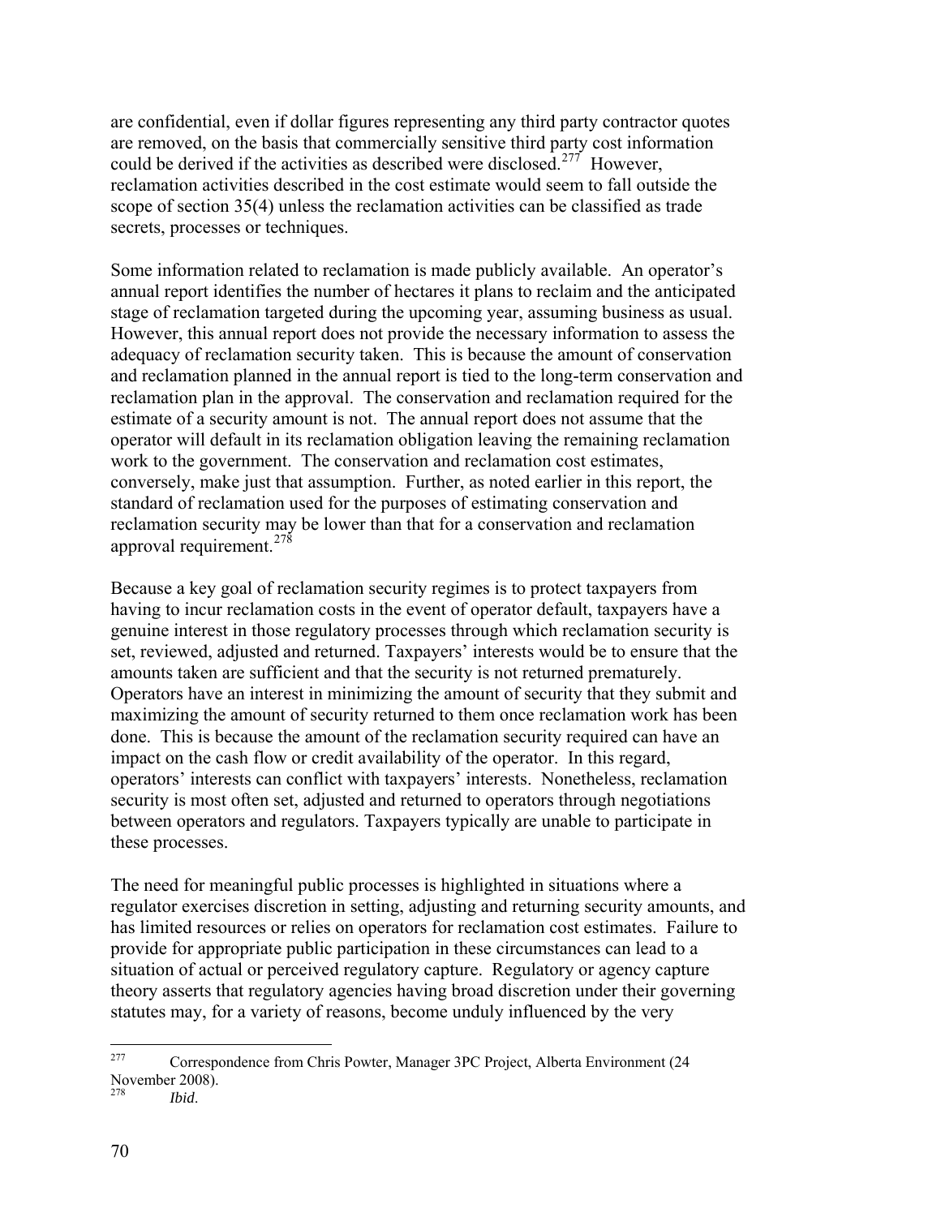are confidential, even if dollar figures representing any third party contractor quotes are removed, on the basis that commercially sensitive third party cost information could be derived if the activities as described were disclosed.[277] However, reclamation activities described in the cost estimate would seem to fall outside the scope of section 35(4) unless the reclamation activities can be classified as trade secrets, processes or techniques.

Some information related to reclamation is made publicly available. An operator's annual report identifies the number of hectares it plans to reclaim and the anticipated stage of reclamation targeted during the upcoming year, assuming business as usual. However, this annual report does not provide the necessary information to assess the adequacy of reclamation security taken. This is because the amount of conservation and reclamation planned in the annual report is tied to the long-term conservation and reclamation plan in the approval. The conservation and reclamation required for the estimate of a security amount is not. The annual report does not assume that the operator will default in its reclamation obligation leaving the remaining reclamation work to the government. The conservation and reclamation cost estimates, conversely, make just that assumption. Further, as noted earlier in this report, the standard of reclamation used for the purposes of estimating conservation and reclamation security may be lower than that for a conservation and reclamation approval requirement.[278]

Because a key goal of reclamation security regimes is to protect taxpayers from having to incur reclamation costs in the event of operator default, taxpayers have a genuine interest in those regulatory processes through which reclamation security is set, reviewed, adjusted and returned. Taxpayers' interests would be to ensure that the amounts taken are sufficient and that the security is not returned prematurely. Operators have an interest in minimizing the amount of security that they submit and maximizing the amount of security returned to them once reclamation work has been done. This is because the amount of the reclamation security required can have an impact on the cash flow or credit availability of the operator. In this regard, operators' interests can conflict with taxpayers' interests. Nonetheless, reclamation security is most often set, adjusted and returned to operators through negotiations between operators and regulators. Taxpayers typically are unable to participate in these processes.

The need for meaningful public processes is highlighted in situations where a regulator exercises discretion in setting, adjusting and returning security amounts, and has limited resources or relies on operators for reclamation cost estimates. Failure to provide for appropriate public participation in these circumstances can lead to a situation of actual or perceived regulatory capture. Regulatory or agency capture theory asserts that regulatory agencies having broad discretion under their governing statutes may, for a variety of reasons, become unduly influenced by the very

---

[277] Correspondence from Chris Powter, Manager 3PC Project, Alberta Environment (24 November 2008).

[278] *Ibid*.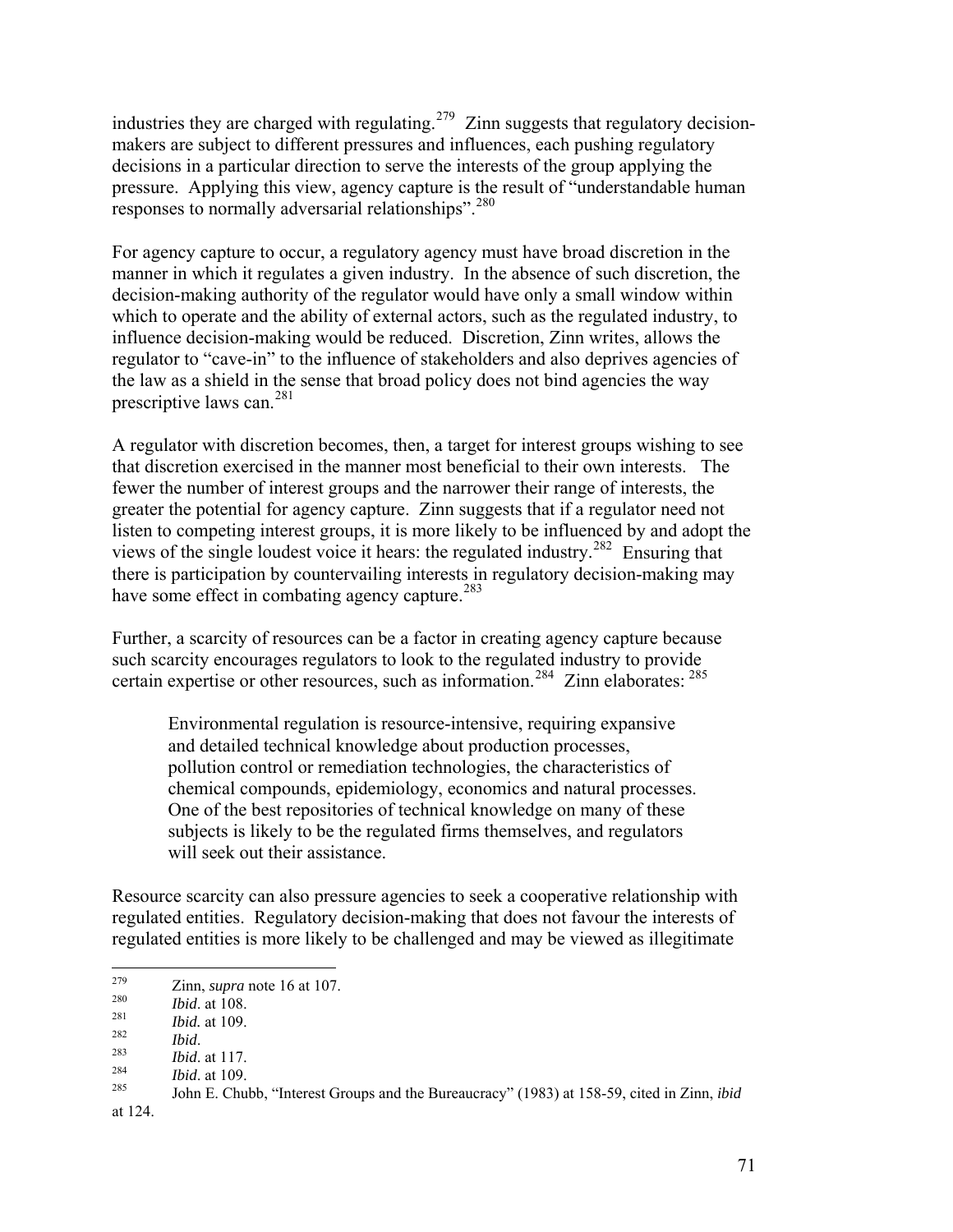industries they are charged with regulating.[279] Zinn suggests that regulatory decision-makers are subject to different pressures and influences, each pushing regulatory decisions in a particular direction to serve the interests of the group applying the pressure. Applying this view, agency capture is the result of "understandable human responses to normally adversarial relationships".[280]

For agency capture to occur, a regulatory agency must have broad discretion in the manner in which it regulates a given industry. In the absence of such discretion, the decision-making authority of the regulator would have only a small window within which to operate and the ability of external actors, such as the regulated industry, to influence decision-making would be reduced. Discretion, Zinn writes, allows the regulator to "cave-in" to the influence of stakeholders and also deprives agencies of the law as a shield in the sense that broad policy does not bind agencies the way prescriptive laws can.[281]

A regulator with discretion becomes, then, a target for interest groups wishing to see that discretion exercised in the manner most beneficial to their own interests. The fewer the number of interest groups and the narrower their range of interests, the greater the potential for agency capture. Zinn suggests that if a regulator need not listen to competing interest groups, it is more likely to be influenced by and adopt the views of the single loudest voice it hears: the regulated industry.[282] Ensuring that there is participation by countervailing interests in regulatory decision-making may have some effect in combating agency capture.[283]

Further, a scarcity of resources can be a factor in creating agency capture because such scarcity encourages regulators to look to the regulated industry to provide certain expertise or other resources, such as information.[284] Zinn elaborates: [285]

> Environmental regulation is resource-intensive, requiring expansive and detailed technical knowledge about production processes, pollution control or remediation technologies, the characteristics of chemical compounds, epidemiology, economics and natural processes. One of the best repositories of technical knowledge on many of these subjects is likely to be the regulated firms themselves, and regulators will seek out their assistance.

Resource scarcity can also pressure agencies to seek a cooperative relationship with regulated entities. Regulatory decision-making that does not favour the interests of regulated entities is more likely to be challenged and may be viewed as illegitimate

---

[279] Zinn, *supra* note 16 at 107.

[280] *Ibid*. at 108.

[281] *Ibid.* at 109.

[282] *Ibid*.

[283] *Ibid*. at 117.

[284] *Ibid*. at 109.

[285] John E. Chubb, "Interest Groups and the Bureaucracy" (1983) at 158-59, cited in Zinn, *ibid* at 124.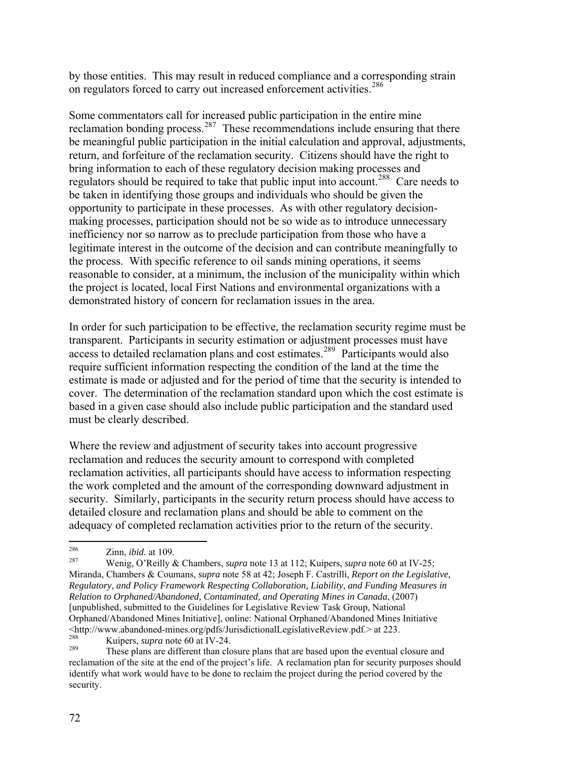by those entities. This may result in reduced compliance and a corresponding strain on regulators forced to carry out increased enforcement activities.[286]

Some commentators call for increased public participation in the entire mine reclamation bonding process.[287] These recommendations include ensuring that there be meaningful public participation in the initial calculation and approval, adjustments, return, and forfeiture of the reclamation security. Citizens should have the right to bring information to each of these regulatory decision making processes and regulators should be required to take that public input into account.[288] Care needs to be taken in identifying those groups and individuals who should be given the opportunity to participate in these processes. As with other regulatory decision-making processes, participation should not be so wide as to introduce unnecessary inefficiency nor so narrow as to preclude participation from those who have a legitimate interest in the outcome of the decision and can contribute meaningfully to the process. With specific reference to oil sands mining operations, it seems reasonable to consider, at a minimum, the inclusion of the municipality within which the project is located, local First Nations and environmental organizations with a demonstrated history of concern for reclamation issues in the area.

In order for such participation to be effective, the reclamation security regime must be transparent. Participants in security estimation or adjustment processes must have access to detailed reclamation plans and cost estimates.[289] Participants would also require sufficient information respecting the condition of the land at the time the estimate is made or adjusted and for the period of time that the security is intended to cover. The determination of the reclamation standard upon which the cost estimate is based in a given case should also include public participation and the standard used must be clearly described.

Where the review and adjustment of security takes into account progressive reclamation and reduces the security amount to correspond with completed reclamation activities, all participants should have access to information respecting the work completed and the amount of the corresponding downward adjustment in security. Similarly, participants in the security return process should have access to detailed closure and reclamation plans and should be able to comment on the adequacy of completed reclamation activities prior to the return of the security.

---

[286] Zinn, *ibid.* at 109.

[287] Wenig, O'Reilly & Chambers, *supra* note 13 at 112; Kuipers, *supra* note 60 at IV-25; Miranda, Chambers & Coumans, *supra* note 58 at 42; Joseph F. Castrilli, *Report on the Legislative, Regulatory, and Policy Framework Respecting Collaboration, Liability, and Funding Measures in Relation to Orphaned/Abandoned, Contaminated, and Operating Mines in Canada*, (2007) [unpublished, submitted to the Guidelines for Legislative Review Task Group, National Orphaned/Abandoned Mines Initiative], online: National Orphaned/Abandoned Mines Initiative <http://www.abandoned-mines.org/pdfs/JurisdictionalLegislativeReview.pdf.> at 223.

[288] Kuipers, *supra* note 60 at IV-24.

[289] These plans are different than closure plans that are based upon the eventual closure and reclamation of the site at the end of the project's life. A reclamation plan for security purposes should identify what work would have to be done to reclaim the project during the period covered by the security.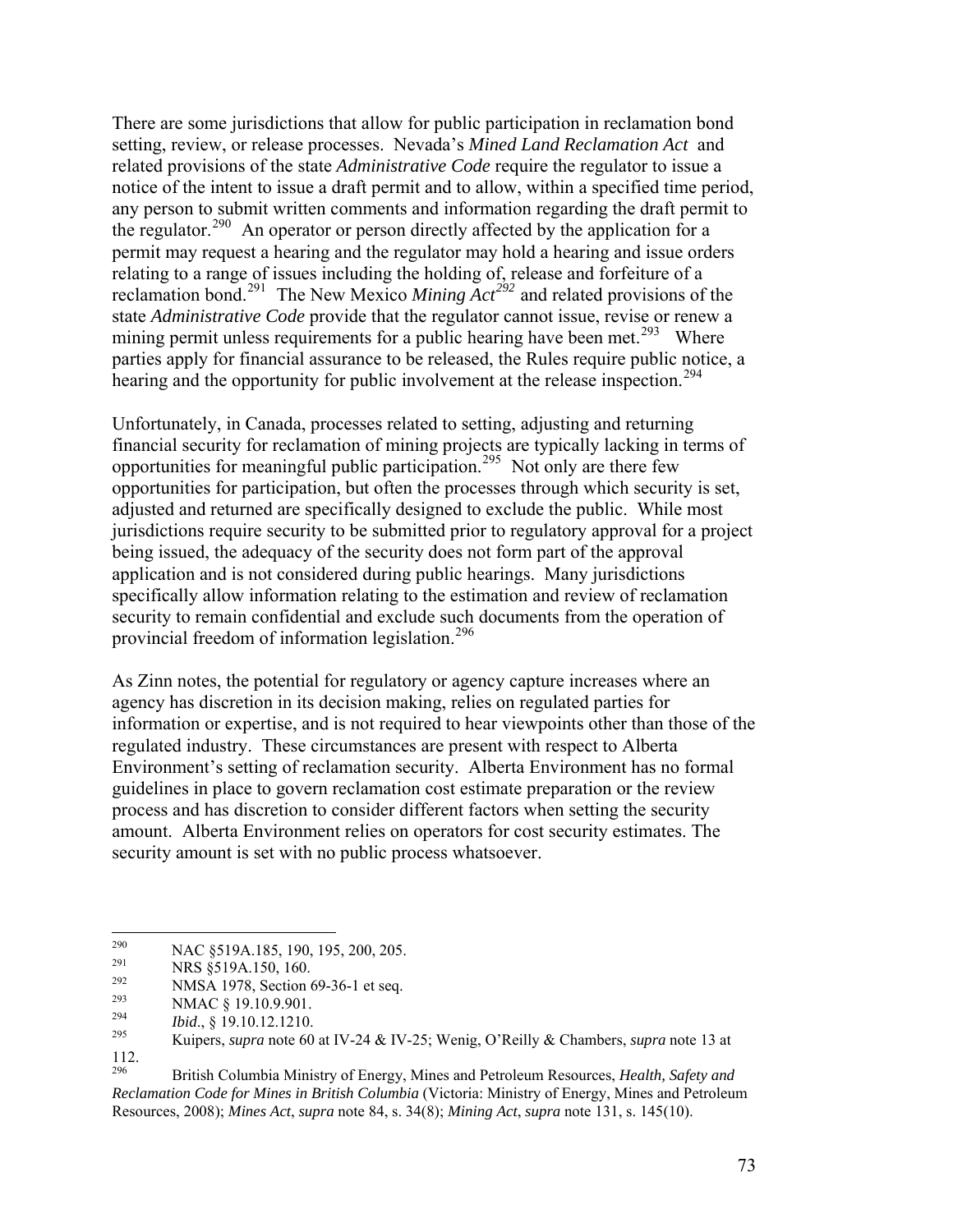There are some jurisdictions that allow for public participation in reclamation bond setting, review, or release processes. Nevada's *Mined Land Reclamation Act* and related provisions of the state *Administrative Code* require the regulator to issue a notice of the intent to issue a draft permit and to allow, within a specified time period, any person to submit written comments and information regarding the draft permit to the regulator.[290] An operator or person directly affected by the application for a permit may request a hearing and the regulator may hold a hearing and issue orders relating to a range of issues including the holding of, release and forfeiture of a reclamation bond.[291] The New Mexico *Mining Act*[292] and related provisions of the state *Administrative Code* provide that the regulator cannot issue, revise or renew a mining permit unless requirements for a public hearing have been met.[293] Where parties apply for financial assurance to be released, the Rules require public notice, a hearing and the opportunity for public involvement at the release inspection.[294]

Unfortunately, in Canada, processes related to setting, adjusting and returning financial security for reclamation of mining projects are typically lacking in terms of opportunities for meaningful public participation.[295] Not only are there few opportunities for participation, but often the processes through which security is set, adjusted and returned are specifically designed to exclude the public. While most jurisdictions require security to be submitted prior to regulatory approval for a project being issued, the adequacy of the security does not form part of the approval application and is not considered during public hearings. Many jurisdictions specifically allow information relating to the estimation and review of reclamation security to remain confidential and exclude such documents from the operation of provincial freedom of information legislation.[296]

As Zinn notes, the potential for regulatory or agency capture increases where an agency has discretion in its decision making, relies on regulated parties for information or expertise, and is not required to hear viewpoints other than those of the regulated industry. These circumstances are present with respect to Alberta Environment's setting of reclamation security. Alberta Environment has no formal guidelines in place to govern reclamation cost estimate preparation or the review process and has discretion to consider different factors when setting the security amount. Alberta Environment relies on operators for cost security estimates. The security amount is set with no public process whatsoever.

---

[290] NAC §519A.185, 190, 195, 200, 205.

[291] NRS §519A.150, 160.

[292] NMSA 1978, Section 69-36-1 et seq.

[293] NMAC § 19.10.9.901.

[294] *Ibid*., § 19.10.12.1210.

[295] Kuipers, *supra* note 60 at IV-24 & IV-25; Wenig, O'Reilly & Chambers, *supra* note 13 at 112.

[296] British Columbia Ministry of Energy, Mines and Petroleum Resources, *Health, Safety and Reclamation Code for Mines in British Columbia* (Victoria: Ministry of Energy, Mines and Petroleum Resources, 2008); *Mines Act*, *supra* note 84, s. 34(8); *Mining Act*, *supra* note 131, s. 145(10).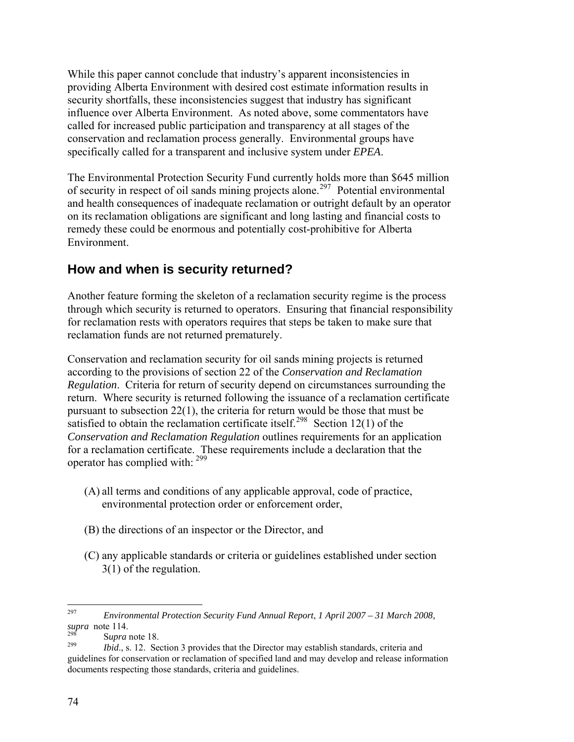While this paper cannot conclude that industry's apparent inconsistencies in providing Alberta Environment with desired cost estimate information results in security shortfalls, these inconsistencies suggest that industry has significant influence over Alberta Environment. As noted above, some commentators have called for increased public participation and transparency at all stages of the conservation and reclamation process generally. Environmental groups have specifically called for a transparent and inclusive system under *EPEA*.

The Environmental Protection Security Fund currently holds more than $645 million of security in respect of oil sands mining projects alone.[297] Potential environmental and health consequences of inadequate reclamation or outright default by an operator on its reclamation obligations are significant and long lasting and financial costs to remedy these could be enormous and potentially cost-prohibitive for Alberta Environment.

## How and when is security returned?

Another feature forming the skeleton of a reclamation security regime is the process through which security is returned to operators. Ensuring that financial responsibility for reclamation rests with operators requires that steps be taken to make sure that reclamation funds are not returned prematurely.

Conservation and reclamation security for oil sands mining projects is returned according to the provisions of section 22 of the *Conservation and Reclamation Regulation*. Criteria for return of security depend on circumstances surrounding the return. Where security is returned following the issuance of a reclamation certificate pursuant to subsection 22(1), the criteria for return would be those that must be satisfied to obtain the reclamation certificate itself.[298] Section 12(1) of the *Conservation and Reclamation Regulation* outlines requirements for an application for a reclamation certificate. These requirements include a declaration that the operator has complied with: [299]

(A) all terms and conditions of any applicable approval, code of practice, environmental protection order or enforcement order,

(B) the directions of an inspector or the Director, and

(C) any applicable standards or criteria or guidelines established under section 3(1) of the regulation.

---

[297] *Environmental Protection Security Fund Annual Report*, *1 April 2007 – 31 March 2008, supra* note 114.

[298] S*upra* note 18.

[299] *Ibid*., s. 12. Section 3 provides that the Director may establish standards, criteria and guidelines for conservation or reclamation of specified land and may develop and release information documents respecting those standards, criteria and guidelines.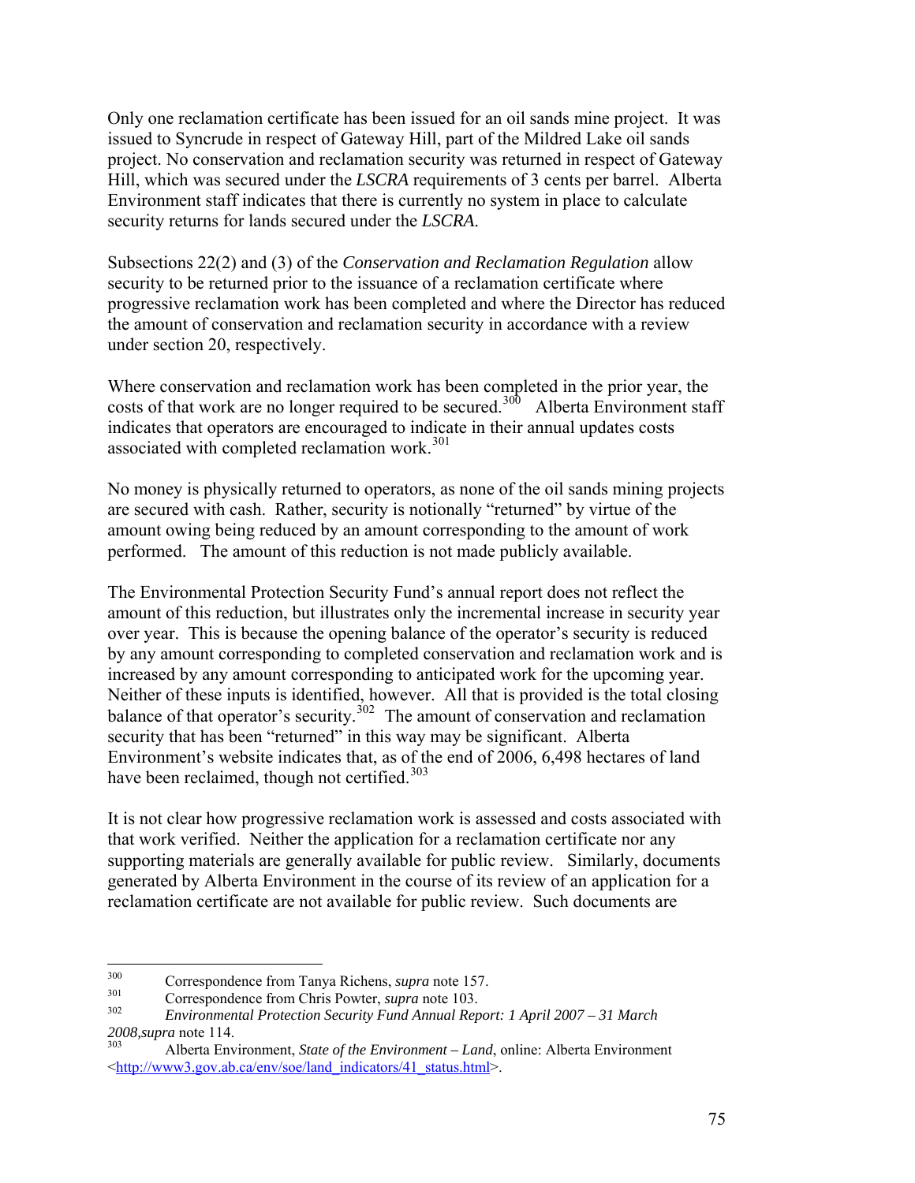Only one reclamation certificate has been issued for an oil sands mine project. It was issued to Syncrude in respect of Gateway Hill, part of the Mildred Lake oil sands project. No conservation and reclamation security was returned in respect of Gateway Hill, which was secured under the *LSCRA* requirements of 3 cents per barrel. Alberta Environment staff indicates that there is currently no system in place to calculate security returns for lands secured under the *LSCRA*.

Subsections 22(2) and (3) of the *Conservation and Reclamation Regulation* allow security to be returned prior to the issuance of a reclamation certificate where progressive reclamation work has been completed and where the Director has reduced the amount of conservation and reclamation security in accordance with a review under section 20, respectively.

Where conservation and reclamation work has been completed in the prior year, the costs of that work are no longer required to be secured.[300] Alberta Environment staff indicates that operators are encouraged to indicate in their annual updates costs associated with completed reclamation work.[301]

No money is physically returned to operators, as none of the oil sands mining projects are secured with cash. Rather, security is notionally "returned" by virtue of the amount owing being reduced by an amount corresponding to the amount of work performed. The amount of this reduction is not made publicly available.

The Environmental Protection Security Fund's annual report does not reflect the amount of this reduction, but illustrates only the incremental increase in security year over year. This is because the opening balance of the operator's security is reduced by any amount corresponding to completed conservation and reclamation work and is increased by any amount corresponding to anticipated work for the upcoming year. Neither of these inputs is identified, however. All that is provided is the total closing balance of that operator's security.[302] The amount of conservation and reclamation security that has been "returned" in this way may be significant. Alberta Environment's website indicates that, as of the end of 2006, 6,498 hectares of land have been reclaimed, though not certified.[303]

It is not clear how progressive reclamation work is assessed and costs associated with that work verified. Neither the application for a reclamation certificate nor any supporting materials are generally available for public review. Similarly, documents generated by Alberta Environment in the course of its review of an application for a reclamation certificate are not available for public review. Such documents are

---

[300] Correspondence from Tanya Richens, *supra* note 157.

[301] Correspondence from Chris Powter, *supra* note 103.

[302] *Environmental Protection Security Fund Annual Report: 1 April 2007 – 31 March 2008,supra* note 114.

[303] Alberta Environment, *State of the Environment – Land*, online: Alberta Environment <http://www3.gov.ab.ca/env/soe/land_indicators/41_status.html>.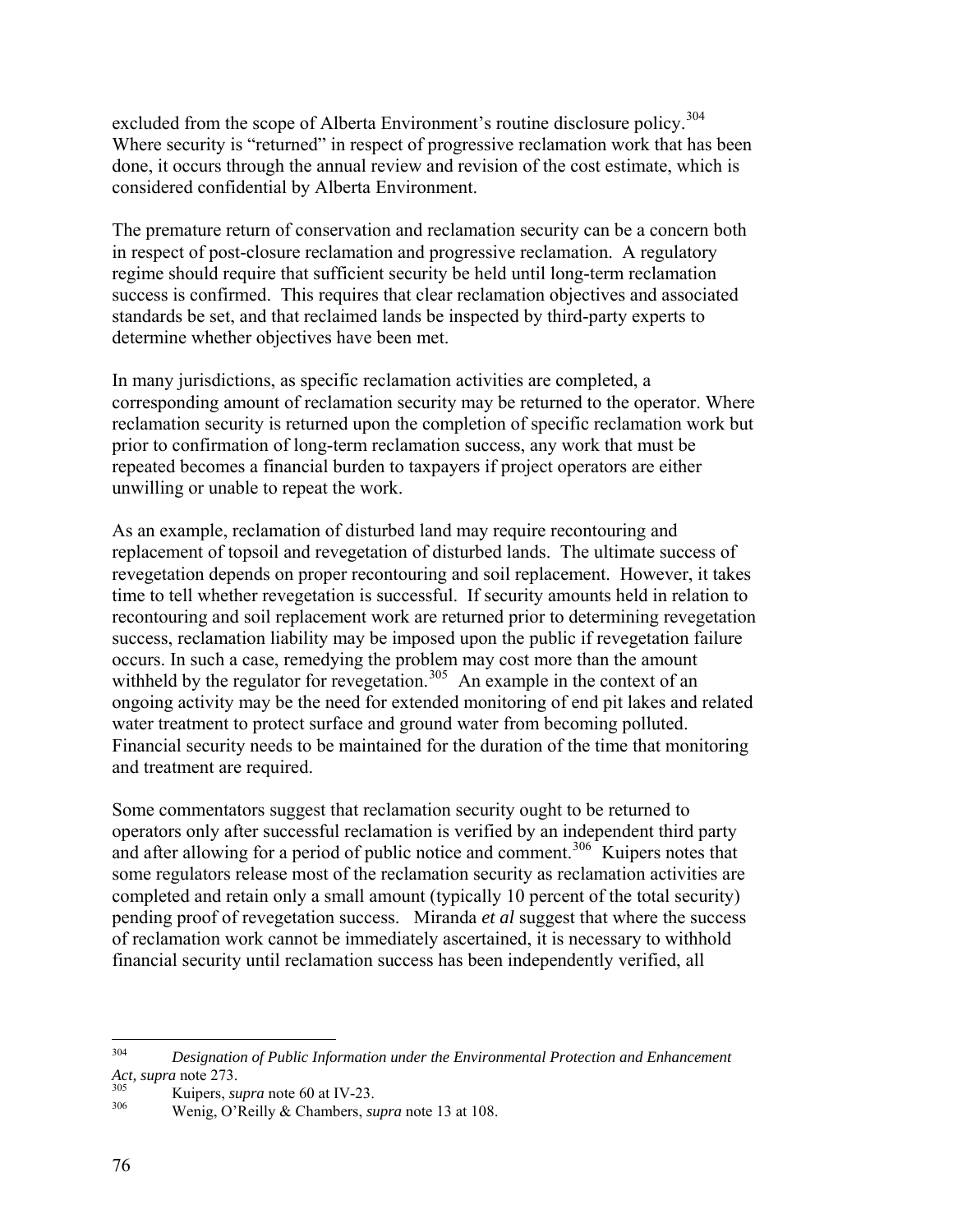excluded from the scope of Alberta Environment's routine disclosure policy.[304] Where security is "returned" in respect of progressive reclamation work that has been done, it occurs through the annual review and revision of the cost estimate, which is considered confidential by Alberta Environment.

The premature return of conservation and reclamation security can be a concern both in respect of post-closure reclamation and progressive reclamation. A regulatory regime should require that sufficient security be held until long-term reclamation success is confirmed. This requires that clear reclamation objectives and associated standards be set, and that reclaimed lands be inspected by third-party experts to determine whether objectives have been met.

In many jurisdictions, as specific reclamation activities are completed, a corresponding amount of reclamation security may be returned to the operator. Where reclamation security is returned upon the completion of specific reclamation work but prior to confirmation of long-term reclamation success, any work that must be repeated becomes a financial burden to taxpayers if project operators are either unwilling or unable to repeat the work.

As an example, reclamation of disturbed land may require recontouring and replacement of topsoil and revegetation of disturbed lands. The ultimate success of revegetation depends on proper recontouring and soil replacement. However, it takes time to tell whether revegetation is successful. If security amounts held in relation to recontouring and soil replacement work are returned prior to determining revegetation success, reclamation liability may be imposed upon the public if revegetation failure occurs. In such a case, remedying the problem may cost more than the amount withheld by the regulator for revegetation.[305] An example in the context of an ongoing activity may be the need for extended monitoring of end pit lakes and related water treatment to protect surface and ground water from becoming polluted. Financial security needs to be maintained for the duration of the time that monitoring and treatment are required.

Some commentators suggest that reclamation security ought to be returned to operators only after successful reclamation is verified by an independent third party and after allowing for a period of public notice and comment.[306] Kuipers notes that some regulators release most of the reclamation security as reclamation activities are completed and retain only a small amount (typically 10 percent of the total security) pending proof of revegetation success. Miranda *et al* suggest that where the success of reclamation work cannot be immediately ascertained, it is necessary to withhold financial security until reclamation success has been independently verified, all

---

[304] *Designation of Public Information under the Environmental Protection and Enhancement Act, supra* note 273.

[305] Kuipers, *supra* note 60 at IV-23.

[306] Wenig, O'Reilly & Chambers, *supra* note 13 at 108.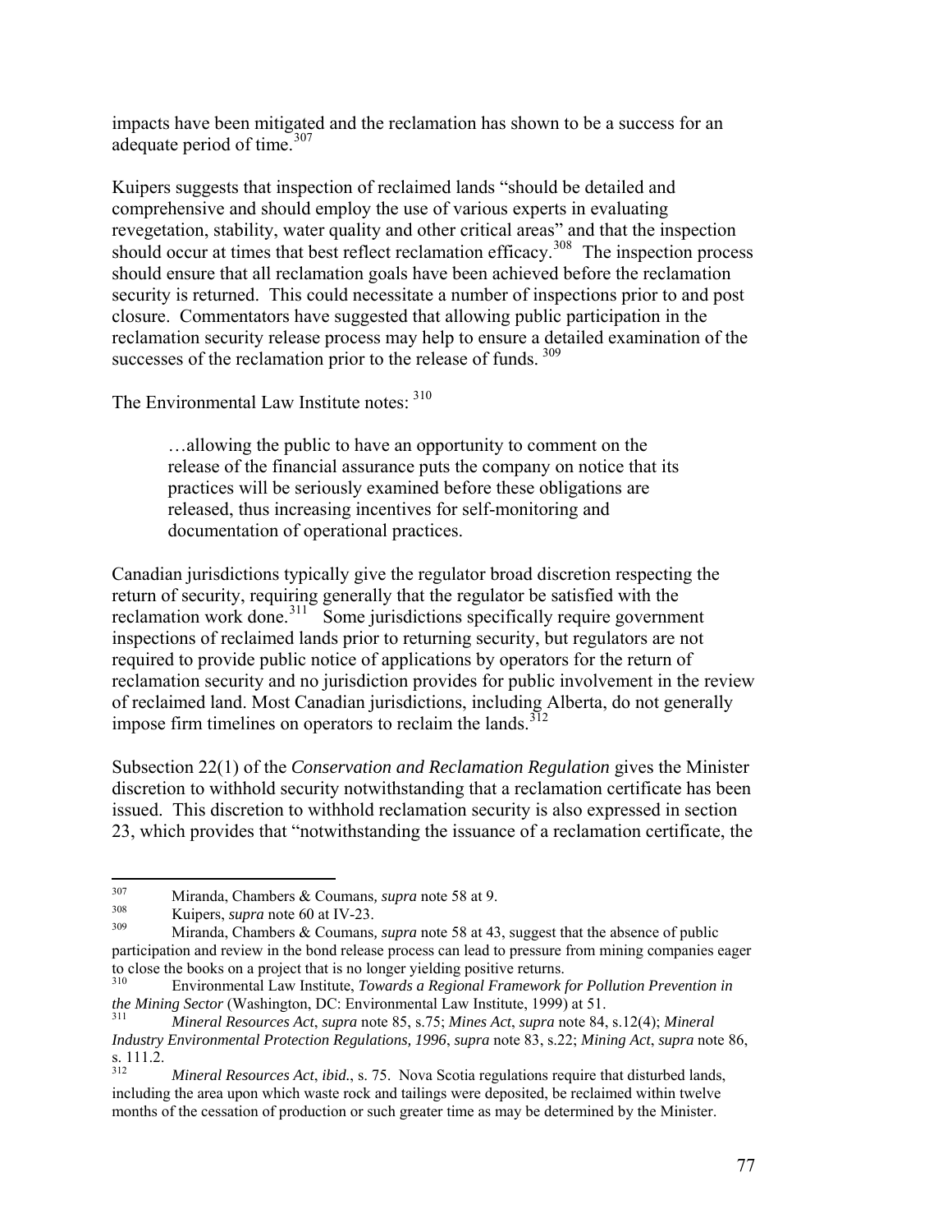impacts have been mitigated and the reclamation has shown to be a success for an adequate period of time.[307]

Kuipers suggests that inspection of reclaimed lands "should be detailed and comprehensive and should employ the use of various experts in evaluating revegetation, stability, water quality and other critical areas" and that the inspection should occur at times that best reflect reclamation efficacy.[308] The inspection process should ensure that all reclamation goals have been achieved before the reclamation security is returned. This could necessitate a number of inspections prior to and post closure. Commentators have suggested that allowing public participation in the reclamation security release process may help to ensure a detailed examination of the successes of the reclamation prior to the release of funds.[309]

The Environmental Law Institute notes:[310]

> …allowing the public to have an opportunity to comment on the release of the financial assurance puts the company on notice that its practices will be seriously examined before these obligations are released, thus increasing incentives for self-monitoring and documentation of operational practices.

Canadian jurisdictions typically give the regulator broad discretion respecting the return of security, requiring generally that the regulator be satisfied with the reclamation work done.[311] Some jurisdictions specifically require government inspections of reclaimed lands prior to returning security, but regulators are not required to provide public notice of applications by operators for the return of reclamation security and no jurisdiction provides for public involvement in the review of reclaimed land. Most Canadian jurisdictions, including Alberta, do not generally impose firm timelines on operators to reclaim the lands.[312]

Subsection 22(1) of the *Conservation and Reclamation Regulation* gives the Minister discretion to withhold security notwithstanding that a reclamation certificate has been issued. This discretion to withhold reclamation security is also expressed in section 23, which provides that "notwithstanding the issuance of a reclamation certificate, the

---

[307] Miranda, Chambers & Coumans, *supra* note 58 at 9.

[308] Kuipers, *supra* note 60 at IV-23.

[309] Miranda, Chambers & Coumans, *supra* note 58 at 43, suggest that the absence of public participation and review in the bond release process can lead to pressure from mining companies eager to close the books on a project that is no longer yielding positive returns.

[310] Environmental Law Institute, *Towards a Regional Framework for Pollution Prevention in the Mining Sector* (Washington, DC: Environmental Law Institute, 1999) at 51.

[311] *Mineral Resources Act*, *supra* note 85, s.75; *Mines Act*, *supra* note 84, s.12(4); *Mineral Industry Environmental Protection Regulations, 1996*, *supra* note 83, s.22; *Mining Act*, *supra* note 86, s. 111.2.

[312] *Mineral Resources Act*, *ibid.*, s. 75. Nova Scotia regulations require that disturbed lands, including the area upon which waste rock and tailings were deposited, be reclaimed within twelve months of the cessation of production or such greater time as may be determined by the Minister.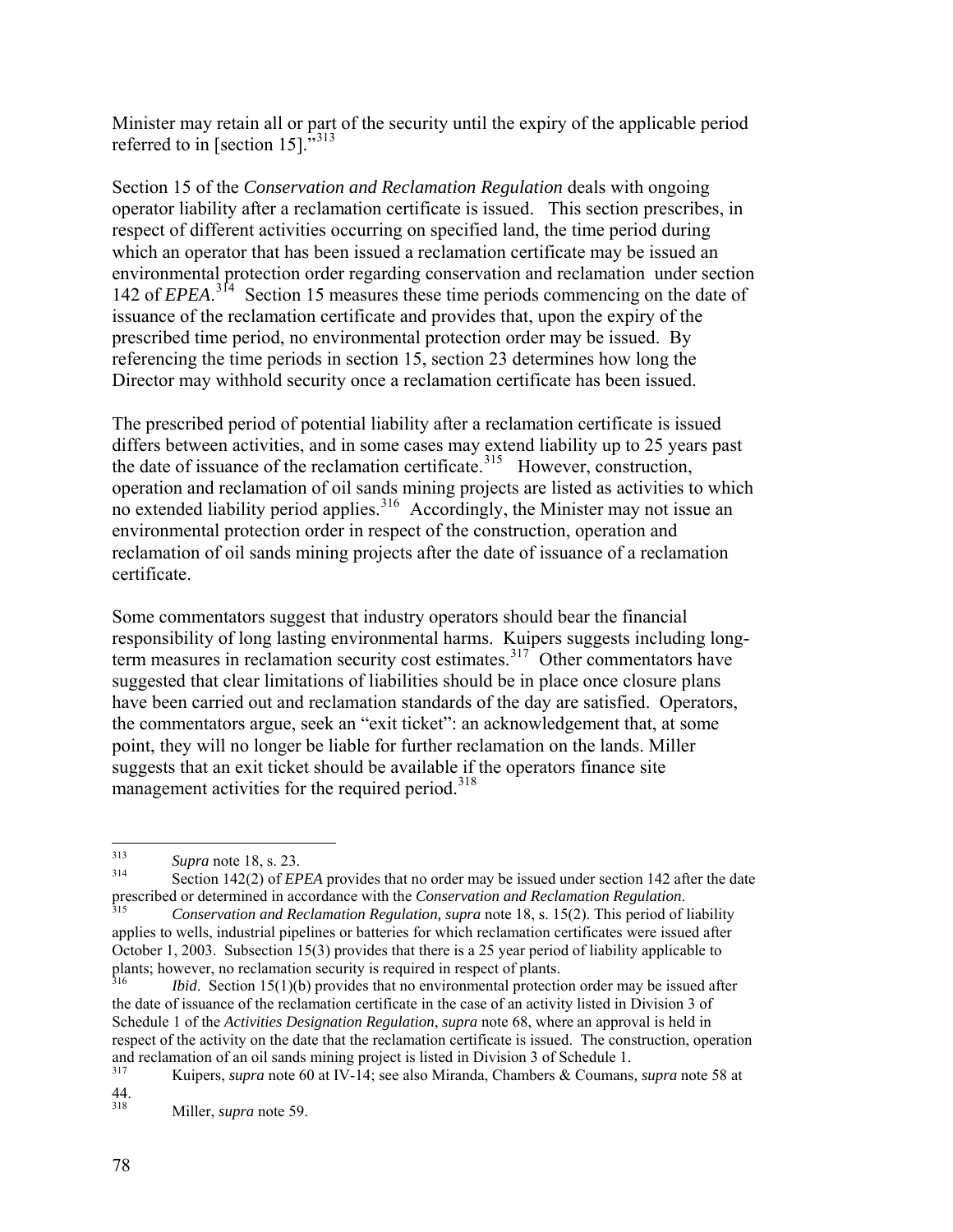Minister may retain all or part of the security until the expiry of the applicable period referred to in [section 15]."[313]

Section 15 of the *Conservation and Reclamation Regulation* deals with ongoing operator liability after a reclamation certificate is issued. This section prescribes, in respect of different activities occurring on specified land, the time period during which an operator that has been issued a reclamation certificate may be issued an environmental protection order regarding conservation and reclamation under section 142 of *EPEA*.[314] Section 15 measures these time periods commencing on the date of issuance of the reclamation certificate and provides that, upon the expiry of the prescribed time period, no environmental protection order may be issued. By referencing the time periods in section 15, section 23 determines how long the Director may withhold security once a reclamation certificate has been issued.

The prescribed period of potential liability after a reclamation certificate is issued differs between activities, and in some cases may extend liability up to 25 years past the date of issuance of the reclamation certificate.[315] However, construction, operation and reclamation of oil sands mining projects are listed as activities to which no extended liability period applies.[316] Accordingly, the Minister may not issue an environmental protection order in respect of the construction, operation and reclamation of oil sands mining projects after the date of issuance of a reclamation certificate.

Some commentators suggest that industry operators should bear the financial responsibility of long lasting environmental harms. Kuipers suggests including long-term measures in reclamation security cost estimates.[317] Other commentators have suggested that clear limitations of liabilities should be in place once closure plans have been carried out and reclamation standards of the day are satisfied. Operators, the commentators argue, seek an "exit ticket": an acknowledgement that, at some point, they will no longer be liable for further reclamation on the lands. Miller suggests that an exit ticket should be available if the operators finance site management activities for the required period.[318]

---

[313] *Supra* note 18, s. 23.

[314] Section 142(2) of *EPEA* provides that no order may be issued under section 142 after the date prescribed or determined in accordance with the *Conservation and Reclamation Regulation*.

[315] *Conservation and Reclamation Regulation, supra* note 18, s. 15(2). This period of liability applies to wells, industrial pipelines or batteries for which reclamation certificates were issued after October 1, 2003. Subsection 15(3) provides that there is a 25 year period of liability applicable to plants; however, no reclamation security is required in respect of plants.

[316] *Ibid*. Section 15(1)(b) provides that no environmental protection order may be issued after the date of issuance of the reclamation certificate in the case of an activity listed in Division 3 of Schedule 1 of the *Activities Designation Regulation*, *supra* note 68, where an approval is held in respect of the activity on the date that the reclamation certificate is issued. The construction, operation and reclamation of an oil sands mining project is listed in Division 3 of Schedule 1.

[317] Kuipers, *supra* note 60 at IV-14; see also Miranda, Chambers & Coumans, *supra* note 58 at 44.

[318] Miller, *supra* note 59.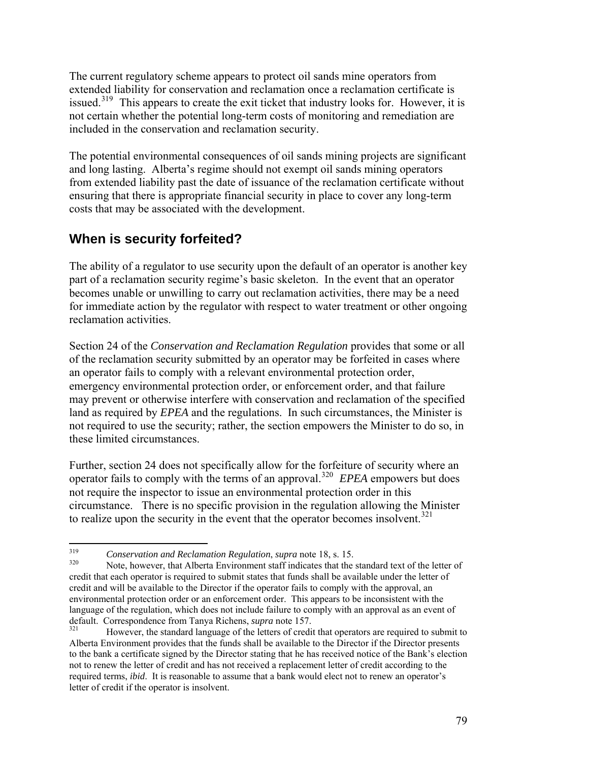The current regulatory scheme appears to protect oil sands mine operators from extended liability for conservation and reclamation once a reclamation certificate is issued.[319] This appears to create the exit ticket that industry looks for. However, it is not certain whether the potential long-term costs of monitoring and remediation are included in the conservation and reclamation security.

The potential environmental consequences of oil sands mining projects are significant and long lasting. Alberta's regime should not exempt oil sands mining operators from extended liability past the date of issuance of the reclamation certificate without ensuring that there is appropriate financial security in place to cover any long-term costs that may be associated with the development.

## When is security forfeited?

The ability of a regulator to use security upon the default of an operator is another key part of a reclamation security regime's basic skeleton. In the event that an operator becomes unable or unwilling to carry out reclamation activities, there may be a need for immediate action by the regulator with respect to water treatment or other ongoing reclamation activities.

Section 24 of the *Conservation and Reclamation Regulation* provides that some or all of the reclamation security submitted by an operator may be forfeited in cases where an operator fails to comply with a relevant environmental protection order, emergency environmental protection order, or enforcement order, and that failure may prevent or otherwise interfere with conservation and reclamation of the specified land as required by *EPEA* and the regulations. In such circumstances, the Minister is not required to use the security; rather, the section empowers the Minister to do so, in these limited circumstances.

Further, section 24 does not specifically allow for the forfeiture of security where an operator fails to comply with the terms of an approval.[320] *EPEA* empowers but does not require the inspector to issue an environmental protection order in this circumstance. There is no specific provision in the regulation allowing the Minister to realize upon the security in the event that the operator becomes insolvent.[321]

---

[319] *Conservation and Reclamation Regulation*, *supra* note 18, s. 15.

[320] Note, however, that Alberta Environment staff indicates that the standard text of the letter of credit that each operator is required to submit states that funds shall be available under the letter of credit and will be available to the Director if the operator fails to comply with the approval, an environmental protection order or an enforcement order. This appears to be inconsistent with the language of the regulation, which does not include failure to comply with an approval as an event of default. Correspondence from Tanya Richens, *supra* note 157.

[321] However, the standard language of the letters of credit that operators are required to submit to Alberta Environment provides that the funds shall be available to the Director if the Director presents to the bank a certificate signed by the Director stating that he has received notice of the Bank's election not to renew the letter of credit and has not received a replacement letter of credit according to the required terms, *ibid*. It is reasonable to assume that a bank would elect not to renew an operator's letter of credit if the operator is insolvent.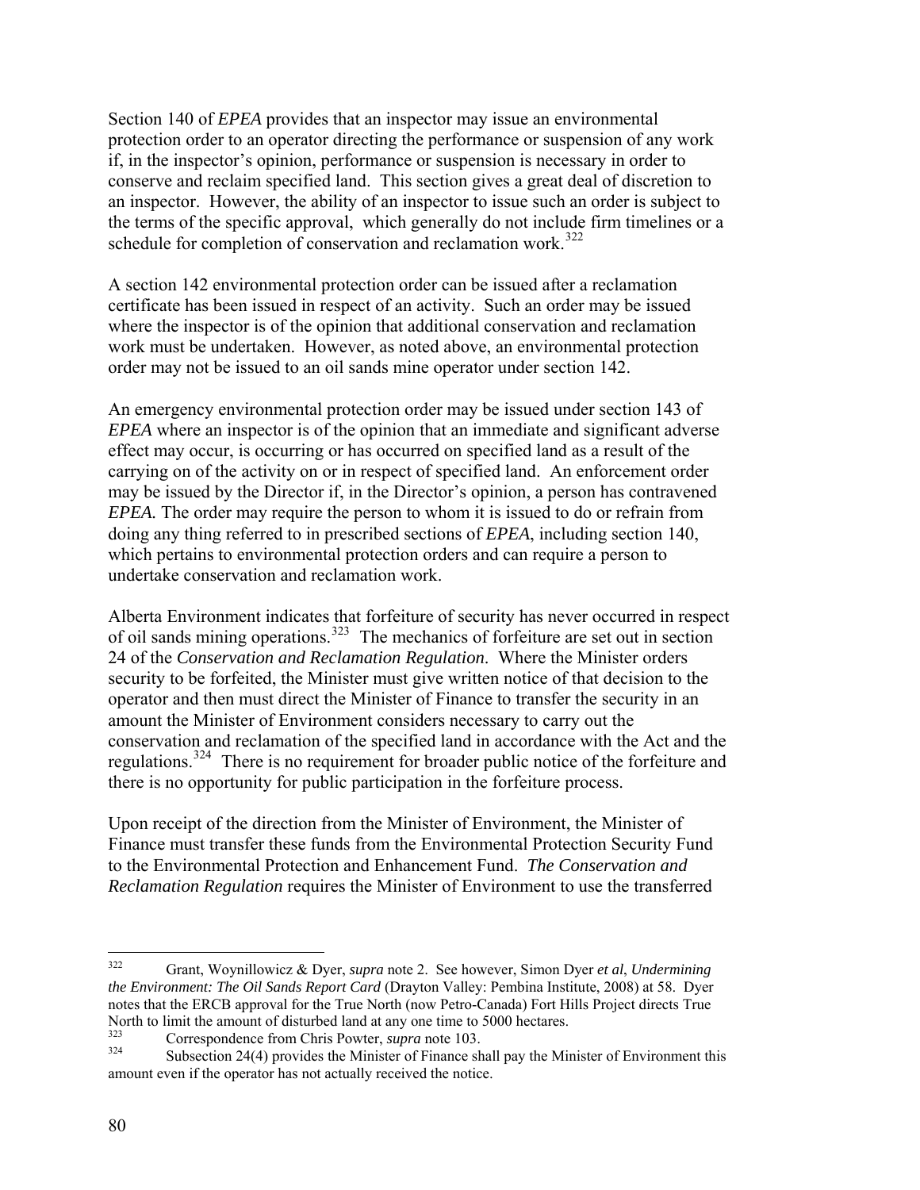Section 140 of *EPEA* provides that an inspector may issue an environmental protection order to an operator directing the performance or suspension of any work if, in the inspector's opinion, performance or suspension is necessary in order to conserve and reclaim specified land. This section gives a great deal of discretion to an inspector. However, the ability of an inspector to issue such an order is subject to the terms of the specific approval, which generally do not include firm timelines or a schedule for completion of conservation and reclamation work.[322]

A section 142 environmental protection order can be issued after a reclamation certificate has been issued in respect of an activity. Such an order may be issued where the inspector is of the opinion that additional conservation and reclamation work must be undertaken. However, as noted above, an environmental protection order may not be issued to an oil sands mine operator under section 142.

An emergency environmental protection order may be issued under section 143 of *EPEA* where an inspector is of the opinion that an immediate and significant adverse effect may occur, is occurring or has occurred on specified land as a result of the carrying on of the activity on or in respect of specified land. An enforcement order may be issued by the Director if, in the Director's opinion, a person has contravened *EPEA.* The order may require the person to whom it is issued to do or refrain from doing any thing referred to in prescribed sections of *EPEA*, including section 140, which pertains to environmental protection orders and can require a person to undertake conservation and reclamation work.

Alberta Environment indicates that forfeiture of security has never occurred in respect of oil sands mining operations.[323] The mechanics of forfeiture are set out in section 24 of the *Conservation and Reclamation Regulation*. Where the Minister orders security to be forfeited, the Minister must give written notice of that decision to the operator and then must direct the Minister of Finance to transfer the security in an amount the Minister of Environment considers necessary to carry out the conservation and reclamation of the specified land in accordance with the Act and the regulations.[324] There is no requirement for broader public notice of the forfeiture and there is no opportunity for public participation in the forfeiture process.

Upon receipt of the direction from the Minister of Environment, the Minister of Finance must transfer these funds from the Environmental Protection Security Fund to the Environmental Protection and Enhancement Fund. *The Conservation and Reclamation Regulation* requires the Minister of Environment to use the transferred

---

[322] Grant, Woynillowicz & Dyer, *supra* note 2. See however, Simon Dyer *et al*, *Undermining the Environment: The Oil Sands Report Card* (Drayton Valley: Pembina Institute, 2008) at 58. Dyer notes that the ERCB approval for the True North (now Petro-Canada) Fort Hills Project directs True North to limit the amount of disturbed land at any one time to 5000 hectares.

[323] Correspondence from Chris Powter, *supra* note 103.

[324] Subsection 24(4) provides the Minister of Finance shall pay the Minister of Environment this amount even if the operator has not actually received the notice.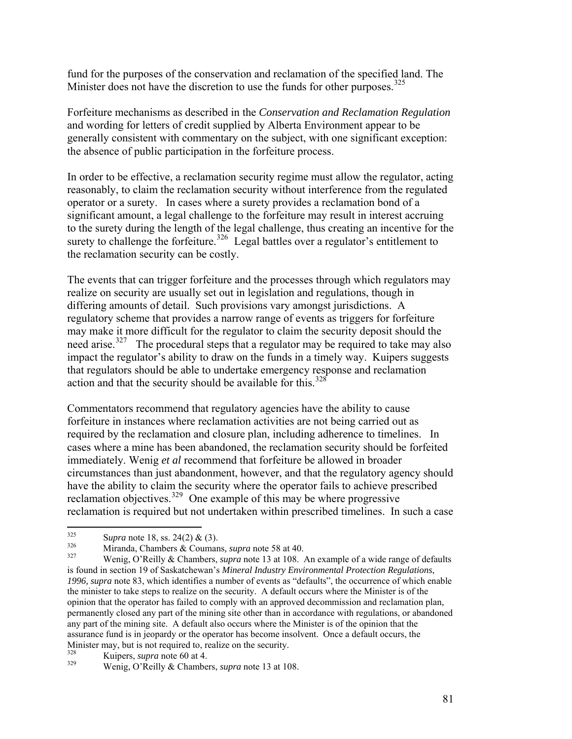fund for the purposes of the conservation and reclamation of the specified land. The Minister does not have the discretion to use the funds for other purposes.[325]

Forfeiture mechanisms as described in the *Conservation and Reclamation Regulation* and wording for letters of credit supplied by Alberta Environment appear to be generally consistent with commentary on the subject, with one significant exception: the absence of public participation in the forfeiture process.

In order to be effective, a reclamation security regime must allow the regulator, acting reasonably, to claim the reclamation security without interference from the regulated operator or a surety. In cases where a surety provides a reclamation bond of a significant amount, a legal challenge to the forfeiture may result in interest accruing to the surety during the length of the legal challenge, thus creating an incentive for the surety to challenge the forfeiture.[326] Legal battles over a regulator's entitlement to the reclamation security can be costly.

The events that can trigger forfeiture and the processes through which regulators may realize on security are usually set out in legislation and regulations, though in differing amounts of detail. Such provisions vary amongst jurisdictions. A regulatory scheme that provides a narrow range of events as triggers for forfeiture may make it more difficult for the regulator to claim the security deposit should the need arise.[327] The procedural steps that a regulator may be required to take may also impact the regulator's ability to draw on the funds in a timely way. Kuipers suggests that regulators should be able to undertake emergency response and reclamation action and that the security should be available for this.[328]

Commentators recommend that regulatory agencies have the ability to cause forfeiture in instances where reclamation activities are not being carried out as required by the reclamation and closure plan, including adherence to timelines. In cases where a mine has been abandoned, the reclamation security should be forfeited immediately. Wenig *et al* recommend that forfeiture be allowed in broader circumstances than just abandonment, however, and that the regulatory agency should have the ability to claim the security where the operator fails to achieve prescribed reclamation objectives.[329] One example of this may be where progressive reclamation is required but not undertaken within prescribed timelines. In such a case

---

[325] S*upra* note 18, ss. 24(2) & (3).

[326] Miranda, Chambers & Coumans*, supra* note 58 at 40.

[327] Wenig, O'Reilly & Chambers, *supra* note 13 at 108. An example of a wide range of defaults is found in section 19 of Saskatchewan's *Mineral Industry Environmental Protection Regulations*, *1996, supra* note 83, which identifies a number of events as "defaults", the occurrence of which enable the minister to take steps to realize on the security. A default occurs where the Minister is of the opinion that the operator has failed to comply with an approved decommission and reclamation plan, permanently closed any part of the mining site other than in accordance with regulations, or abandoned any part of the mining site. A default also occurs where the Minister is of the opinion that the assurance fund is in jeopardy or the operator has become insolvent. Once a default occurs, the Minister may, but is not required to, realize on the security.

[328] Kuipers, *supra* note 60 at 4.

[329] Wenig, O'Reilly & Chambers, *supra* note 13 at 108.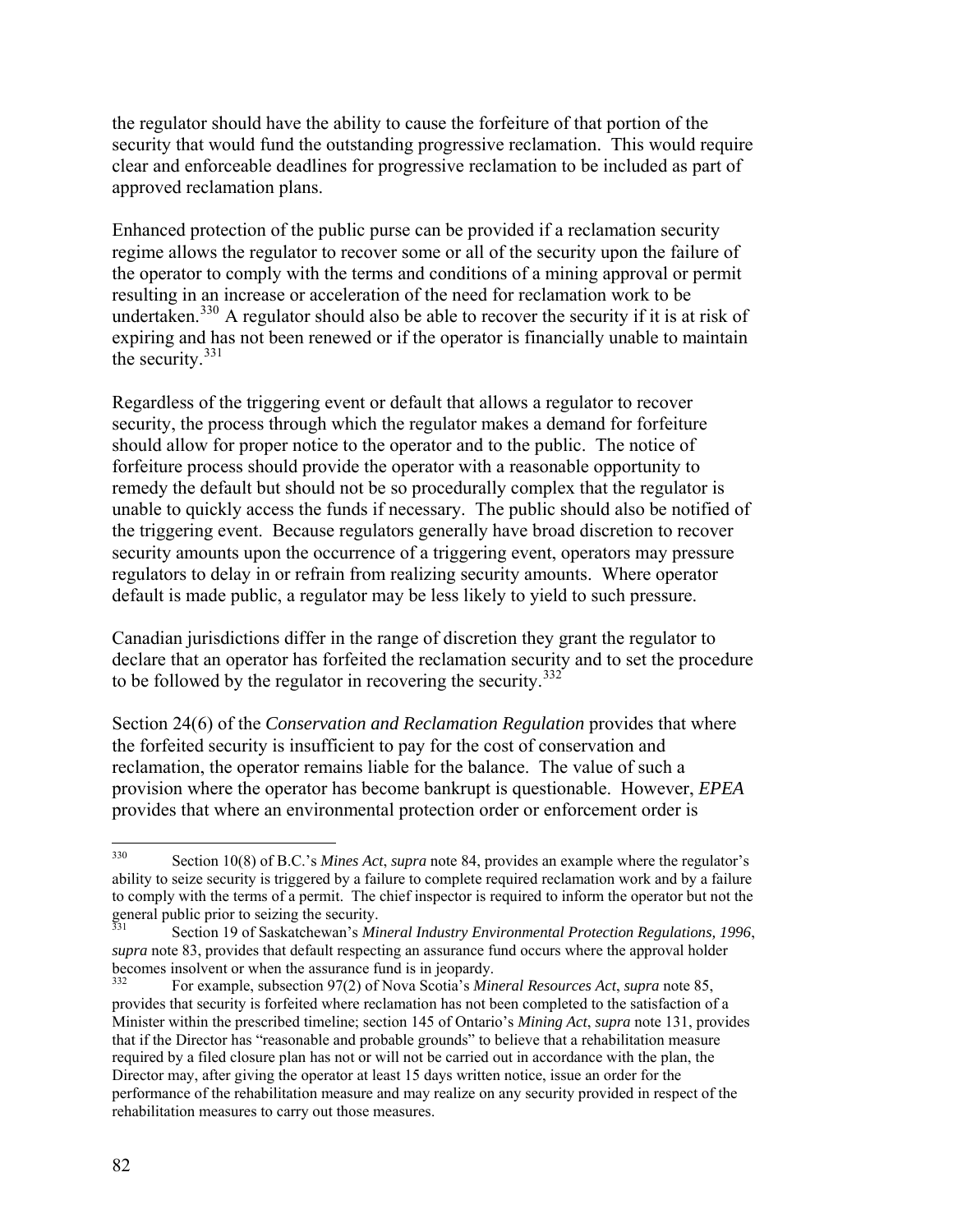the regulator should have the ability to cause the forfeiture of that portion of the security that would fund the outstanding progressive reclamation. This would require clear and enforceable deadlines for progressive reclamation to be included as part of approved reclamation plans.

Enhanced protection of the public purse can be provided if a reclamation security regime allows the regulator to recover some or all of the security upon the failure of the operator to comply with the terms and conditions of a mining approval or permit resulting in an increase or acceleration of the need for reclamation work to be undertaken.[330] A regulator should also be able to recover the security if it is at risk of expiring and has not been renewed or if the operator is financially unable to maintain the security.[331]

Regardless of the triggering event or default that allows a regulator to recover security, the process through which the regulator makes a demand for forfeiture should allow for proper notice to the operator and to the public. The notice of forfeiture process should provide the operator with a reasonable opportunity to remedy the default but should not be so procedurally complex that the regulator is unable to quickly access the funds if necessary. The public should also be notified of the triggering event. Because regulators generally have broad discretion to recover security amounts upon the occurrence of a triggering event, operators may pressure regulators to delay in or refrain from realizing security amounts. Where operator default is made public, a regulator may be less likely to yield to such pressure.

Canadian jurisdictions differ in the range of discretion they grant the regulator to declare that an operator has forfeited the reclamation security and to set the procedure to be followed by the regulator in recovering the security.[332]

Section 24(6) of the *Conservation and Reclamation Regulation* provides that where the forfeited security is insufficient to pay for the cost of conservation and reclamation, the operator remains liable for the balance. The value of such a provision where the operator has become bankrupt is questionable. However, *EPEA* provides that where an environmental protection order or enforcement order is

---

[330] Section 10(8) of B.C.'s *Mines Act*, *supra* note 84, provides an example where the regulator's ability to seize security is triggered by a failure to complete required reclamation work and by a failure to comply with the terms of a permit. The chief inspector is required to inform the operator but not the general public prior to seizing the security.

[331] Section 19 of Saskatchewan's *Mineral Industry Environmental Protection Regulations, 1996*, *supra* note 83, provides that default respecting an assurance fund occurs where the approval holder becomes insolvent or when the assurance fund is in jeopardy.

[332] For example, subsection 97(2) of Nova Scotia's *Mineral Resources Act*, *supra* note 85, provides that security is forfeited where reclamation has not been completed to the satisfaction of a Minister within the prescribed timeline; section 145 of Ontario's *Mining Act*, *supra* note 131, provides that if the Director has "reasonable and probable grounds" to believe that a rehabilitation measure required by a filed closure plan has not or will not be carried out in accordance with the plan, the Director may, after giving the operator at least 15 days written notice, issue an order for the performance of the rehabilitation measure and may realize on any security provided in respect of the rehabilitation measures to carry out those measures.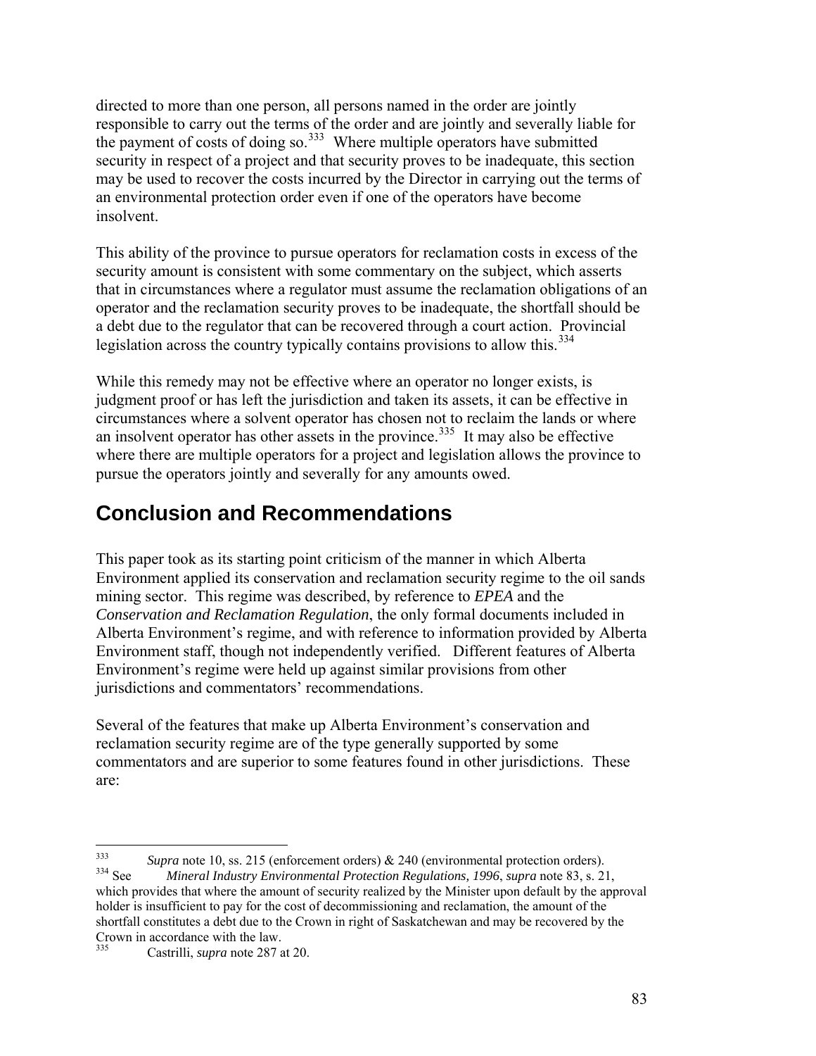directed to more than one person, all persons named in the order are jointly responsible to carry out the terms of the order and are jointly and severally liable for the payment of costs of doing so.[333] Where multiple operators have submitted security in respect of a project and that security proves to be inadequate, this section may be used to recover the costs incurred by the Director in carrying out the terms of an environmental protection order even if one of the operators have become insolvent.

This ability of the province to pursue operators for reclamation costs in excess of the security amount is consistent with some commentary on the subject, which asserts that in circumstances where a regulator must assume the reclamation obligations of an operator and the reclamation security proves to be inadequate, the shortfall should be a debt due to the regulator that can be recovered through a court action. Provincial legislation across the country typically contains provisions to allow this.[334]

While this remedy may not be effective where an operator no longer exists, is judgment proof or has left the jurisdiction and taken its assets, it can be effective in circumstances where a solvent operator has chosen not to reclaim the lands or where an insolvent operator has other assets in the province.[335] It may also be effective where there are multiple operators for a project and legislation allows the province to pursue the operators jointly and severally for any amounts owed.

## Conclusion and Recommendations

This paper took as its starting point criticism of the manner in which Alberta Environment applied its conservation and reclamation security regime to the oil sands mining sector. This regime was described, by reference to ***EPEA*** and the *Conservation and Reclamation Regulation*, the only formal documents included in Alberta Environment's regime, and with reference to information provided by Alberta Environment staff, though not independently verified. Different features of Alberta Environment's regime were held up against similar provisions from other jurisdictions and commentators' recommendations.

Several of the features that make up Alberta Environment's conservation and reclamation security regime are of the type generally supported by some commentators and are superior to some features found in other jurisdictions. These are:

---

[333] *Supra* note 10, ss. 215 (enforcement orders) & 240 (environmental protection orders).

[334] See *Mineral Industry Environmental Protection Regulations, 1996*, *supra* note 83, s. 21, which provides that where the amount of security realized by the Minister upon default by the approval holder is insufficient to pay for the cost of decommissioning and reclamation, the amount of the shortfall constitutes a debt due to the Crown in right of Saskatchewan and may be recovered by the Crown in accordance with the law.

[335] Castrilli, *supra* note 287 at 20.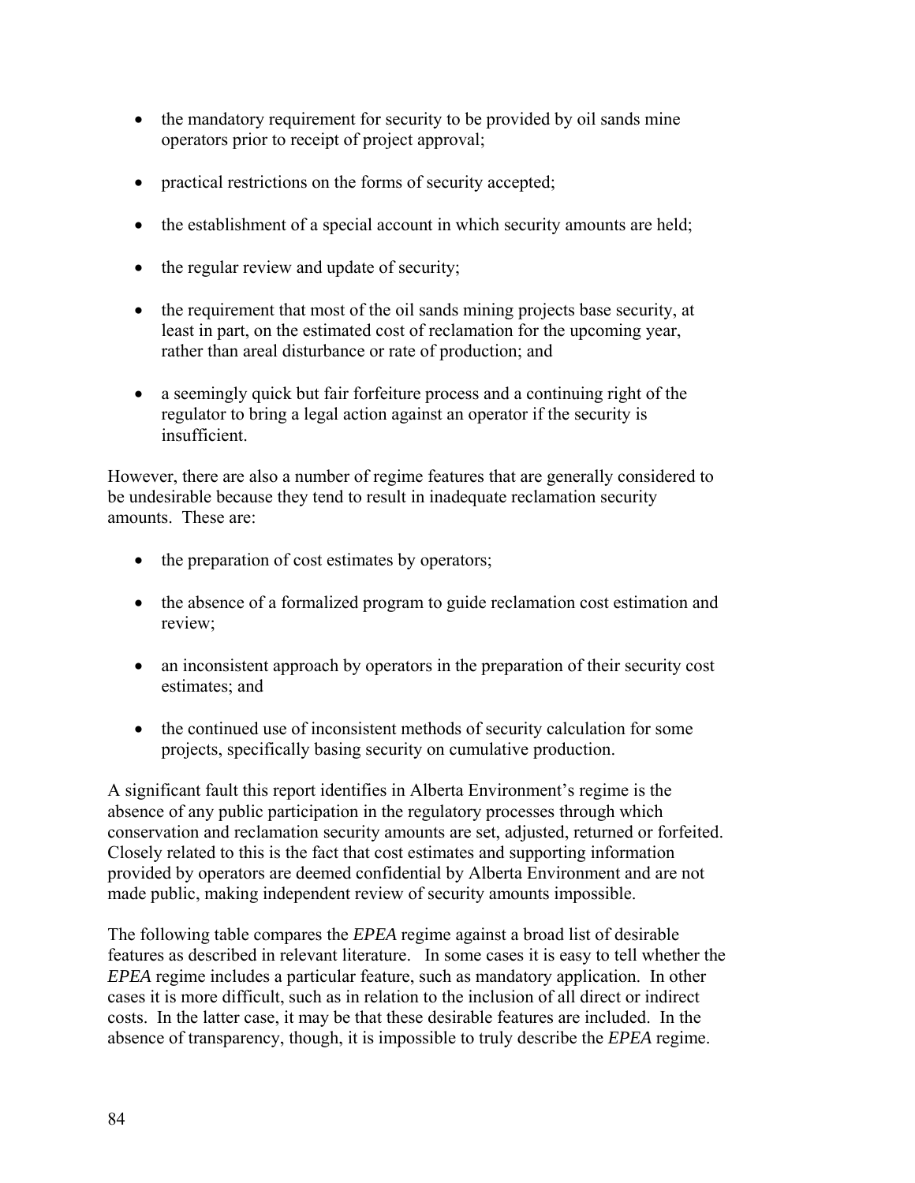- the mandatory requirement for security to be provided by oil sands mine operators prior to receipt of project approval;
- practical restrictions on the forms of security accepted;
- the establishment of a special account in which security amounts are held;
- the regular review and update of security;
- the requirement that most of the oil sands mining projects base security, at least in part, on the estimated cost of reclamation for the upcoming year, rather than areal disturbance or rate of production; and
- a seemingly quick but fair forfeiture process and a continuing right of the regulator to bring a legal action against an operator if the security is insufficient.

However, there are also a number of regime features that are generally considered to be undesirable because they tend to result in inadequate reclamation security amounts. These are:

- the preparation of cost estimates by operators;
- the absence of a formalized program to guide reclamation cost estimation and review;
- an inconsistent approach by operators in the preparation of their security cost estimates; and
- the continued use of inconsistent methods of security calculation for some projects, specifically basing security on cumulative production.

A significant fault this report identifies in Alberta Environment's regime is the absence of any public participation in the regulatory processes through which conservation and reclamation security amounts are set, adjusted, returned or forfeited. Closely related to this is the fact that cost estimates and supporting information provided by operators are deemed confidential by Alberta Environment and are not made public, making independent review of security amounts impossible.

The following table compares the *EPEA* regime against a broad list of desirable features as described in relevant literature. In some cases it is easy to tell whether the *EPEA* regime includes a particular feature, such as mandatory application. In other cases it is more difficult, such as in relation to the inclusion of all direct or indirect costs. In the latter case, it may be that these desirable features are included. In the absence of transparency, though, it is impossible to truly describe the *EPEA* regime.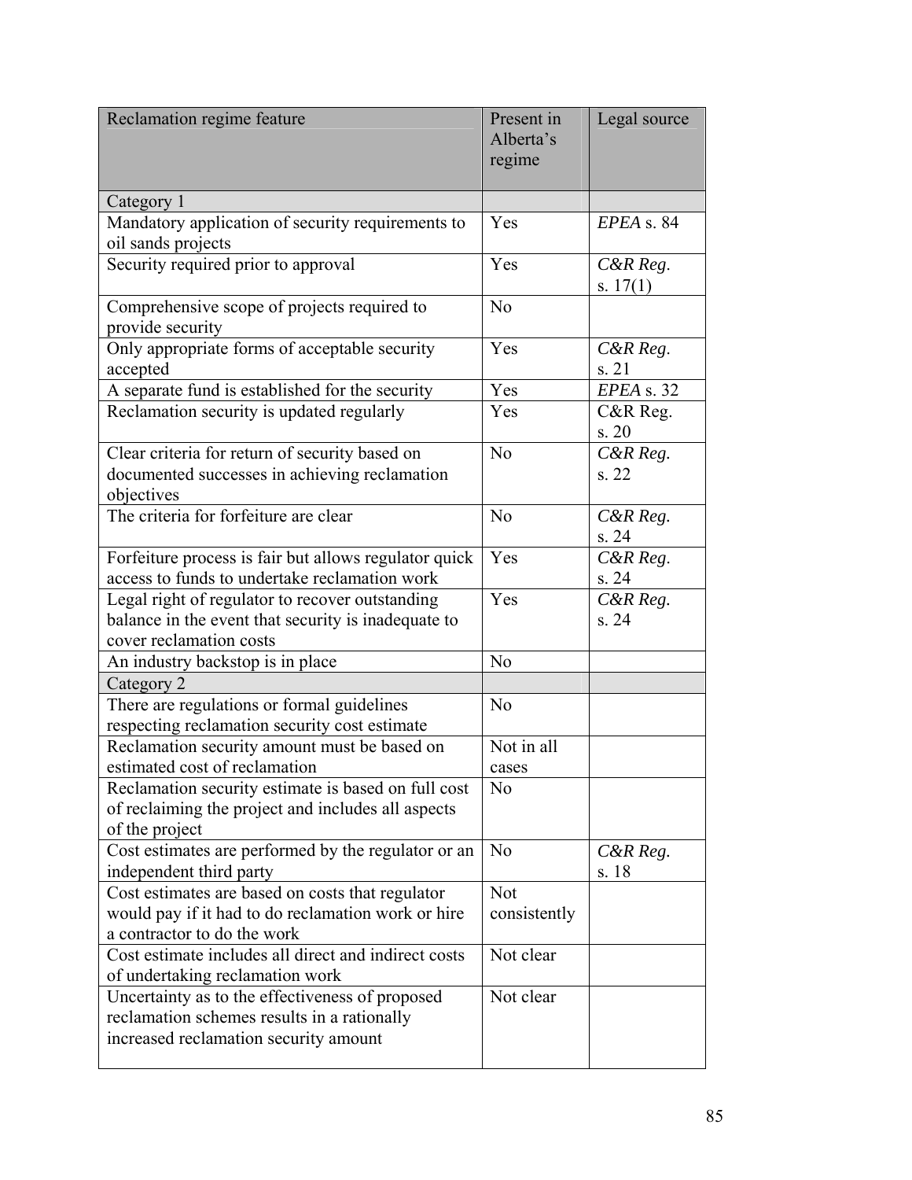| Reclamation regime feature | Present in Alberta's regime | Legal source |
|---|---|---|
| Category 1 | | |
| Mandatory application of security requirements to oil sands projects | Yes | *EPEA* s. 84 |
| Security required prior to approval | Yes | *C&R Reg*. s. 17(1) |
| Comprehensive scope of projects required to provide security | No | |
| Only appropriate forms of acceptable security accepted | Yes | *C&R Reg*. s. 21 |
| A separate fund is established for the security | Yes | *EPEA* s. 32 |
| Reclamation security is updated regularly | Yes | C&R Reg. s. 20 |
| Clear criteria for return of security based on documented successes in achieving reclamation objectives | No | *C&R Reg*. s. 22 |
| The criteria for forfeiture are clear | No | *C&R Reg*. s. 24 |
| Forfeiture process is fair but allows regulator quick access to funds to undertake reclamation work | Yes | *C&R Reg*. s. 24 |
| Legal right of regulator to recover outstanding balance in the event that security is inadequate to cover reclamation costs | Yes | *C&R Reg*. s. 24 |
| An industry backstop is in place | No | |
| Category 2 | | |
| There are regulations or formal guidelines respecting reclamation security cost estimate | No | |
| Reclamation security amount must be based on estimated cost of reclamation | Not in all cases | |
| Reclamation security estimate is based on full cost of reclaiming the project and includes all aspects of the project | No | |
| Cost estimates are performed by the regulator or an independent third party | No | *C&R Reg*. s. 18 |
| Cost estimates are based on costs that regulator would pay if it had to do reclamation work or hire a contractor to do the work | Not consistently | |
| Cost estimate includes all direct and indirect costs of undertaking reclamation work | Not clear | |
| Uncertainty as to the effectiveness of proposed reclamation schemes results in a rationally increased reclamation security amount | Not clear | |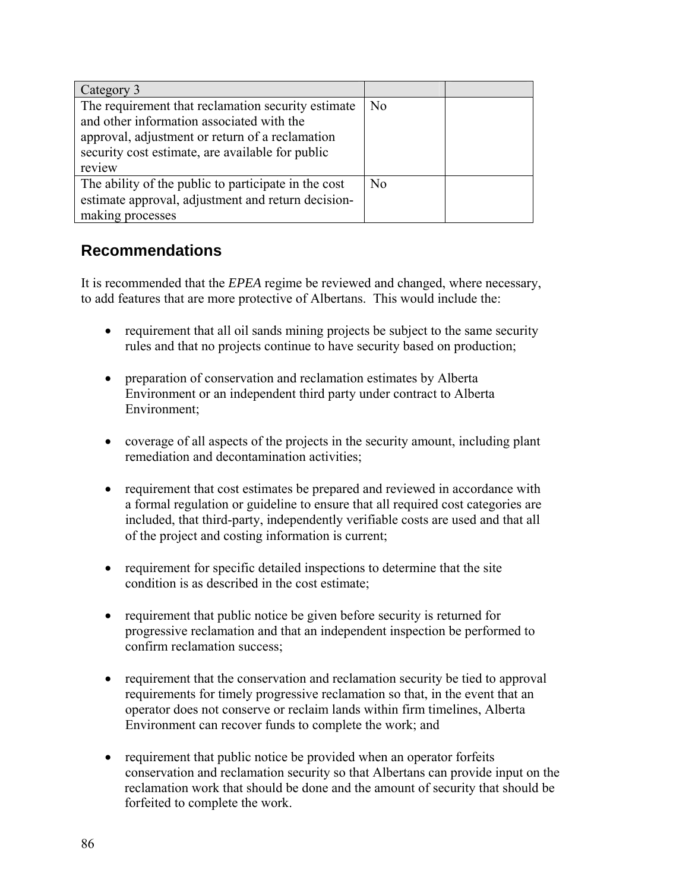| | | |
|---|---|---|
| Category 3 | | |
| The requirement that reclamation security estimate and other information associated with the approval, adjustment or return of a reclamation security cost estimate, are available for public review | No | |
| The ability of the public to participate in the cost estimate approval, adjustment and return decision-making processes | No | |

## Recommendations

It is recommended that the *EPEA* regime be reviewed and changed, where necessary, to add features that are more protective of Albertans. This would include the:

- requirement that all oil sands mining projects be subject to the same security rules and that no projects continue to have security based on production;
- preparation of conservation and reclamation estimates by Alberta Environment or an independent third party under contract to Alberta Environment;
- coverage of all aspects of the projects in the security amount, including plant remediation and decontamination activities;
- requirement that cost estimates be prepared and reviewed in accordance with a formal regulation or guideline to ensure that all required cost categories are included, that third-party, independently verifiable costs are used and that all of the project and costing information is current;
- requirement for specific detailed inspections to determine that the site condition is as described in the cost estimate;
- requirement that public notice be given before security is returned for progressive reclamation and that an independent inspection be performed to confirm reclamation success;
- requirement that the conservation and reclamation security be tied to approval requirements for timely progressive reclamation so that, in the event that an operator does not conserve or reclaim lands within firm timelines, Alberta Environment can recover funds to complete the work; and
- requirement that public notice be provided when an operator forfeits conservation and reclamation security so that Albertans can provide input on the reclamation work that should be done and the amount of security that should be forfeited to complete the work.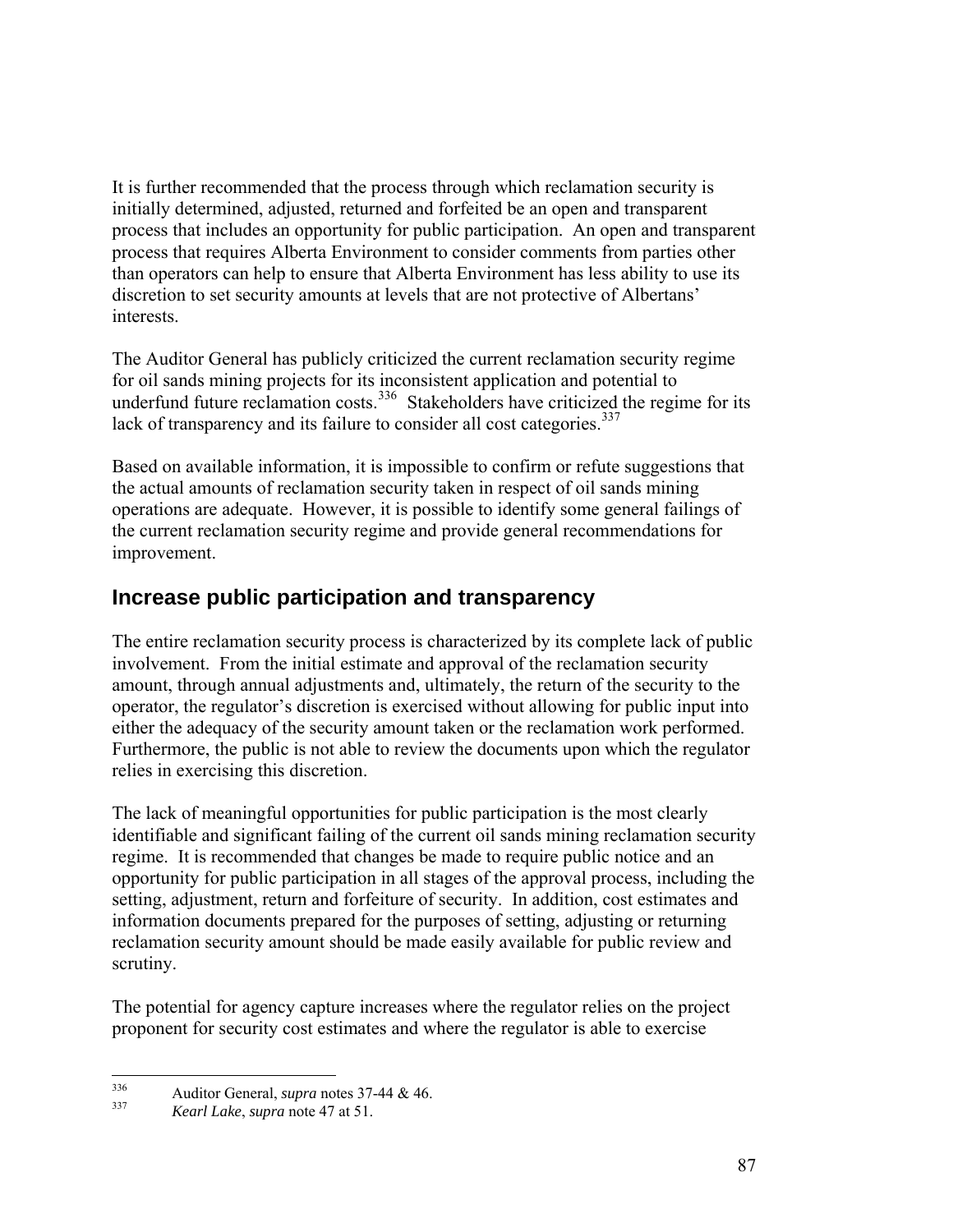It is further recommended that the process through which reclamation security is initially determined, adjusted, returned and forfeited be an open and transparent process that includes an opportunity for public participation. An open and transparent process that requires Alberta Environment to consider comments from parties other than operators can help to ensure that Alberta Environment has less ability to use its discretion to set security amounts at levels that are not protective of Albertans' interests.

The Auditor General has publicly criticized the current reclamation security regime for oil sands mining projects for its inconsistent application and potential to underfund future reclamation costs.[336] Stakeholders have criticized the regime for its lack of transparency and its failure to consider all cost categories.[337]

Based on available information, it is impossible to confirm or refute suggestions that the actual amounts of reclamation security taken in respect of oil sands mining operations are adequate. However, it is possible to identify some general failings of the current reclamation security regime and provide general recommendations for improvement.

## Increase public participation and transparency

The entire reclamation security process is characterized by its complete lack of public involvement. From the initial estimate and approval of the reclamation security amount, through annual adjustments and, ultimately, the return of the security to the operator, the regulator's discretion is exercised without allowing for public input into either the adequacy of the security amount taken or the reclamation work performed. Furthermore, the public is not able to review the documents upon which the regulator relies in exercising this discretion.

The lack of meaningful opportunities for public participation is the most clearly identifiable and significant failing of the current oil sands mining reclamation security regime. It is recommended that changes be made to require public notice and an opportunity for public participation in all stages of the approval process, including the setting, adjustment, return and forfeiture of security. In addition, cost estimates and information documents prepared for the purposes of setting, adjusting or returning reclamation security amount should be made easily available for public review and scrutiny.

The potential for agency capture increases where the regulator relies on the project proponent for security cost estimates and where the regulator is able to exercise

---

[336] Auditor General, *supra* notes 37-44 & 46.

[337] *Kearl Lake*, *supra* note 47 at 51.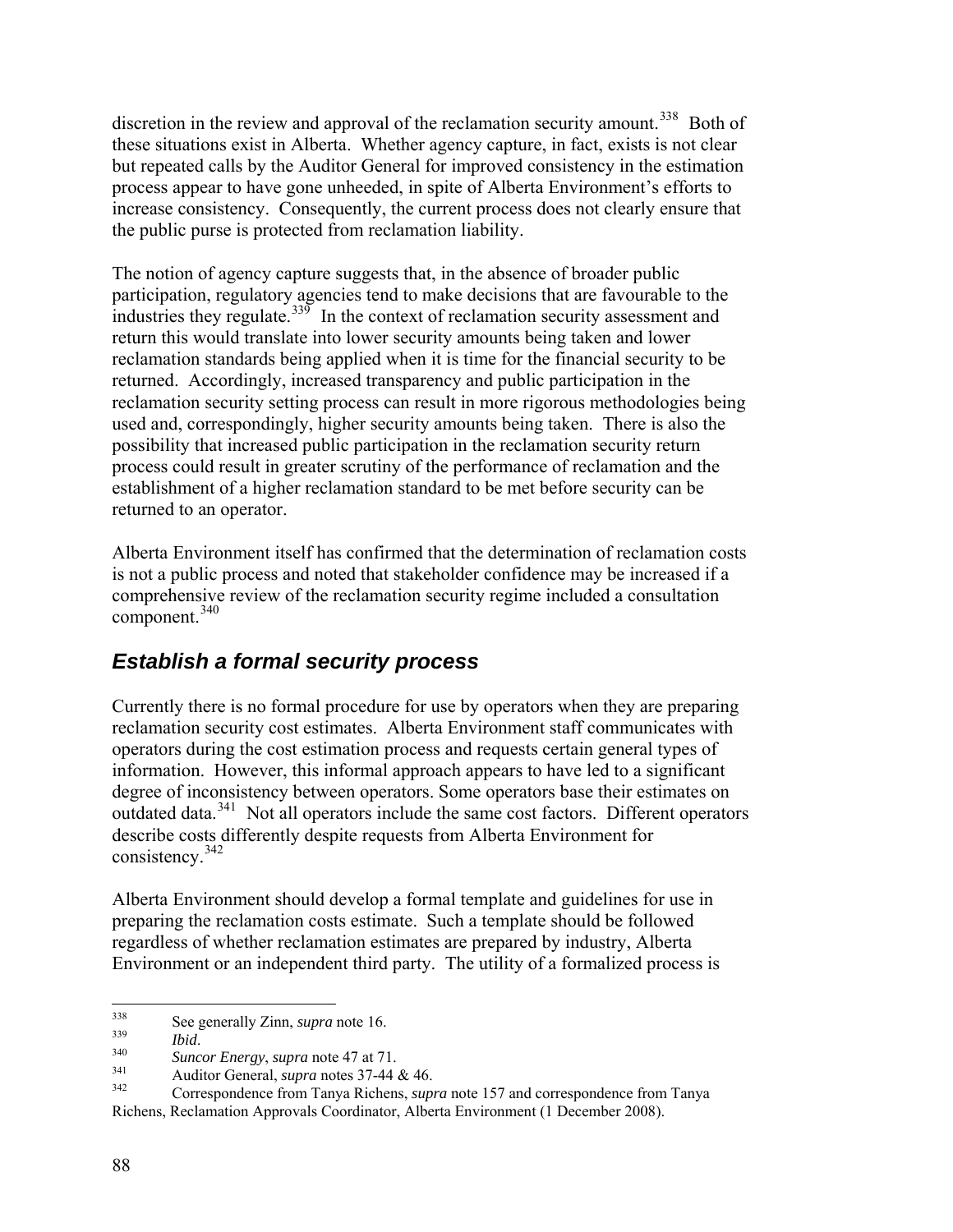discretion in the review and approval of the reclamation security amount.[338] Both of these situations exist in Alberta. Whether agency capture, in fact, exists is not clear but repeated calls by the Auditor General for improved consistency in the estimation process appear to have gone unheeded, in spite of Alberta Environment's efforts to increase consistency. Consequently, the current process does not clearly ensure that the public purse is protected from reclamation liability.

The notion of agency capture suggests that, in the absence of broader public participation, regulatory agencies tend to make decisions that are favourable to the industries they regulate.[339] In the context of reclamation security assessment and return this would translate into lower security amounts being taken and lower reclamation standards being applied when it is time for the financial security to be returned. Accordingly, increased transparency and public participation in the reclamation security setting process can result in more rigorous methodologies being used and, correspondingly, higher security amounts being taken. There is also the possibility that increased public participation in the reclamation security return process could result in greater scrutiny of the performance of reclamation and the establishment of a higher reclamation standard to be met before security can be returned to an operator.

Alberta Environment itself has confirmed that the determination of reclamation costs is not a public process and noted that stakeholder confidence may be increased if a comprehensive review of the reclamation security regime included a consultation component.[340]

## *Establish a formal security process*

Currently there is no formal procedure for use by operators when they are preparing reclamation security cost estimates. Alberta Environment staff communicates with operators during the cost estimation process and requests certain general types of information. However, this informal approach appears to have led to a significant degree of inconsistency between operators. Some operators base their estimates on outdated data.[341] Not all operators include the same cost factors. Different operators describe costs differently despite requests from Alberta Environment for consistency.[342]

Alberta Environment should develop a formal template and guidelines for use in preparing the reclamation costs estimate. Such a template should be followed regardless of whether reclamation estimates are prepared by industry, Alberta Environment or an independent third party. The utility of a formalized process is

---

[338] See generally Zinn, *supra* note 16.

[339] *Ibid*.

[340] *Suncor Energy*, *supra* note 47 at 71.

[341] Auditor General, *supra* notes 37-44 & 46.

[342] Correspondence from Tanya Richens, *supra* note 157 and correspondence from Tanya Richens, Reclamation Approvals Coordinator, Alberta Environment (1 December 2008).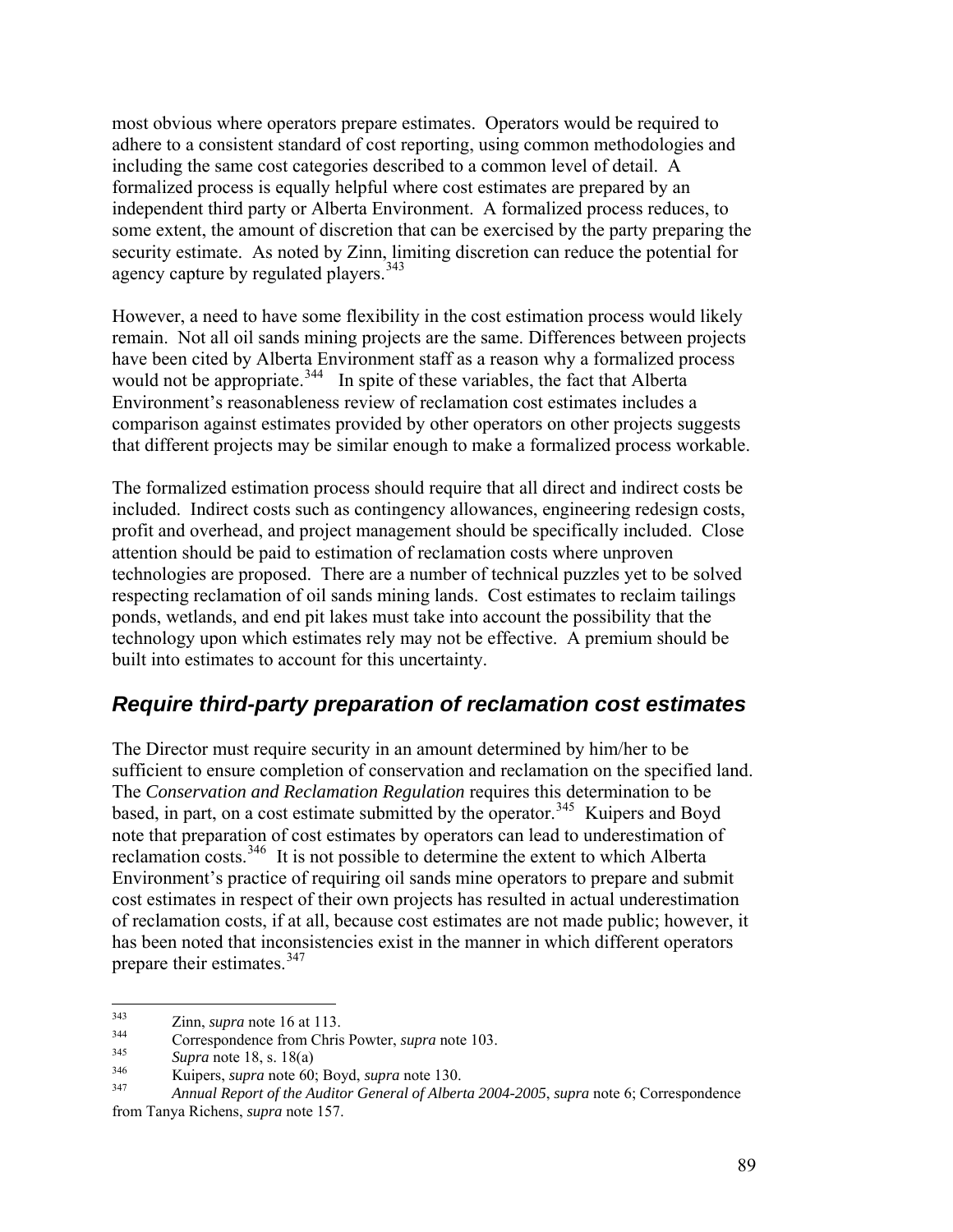most obvious where operators prepare estimates. Operators would be required to adhere to a consistent standard of cost reporting, using common methodologies and including the same cost categories described to a common level of detail. A formalized process is equally helpful where cost estimates are prepared by an independent third party or Alberta Environment. A formalized process reduces, to some extent, the amount of discretion that can be exercised by the party preparing the security estimate. As noted by Zinn, limiting discretion can reduce the potential for agency capture by regulated players.[343]

However, a need to have some flexibility in the cost estimation process would likely remain. Not all oil sands mining projects are the same. Differences between projects have been cited by Alberta Environment staff as a reason why a formalized process would not be appropriate.[344] In spite of these variables, the fact that Alberta Environment's reasonableness review of reclamation cost estimates includes a comparison against estimates provided by other operators on other projects suggests that different projects may be similar enough to make a formalized process workable.

The formalized estimation process should require that all direct and indirect costs be included. Indirect costs such as contingency allowances, engineering redesign costs, profit and overhead, and project management should be specifically included. Close attention should be paid to estimation of reclamation costs where unproven technologies are proposed. There are a number of technical puzzles yet to be solved respecting reclamation of oil sands mining lands. Cost estimates to reclaim tailings ponds, wetlands, and end pit lakes must take into account the possibility that the technology upon which estimates rely may not be effective. A premium should be built into estimates to account for this uncertainty.

## *Require third-party preparation of reclamation cost estimates*

The Director must require security in an amount determined by him/her to be sufficient to ensure completion of conservation and reclamation on the specified land. The *Conservation and Reclamation Regulation* requires this determination to be based, in part, on a cost estimate submitted by the operator.[345] Kuipers and Boyd note that preparation of cost estimates by operators can lead to underestimation of reclamation costs.[346] It is not possible to determine the extent to which Alberta Environment's practice of requiring oil sands mine operators to prepare and submit cost estimates in respect of their own projects has resulted in actual underestimation of reclamation costs, if at all, because cost estimates are not made public; however, it has been noted that inconsistencies exist in the manner in which different operators prepare their estimates.[347]

---

[343] Zinn, *supra* note 16 at 113.

[344] Correspondence from Chris Powter, *supra* note 103.

[345] *Supra* note 18, s. 18(a)

[346] Kuipers, *supra* note 60; Boyd, *supra* note 130.

[347] *Annual Report of the Auditor General of Alberta 2004-2005*, *supra* note 6; Correspondence from Tanya Richens, *supra* note 157.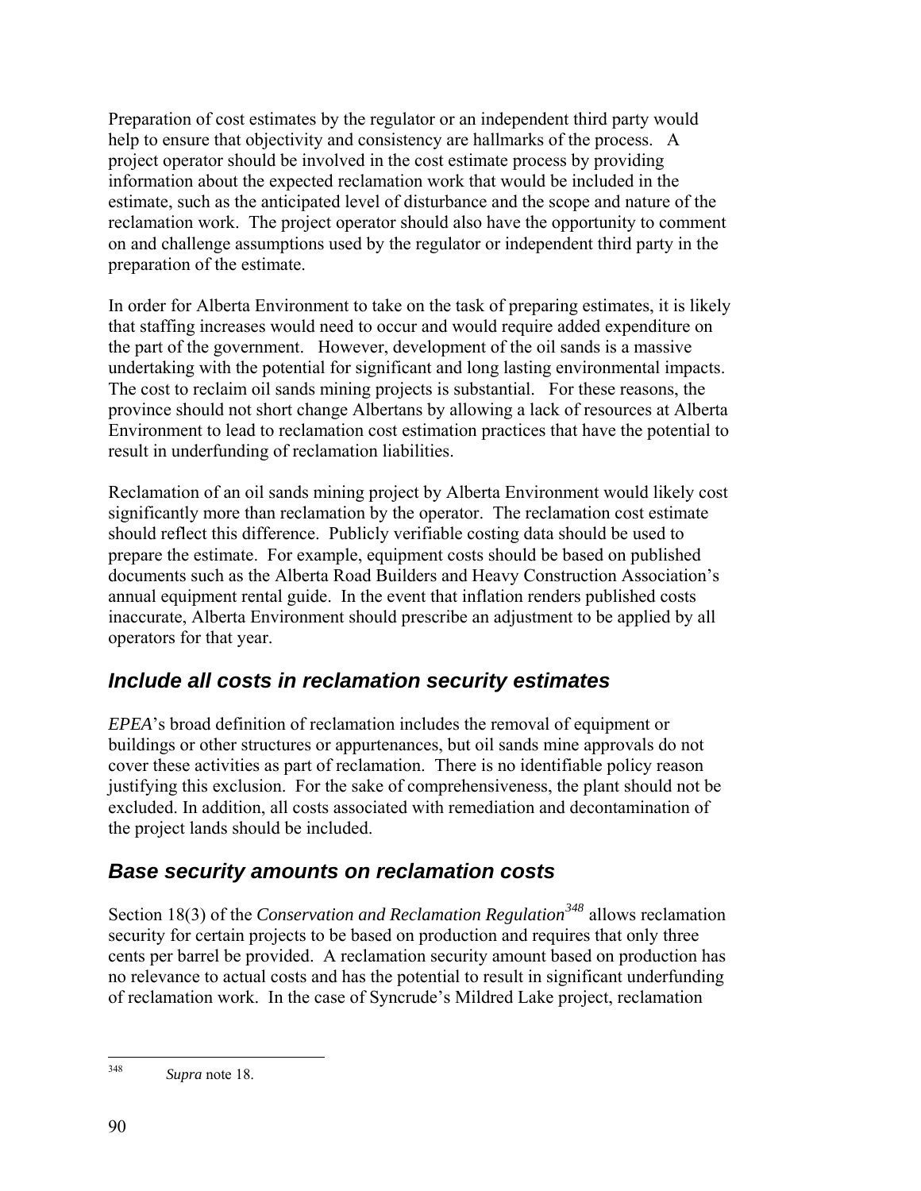Preparation of cost estimates by the regulator or an independent third party would help to ensure that objectivity and consistency are hallmarks of the process. A project operator should be involved in the cost estimate process by providing information about the expected reclamation work that would be included in the estimate, such as the anticipated level of disturbance and the scope and nature of the reclamation work. The project operator should also have the opportunity to comment on and challenge assumptions used by the regulator or independent third party in the preparation of the estimate.

In order for Alberta Environment to take on the task of preparing estimates, it is likely that staffing increases would need to occur and would require added expenditure on the part of the government. However, development of the oil sands is a massive undertaking with the potential for significant and long lasting environmental impacts. The cost to reclaim oil sands mining projects is substantial. For these reasons, the province should not short change Albertans by allowing a lack of resources at Alberta Environment to lead to reclamation cost estimation practices that have the potential to result in underfunding of reclamation liabilities.

Reclamation of an oil sands mining project by Alberta Environment would likely cost significantly more than reclamation by the operator. The reclamation cost estimate should reflect this difference. Publicly verifiable costing data should be used to prepare the estimate. For example, equipment costs should be based on published documents such as the Alberta Road Builders and Heavy Construction Association's annual equipment rental guide. In the event that inflation renders published costs inaccurate, Alberta Environment should prescribe an adjustment to be applied by all operators for that year.

## *Include all costs in reclamation security estimates*

*EPEA*'s broad definition of reclamation includes the removal of equipment or buildings or other structures or appurtenances, but oil sands mine approvals do not cover these activities as part of reclamation. There is no identifiable policy reason justifying this exclusion. For the sake of comprehensiveness, the plant should not be excluded. In addition, all costs associated with remediation and decontamination of the project lands should be included.

## *Base security amounts on reclamation costs*

Section 18(3) of the *Conservation and Reclamation Regulation*[348] allows reclamation security for certain projects to be based on production and requires that only three cents per barrel be provided. A reclamation security amount based on production has no relevance to actual costs and has the potential to result in significant underfunding of reclamation work. In the case of Syncrude's Mildred Lake project, reclamation

---

[348] *Supra* note 18.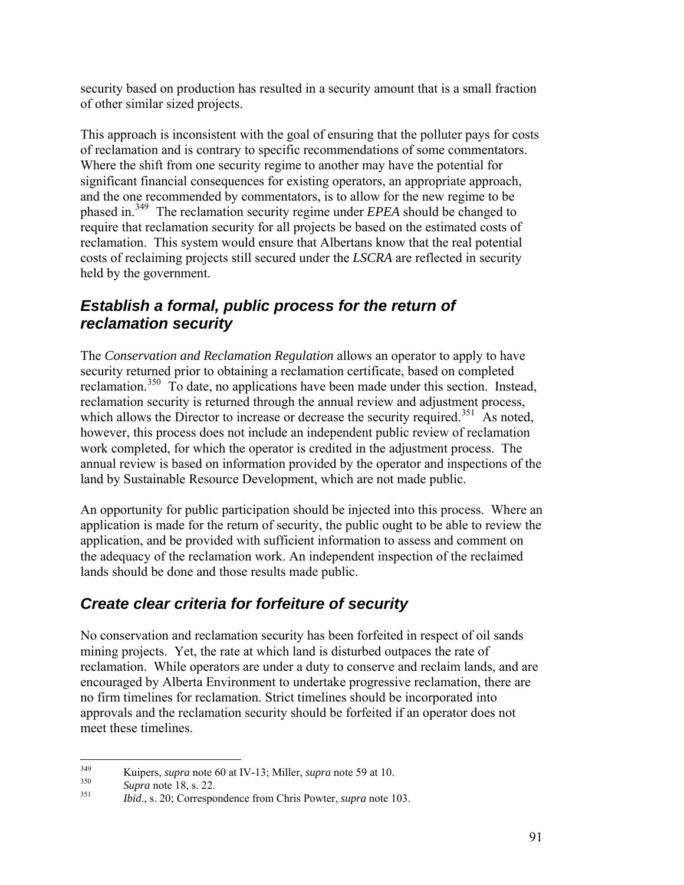security based on production has resulted in a security amount that is a small fraction of other similar sized projects.

This approach is inconsistent with the goal of ensuring that the polluter pays for costs of reclamation and is contrary to specific recommendations of some commentators. Where the shift from one security regime to another may have the potential for significant financial consequences for existing operators, an appropriate approach, and the one recommended by commentators, is to allow for the new regime to be phased in.[349] The reclamation security regime under *EPEA* should be changed to require that reclamation security for all projects be based on the estimated costs of reclamation. This system would ensure that Albertans know that the real potential costs of reclaiming projects still secured under the *LSCRA* are reflected in security held by the government.

## *Establish a formal, public process for the return of reclamation security*

The *Conservation and Reclamation Regulation* allows an operator to apply to have security returned prior to obtaining a reclamation certificate, based on completed reclamation.[350] To date, no applications have been made under this section. Instead, reclamation security is returned through the annual review and adjustment process, which allows the Director to increase or decrease the security required.[351] As noted, however, this process does not include an independent public review of reclamation work completed, for which the operator is credited in the adjustment process. The annual review is based on information provided by the operator and inspections of the land by Sustainable Resource Development, which are not made public.

An opportunity for public participation should be injected into this process. Where an application is made for the return of security, the public ought to be able to review the application, and be provided with sufficient information to assess and comment on the adequacy of the reclamation work. An independent inspection of the reclaimed lands should be done and those results made public.

## *Create clear criteria for forfeiture of security*

No conservation and reclamation security has been forfeited in respect of oil sands mining projects. Yet, the rate at which land is disturbed outpaces the rate of reclamation. While operators are under a duty to conserve and reclaim lands, and are encouraged by Alberta Environment to undertake progressive reclamation, there are no firm timelines for reclamation. Strict timelines should be incorporated into approvals and the reclamation security should be forfeited if an operator does not meet these timelines.

---

[349] Kuipers, *supra* note 60 at IV-13; Miller, *supra* note 59 at 10.

[350] *Supra* note 18, s. 22.

[351] *Ibid*., s. 20; Correspondence from Chris Powter, *supra* note 103.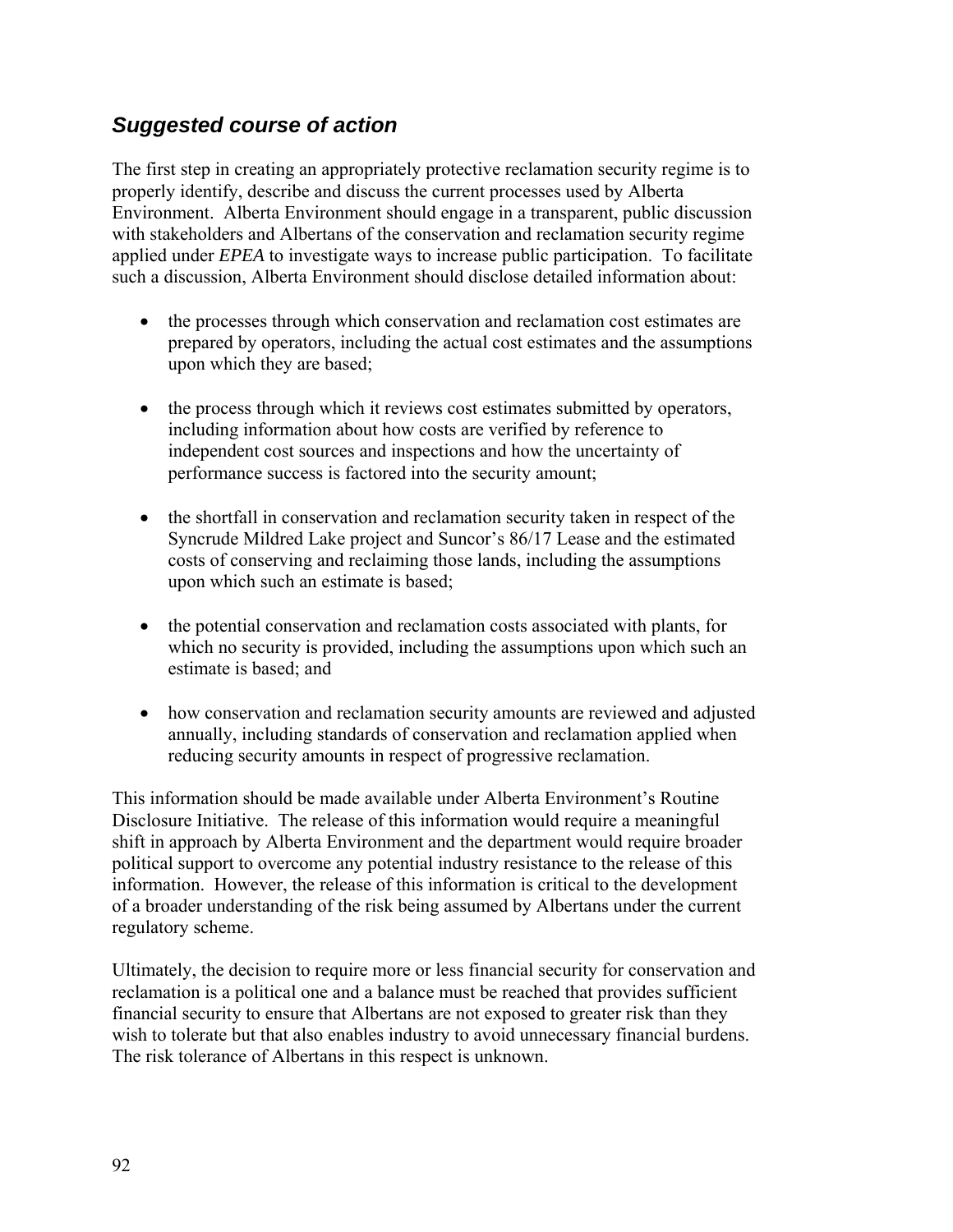## *Suggested course of action*

The first step in creating an appropriately protective reclamation security regime is to properly identify, describe and discuss the current processes used by Alberta Environment. Alberta Environment should engage in a transparent, public discussion with stakeholders and Albertans of the conservation and reclamation security regime applied under *EPEA* to investigate ways to increase public participation. To facilitate such a discussion, Alberta Environment should disclose detailed information about:

- the processes through which conservation and reclamation cost estimates are prepared by operators, including the actual cost estimates and the assumptions upon which they are based;
- the process through which it reviews cost estimates submitted by operators, including information about how costs are verified by reference to independent cost sources and inspections and how the uncertainty of performance success is factored into the security amount;
- the shortfall in conservation and reclamation security taken in respect of the Syncrude Mildred Lake project and Suncor's 86/17 Lease and the estimated costs of conserving and reclaiming those lands, including the assumptions upon which such an estimate is based;
- the potential conservation and reclamation costs associated with plants, for which no security is provided, including the assumptions upon which such an estimate is based; and
- how conservation and reclamation security amounts are reviewed and adjusted annually, including standards of conservation and reclamation applied when reducing security amounts in respect of progressive reclamation.

This information should be made available under Alberta Environment's Routine Disclosure Initiative. The release of this information would require a meaningful shift in approach by Alberta Environment and the department would require broader political support to overcome any potential industry resistance to the release of this information. However, the release of this information is critical to the development of a broader understanding of the risk being assumed by Albertans under the current regulatory scheme.

Ultimately, the decision to require more or less financial security for conservation and reclamation is a political one and a balance must be reached that provides sufficient financial security to ensure that Albertans are not exposed to greater risk than they wish to tolerate but that also enables industry to avoid unnecessary financial burdens. The risk tolerance of Albertans in this respect is unknown.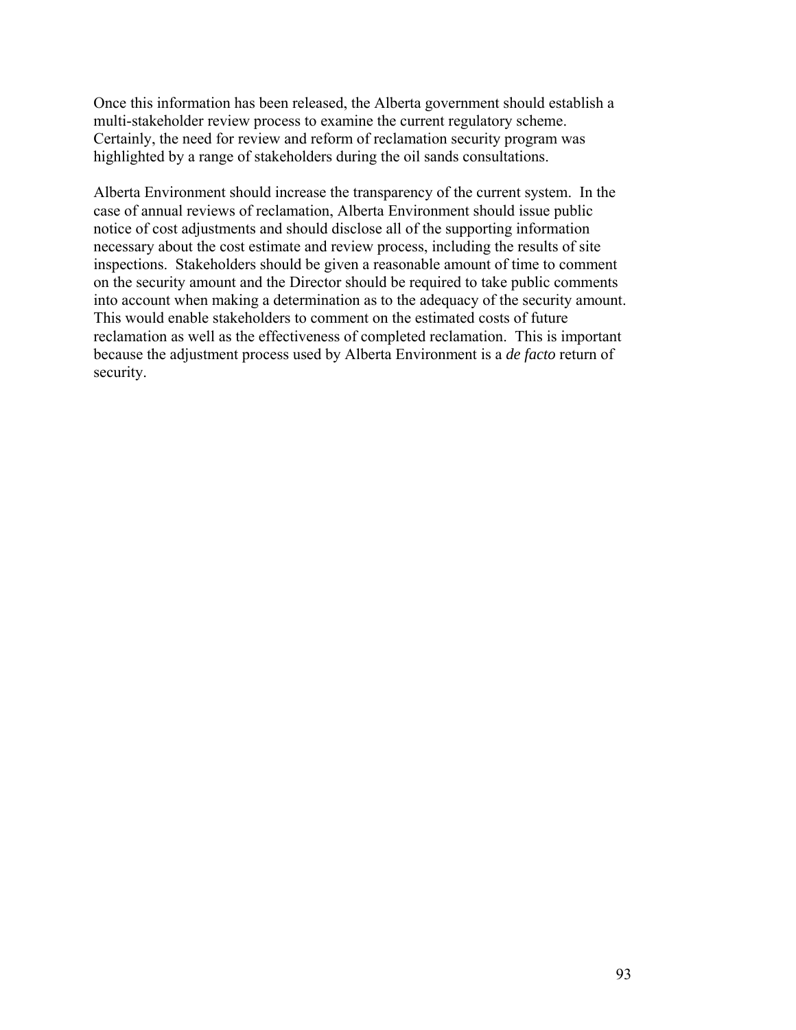Once this information has been released, the Alberta government should establish a multi-stakeholder review process to examine the current regulatory scheme. Certainly, the need for review and reform of reclamation security program was highlighted by a range of stakeholders during the oil sands consultations.

Alberta Environment should increase the transparency of the current system. In the case of annual reviews of reclamation, Alberta Environment should issue public notice of cost adjustments and should disclose all of the supporting information necessary about the cost estimate and review process, including the results of site inspections. Stakeholders should be given a reasonable amount of time to comment on the security amount and the Director should be required to take public comments into account when making a determination as to the adequacy of the security amount. This would enable stakeholders to comment on the estimated costs of future reclamation as well as the effectiveness of completed reclamation. This is important because the adjustment process used by Alberta Environment is a *de facto* return of security.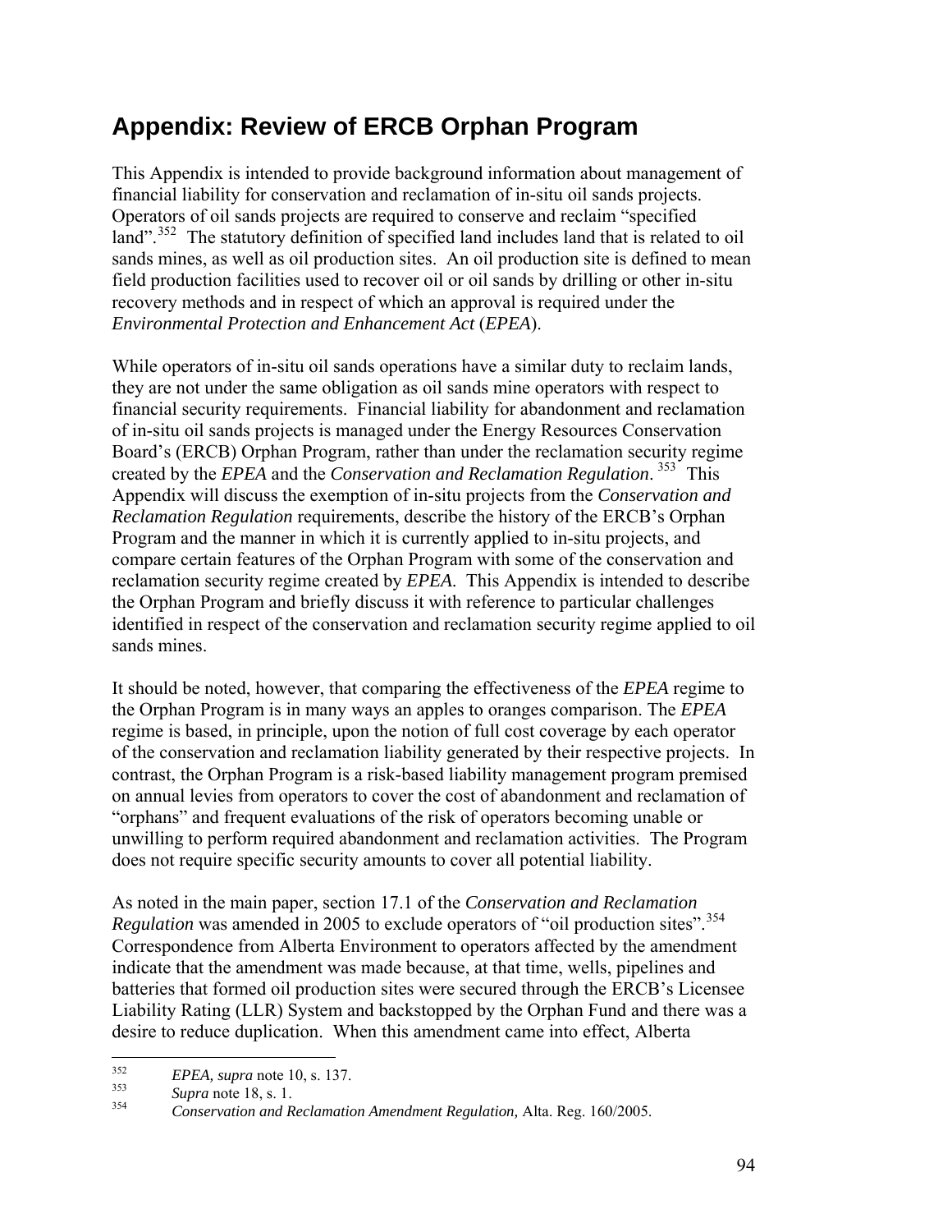## Appendix: Review of ERCB Orphan Program

This Appendix is intended to provide background information about management of financial liability for conservation and reclamation of in-situ oil sands projects. Operators of oil sands projects are required to conserve and reclaim "specified land".[352] The statutory definition of specified land includes land that is related to oil sands mines, as well as oil production sites. An oil production site is defined to mean field production facilities used to recover oil or oil sands by drilling or other in-situ recovery methods and in respect of which an approval is required under the *Environmental Protection and Enhancement Act* (*EPEA*).

While operators of in-situ oil sands operations have a similar duty to reclaim lands, they are not under the same obligation as oil sands mine operators with respect to financial security requirements. Financial liability for abandonment and reclamation of in-situ oil sands projects is managed under the Energy Resources Conservation Board's (ERCB) Orphan Program, rather than under the reclamation security regime created by the *EPEA* and the *Conservation and Reclamation Regulation*.[353] This Appendix will discuss the exemption of in-situ projects from the *Conservation and Reclamation Regulation* requirements, describe the history of the ERCB's Orphan Program and the manner in which it is currently applied to in-situ projects, and compare certain features of the Orphan Program with some of the conservation and reclamation security regime created by *EPEA*. This Appendix is intended to describe the Orphan Program and briefly discuss it with reference to particular challenges identified in respect of the conservation and reclamation security regime applied to oil sands mines.

It should be noted, however, that comparing the effectiveness of the *EPEA* regime to the Orphan Program is in many ways an apples to oranges comparison. The *EPEA* regime is based, in principle, upon the notion of full cost coverage by each operator of the conservation and reclamation liability generated by their respective projects. In contrast, the Orphan Program is a risk-based liability management program premised on annual levies from operators to cover the cost of abandonment and reclamation of "orphans" and frequent evaluations of the risk of operators becoming unable or unwilling to perform required abandonment and reclamation activities. The Program does not require specific security amounts to cover all potential liability.

As noted in the main paper, section 17.1 of the *Conservation and Reclamation Regulation* was amended in 2005 to exclude operators of "oil production sites".[354] Correspondence from Alberta Environment to operators affected by the amendment indicate that the amendment was made because, at that time, wells, pipelines and batteries that formed oil production sites were secured through the ERCB's Licensee Liability Rating (LLR) System and backstopped by the Orphan Fund and there was a desire to reduce duplication. When this amendment came into effect, Alberta

---

[352] *EPEA, supra* note 10, s. 137.

[353] *Supra* note 18, s. 1.

[354] *Conservation and Reclamation Amendment Regulation,* Alta. Reg. 160/2005.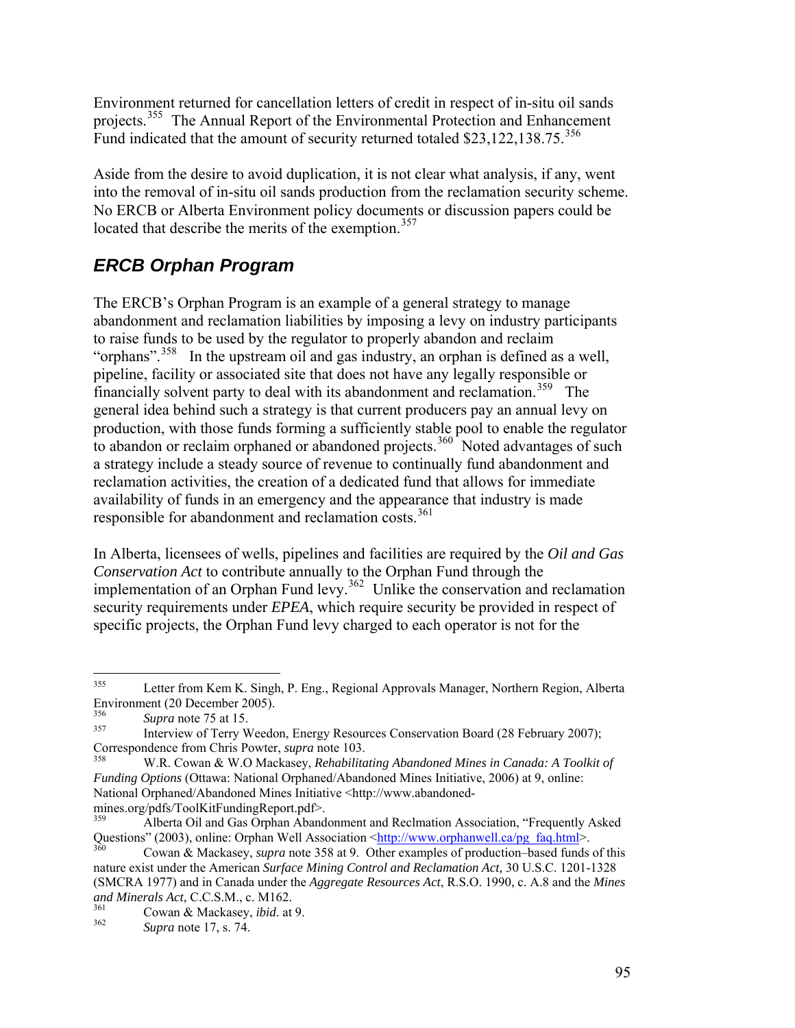Environment returned for cancellation letters of credit in respect of in-situ oil sands projects.[355] The Annual Report of the Environmental Protection and Enhancement Fund indicated that the amount of security returned totaled $23,122,138.75.[356]

Aside from the desire to avoid duplication, it is not clear what analysis, if any, went into the removal of in-situ oil sands production from the reclamation security scheme. No ERCB or Alberta Environment policy documents or discussion papers could be located that describe the merits of the exemption.[357]

## *ERCB Orphan Program*

The ERCB's Orphan Program is an example of a general strategy to manage abandonment and reclamation liabilities by imposing a levy on industry participants to raise funds to be used by the regulator to properly abandon and reclaim "orphans".[358] In the upstream oil and gas industry, an orphan is defined as a well, pipeline, facility or associated site that does not have any legally responsible or financially solvent party to deal with its abandonment and reclamation.[359] The general idea behind such a strategy is that current producers pay an annual levy on production, with those funds forming a sufficiently stable pool to enable the regulator to abandon or reclaim orphaned or abandoned projects.[360] Noted advantages of such a strategy include a steady source of revenue to continually fund abandonment and reclamation activities, the creation of a dedicated fund that allows for immediate availability of funds in an emergency and the appearance that industry is made responsible for abandonment and reclamation costs.[361]

In Alberta, licensees of wells, pipelines and facilities are required by the *Oil and Gas Conservation Act* to contribute annually to the Orphan Fund through the implementation of an Orphan Fund levy.[362] Unlike the conservation and reclamation security requirements under *EPEA*, which require security be provided in respect of specific projects, the Orphan Fund levy charged to each operator is not for the

---

[355] Letter from Kem K. Singh, P. Eng., Regional Approvals Manager, Northern Region, Alberta Environment (20 December 2005).

[356] *Supra* note 75 at 15.

[357] Interview of Terry Weedon, Energy Resources Conservation Board (28 February 2007); Correspondence from Chris Powter, *supra* note 103.

[358] W.R. Cowan & W.O Mackasey, *Rehabilitating Abandoned Mines in Canada: A Toolkit of Funding Options* (Ottawa: National Orphaned/Abandoned Mines Initiative, 2006) at 9, online: National Orphaned/Abandoned Mines Initiative <http://www.abandoned-mines.org/pdfs/ToolKitFundingReport.pdf>.

[359] Alberta Oil and Gas Orphan Abandonment and Reclmation Association, "Frequently Asked Questions" (2003), online: Orphan Well Association <http://www.orphanwell.ca/pg_faq.html>.

[360] Cowan & Mackasey, *supra* note 358 at 9. Other examples of production–based funds of this nature exist under the American *Surface Mining Control and Reclamation Act,* 30 U.S.C. 1201-1328 (SMCRA 1977) and in Canada under the *Aggregate Resources Act*, R.S.O. 1990, c. A.8 and the *Mines and Minerals Act*, C.C.S.M., c. M162.

[361] Cowan & Mackasey, *ibid.* at 9.

[362] *Supra* note 17, s. 74.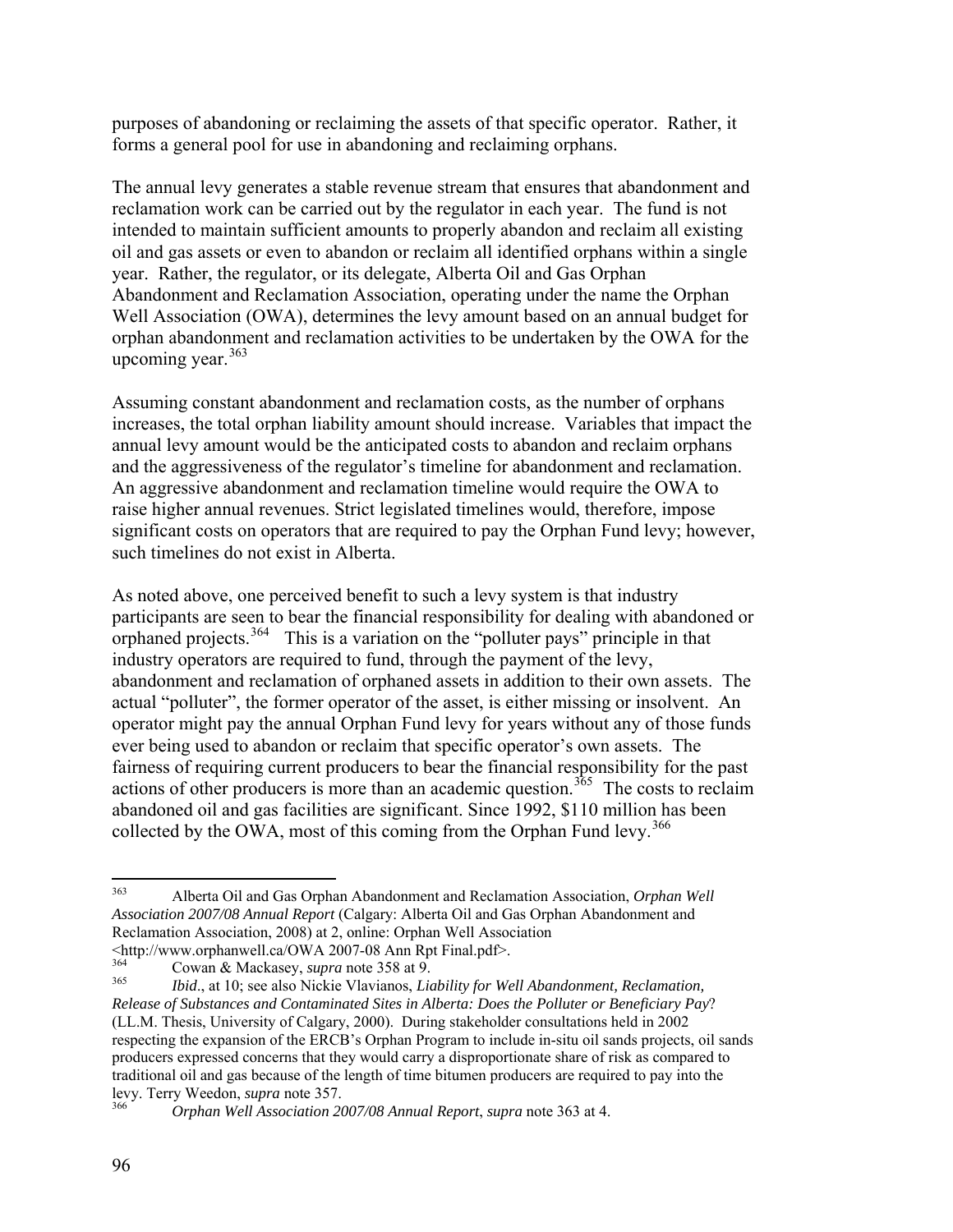purposes of abandoning or reclaiming the assets of that specific operator. Rather, it forms a general pool for use in abandoning and reclaiming orphans.

The annual levy generates a stable revenue stream that ensures that abandonment and reclamation work can be carried out by the regulator in each year. The fund is not intended to maintain sufficient amounts to properly abandon and reclaim all existing oil and gas assets or even to abandon or reclaim all identified orphans within a single year. Rather, the regulator, or its delegate, Alberta Oil and Gas Orphan Abandonment and Reclamation Association, operating under the name the Orphan Well Association (OWA), determines the levy amount based on an annual budget for orphan abandonment and reclamation activities to be undertaken by the OWA for the upcoming year.[363]

Assuming constant abandonment and reclamation costs, as the number of orphans increases, the total orphan liability amount should increase. Variables that impact the annual levy amount would be the anticipated costs to abandon and reclaim orphans and the aggressiveness of the regulator's timeline for abandonment and reclamation. An aggressive abandonment and reclamation timeline would require the OWA to raise higher annual revenues. Strict legislated timelines would, therefore, impose significant costs on operators that are required to pay the Orphan Fund levy; however, such timelines do not exist in Alberta.

As noted above, one perceived benefit to such a levy system is that industry participants are seen to bear the financial responsibility for dealing with abandoned or orphaned projects.[364] This is a variation on the "polluter pays" principle in that industry operators are required to fund, through the payment of the levy, abandonment and reclamation of orphaned assets in addition to their own assets. The actual "polluter", the former operator of the asset, is either missing or insolvent. An operator might pay the annual Orphan Fund levy for years without any of those funds ever being used to abandon or reclaim that specific operator's own assets. The fairness of requiring current producers to bear the financial responsibility for the past actions of other producers is more than an academic question.[365] The costs to reclaim abandoned oil and gas facilities are significant. Since 1992, $110 million has been collected by the OWA, most of this coming from the Orphan Fund levy.[366]

---

[363] Alberta Oil and Gas Orphan Abandonment and Reclamation Association, *Orphan Well Association 2007/08 Annual Report* (Calgary: Alberta Oil and Gas Orphan Abandonment and Reclamation Association, 2008) at 2, online: Orphan Well Association <http://www.orphanwell.ca/OWA 2007-08 Ann Rpt Final.pdf>.

[364] Cowan & Mackasey, *supra* note 358 at 9.

[365] *Ibid*., at 10; see also Nickie Vlavianos, *Liability for Well Abandonment, Reclamation, Release of Substances and Contaminated Sites in Alberta: Does the Polluter or Beneficiary Pay*? (LL.M. Thesis, University of Calgary, 2000). During stakeholder consultations held in 2002 respecting the expansion of the ERCB's Orphan Program to include in-situ oil sands projects, oil sands producers expressed concerns that they would carry a disproportionate share of risk as compared to traditional oil and gas because of the length of time bitumen producers are required to pay into the levy. Terry Weedon, *supra* note 357.

[366] *Orphan Well Association 2007/08 Annual Report*, *supra* note 363 at 4.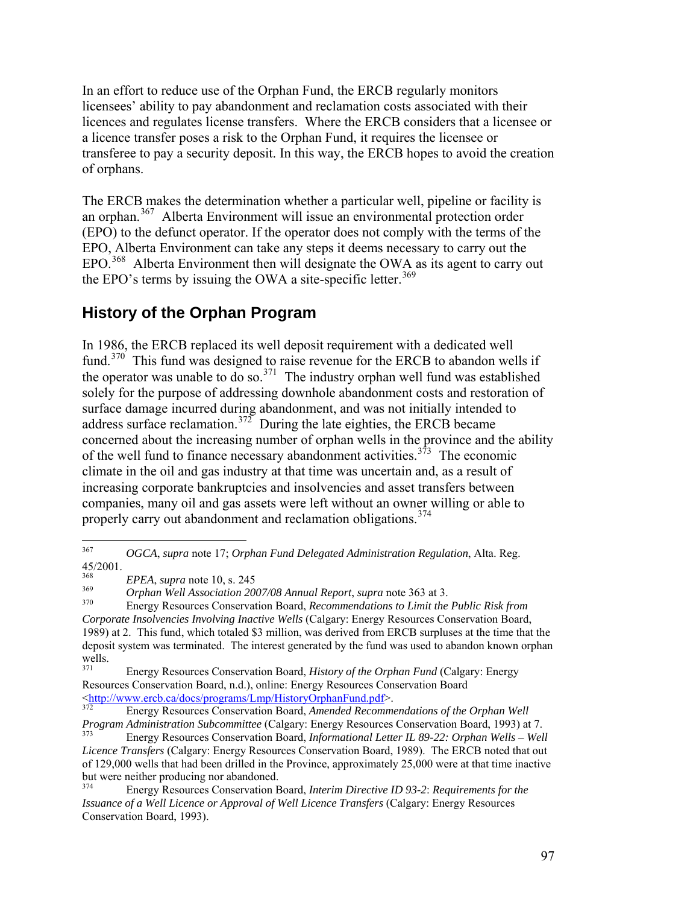In an effort to reduce use of the Orphan Fund, the ERCB regularly monitors licensees' ability to pay abandonment and reclamation costs associated with their licences and regulates license transfers. Where the ERCB considers that a licensee or a licence transfer poses a risk to the Orphan Fund, it requires the licensee or transferee to pay a security deposit. In this way, the ERCB hopes to avoid the creation of orphans.

The ERCB makes the determination whether a particular well, pipeline or facility is an orphan.[367] Alberta Environment will issue an environmental protection order (EPO) to the defunct operator. If the operator does not comply with the terms of the EPO, Alberta Environment can take any steps it deems necessary to carry out the EPO.[368] Alberta Environment then will designate the OWA as its agent to carry out the EPO's terms by issuing the OWA a site-specific letter.[369]

## History of the Orphan Program

In 1986, the ERCB replaced its well deposit requirement with a dedicated well fund.[370] This fund was designed to raise revenue for the ERCB to abandon wells if the operator was unable to do so.[371] The industry orphan well fund was established solely for the purpose of addressing downhole abandonment costs and restoration of surface damage incurred during abandonment, and was not initially intended to address surface reclamation.[372] During the late eighties, the ERCB became concerned about the increasing number of orphan wells in the province and the ability of the well fund to finance necessary abandonment activities.[373] The economic climate in the oil and gas industry at that time was uncertain and, as a result of increasing corporate bankruptcies and insolvencies and asset transfers between companies, many oil and gas assets were left without an owner willing or able to properly carry out abandonment and reclamation obligations.[374]

---

[367] *OGCA*, *supra* note 17; *Orphan Fund Delegated Administration Regulation*, Alta. Reg. 45/2001.

[368] *EPEA*, *supra* note 10, s. 245

[369] *Orphan Well Association 2007/08 Annual Report*, *supra* note 363 at 3.

[370] Energy Resources Conservation Board, *Recommendations to Limit the Public Risk from Corporate Insolvencies Involving Inactive Wells* (Calgary: Energy Resources Conservation Board, 1989) at 2. This fund, which totaled $3 million, was derived from ERCB surpluses at the time that the deposit system was terminated. The interest generated by the fund was used to abandon known orphan wells.

[371] Energy Resources Conservation Board, *History of the Orphan Fund* (Calgary: Energy Resources Conservation Board, n.d.), online: Energy Resources Conservation Board <http://www.ercb.ca/docs/programs/Lmp/HistoryOrphanFund.pdf>.

[372] Energy Resources Conservation Board, *Amended Recommendations of the Orphan Well Program Administration Subcommittee* (Calgary: Energy Resources Conservation Board, 1993) at 7.

[373] Energy Resources Conservation Board, *Informational Letter IL 89-22: Orphan Wells – Well Licence Transfers* (Calgary: Energy Resources Conservation Board, 1989). The ERCB noted that out of 129,000 wells that had been drilled in the Province, approximately 25,000 were at that time inactive but were neither producing nor abandoned.

[374] Energy Resources Conservation Board, *Interim Directive ID 93-2*: *Requirements for the Issuance of a Well Licence or Approval of Well Licence Transfers* (Calgary: Energy Resources Conservation Board, 1993).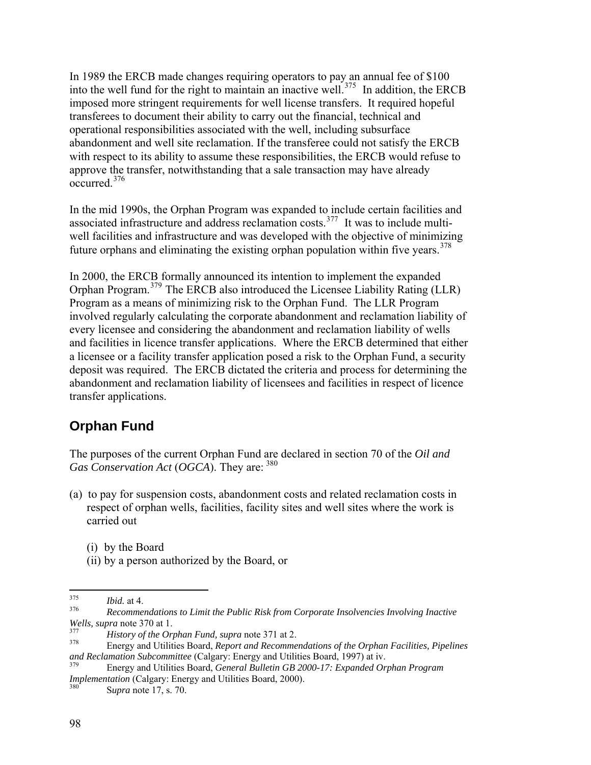In 1989 the ERCB made changes requiring operators to pay an annual fee of $100 into the well fund for the right to maintain an inactive well.[375] In addition, the ERCB imposed more stringent requirements for well license transfers. It required hopeful transferees to document their ability to carry out the financial, technical and operational responsibilities associated with the well, including subsurface abandonment and well site reclamation. If the transferee could not satisfy the ERCB with respect to its ability to assume these responsibilities, the ERCB would refuse to approve the transfer, notwithstanding that a sale transaction may have already occurred.[376]

In the mid 1990s, the Orphan Program was expanded to include certain facilities and associated infrastructure and address reclamation costs.[377] It was to include multi-well facilities and infrastructure and was developed with the objective of minimizing future orphans and eliminating the existing orphan population within five years.[378]

In 2000, the ERCB formally announced its intention to implement the expanded Orphan Program.[379] The ERCB also introduced the Licensee Liability Rating (LLR) Program as a means of minimizing risk to the Orphan Fund. The LLR Program involved regularly calculating the corporate abandonment and reclamation liability of every licensee and considering the abandonment and reclamation liability of wells and facilities in licence transfer applications. Where the ERCB determined that either a licensee or a facility transfer application posed a risk to the Orphan Fund, a security deposit was required. The ERCB dictated the criteria and process for determining the abandonment and reclamation liability of licensees and facilities in respect of licence transfer applications.

## Orphan Fund

The purposes of the current Orphan Fund are declared in section 70 of the *Oil and Gas Conservation Act* (*OGCA*). They are: [380]

(a) to pay for suspension costs, abandonment costs and related reclamation costs in respect of orphan wells, facilities, facility sites and well sites where the work is carried out

(i) by the Board
(ii) by a person authorized by the Board, or

---

[375] *Ibid.* at 4.

[376] *Recommendations to Limit the Public Risk from Corporate Insolvencies Involving Inactive Wells, supra* note 370 at 1.

[377] *History of the Orphan Fund, supra* note 371 at 2.

[378] Energy and Utilities Board, *Report and Recommendations of the Orphan Facilities, Pipelines and Reclamation Subcommittee* (Calgary: Energy and Utilities Board, 1997) at iv.

[379] Energy and Utilities Board, *General Bulletin GB 2000-17: Expanded Orphan Program Implementation* (Calgary: Energy and Utilities Board, 2000).

[380] S*upra* note 17, s. 70.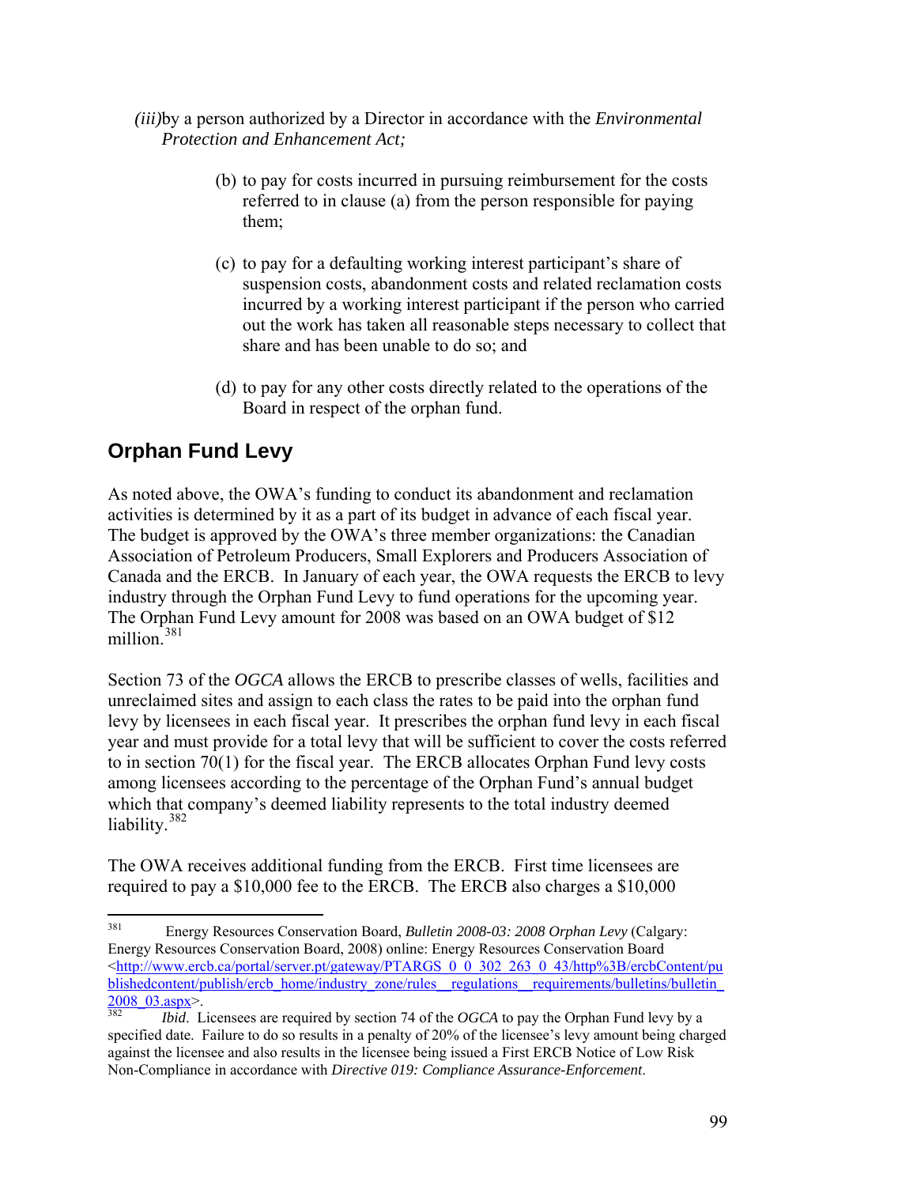*(iii)*by a person authorized by a Director in accordance with the *Environmental Protection and Enhancement Act;*

(b) to pay for costs incurred in pursuing reimbursement for the costs referred to in clause (a) from the person responsible for paying them;

(c) to pay for a defaulting working interest participant's share of suspension costs, abandonment costs and related reclamation costs incurred by a working interest participant if the person who carried out the work has taken all reasonable steps necessary to collect that share and has been unable to do so; and

(d) to pay for any other costs directly related to the operations of the Board in respect of the orphan fund.

## Orphan Fund Levy

As noted above, the OWA's funding to conduct its abandonment and reclamation activities is determined by it as a part of its budget in advance of each fiscal year. The budget is approved by the OWA's three member organizations: the Canadian Association of Petroleum Producers, Small Explorers and Producers Association of Canada and the ERCB. In January of each year, the OWA requests the ERCB to levy industry through the Orphan Fund Levy to fund operations for the upcoming year. The Orphan Fund Levy amount for 2008 was based on an OWA budget of $12 million.[381]

Section 73 of the *OGCA* allows the ERCB to prescribe classes of wells, facilities and unreclaimed sites and assign to each class the rates to be paid into the orphan fund levy by licensees in each fiscal year. It prescribes the orphan fund levy in each fiscal year and must provide for a total levy that will be sufficient to cover the costs referred to in section 70(1) for the fiscal year. The ERCB allocates Orphan Fund levy costs among licensees according to the percentage of the Orphan Fund's annual budget which that company's deemed liability represents to the total industry deemed liability.[382]

The OWA receives additional funding from the ERCB. First time licensees are required to pay a $10,000 fee to the ERCB. The ERCB also charges a $10,000

---

[381] Energy Resources Conservation Board, *Bulletin 2008-03: 2008 Orphan Levy* (Calgary: Energy Resources Conservation Board, 2008) online: Energy Resources Conservation Board <http://www.ercb.ca/portal/server.pt/gateway/PTARGS_0_0_302_263_0_43/http%3B/ercbContent/publishedcontent/publish/ercb_home/industry_zone/rules__regulations__requirements/bulletins/bulletin_2008_03.aspx>.

[382] *Ibid*. Licensees are required by section 74 of the *OGCA* to pay the Orphan Fund levy by a specified date. Failure to do so results in a penalty of 20% of the licensee's levy amount being charged against the licensee and also results in the licensee being issued a First ERCB Notice of Low Risk Non-Compliance in accordance with *Directive 019: Compliance Assurance-Enforcement*.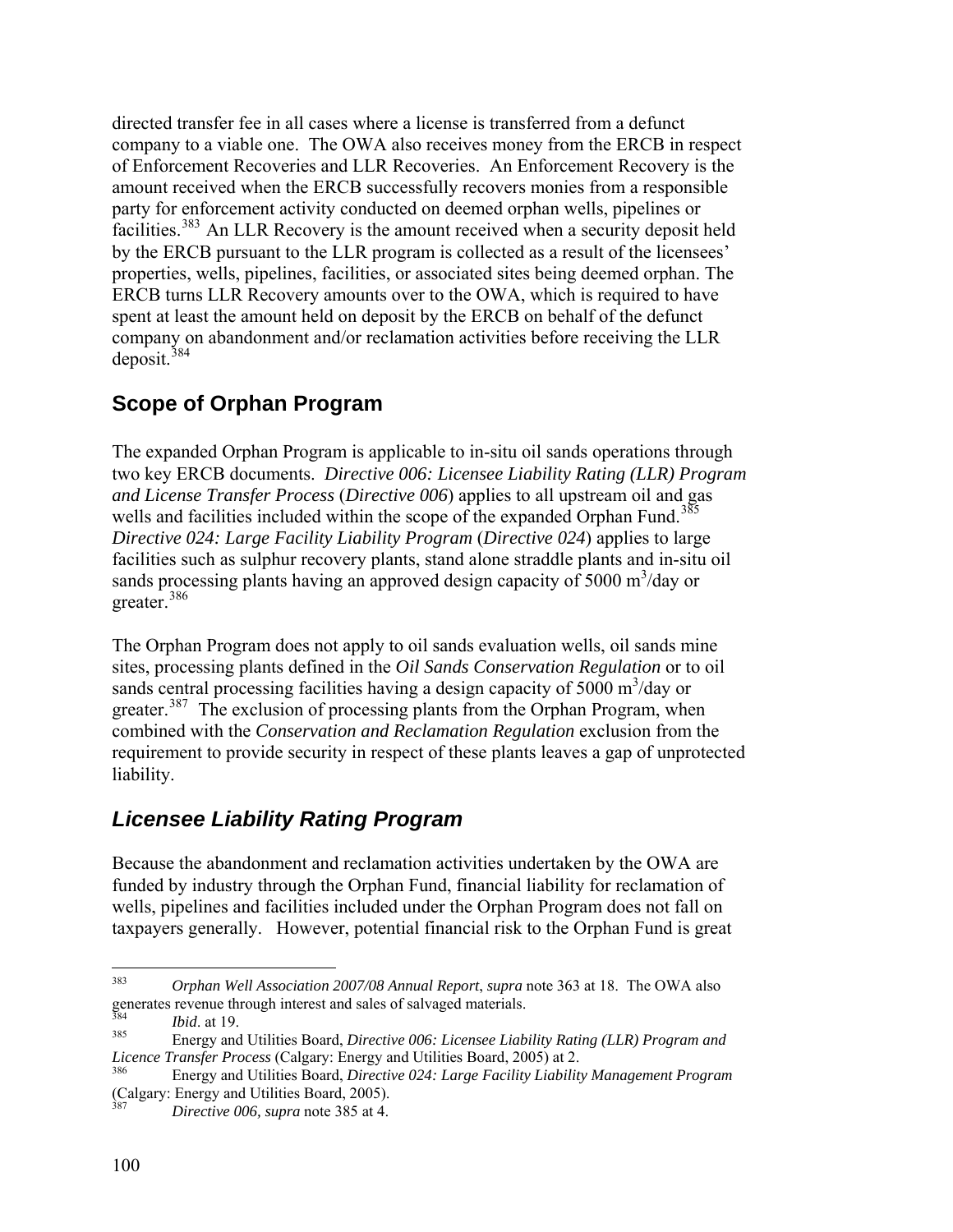directed transfer fee in all cases where a license is transferred from a defunct company to a viable one. The OWA also receives money from the ERCB in respect of Enforcement Recoveries and LLR Recoveries. An Enforcement Recovery is the amount received when the ERCB successfully recovers monies from a responsible party for enforcement activity conducted on deemed orphan wells, pipelines or facilities.[383] An LLR Recovery is the amount received when a security deposit held by the ERCB pursuant to the LLR program is collected as a result of the licensees' properties, wells, pipelines, facilities, or associated sites being deemed orphan. The ERCB turns LLR Recovery amounts over to the OWA, which is required to have spent at least the amount held on deposit by the ERCB on behalf of the defunct company on abandonment and/or reclamation activities before receiving the LLR deposit.[384]

## Scope of Orphan Program

The expanded Orphan Program is applicable to in-situ oil sands operations through two key ERCB documents. *Directive 006: Licensee Liability Rating (LLR) Program and License Transfer Process* (*Directive 006*) applies to all upstream oil and gas wells and facilities included within the scope of the expanded Orphan Fund.[385] *Directive 024: Large Facility Liability Program* (*Directive 024*) applies to large facilities such as sulphur recovery plants, stand alone straddle plants and in-situ oil sands processing plants having an approved design capacity of 5000 $m^3$/day or greater.[386]

The Orphan Program does not apply to oil sands evaluation wells, oil sands mine sites, processing plants defined in the *Oil Sands Conservation Regulation* or to oil sands central processing facilities having a design capacity of 5000 $m^3$/day or greater.[387] The exclusion of processing plants from the Orphan Program, when combined with the *Conservation and Reclamation Regulation* exclusion from the requirement to provide security in respect of these plants leaves a gap of unprotected liability.

### *Licensee Liability Rating Program*

Because the abandonment and reclamation activities undertaken by the OWA are funded by industry through the Orphan Fund, financial liability for reclamation of wells, pipelines and facilities included under the Orphan Program does not fall on taxpayers generally. However, potential financial risk to the Orphan Fund is great

---

[383] *Orphan Well Association 2007/08 Annual Report*, *supra* note 363 at 18. The OWA also generates revenue through interest and sales of salvaged materials.

[384] *Ibid*. at 19.

[385] Energy and Utilities Board, *Directive 006: Licensee Liability Rating (LLR) Program and Licence Transfer Process* (Calgary: Energy and Utilities Board, 2005) at 2.

[386] Energy and Utilities Board, *Directive 024: Large Facility Liability Management Program* (Calgary: Energy and Utilities Board, 2005).

[387] *Directive 006, supra* note 385 at 4.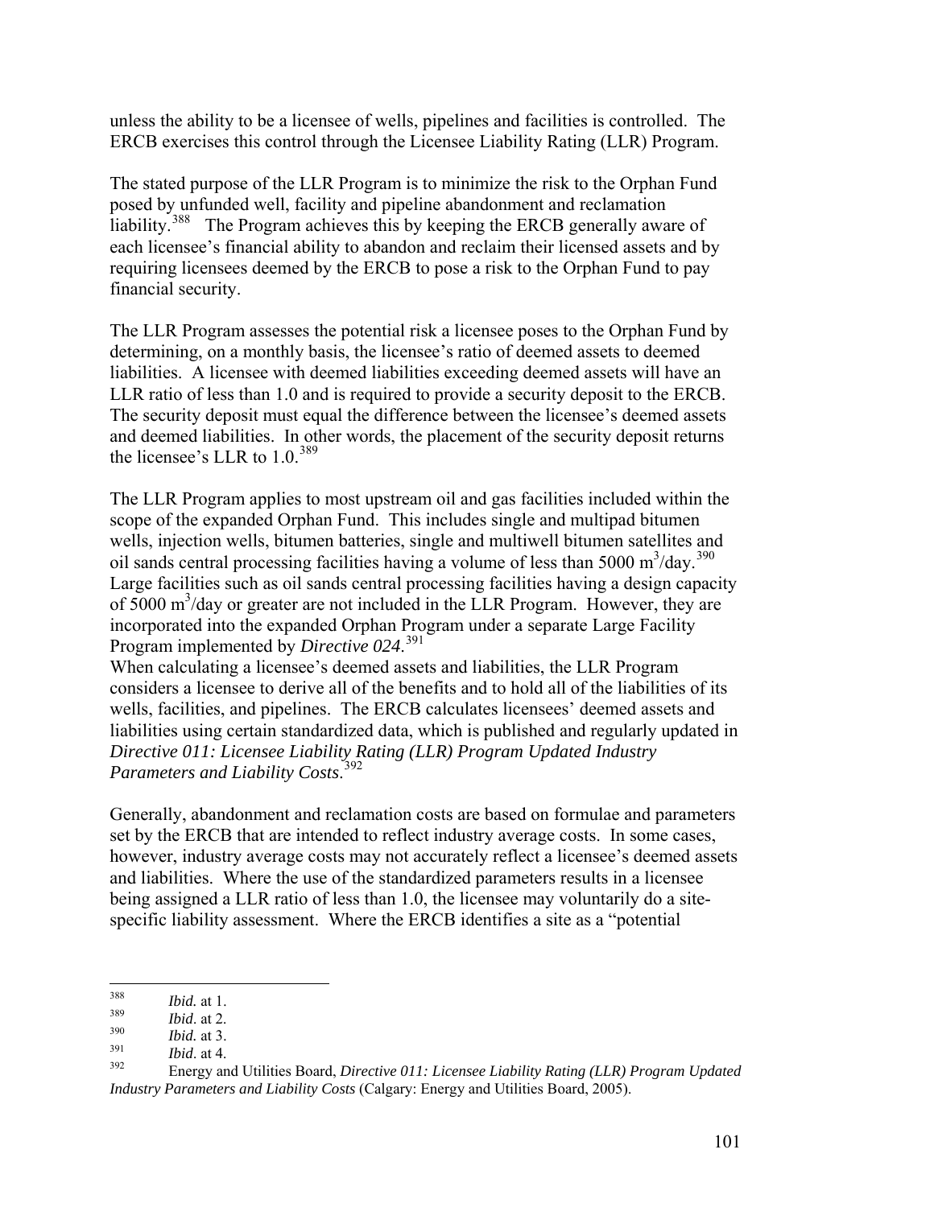unless the ability to be a licensee of wells, pipelines and facilities is controlled. The ERCB exercises this control through the Licensee Liability Rating (LLR) Program.

The stated purpose of the LLR Program is to minimize the risk to the Orphan Fund posed by unfunded well, facility and pipeline abandonment and reclamation liability.[388] The Program achieves this by keeping the ERCB generally aware of each licensee's financial ability to abandon and reclaim their licensed assets and by requiring licensees deemed by the ERCB to pose a risk to the Orphan Fund to pay financial security.

The LLR Program assesses the potential risk a licensee poses to the Orphan Fund by determining, on a monthly basis, the licensee's ratio of deemed assets to deemed liabilities. A licensee with deemed liabilities exceeding deemed assets will have an LLR ratio of less than 1.0 and is required to provide a security deposit to the ERCB. The security deposit must equal the difference between the licensee's deemed assets and deemed liabilities. In other words, the placement of the security deposit returns the licensee's LLR to 1.0.[389]

The LLR Program applies to most upstream oil and gas facilities included within the scope of the expanded Orphan Fund. This includes single and multipad bitumen wells, injection wells, bitumen batteries, single and multiwell bitumen satellites and oil sands central processing facilities having a volume of less than 5000 $m^3$/day.[390] Large facilities such as oil sands central processing facilities having a design capacity of 5000 $m^3$/day or greater are not included in the LLR Program. However, they are incorporated into the expanded Orphan Program under a separate Large Facility Program implemented by *Directive 024*.[391]

When calculating a licensee's deemed assets and liabilities, the LLR Program considers a licensee to derive all of the benefits and to hold all of the liabilities of its wells, facilities, and pipelines. The ERCB calculates licensees' deemed assets and liabilities using certain standardized data, which is published and regularly updated in *Directive 011: Licensee Liability Rating (LLR) Program Updated Industry Parameters and Liability Costs*.[392]

Generally, abandonment and reclamation costs are based on formulae and parameters set by the ERCB that are intended to reflect industry average costs. In some cases, however, industry average costs may not accurately reflect a licensee's deemed assets and liabilities. Where the use of the standardized parameters results in a licensee being assigned a LLR ratio of less than 1.0, the licensee may voluntarily do a site-specific liability assessment. Where the ERCB identifies a site as a "potential

---

[388] *Ibid.* at 1.

[389] *Ibid.* at 2.

[390] *Ibid.* at 3.

[391] *Ibid.* at 4.

[392] Energy and Utilities Board, *Directive 011: Licensee Liability Rating (LLR) Program Updated Industry Parameters and Liability Costs* (Calgary: Energy and Utilities Board, 2005).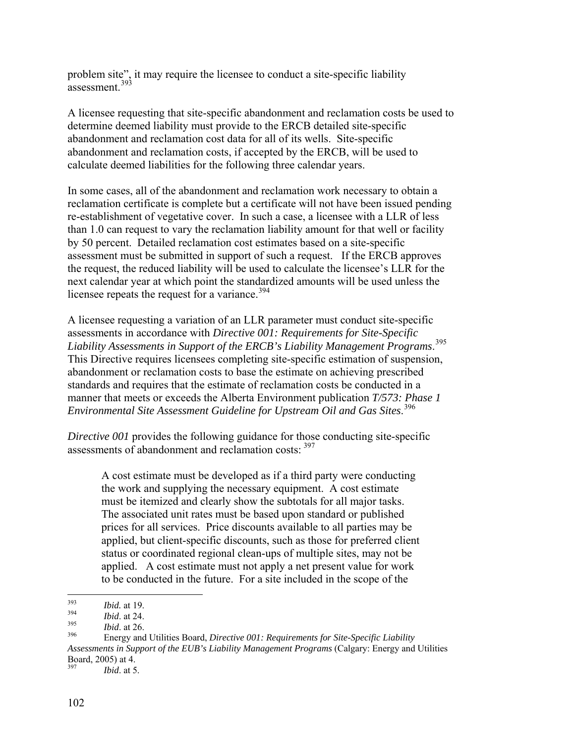problem site", it may require the licensee to conduct a site-specific liability assessment.[393]

A licensee requesting that site-specific abandonment and reclamation costs be used to determine deemed liability must provide to the ERCB detailed site-specific abandonment and reclamation cost data for all of its wells. Site-specific abandonment and reclamation costs, if accepted by the ERCB, will be used to calculate deemed liabilities for the following three calendar years.

In some cases, all of the abandonment and reclamation work necessary to obtain a reclamation certificate is complete but a certificate will not have been issued pending re-establishment of vegetative cover. In such a case, a licensee with a LLR of less than 1.0 can request to vary the reclamation liability amount for that well or facility by 50 percent. Detailed reclamation cost estimates based on a site-specific assessment must be submitted in support of such a request. If the ERCB approves the request, the reduced liability will be used to calculate the licensee's LLR for the next calendar year at which point the standardized amounts will be used unless the licensee repeats the request for a variance.[394]

A licensee requesting a variation of an LLR parameter must conduct site-specific assessments in accordance with *Directive 001: Requirements for Site-Specific Liability Assessments in Support of the ERCB's Liability Management Programs*.[395] This Directive requires licensees completing site-specific estimation of suspension, abandonment or reclamation costs to base the estimate on achieving prescribed standards and requires that the estimate of reclamation costs be conducted in a manner that meets or exceeds the Alberta Environment publication *T/573: Phase 1 Environmental Site Assessment Guideline for Upstream Oil and Gas Sites*.[396]

*Directive 001* provides the following guidance for those conducting site-specific assessments of abandonment and reclamation costs: [397]

> A cost estimate must be developed as if a third party were conducting the work and supplying the necessary equipment. A cost estimate must be itemized and clearly show the subtotals for all major tasks. The associated unit rates must be based upon standard or published prices for all services. Price discounts available to all parties may be applied, but client-specific discounts, such as those for preferred client status or coordinated regional clean-ups of multiple sites, may not be applied. A cost estimate must not apply a net present value for work to be conducted in the future. For a site included in the scope of the

---

[393] *Ibid.* at 19.

[394] *Ibid*. at 24.

[395] *Ibid*. at 26.

[396] Energy and Utilities Board, *Directive 001: Requirements for Site-Specific Liability Assessments in Support of the EUB's Liability Management Programs* (Calgary: Energy and Utilities Board, 2005) at 4.

[397] *Ibid*. at 5.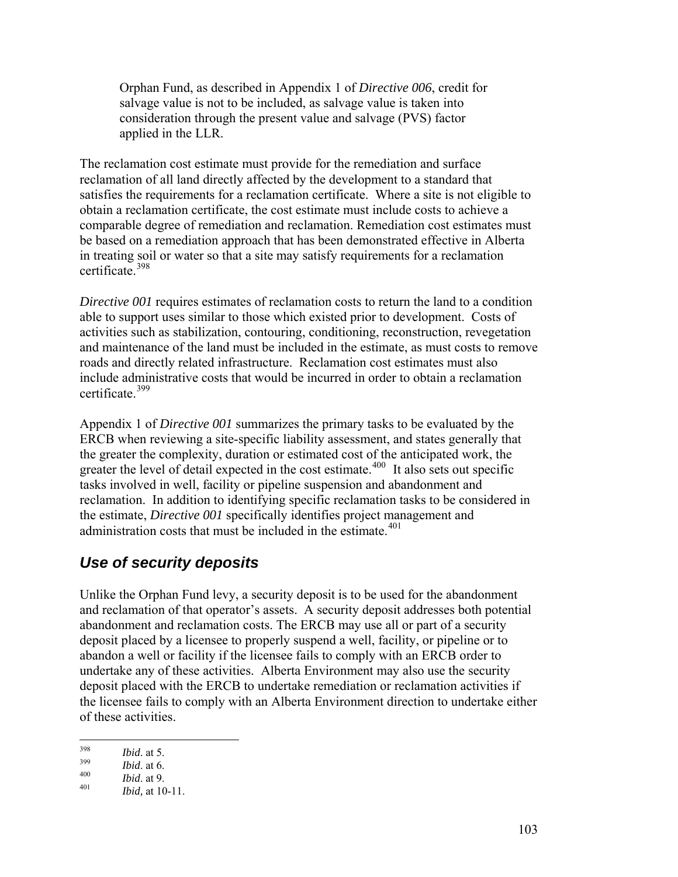> Orphan Fund, as described in Appendix 1 of *Directive 006*, credit for salvage value is not to be included, as salvage value is taken into consideration through the present value and salvage (PVS) factor applied in the LLR.

The reclamation cost estimate must provide for the remediation and surface reclamation of all land directly affected by the development to a standard that satisfies the requirements for a reclamation certificate. Where a site is not eligible to obtain a reclamation certificate, the cost estimate must include costs to achieve a comparable degree of remediation and reclamation. Remediation cost estimates must be based on a remediation approach that has been demonstrated effective in Alberta in treating soil or water so that a site may satisfy requirements for a reclamation certificate.[398]

*Directive 001* requires estimates of reclamation costs to return the land to a condition able to support uses similar to those which existed prior to development. Costs of activities such as stabilization, contouring, conditioning, reconstruction, revegetation and maintenance of the land must be included in the estimate, as must costs to remove roads and directly related infrastructure. Reclamation cost estimates must also include administrative costs that would be incurred in order to obtain a reclamation certificate.[399]

Appendix 1 of *Directive 001* summarizes the primary tasks to be evaluated by the ERCB when reviewing a site-specific liability assessment, and states generally that the greater the complexity, duration or estimated cost of the anticipated work, the greater the level of detail expected in the cost estimate.[400] It also sets out specific tasks involved in well, facility or pipeline suspension and abandonment and reclamation. In addition to identifying specific reclamation tasks to be considered in the estimate, *Directive 001* specifically identifies project management and administration costs that must be included in the estimate.[401]

### *Use of security deposits*

Unlike the Orphan Fund levy, a security deposit is to be used for the abandonment and reclamation of that operator's assets. A security deposit addresses both potential abandonment and reclamation costs. The ERCB may use all or part of a security deposit placed by a licensee to properly suspend a well, facility, or pipeline or to abandon a well or facility if the licensee fails to comply with an ERCB order to undertake any of these activities. Alberta Environment may also use the security deposit placed with the ERCB to undertake remediation or reclamation activities if the licensee fails to comply with an Alberta Environment direction to undertake either of these activities.

---

[398] *Ibid*. at 5.
[399] *Ibid*. at 6.
[400] *Ibid*. at 9.
[401] *Ibid,* at 10-11.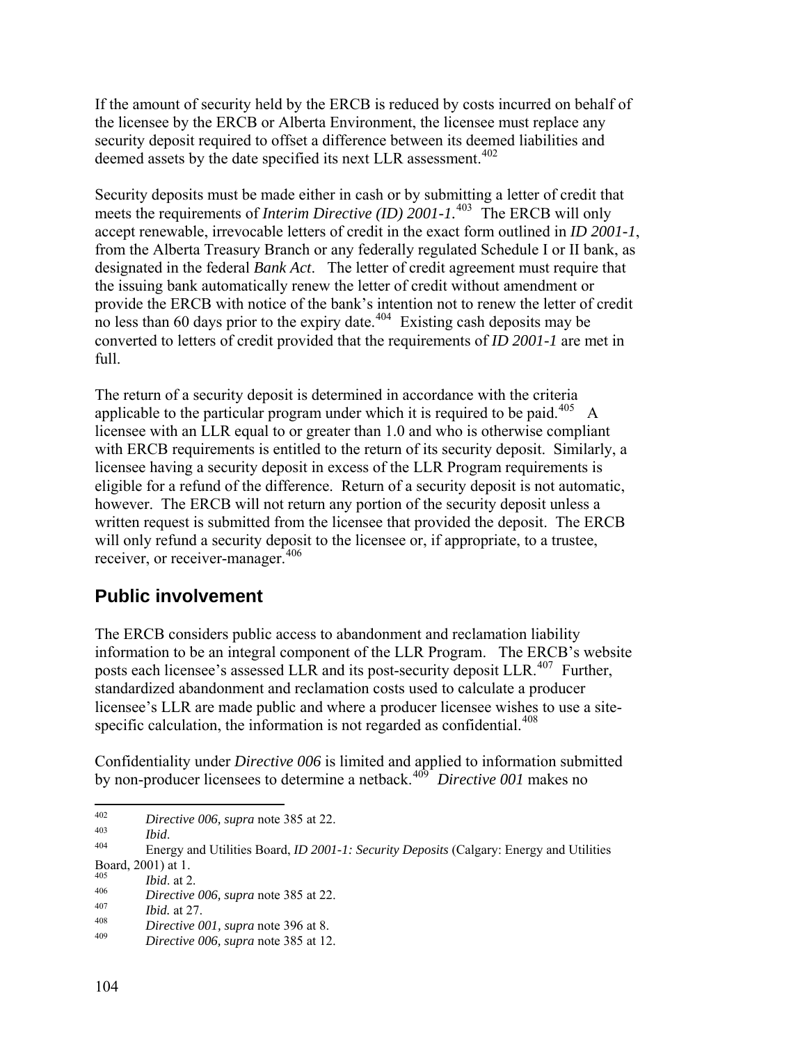If the amount of security held by the ERCB is reduced by costs incurred on behalf of the licensee by the ERCB or Alberta Environment, the licensee must replace any security deposit required to offset a difference between its deemed liabilities and deemed assets by the date specified its next LLR assessment.[402]

Security deposits must be made either in cash or by submitting a letter of credit that meets the requirements of *Interim Directive (ID) 2001-1*.[403] The ERCB will only accept renewable, irrevocable letters of credit in the exact form outlined in *ID 2001-1*, from the Alberta Treasury Branch or any federally regulated Schedule I or II bank, as designated in the federal *Bank Act*. The letter of credit agreement must require that the issuing bank automatically renew the letter of credit without amendment or provide the ERCB with notice of the bank's intention not to renew the letter of credit no less than 60 days prior to the expiry date.[404] Existing cash deposits may be converted to letters of credit provided that the requirements of *ID 2001-1* are met in full.

The return of a security deposit is determined in accordance with the criteria applicable to the particular program under which it is required to be paid.[405] A licensee with an LLR equal to or greater than 1.0 and who is otherwise compliant with ERCB requirements is entitled to the return of its security deposit. Similarly, a licensee having a security deposit in excess of the LLR Program requirements is eligible for a refund of the difference. Return of a security deposit is not automatic, however. The ERCB will not return any portion of the security deposit unless a written request is submitted from the licensee that provided the deposit. The ERCB will only refund a security deposit to the licensee or, if appropriate, to a trustee, receiver, or receiver-manager.[406]

## Public involvement

The ERCB considers public access to abandonment and reclamation liability information to be an integral component of the LLR Program. The ERCB's website posts each licensee's assessed LLR and its post-security deposit LLR.[407] Further, standardized abandonment and reclamation costs used to calculate a producer licensee's LLR are made public and where a producer licensee wishes to use a site-specific calculation, the information is not regarded as confidential.[408]

Confidentiality under *Directive 006* is limited and applied to information submitted by non-producer licensees to determine a netback.[409] *Directive 001* makes no

---

402 *Directive 006, supra* note 385 at 22.

403 *Ibid*.

404 Energy and Utilities Board, *ID 2001-1: Security Deposits* (Calgary: Energy and Utilities Board, 2001) at 1.

405 *Ibid*. at 2.

406 *Directive 006, supra* note 385 at 22.

407 *Ibid.* at 27.

408 *Directive 001, supra* note 396 at 8.

409 *Directive 006, supra* note 385 at 12.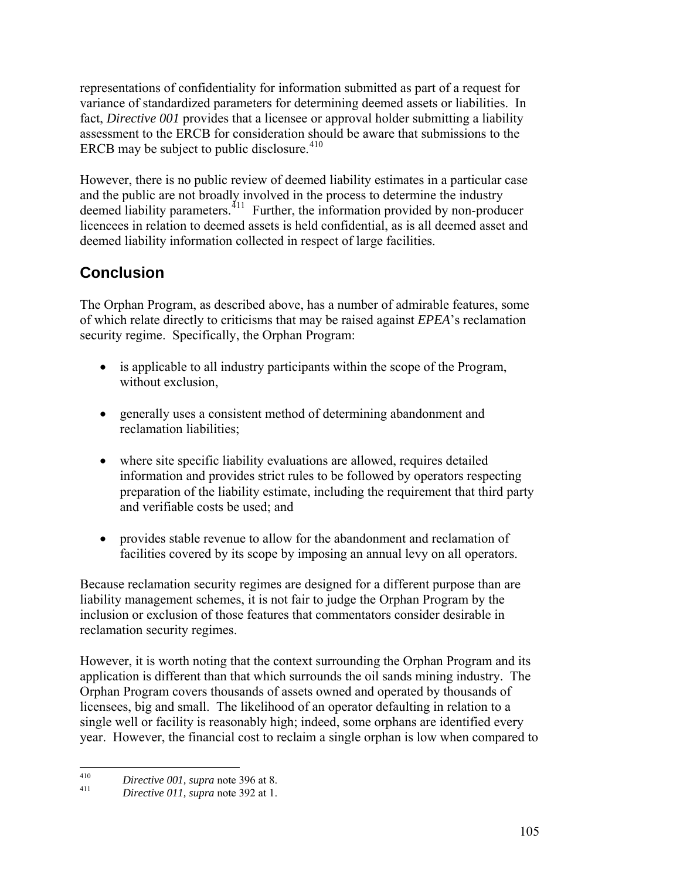representations of confidentiality for information submitted as part of a request for variance of standardized parameters for determining deemed assets or liabilities. In fact, *Directive 001* provides that a licensee or approval holder submitting a liability assessment to the ERCB for consideration should be aware that submissions to the ERCB may be subject to public disclosure.[410]

However, there is no public review of deemed liability estimates in a particular case and the public are not broadly involved in the process to determine the industry deemed liability parameters.[411] Further, the information provided by non-producer licencees in relation to deemed assets is held confidential, as is all deemed asset and deemed liability information collected in respect of large facilities.

## Conclusion

The Orphan Program, as described above, has a number of admirable features, some of which relate directly to criticisms that may be raised against *EPEA*'s reclamation security regime. Specifically, the Orphan Program:

- is applicable to all industry participants within the scope of the Program, without exclusion,
- generally uses a consistent method of determining abandonment and reclamation liabilities;
- where site specific liability evaluations are allowed, requires detailed information and provides strict rules to be followed by operators respecting preparation of the liability estimate, including the requirement that third party and verifiable costs be used; and
- provides stable revenue to allow for the abandonment and reclamation of facilities covered by its scope by imposing an annual levy on all operators.

Because reclamation security regimes are designed for a different purpose than are liability management schemes, it is not fair to judge the Orphan Program by the inclusion or exclusion of those features that commentators consider desirable in reclamation security regimes.

However, it is worth noting that the context surrounding the Orphan Program and its application is different than that which surrounds the oil sands mining industry. The Orphan Program covers thousands of assets owned and operated by thousands of licensees, big and small. The likelihood of an operator defaulting in relation to a single well or facility is reasonably high; indeed, some orphans are identified every year. However, the financial cost to reclaim a single orphan is low when compared to

---

410 *Directive 001, supra* note 396 at 8.

411 *Directive 011, supra* note 392 at 1.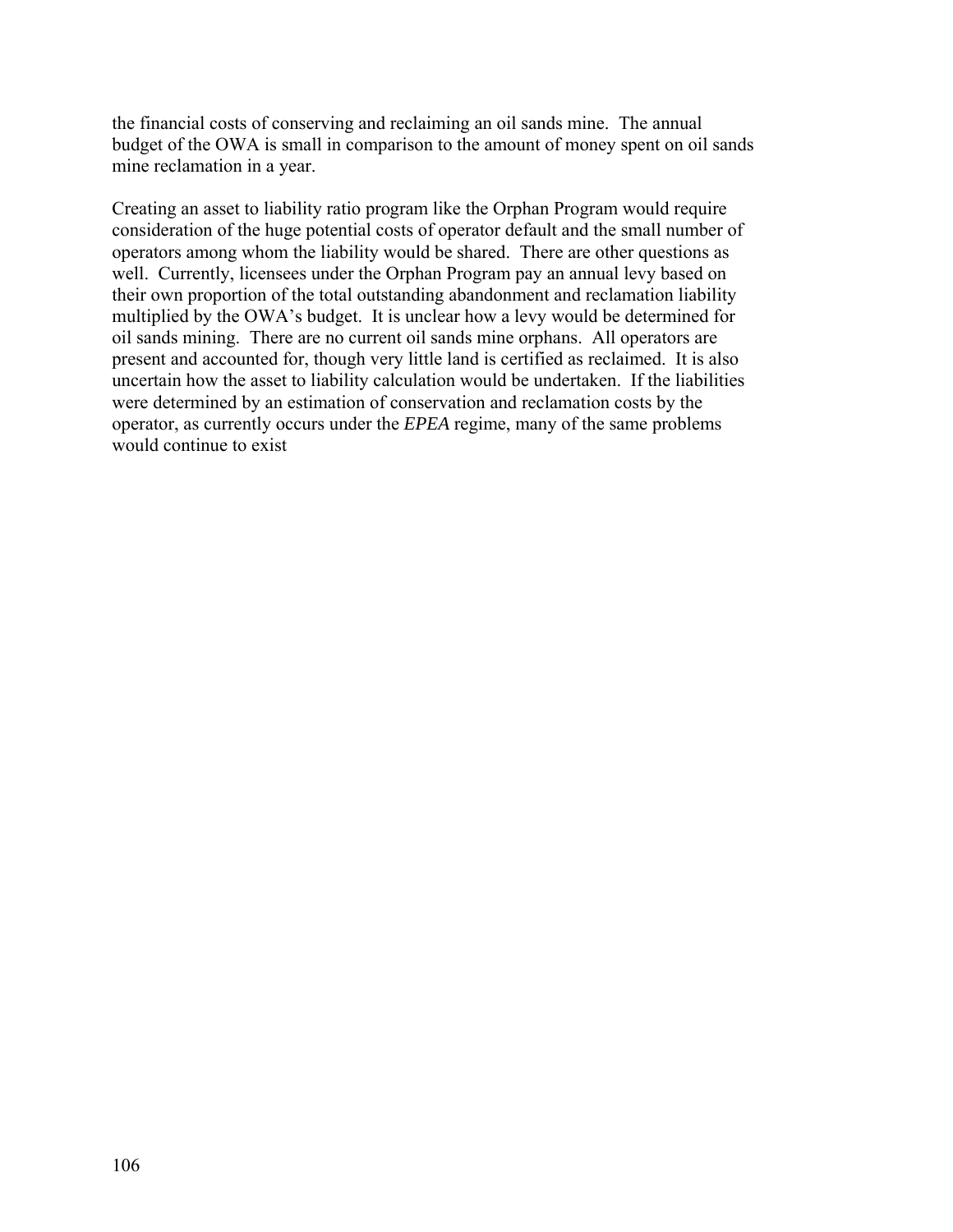the financial costs of conserving and reclaiming an oil sands mine. The annual budget of the OWA is small in comparison to the amount of money spent on oil sands mine reclamation in a year.

Creating an asset to liability ratio program like the Orphan Program would require consideration of the huge potential costs of operator default and the small number of operators among whom the liability would be shared. There are other questions as well. Currently, licensees under the Orphan Program pay an annual levy based on their own proportion of the total outstanding abandonment and reclamation liability multiplied by the OWA's budget. It is unclear how a levy would be determined for oil sands mining. There are no current oil sands mine orphans. All operators are present and accounted for, though very little land is certified as reclaimed. It is also uncertain how the asset to liability calculation would be undertaken. If the liabilities were determined by an estimation of conservation and reclamation costs by the operator, as currently occurs under the *EPEA* regime, many of the same problems would continue to exist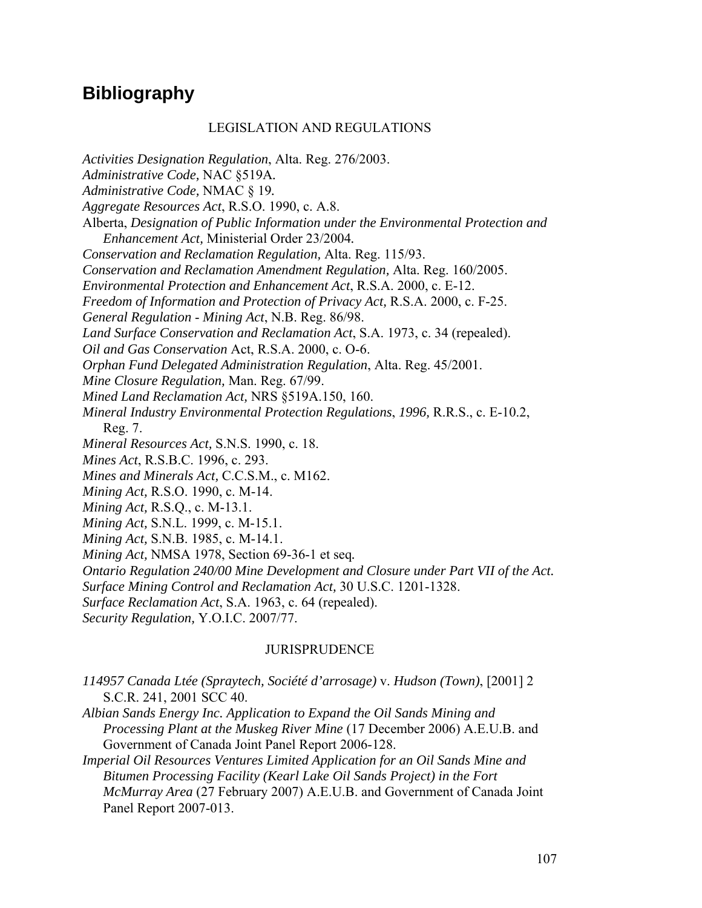# Bibliography

LEGISLATION AND REGULATIONS

*Activities Designation Regulation*, Alta. Reg. 276/2003.

*Administrative Code,* NAC §519A.

*Administrative Code,* NMAC § 19.

*Aggregate Resources Act*, R.S.O. 1990, c. A.8.

Alberta, *Designation of Public Information under the Environmental Protection and Enhancement Act,* Ministerial Order 23/2004.

*Conservation and Reclamation Regulation,* Alta. Reg. 115/93.

*Conservation and Reclamation Amendment Regulation,* Alta. Reg. 160/2005.

*Environmental Protection and Enhancement Act*, R.S.A. 2000, c. E-12.

*Freedom of Information and Protection of Privacy Act,* R.S.A. 2000, c. F-25.

*General Regulation - Mining Act*, N.B. Reg. 86/98.

*Land Surface Conservation and Reclamation Act*, S.A. 1973, c. 34 (repealed).

*Oil and Gas Conservation* Act, R.S.A. 2000, c. O-6.

*Orphan Fund Delegated Administration Regulation*, Alta. Reg. 45/2001.

*Mine Closure Regulation,* Man. Reg. 67/99.

*Mined Land Reclamation Act,* NRS §519A.150, 160.

*Mineral Industry Environmental Protection Regulations*, *1996,* R.R.S., c. E-10.2, Reg. 7.

*Mineral Resources Act,* S.N.S. 1990, c. 18.

*Mines Act*, R.S.B.C. 1996, c. 293.

*Mines and Minerals Act*, C.C.S.M., c. M162.

*Mining Act,* R.S.O. 1990, c. M-14.

*Mining Act,* R.S.Q., c. M-13.1.

*Mining Act,* S.N.L. 1999, c. M-15.1.

*Mining Act,* S.N.B. 1985, c. M-14.1.

*Mining Act,* NMSA 1978, Section 69-36-1 et seq.

*Ontario Regulation 240/00 Mine Development and Closure under Part VII of the Act.*

*Surface Mining Control and Reclamation Act,* 30 U.S.C. 1201-1328.

*Surface Reclamation Act*, S.A. 1963, c. 64 (repealed).

*Security Regulation,* Y.O.I.C. 2007/77.

JURISPRUDENCE

*114957 Canada Ltée (Spraytech, Société d'arrosage)* v. *Hudson (Town)*, [2001] 2 S.C.R. 241, 2001 SCC 40.

*Albian Sands Energy Inc. Application to Expand the Oil Sands Mining and Processing Plant at the Muskeg River Mine* (17 December 2006) A.E.U.B. and Government of Canada Joint Panel Report 2006-128.

*Imperial Oil Resources Ventures Limited Application for an Oil Sands Mine and Bitumen Processing Facility (Kearl Lake Oil Sands Project) in the Fort McMurray Area* (27 February 2007) A.E.U.B. and Government of Canada Joint Panel Report 2007-013.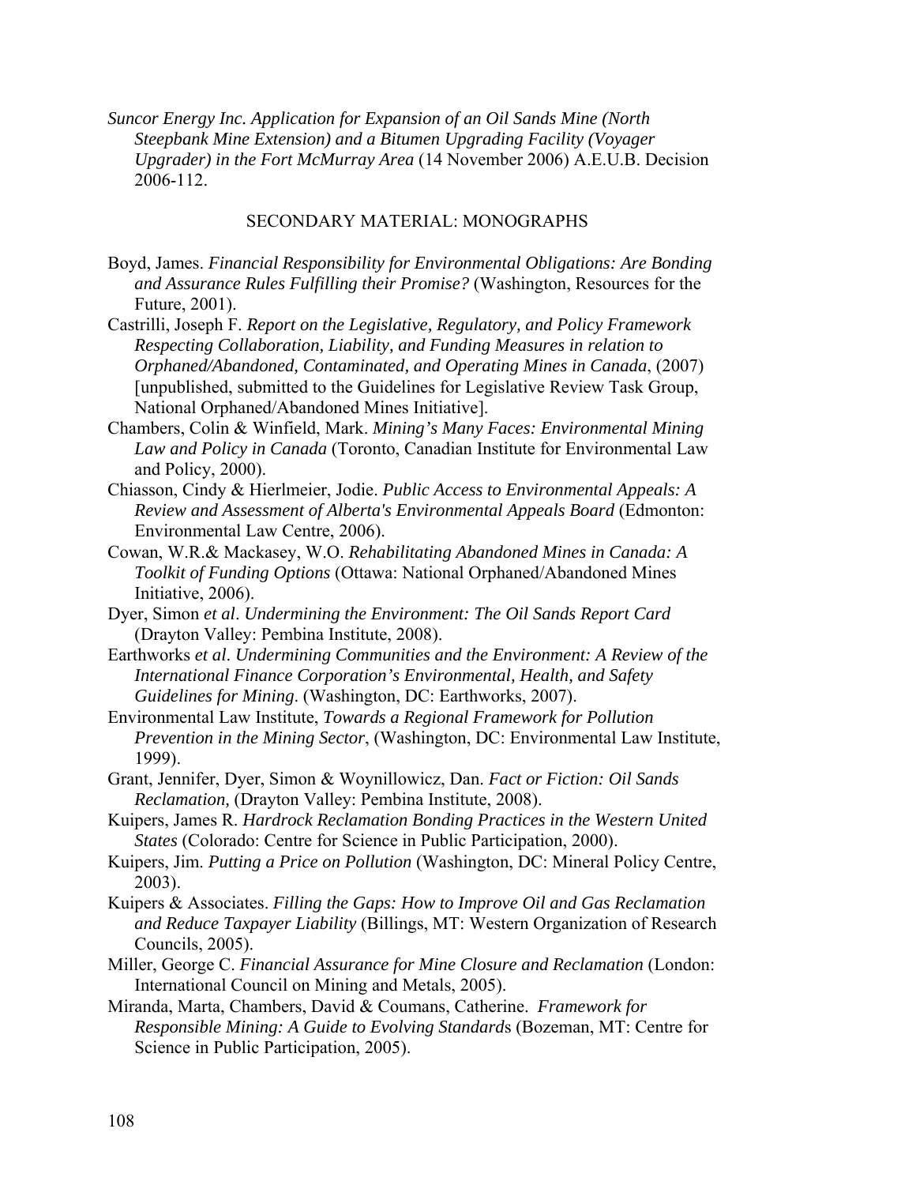*Suncor Energy Inc. Application for Expansion of an Oil Sands Mine (North Steepbank Mine Extension) and a Bitumen Upgrading Facility (Voyager Upgrader) in the Fort McMurray Area* (14 November 2006) A.E.U.B. Decision 2006-112.

## SECONDARY MATERIAL: MONOGRAPHS

Boyd, James. *Financial Responsibility for Environmental Obligations: Are Bonding and Assurance Rules Fulfilling their Promise?* (Washington, Resources for the Future, 2001).

Castrilli, Joseph F. *Report on the Legislative, Regulatory, and Policy Framework Respecting Collaboration, Liability, and Funding Measures in relation to Orphaned/Abandoned, Contaminated, and Operating Mines in Canada*, (2007) [unpublished, submitted to the Guidelines for Legislative Review Task Group, National Orphaned/Abandoned Mines Initiative].

Chambers, Colin & Winfield, Mark. *Mining's Many Faces: Environmental Mining Law and Policy in Canada* (Toronto, Canadian Institute for Environmental Law and Policy, 2000).

Chiasson, Cindy & Hierlmeier, Jodie. *Public Access to Environmental Appeals: A Review and Assessment of Alberta's Environmental Appeals Board* (Edmonton: Environmental Law Centre, 2006).

Cowan, W.R.& Mackasey, W.O. *Rehabilitating Abandoned Mines in Canada: A Toolkit of Funding Options* (Ottawa: National Orphaned/Abandoned Mines Initiative, 2006).

Dyer, Simon *et al*. *Undermining the Environment: The Oil Sands Report Card* (Drayton Valley: Pembina Institute, 2008).

Earthworks *et al*. *Undermining Communities and the Environment: A Review of the International Finance Corporation's Environmental, Health, and Safety Guidelines for Mining*. (Washington, DC: Earthworks, 2007).

Environmental Law Institute, *Towards a Regional Framework for Pollution Prevention in the Mining Sector*, (Washington, DC: Environmental Law Institute, 1999).

Grant, Jennifer, Dyer, Simon & Woynillowicz, Dan. *Fact or Fiction: Oil Sands Reclamation,* (Drayton Valley: Pembina Institute, 2008).

Kuipers, James R. *Hardrock Reclamation Bonding Practices in the Western United States* (Colorado: Centre for Science in Public Participation, 2000).

Kuipers, Jim. *Putting a Price on Pollution* (Washington, DC: Mineral Policy Centre, 2003).

Kuipers & Associates. *Filling the Gaps: How to Improve Oil and Gas Reclamation and Reduce Taxpayer Liability* (Billings, MT: Western Organization of Research Councils, 2005).

Miller, George C. *Financial Assurance for Mine Closure and Reclamation* (London: International Council on Mining and Metals, 2005).

Miranda, Marta, Chambers, David & Coumans, Catherine. *Framework for Responsible Mining: A Guide to Evolving Standards* (Bozeman, MT: Centre for Science in Public Participation, 2005).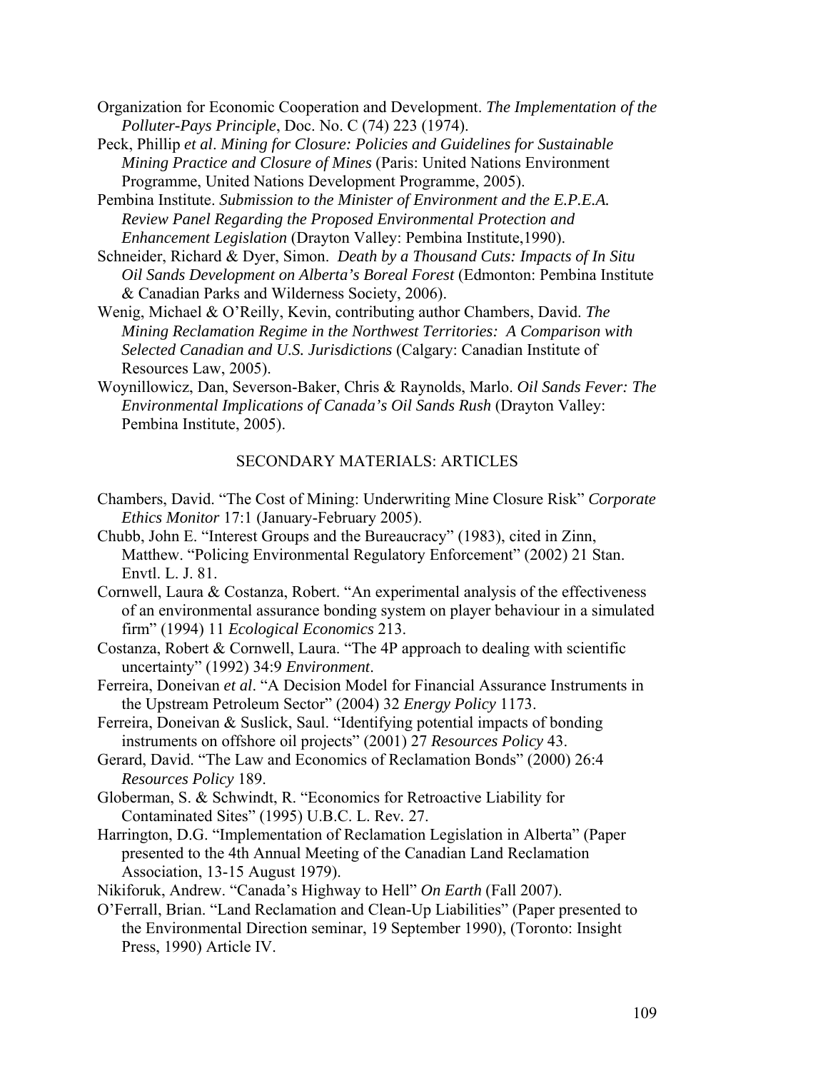Organization for Economic Cooperation and Development. *The Implementation of the Polluter-Pays Principle*, Doc. No. C (74) 223 (1974).

Peck, Phillip *et al*. *Mining for Closure: Policies and Guidelines for Sustainable Mining Practice and Closure of Mines* (Paris: United Nations Environment Programme, United Nations Development Programme, 2005).

Pembina Institute. *Submission to the Minister of Environment and the E.P.E.A. Review Panel Regarding the Proposed Environmental Protection and Enhancement Legislation* (Drayton Valley: Pembina Institute,1990).

Schneider, Richard & Dyer, Simon. *Death by a Thousand Cuts: Impacts of In Situ Oil Sands Development on Alberta's Boreal Forest* (Edmonton: Pembina Institute & Canadian Parks and Wilderness Society, 2006).

Wenig, Michael & O'Reilly, Kevin, contributing author Chambers, David. *The Mining Reclamation Regime in the Northwest Territories: A Comparison with Selected Canadian and U.S. Jurisdictions* (Calgary: Canadian Institute of Resources Law, 2005).

Woynillowicz, Dan, Severson-Baker, Chris & Raynolds, Marlo. *Oil Sands Fever: The Environmental Implications of Canada's Oil Sands Rush* (Drayton Valley: Pembina Institute, 2005).

## SECONDARY MATERIALS: ARTICLES

Chambers, David. "The Cost of Mining: Underwriting Mine Closure Risk" *Corporate Ethics Monitor* 17:1 (January-February 2005).

Chubb, John E. "Interest Groups and the Bureaucracy" (1983), cited in Zinn, Matthew. "Policing Environmental Regulatory Enforcement" (2002) 21 Stan. Envtl. L. J. 81.

Cornwell, Laura & Costanza, Robert. "An experimental analysis of the effectiveness of an environmental assurance bonding system on player behaviour in a simulated firm" (1994) 11 *Ecological Economics* 213.

Costanza, Robert & Cornwell, Laura. "The 4P approach to dealing with scientific uncertainty" (1992) 34:9 *Environment*.

Ferreira, Doneivan *et al*. "A Decision Model for Financial Assurance Instruments in the Upstream Petroleum Sector" (2004) 32 *Energy Policy* 1173.

Ferreira, Doneivan & Suslick, Saul. "Identifying potential impacts of bonding instruments on offshore oil projects" (2001) 27 *Resources Policy* 43.

Gerard, David. "The Law and Economics of Reclamation Bonds" (2000) 26:4 *Resources Policy* 189.

Globerman, S. & Schwindt, R. "Economics for Retroactive Liability for Contaminated Sites" (1995) U.B.C. L. Rev. 27.

Harrington, D.G. "Implementation of Reclamation Legislation in Alberta" (Paper presented to the 4th Annual Meeting of the Canadian Land Reclamation Association, 13-15 August 1979).

Nikiforuk, Andrew. "Canada's Highway to Hell" *On Earth* (Fall 2007).

O'Ferrall, Brian. "Land Reclamation and Clean-Up Liabilities" (Paper presented to the Environmental Direction seminar, 19 September 1990), (Toronto: Insight Press, 1990) Article IV.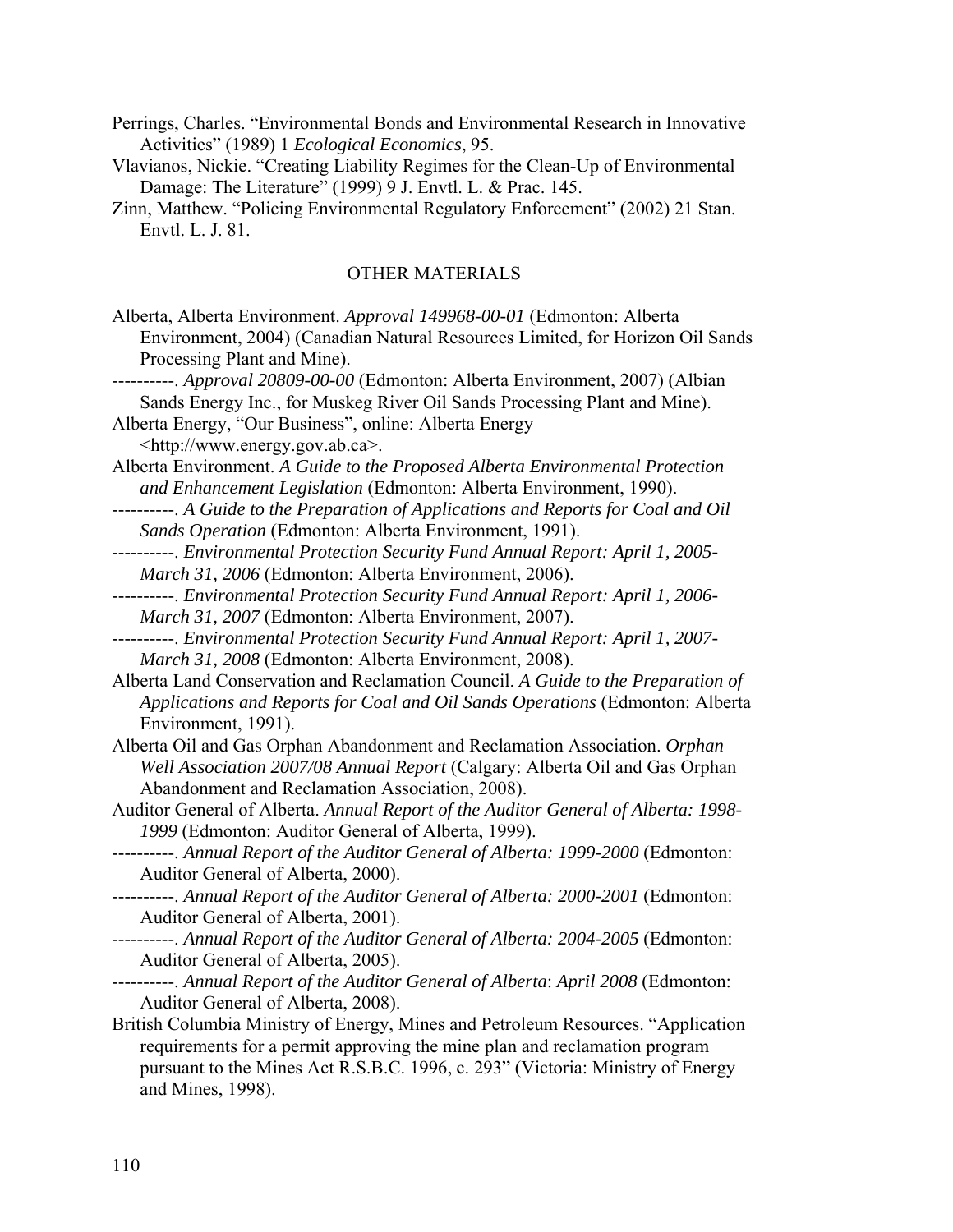Perrings, Charles. “Environmental Bonds and Environmental Research in Innovative Activities” (1989) 1 *Ecological Economics*, 95.

Vlavianos, Nickie. “Creating Liability Regimes for the Clean-Up of Environmental Damage: The Literature” (1999) 9 J. Envtl. L. & Prac. 145.

Zinn, Matthew. “Policing Environmental Regulatory Enforcement” (2002) 21 Stan. Envtl. L. J. 81.

## OTHER MATERIALS

Alberta, Alberta Environment. *Approval 149968-00-01* (Edmonton: Alberta Environment, 2004) (Canadian Natural Resources Limited, for Horizon Oil Sands Processing Plant and Mine).

----------. *Approval 20809-00-00* (Edmonton: Alberta Environment, 2007) (Albian Sands Energy Inc., for Muskeg River Oil Sands Processing Plant and Mine).

Alberta Energy, “Our Business”, online: Alberta Energy <http://www.energy.gov.ab.ca>.

Alberta Environment. *A Guide to the Proposed Alberta Environmental Protection and Enhancement Legislation* (Edmonton: Alberta Environment, 1990).

----------. *A Guide to the Preparation of Applications and Reports for Coal and Oil Sands Operation* (Edmonton: Alberta Environment, 1991).

----------. *Environmental Protection Security Fund Annual Report: April 1, 2005-March 31, 2006* (Edmonton: Alberta Environment, 2006).

----------. *Environmental Protection Security Fund Annual Report: April 1, 2006-March 31, 2007* (Edmonton: Alberta Environment, 2007).

----------. *Environmental Protection Security Fund Annual Report: April 1, 2007-March 31, 2008* (Edmonton: Alberta Environment, 2008).

Alberta Land Conservation and Reclamation Council. *A Guide to the Preparation of Applications and Reports for Coal and Oil Sands Operations* (Edmonton: Alberta Environment, 1991).

Alberta Oil and Gas Orphan Abandonment and Reclamation Association. *Orphan Well Association 2007/08 Annual Report* (Calgary: Alberta Oil and Gas Orphan Abandonment and Reclamation Association, 2008).

Auditor General of Alberta. *Annual Report of the Auditor General of Alberta: 1998-1999* (Edmonton: Auditor General of Alberta, 1999).

----------. *Annual Report of the Auditor General of Alberta: 1999-2000* (Edmonton: Auditor General of Alberta, 2000).

----------. *Annual Report of the Auditor General of Alberta: 2000-2001* (Edmonton: Auditor General of Alberta, 2001).

----------. *Annual Report of the Auditor General of Alberta: 2004-2005* (Edmonton: Auditor General of Alberta, 2005).

----------. *Annual Report of the Auditor General of Alberta*: *April 2008* (Edmonton: Auditor General of Alberta, 2008).

British Columbia Ministry of Energy, Mines and Petroleum Resources. “Application requirements for a permit approving the mine plan and reclamation program pursuant to the Mines Act R.S.B.C. 1996, c. 293” (Victoria: Ministry of Energy and Mines, 1998).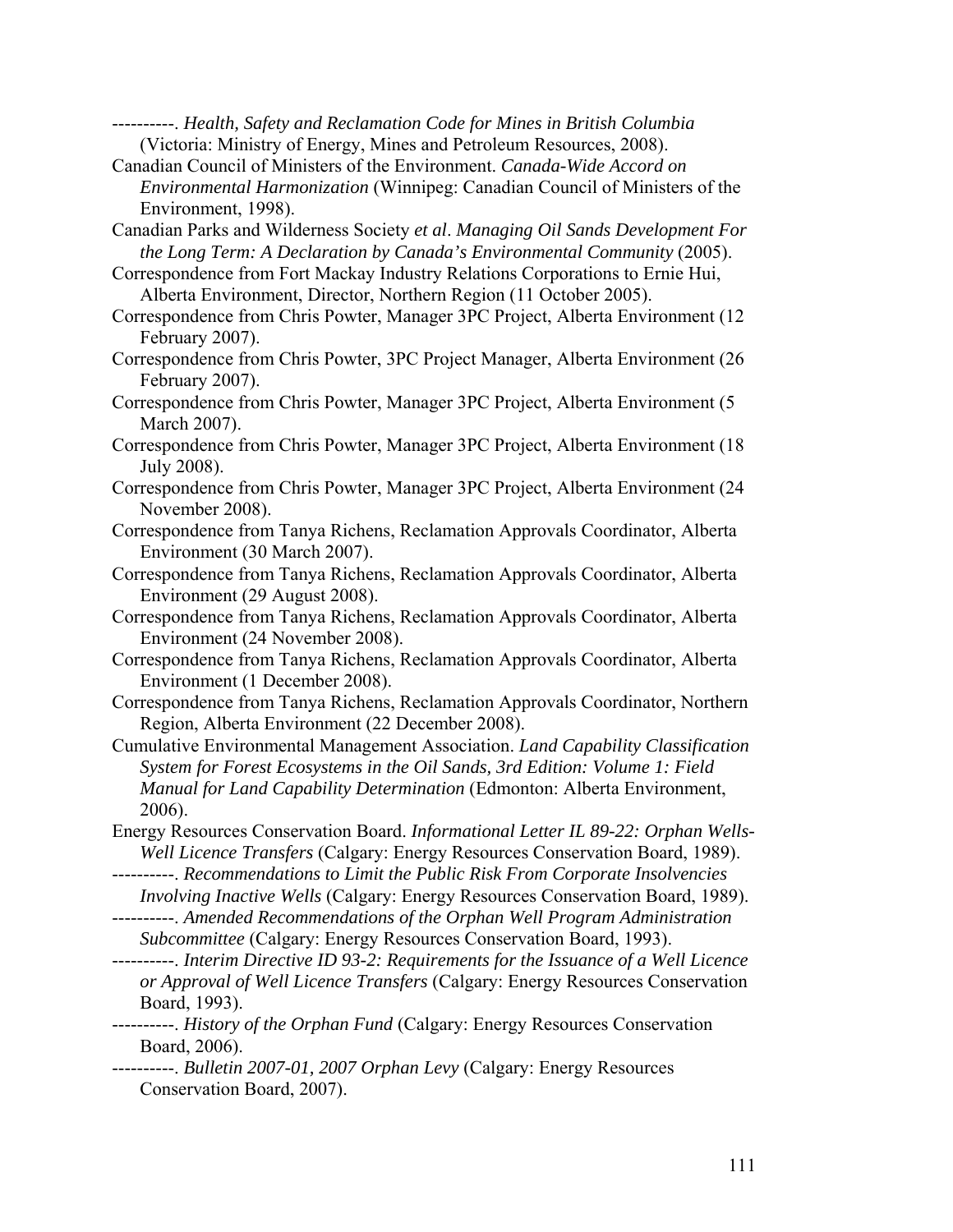----------. *Health, Safety and Reclamation Code for Mines in British Columbia* (Victoria: Ministry of Energy, Mines and Petroleum Resources, 2008).

Canadian Council of Ministers of the Environment. *Canada-Wide Accord on Environmental Harmonization* (Winnipeg: Canadian Council of Ministers of the Environment, 1998).

Canadian Parks and Wilderness Society *et al*. *Managing Oil Sands Development For the Long Term: A Declaration by Canada's Environmental Community* (2005).

Correspondence from Fort Mackay Industry Relations Corporations to Ernie Hui, Alberta Environment, Director, Northern Region (11 October 2005).

Correspondence from Chris Powter, Manager 3PC Project, Alberta Environment (12 February 2007).

Correspondence from Chris Powter, 3PC Project Manager, Alberta Environment (26 February 2007).

Correspondence from Chris Powter, Manager 3PC Project, Alberta Environment (5 March 2007).

Correspondence from Chris Powter, Manager 3PC Project, Alberta Environment (18 July 2008).

Correspondence from Chris Powter, Manager 3PC Project, Alberta Environment (24 November 2008).

Correspondence from Tanya Richens, Reclamation Approvals Coordinator, Alberta Environment (30 March 2007).

Correspondence from Tanya Richens, Reclamation Approvals Coordinator, Alberta Environment (29 August 2008).

Correspondence from Tanya Richens, Reclamation Approvals Coordinator, Alberta Environment (24 November 2008).

Correspondence from Tanya Richens, Reclamation Approvals Coordinator, Alberta Environment (1 December 2008).

Correspondence from Tanya Richens, Reclamation Approvals Coordinator, Northern Region, Alberta Environment (22 December 2008).

Cumulative Environmental Management Association. *Land Capability Classification System for Forest Ecosystems in the Oil Sands, 3rd Edition: Volume 1: Field Manual for Land Capability Determination* (Edmonton: Alberta Environment, 2006).

Energy Resources Conservation Board. *Informational Letter IL 89-22: Orphan Wells-Well Licence Transfers* (Calgary: Energy Resources Conservation Board, 1989).

----------. *Recommendations to Limit the Public Risk From Corporate Insolvencies Involving Inactive Wells* (Calgary: Energy Resources Conservation Board, 1989).

----------. *Amended Recommendations of the Orphan Well Program Administration Subcommittee* (Calgary: Energy Resources Conservation Board, 1993).

----------. *Interim Directive ID 93-2: Requirements for the Issuance of a Well Licence or Approval of Well Licence Transfers* (Calgary: Energy Resources Conservation Board, 1993).

----------. *History of the Orphan Fund* (Calgary: Energy Resources Conservation Board, 2006).

----------. *Bulletin 2007-01, 2007 Orphan Levy* (Calgary: Energy Resources Conservation Board, 2007).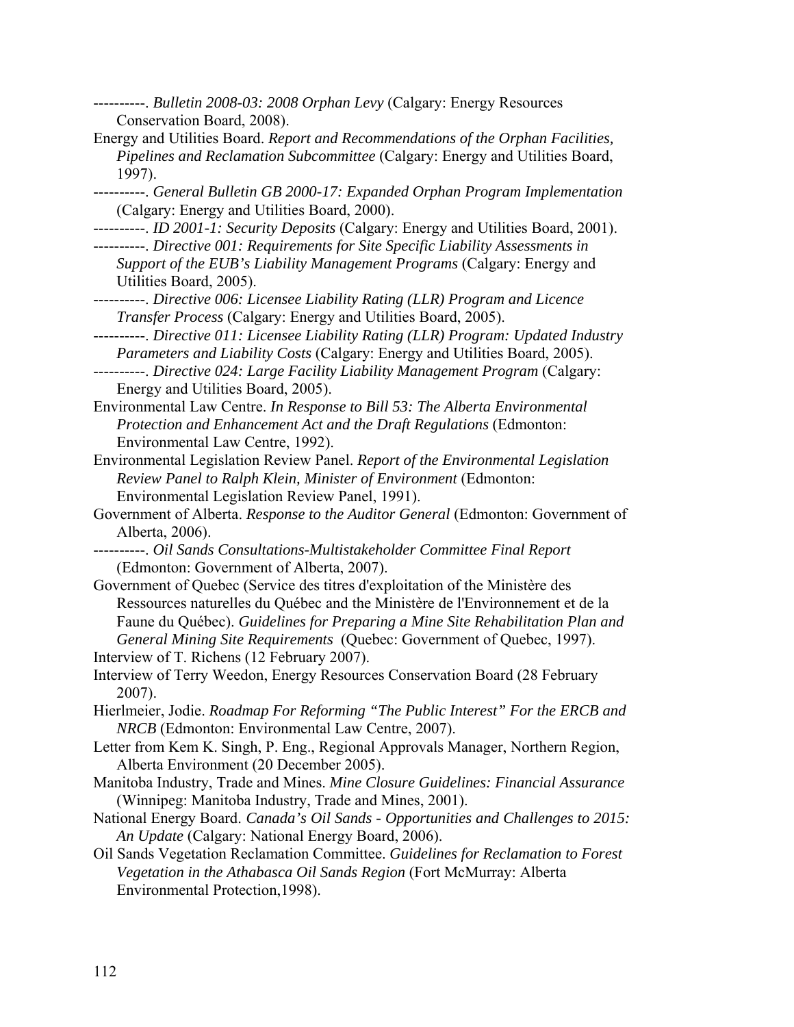----------. *Bulletin 2008-03: 2008 Orphan Levy* (Calgary: Energy Resources Conservation Board, 2008).

Energy and Utilities Board. *Report and Recommendations of the Orphan Facilities, Pipelines and Reclamation Subcommittee* (Calgary: Energy and Utilities Board, 1997).

----------. *General Bulletin GB 2000-17: Expanded Orphan Program Implementation* (Calgary: Energy and Utilities Board, 2000).

----------. *ID 2001-1: Security Deposits* (Calgary: Energy and Utilities Board, 2001).

----------. *Directive 001: Requirements for Site Specific Liability Assessments in Support of the EUB's Liability Management Programs* (Calgary: Energy and Utilities Board, 2005).

----------. *Directive 006: Licensee Liability Rating (LLR) Program and Licence Transfer Process* (Calgary: Energy and Utilities Board, 2005).

----------. *Directive 011: Licensee Liability Rating (LLR) Program: Updated Industry Parameters and Liability Costs* (Calgary: Energy and Utilities Board, 2005).

----------. *Directive 024: Large Facility Liability Management Program* (Calgary: Energy and Utilities Board, 2005).

Environmental Law Centre. *In Response to Bill 53: The Alberta Environmental Protection and Enhancement Act and the Draft Regulations* (Edmonton: Environmental Law Centre, 1992).

Environmental Legislation Review Panel. *Report of the Environmental Legislation Review Panel to Ralph Klein, Minister of Environment* (Edmonton: Environmental Legislation Review Panel, 1991).

Government of Alberta. *Response to the Auditor General* (Edmonton: Government of Alberta, 2006).

----------. *Oil Sands Consultations-Multistakeholder Committee Final Report* (Edmonton: Government of Alberta, 2007).

Government of Quebec (Service des titres d'exploitation of the Ministère des Ressources naturelles du Québec and the Ministère de l'Environnement et de la Faune du Québec). *Guidelines for Preparing a Mine Site Rehabilitation Plan and General Mining Site Requirements* (Quebec: Government of Quebec, 1997).

Interview of T. Richens (12 February 2007).

Interview of Terry Weedon, Energy Resources Conservation Board (28 February 2007).

Hierlmeier, Jodie. *Roadmap For Reforming "The Public Interest" For the ERCB and NRCB* (Edmonton: Environmental Law Centre, 2007).

Letter from Kem K. Singh, P. Eng., Regional Approvals Manager, Northern Region, Alberta Environment (20 December 2005).

Manitoba Industry, Trade and Mines. *Mine Closure Guidelines: Financial Assurance* (Winnipeg: Manitoba Industry, Trade and Mines, 2001).

National Energy Board. *Canada's Oil Sands - Opportunities and Challenges to 2015: An Update* (Calgary: National Energy Board, 2006).

Oil Sands Vegetation Reclamation Committee. *Guidelines for Reclamation to Forest Vegetation in the Athabasca Oil Sands Region* (Fort McMurray: Alberta Environmental Protection,1998).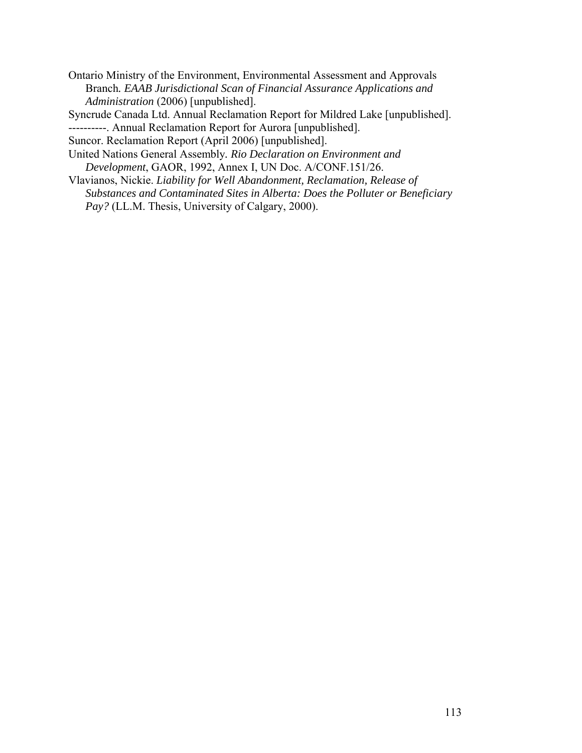Ontario Ministry of the Environment, Environmental Assessment and Approvals Branch. *EAAB Jurisdictional Scan of Financial Assurance Applications and Administration* (2006) [unpublished].

Syncrude Canada Ltd. Annual Reclamation Report for Mildred Lake [unpublished].

----------. Annual Reclamation Report for Aurora [unpublished].

Suncor. Reclamation Report (April 2006) [unpublished].

United Nations General Assembly. *Rio Declaration on Environment and Development*, GAOR, 1992, Annex I, UN Doc. A/CONF.151/26.

Vlavianos, Nickie. *Liability for Well Abandonment, Reclamation, Release of Substances and Contaminated Sites in Alberta: Does the Polluter or Beneficiary Pay?* (LL.M. Thesis, University of Calgary, 2000).